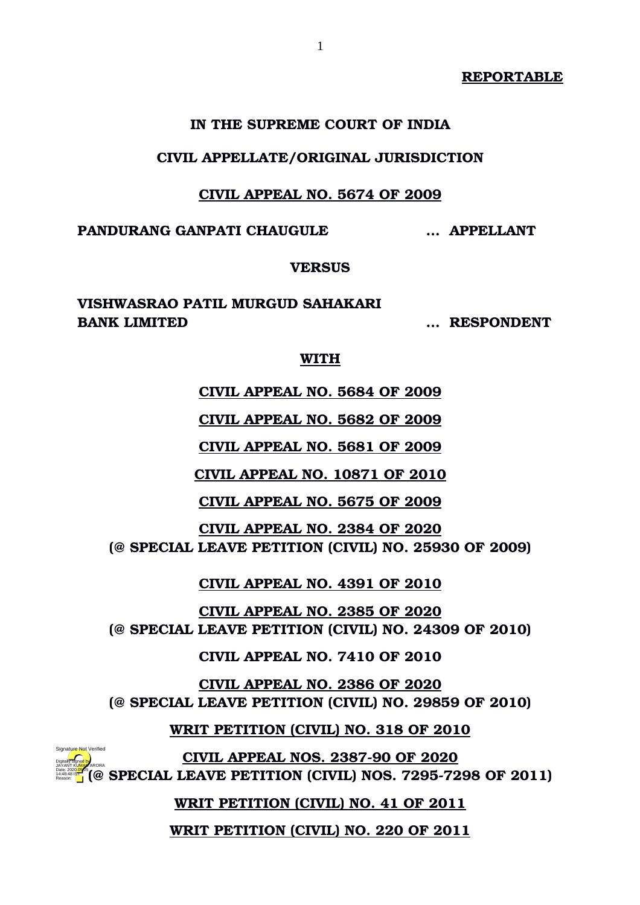**REPORTABLE**

**IN THE SUPREME COURT OF INDIA**

**CIVIL APPELLATE/ORIGINAL JURISDICTION**

**CIVIL APPEAL NO. 5674 OF 2009**

**PANDURANG GANPATI CHAUGULE ... APPELLANT**

**VERSUS**

**VISHWASRAO PATIL MURGUD SAHAKARI BANK LIMITED ... RESPONDENT**

**WITH**

**CIVIL APPEAL NO. 5684 OF 2009**

**CIVIL APPEAL NO. 5682 OF 2009**

**CIVIL APPEAL NO. 5681 OF 2009**

**CIVIL APPEAL NO. 10871 OF 2010**

**CIVIL APPEAL NO. 5675 OF 2009**

**CIVIL APPEAL NO. 2384 OF 2020**
**(@ SPECIAL LEAVE PETITION (CIVIL) NO. 25930 OF 2009)**

**CIVIL APPEAL NO. 4391 OF 2010**

**CIVIL APPEAL NO. 2385 OF 2020**
**(@ SPECIAL LEAVE PETITION (CIVIL) NO. 24309 OF 2010)**

**CIVIL APPEAL NO. 7410 OF 2010**

**CIVIL APPEAL NO. 2386 OF 2020**
**(@ SPECIAL LEAVE PETITION (CIVIL) NO. 29859 OF 2010)**

**WRIT PETITION (CIVIL) NO. 318 OF 2010**

**CIVIL APPEAL NOS. 2387-90 OF 2020**
**(@ SPECIAL LEAVE PETITION (CIVIL) NOS. 7295-7298 OF 2011)**

**WRIT PETITION (CIVIL) NO. 41 OF 2011**

**WRIT PETITION (CIVIL) NO. 220 OF 2011**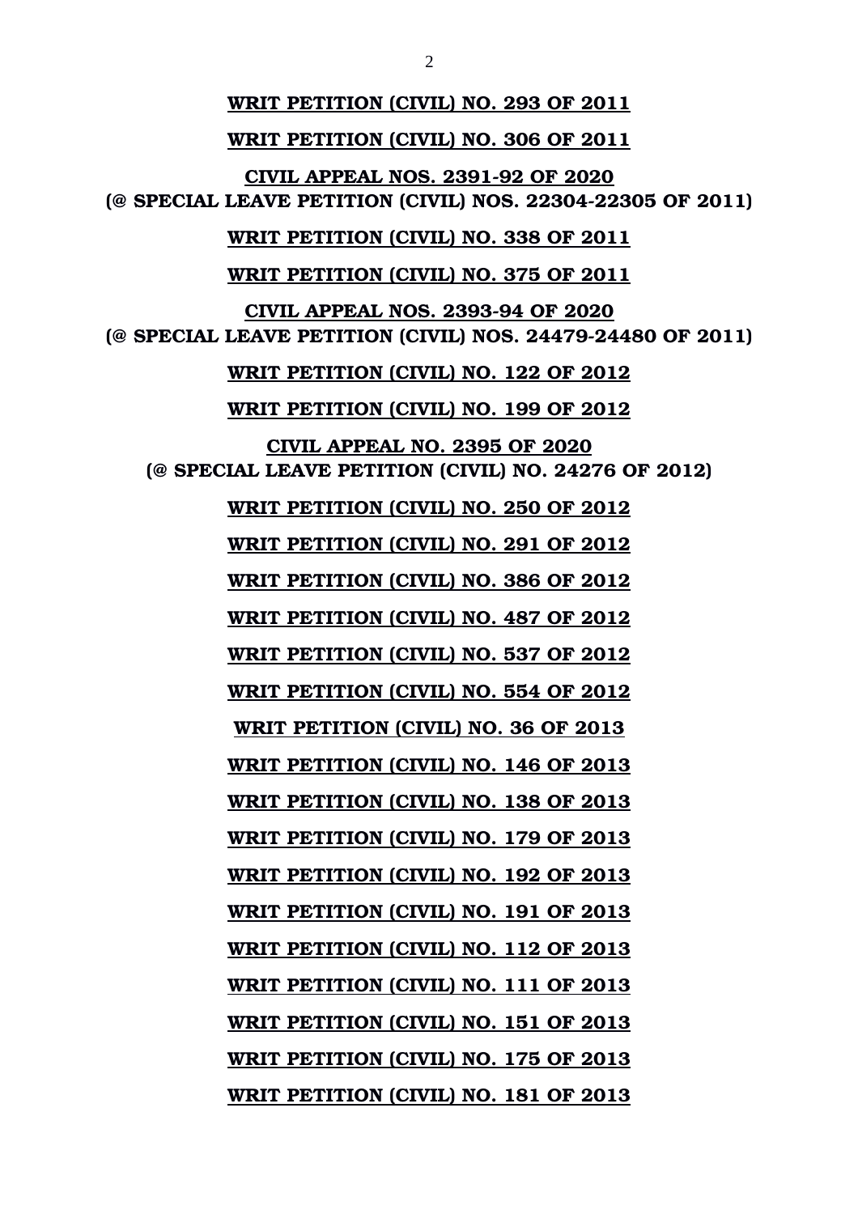**WRIT PETITION (CIVIL) NO. 293 OF 2011**

**WRIT PETITION (CIVIL) NO. 306 OF 2011**

**CIVIL APPEAL NOS. 2391-92 OF 2020**
**(@ SPECIAL LEAVE PETITION (CIVIL) NOS. 22304-22305 OF 2011)**

**WRIT PETITION (CIVIL) NO. 338 OF 2011**

**WRIT PETITION (CIVIL) NO. 375 OF 2011**

**CIVIL APPEAL NOS. 2393-94 OF 2020**
**(@ SPECIAL LEAVE PETITION (CIVIL) NOS. 24479-24480 OF 2011)**

**WRIT PETITION (CIVIL) NO. 122 OF 2012**

**WRIT PETITION (CIVIL) NO. 199 OF 2012**

**CIVIL APPEAL NO. 2395 OF 2020**
**(@ SPECIAL LEAVE PETITION (CIVIL) NO. 24276 OF 2012)**

**WRIT PETITION (CIVIL) NO. 250 OF 2012**

**WRIT PETITION (CIVIL) NO. 291 OF 2012**

**WRIT PETITION (CIVIL) NO. 386 OF 2012**

**WRIT PETITION (CIVIL) NO. 487 OF 2012**

**WRIT PETITION (CIVIL) NO. 537 OF 2012**

**WRIT PETITION (CIVIL) NO. 554 OF 2012**

**WRIT PETITION (CIVIL) NO. 36 OF 2013**

**WRIT PETITION (CIVIL) NO. 146 OF 2013**

**WRIT PETITION (CIVIL) NO. 138 OF 2013**

**WRIT PETITION (CIVIL) NO. 179 OF 2013**

**WRIT PETITION (CIVIL) NO. 192 OF 2013**

**WRIT PETITION (CIVIL) NO. 191 OF 2013**

**WRIT PETITION (CIVIL) NO. 112 OF 2013**

**WRIT PETITION (CIVIL) NO. 111 OF 2013**

**WRIT PETITION (CIVIL) NO. 151 OF 2013**

**WRIT PETITION (CIVIL) NO. 175 OF 2013**

**WRIT PETITION (CIVIL) NO. 181 OF 2013**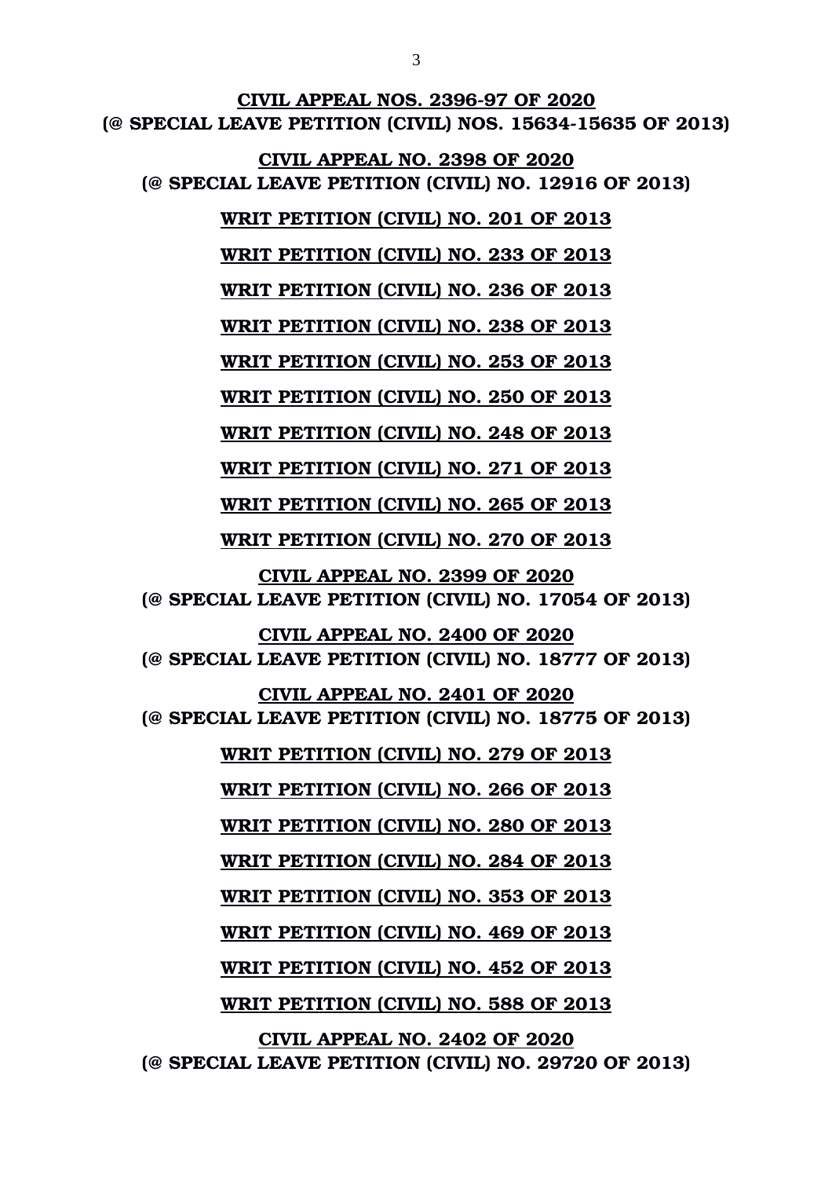**CIVIL APPEAL NOS. 2396-97 OF 2020**
**(@ SPECIAL LEAVE PETITION (CIVIL) NOS. 15634-15635 OF 2013)**

**CIVIL APPEAL NO. 2398 OF 2020**
**(@ SPECIAL LEAVE PETITION (CIVIL) NO. 12916 OF 2013)**

**WRIT PETITION (CIVIL) NO. 201 OF 2013**

**WRIT PETITION (CIVIL) NO. 233 OF 2013**

**WRIT PETITION (CIVIL) NO. 236 OF 2013**

**WRIT PETITION (CIVIL) NO. 238 OF 2013**

**WRIT PETITION (CIVIL) NO. 253 OF 2013**

**WRIT PETITION (CIVIL) NO. 250 OF 2013**

**WRIT PETITION (CIVIL) NO. 248 OF 2013**

**WRIT PETITION (CIVIL) NO. 271 OF 2013**

**WRIT PETITION (CIVIL) NO. 265 OF 2013**

**WRIT PETITION (CIVIL) NO. 270 OF 2013**

**CIVIL APPEAL NO. 2399 OF 2020**
**(@ SPECIAL LEAVE PETITION (CIVIL) NO. 17054 OF 2013)**

**CIVIL APPEAL NO. 2400 OF 2020**
**(@ SPECIAL LEAVE PETITION (CIVIL) NO. 18777 OF 2013)**

**CIVIL APPEAL NO. 2401 OF 2020**
**(@ SPECIAL LEAVE PETITION (CIVIL) NO. 18775 OF 2013)**

**WRIT PETITION (CIVIL) NO. 279 OF 2013**

**WRIT PETITION (CIVIL) NO. 266 OF 2013**

**WRIT PETITION (CIVIL) NO. 280 OF 2013**

**WRIT PETITION (CIVIL) NO. 284 OF 2013**

**WRIT PETITION (CIVIL) NO. 353 OF 2013**

**WRIT PETITION (CIVIL) NO. 469 OF 2013**

**WRIT PETITION (CIVIL) NO. 452 OF 2013**

**WRIT PETITION (CIVIL) NO. 588 OF 2013**

**CIVIL APPEAL NO. 2402 OF 2020**
**(@ SPECIAL LEAVE PETITION (CIVIL) NO. 29720 OF 2013)**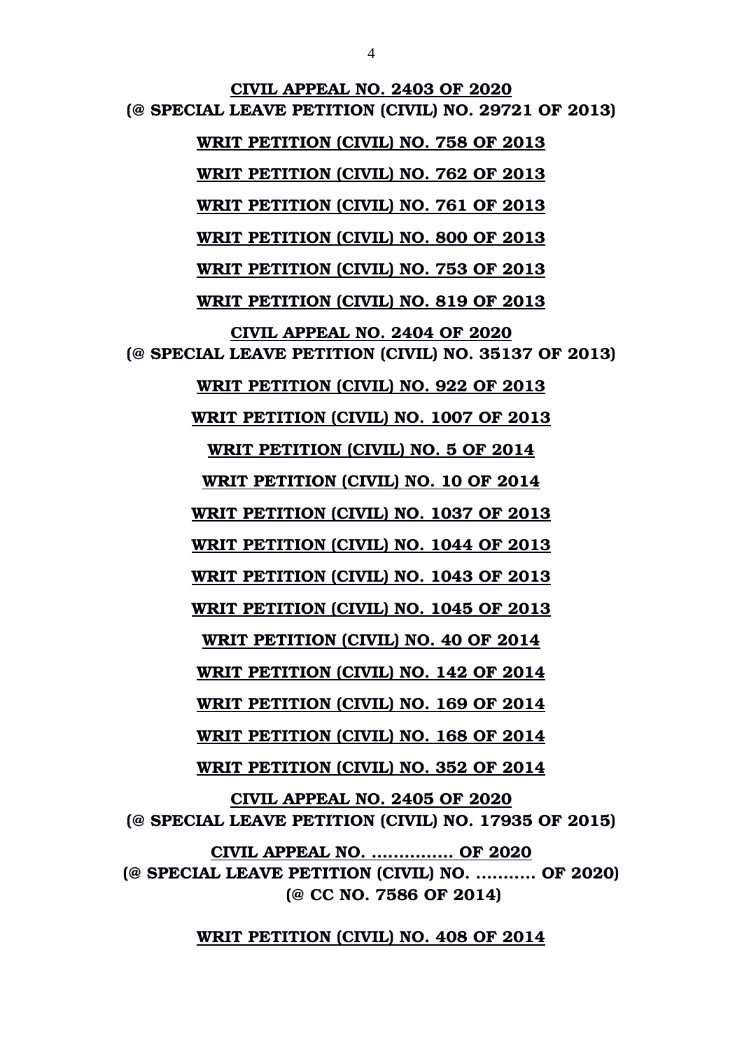**CIVIL APPEAL NO. 2403 OF 2020**
**(@ SPECIAL LEAVE PETITION (CIVIL) NO. 29721 OF 2013)**

**WRIT PETITION (CIVIL) NO. 758 OF 2013**

**WRIT PETITION (CIVIL) NO. 762 OF 2013**

**WRIT PETITION (CIVIL) NO. 761 OF 2013**

**WRIT PETITION (CIVIL) NO. 800 OF 2013**

**WRIT PETITION (CIVIL) NO. 753 OF 2013**

**WRIT PETITION (CIVIL) NO. 819 OF 2013**

**CIVIL APPEAL NO. 2404 OF 2020**
**(@ SPECIAL LEAVE PETITION (CIVIL) NO. 35137 OF 2013)**

**WRIT PETITION (CIVIL) NO. 922 OF 2013**

**WRIT PETITION (CIVIL) NO. 1007 OF 2013**

**WRIT PETITION (CIVIL) NO. 5 OF 2014**

**WRIT PETITION (CIVIL) NO. 10 OF 2014**

**WRIT PETITION (CIVIL) NO. 1037 OF 2013**

**WRIT PETITION (CIVIL) NO. 1044 OF 2013**

**WRIT PETITION (CIVIL) NO. 1043 OF 2013**

**WRIT PETITION (CIVIL) NO. 1045 OF 2013**

**WRIT PETITION (CIVIL) NO. 40 OF 2014**

**WRIT PETITION (CIVIL) NO. 142 OF 2014**

**WRIT PETITION (CIVIL) NO. 169 OF 2014**

**WRIT PETITION (CIVIL) NO. 168 OF 2014**

**WRIT PETITION (CIVIL) NO. 352 OF 2014**

**CIVIL APPEAL NO. 2405 OF 2020**
**(@ SPECIAL LEAVE PETITION (CIVIL) NO. 17935 OF 2015)**

**CIVIL APPEAL NO. ............... OF 2020**
**(@ SPECIAL LEAVE PETITION (CIVIL) NO. ........... OF 2020)**
**(@ CC NO. 7586 OF 2014)**

**WRIT PETITION (CIVIL) NO. 408 OF 2014**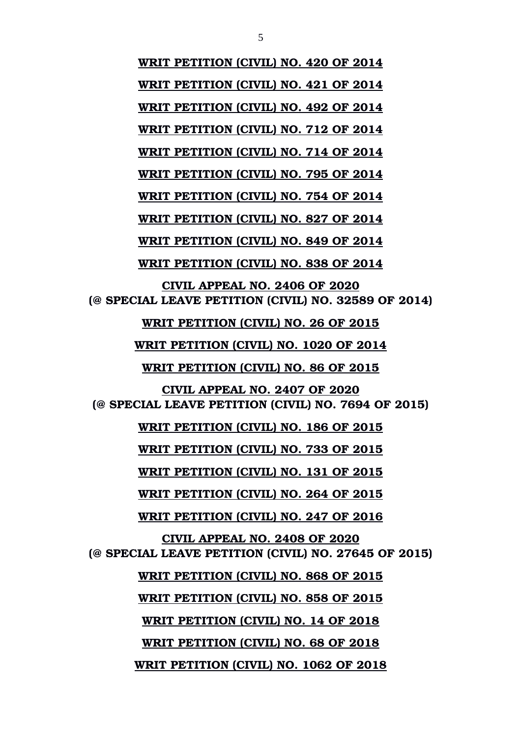**WRIT PETITION (CIVIL) NO. 420 OF 2014**

**WRIT PETITION (CIVIL) NO. 421 OF 2014**

**WRIT PETITION (CIVIL) NO. 492 OF 2014**

**WRIT PETITION (CIVIL) NO. 712 OF 2014**

**WRIT PETITION (CIVIL) NO. 714 OF 2014**

**WRIT PETITION (CIVIL) NO. 795 OF 2014**

**WRIT PETITION (CIVIL) NO. 754 OF 2014**

**WRIT PETITION (CIVIL) NO. 827 OF 2014**

**WRIT PETITION (CIVIL) NO. 849 OF 2014**

**WRIT PETITION (CIVIL) NO. 838 OF 2014**

**CIVIL APPEAL NO. 2406 OF 2020**
**(@ SPECIAL LEAVE PETITION (CIVIL) NO. 32589 OF 2014)**

**WRIT PETITION (CIVIL) NO. 26 OF 2015**

**WRIT PETITION (CIVIL) NO. 1020 OF 2014**

**WRIT PETITION (CIVIL) NO. 86 OF 2015**

**CIVIL APPEAL NO. 2407 OF 2020**
**(@ SPECIAL LEAVE PETITION (CIVIL) NO. 7694 OF 2015)**

**WRIT PETITION (CIVIL) NO. 186 OF 2015**

**WRIT PETITION (CIVIL) NO. 733 OF 2015**

**WRIT PETITION (CIVIL) NO. 131 OF 2015**

**WRIT PETITION (CIVIL) NO. 264 OF 2015**

**WRIT PETITION (CIVIL) NO. 247 OF 2016**

**CIVIL APPEAL NO. 2408 OF 2020**
**(@ SPECIAL LEAVE PETITION (CIVIL) NO. 27645 OF 2015)**

**WRIT PETITION (CIVIL) NO. 868 OF 2015**

**WRIT PETITION (CIVIL) NO. 858 OF 2015**

**WRIT PETITION (CIVIL) NO. 14 OF 2018**

**WRIT PETITION (CIVIL) NO. 68 OF 2018**

**WRIT PETITION (CIVIL) NO. 1062 OF 2018**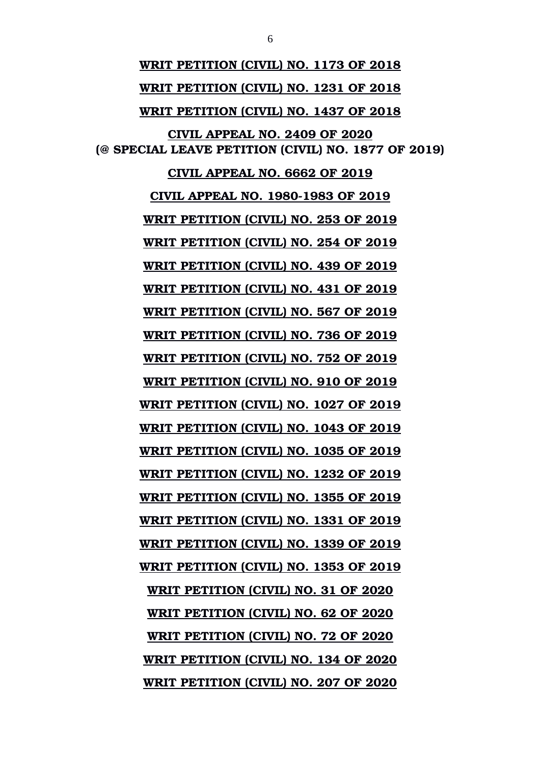**WRIT PETITION (CIVIL) NO. 1173 OF 2018**

**WRIT PETITION (CIVIL) NO. 1231 OF 2018**

**WRIT PETITION (CIVIL) NO. 1437 OF 2018**

**CIVIL APPEAL NO. 2409 OF 2020**
**(@ SPECIAL LEAVE PETITION (CIVIL) NO. 1877 OF 2019)**

**CIVIL APPEAL NO. 6662 OF 2019**

**CIVIL APPEAL NO. 1980-1983 OF 2019**

**WRIT PETITION (CIVIL) NO. 253 OF 2019**

**WRIT PETITION (CIVIL) NO. 254 OF 2019**

**WRIT PETITION (CIVIL) NO. 439 OF 2019**

**WRIT PETITION (CIVIL) NO. 431 OF 2019**

**WRIT PETITION (CIVIL) NO. 567 OF 2019**

**WRIT PETITION (CIVIL) NO. 736 OF 2019**

**WRIT PETITION (CIVIL) NO. 752 OF 2019**

**WRIT PETITION (CIVIL) NO. 910 OF 2019**

**WRIT PETITION (CIVIL) NO. 1027 OF 2019**

**WRIT PETITION (CIVIL) NO. 1043 OF 2019**

**WRIT PETITION (CIVIL) NO. 1035 OF 2019**

**WRIT PETITION (CIVIL) NO. 1232 OF 2019**

**WRIT PETITION (CIVIL) NO. 1355 OF 2019**

**WRIT PETITION (CIVIL) NO. 1331 OF 2019**

**WRIT PETITION (CIVIL) NO. 1339 OF 2019**

**WRIT PETITION (CIVIL) NO. 1353 OF 2019**

**WRIT PETITION (CIVIL) NO. 31 OF 2020**

**WRIT PETITION (CIVIL) NO. 62 OF 2020**

**WRIT PETITION (CIVIL) NO. 72 OF 2020**

**WRIT PETITION (CIVIL) NO. 134 OF 2020**

**WRIT PETITION (CIVIL) NO. 207 OF 2020**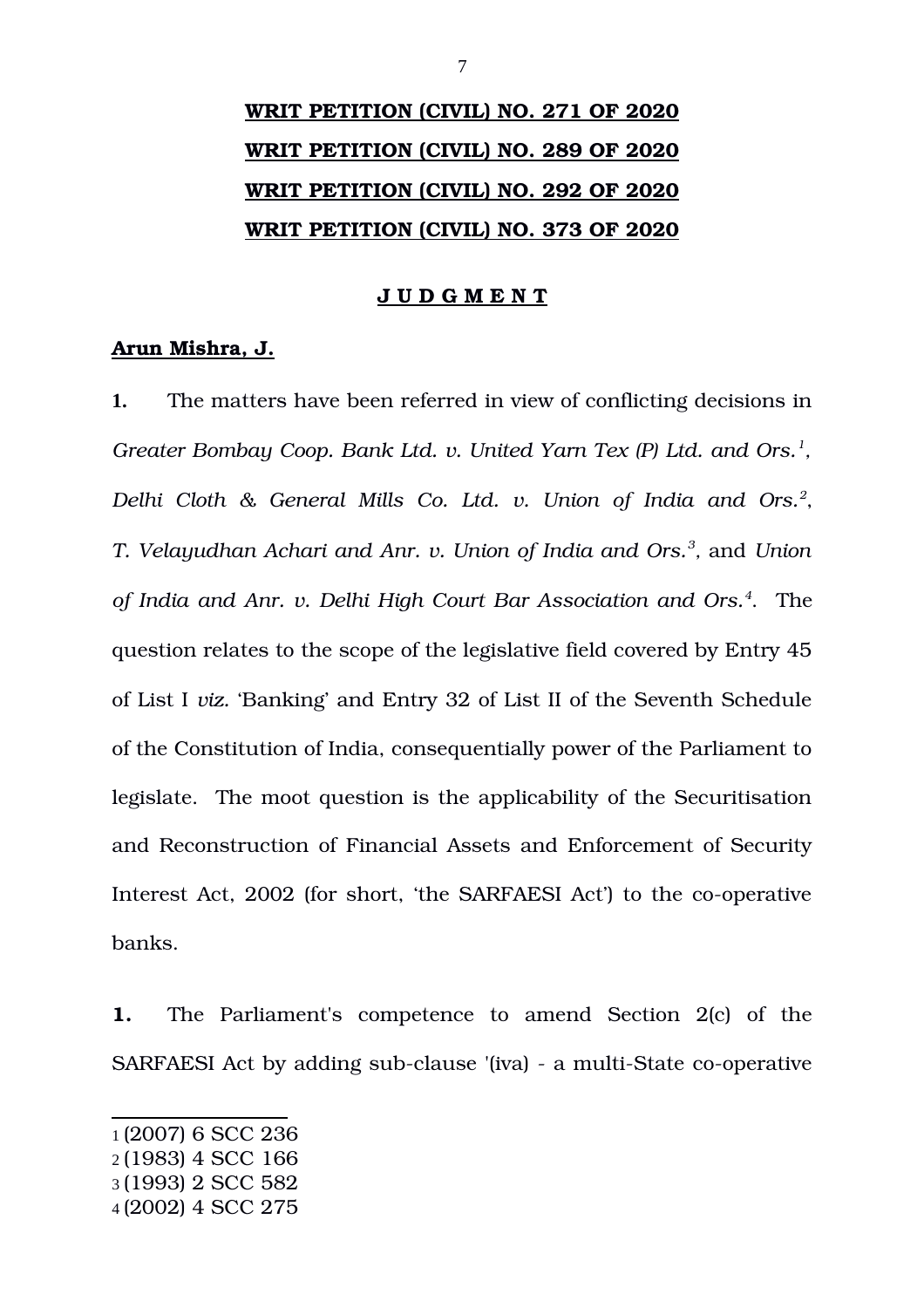**WRIT PETITION (CIVIL) NO. 271 OF 2020**

**WRIT PETITION (CIVIL) NO. 289 OF 2020**

**WRIT PETITION (CIVIL) NO. 292 OF 2020**

**WRIT PETITION (CIVIL) NO. 373 OF 2020**

**J U D G M E N T**

**Arun Mishra, J.**

**1.** The matters have been referred in view of conflicting decisions in *Greater Bombay Coop. Bank Ltd. v. United Yarn Tex (P) Ltd. and Ors.*[1], *Delhi Cloth & General Mills Co. Ltd. v. Union of India and Ors.*[2], *T. Velayudhan Achari and Anr. v. Union of India and Ors.*[3], and *Union of India and Anr. v. Delhi High Court Bar Association and Ors.*[4]. The question relates to the scope of the legislative field covered by Entry 45 of List I *viz.* 'Banking' and Entry 32 of List II of the Seventh Schedule of the Constitution of India, consequentially power of the Parliament to legislate. The moot question is the applicability of the Securitisation and Reconstruction of Financial Assets and Enforcement of Security Interest Act, 2002 (for short, 'the SARFAESI Act') to the co-operative banks.

**1.** The Parliament's competence to amend Section 2(c) of the SARFAESI Act by adding sub-clause '(iva) - a multi-State co-operative

---

1 (2007) 6 SCC 236
2 (1983) 4 SCC 166
3 (1993) 2 SCC 582
4 (2002) 4 SCC 275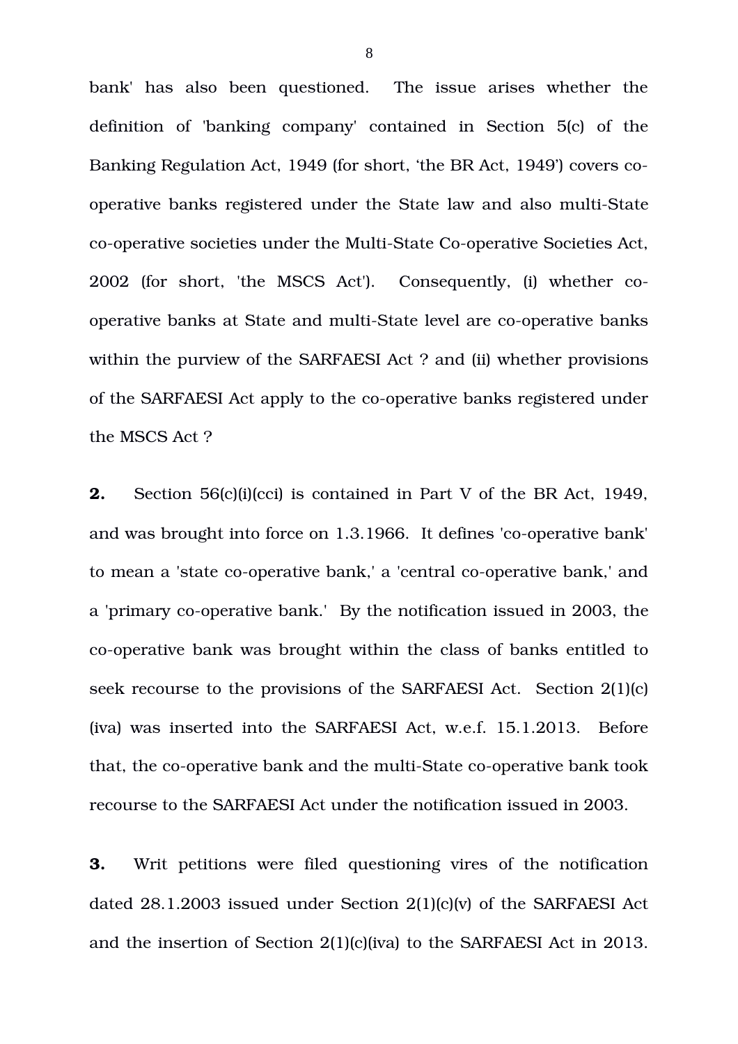bank' has also been questioned. The issue arises whether the definition of 'banking company' contained in Section 5(c) of the Banking Regulation Act, 1949 (for short, 'the BR Act, 1949') covers co-operative banks registered under the State law and also multi-State co-operative societies under the Multi-State Co-operative Societies Act, 2002 (for short, 'the MSCS Act'). Consequently, (i) whether co-operative banks at State and multi-State level are co-operative banks within the purview of the SARFAESI Act ? and (ii) whether provisions of the SARFAESI Act apply to the co-operative banks registered under the MSCS Act ?

**2.** Section 56(c)(i)(cci) is contained in Part V of the BR Act, 1949, and was brought into force on 1.3.1966. It defines 'co-operative bank' to mean a 'state co-operative bank,' a 'central co-operative bank,' and a 'primary co-operative bank.' By the notification issued in 2003, the co-operative bank was brought within the class of banks entitled to seek recourse to the provisions of the SARFAESI Act. Section 2(1)(c)(iva) was inserted into the SARFAESI Act, w.e.f. 15.1.2013. Before that, the co-operative bank and the multi-State co-operative bank took recourse to the SARFAESI Act under the notification issued in 2003.

**3.** Writ petitions were filed questioning vires of the notification dated 28.1.2003 issued under Section 2(1)(c)(v) of the SARFAESI Act and the insertion of Section 2(1)(c)(iva) to the SARFAESI Act in 2013.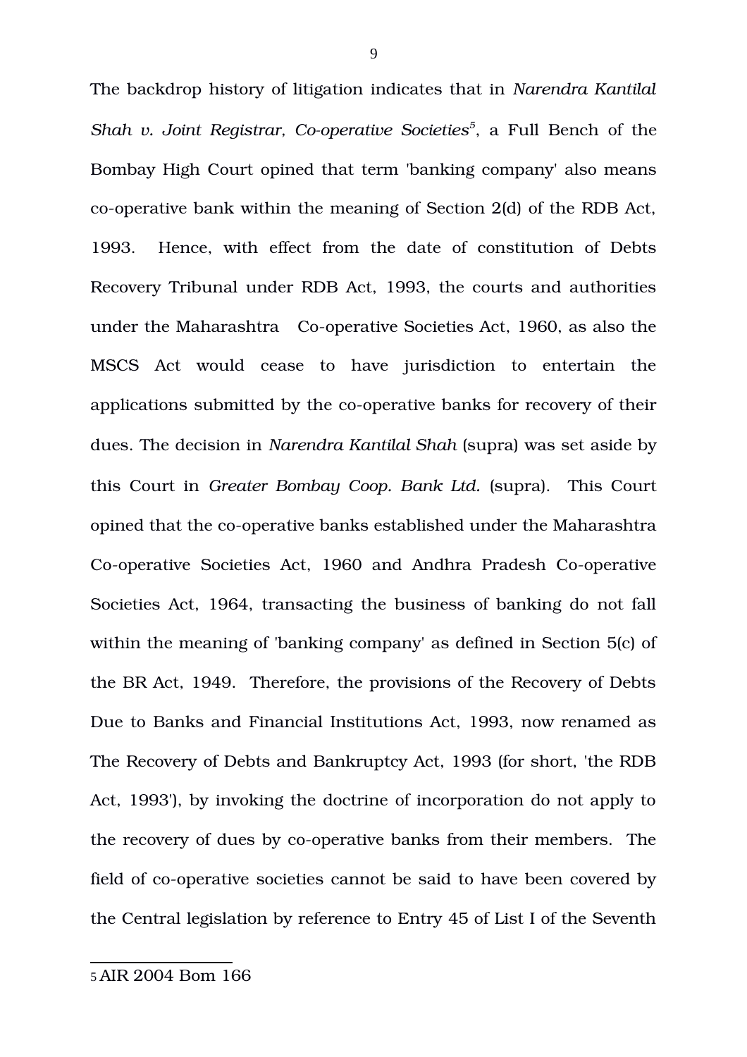The backdrop history of litigation indicates that in *Narendra Kantilal Shah v. Joint Registrar, Co-operative Societies*[5], a Full Bench of the Bombay High Court opined that term 'banking company' also means co-operative bank within the meaning of Section 2(d) of the RDB Act, 1993. Hence, with effect from the date of constitution of Debts Recovery Tribunal under RDB Act, 1993, the courts and authorities under the Maharashtra Co-operative Societies Act, 1960, as also the MSCS Act would cease to have jurisdiction to entertain the applications submitted by the co-operative banks for recovery of their dues. The decision in *Narendra Kantilal Shah* (supra) was set aside by this Court in *Greater Bombay Coop. Bank Ltd.* (supra). This Court opined that the co-operative banks established under the Maharashtra Co-operative Societies Act, 1960 and Andhra Pradesh Co-operative Societies Act, 1964, transacting the business of banking do not fall within the meaning of 'banking company' as defined in Section 5(c) of the BR Act, 1949. Therefore, the provisions of the Recovery of Debts Due to Banks and Financial Institutions Act, 1993, now renamed as The Recovery of Debts and Bankruptcy Act, 1993 (for short, 'the RDB Act, 1993'), by invoking the doctrine of incorporation do not apply to the recovery of dues by co-operative banks from their members. The field of co-operative societies cannot be said to have been covered by the Central legislation by reference to Entry 45 of List I of the Seventh

---

[5] AIR 2004 Bom 166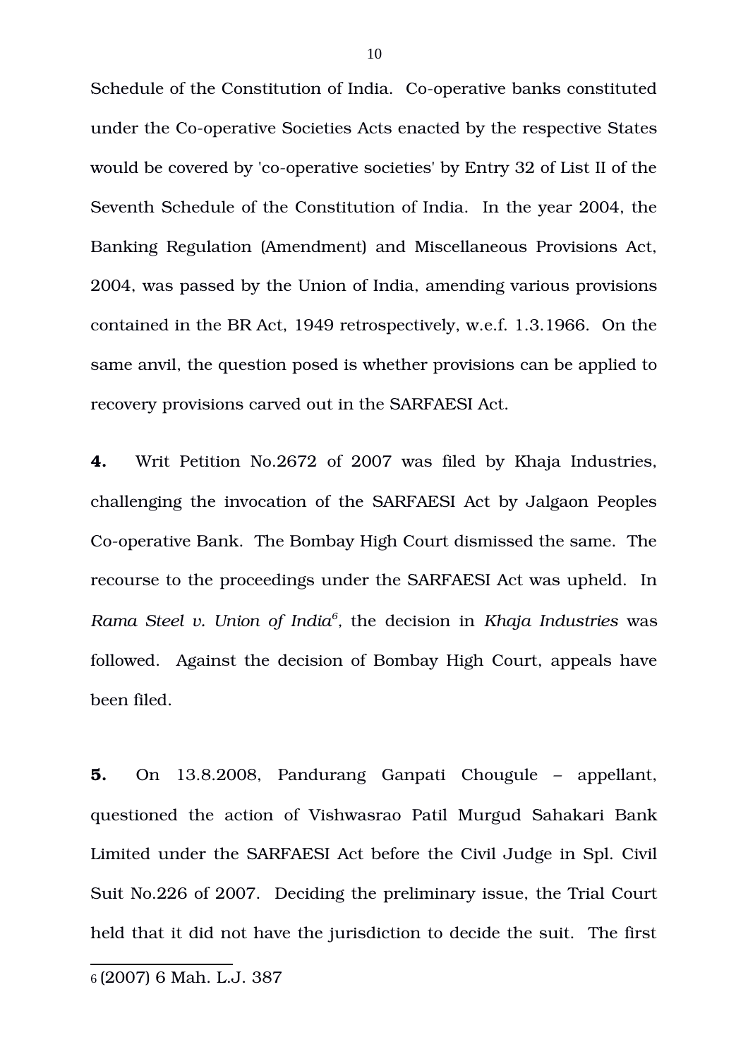Schedule of the Constitution of India. Co-operative banks constituted under the Co-operative Societies Acts enacted by the respective States would be covered by 'co-operative societies' by Entry 32 of List II of the Seventh Schedule of the Constitution of India. In the year 2004, the Banking Regulation (Amendment) and Miscellaneous Provisions Act, 2004, was passed by the Union of India, amending various provisions contained in the BR Act, 1949 retrospectively, w.e.f. 1.3.1966. On the same anvil, the question posed is whether provisions can be applied to recovery provisions carved out in the SARFAESI Act.

**4.** Writ Petition No.2672 of 2007 was filed by Khaja Industries, challenging the invocation of the SARFAESI Act by Jalgaon Peoples Co-operative Bank. The Bombay High Court dismissed the same. The recourse to the proceedings under the SARFAESI Act was upheld. In *Rama Steel v. Union of India*[6], the decision in *Khaja Industries* was followed. Against the decision of Bombay High Court, appeals have been filed.

**5.** On 13.8.2008, Pandurang Ganpati Chougule – appellant, questioned the action of Vishwasrao Patil Murgud Sahakari Bank Limited under the SARFAESI Act before the Civil Judge in Spl. Civil Suit No.226 of 2007. Deciding the preliminary issue, the Trial Court held that it did not have the jurisdiction to decide the suit. The first

---

6 (2007) 6 Mah. L.J. 387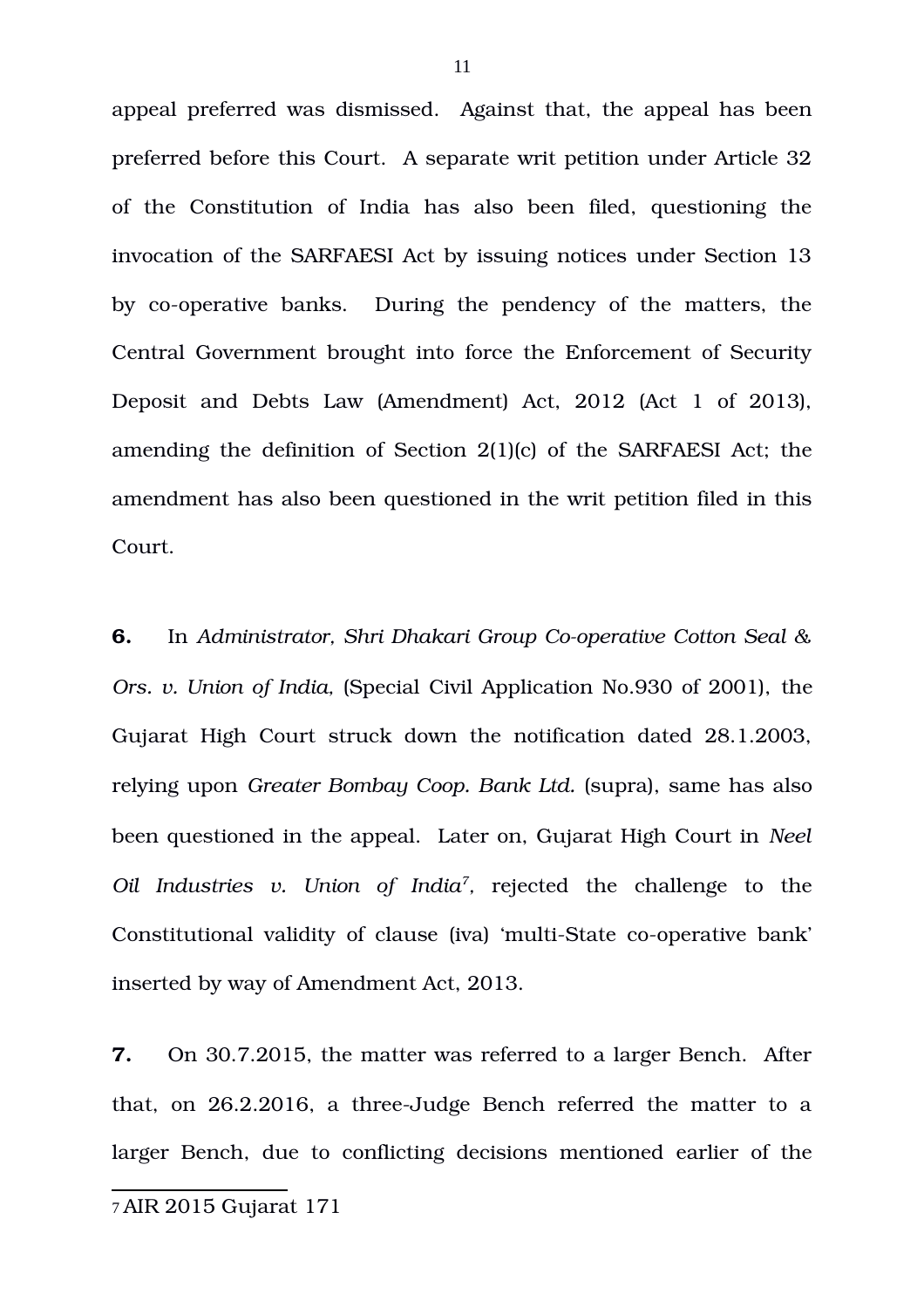appeal preferred was dismissed. Against that, the appeal has been preferred before this Court. A separate writ petition under Article 32 of the Constitution of India has also been filed, questioning the invocation of the SARFAESI Act by issuing notices under Section 13 by co-operative banks. During the pendency of the matters, the Central Government brought into force the Enforcement of Security Deposit and Debts Law (Amendment) Act, 2012 (Act 1 of 2013), amending the definition of Section 2(1)(c) of the SARFAESI Act; the amendment has also been questioned in the writ petition filed in this Court.

**6.** In *Administrator, Shri Dhakari Group Co-operative Cotton Seal & Ors. v. Union of India,* (Special Civil Application No.930 of 2001), the Gujarat High Court struck down the notification dated 28.1.2003, relying upon *Greater Bombay Coop. Bank Ltd.* (supra), same has also been questioned in the appeal. Later on, Gujarat High Court in *Neel Oil Industries v. Union of India*[7], rejected the challenge to the Constitutional validity of clause (iva) 'multi-State co-operative bank' inserted by way of Amendment Act, 2013.

**7.** On 30.7.2015, the matter was referred to a larger Bench. After that, on 26.2.2016, a three-Judge Bench referred the matter to a larger Bench, due to conflicting decisions mentioned earlier of the

---

[7] AIR 2015 Gujarat 171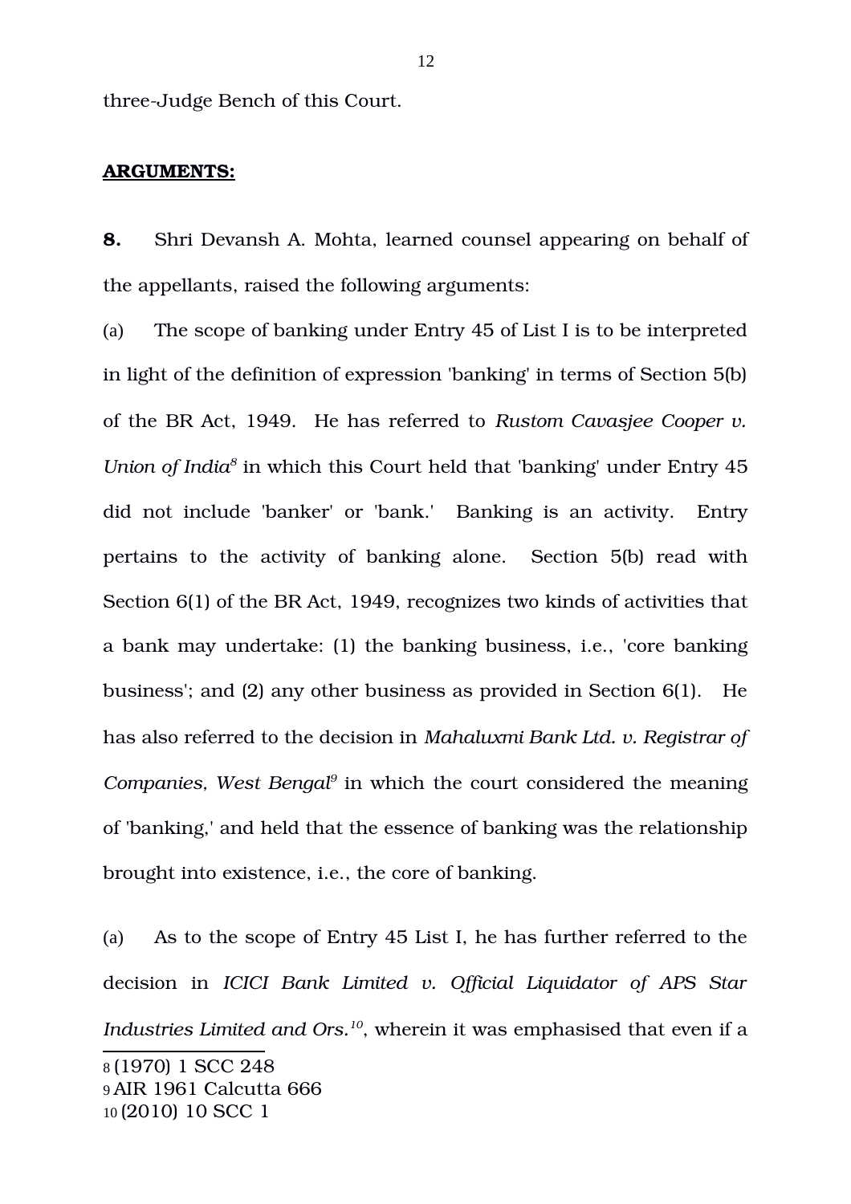three-Judge Bench of this Court.

**ARGUMENTS:**

**8.** Shri Devansh A. Mohta, learned counsel appearing on behalf of the appellants, raised the following arguments:

(a) The scope of banking under Entry 45 of List I is to be interpreted in light of the definition of expression 'banking' in terms of Section 5(b) of the BR Act, 1949. He has referred to *Rustom Cavasjee Cooper v. Union of India*[8] in which this Court held that 'banking' under Entry 45 did not include 'banker' or 'bank.' Banking is an activity. Entry pertains to the activity of banking alone. Section 5(b) read with Section 6(1) of the BR Act, 1949, recognizes two kinds of activities that a bank may undertake: (1) the banking business, i.e., 'core banking business'; and (2) any other business as provided in Section 6(1). He has also referred to the decision in *Mahaluxmi Bank Ltd. v. Registrar of Companies, West Bengal*[9] in which the court considered the meaning of 'banking,' and held that the essence of banking was the relationship brought into existence, i.e., the core of banking.

(a) As to the scope of Entry 45 List I, he has further referred to the decision in *ICICI Bank Limited v. Official Liquidator of APS Star Industries Limited and Ors.*[10], wherein it was emphasised that even if a

---

8 (1970) 1 SCC 248
9 AIR 1961 Calcutta 666
10 (2010) 10 SCC 1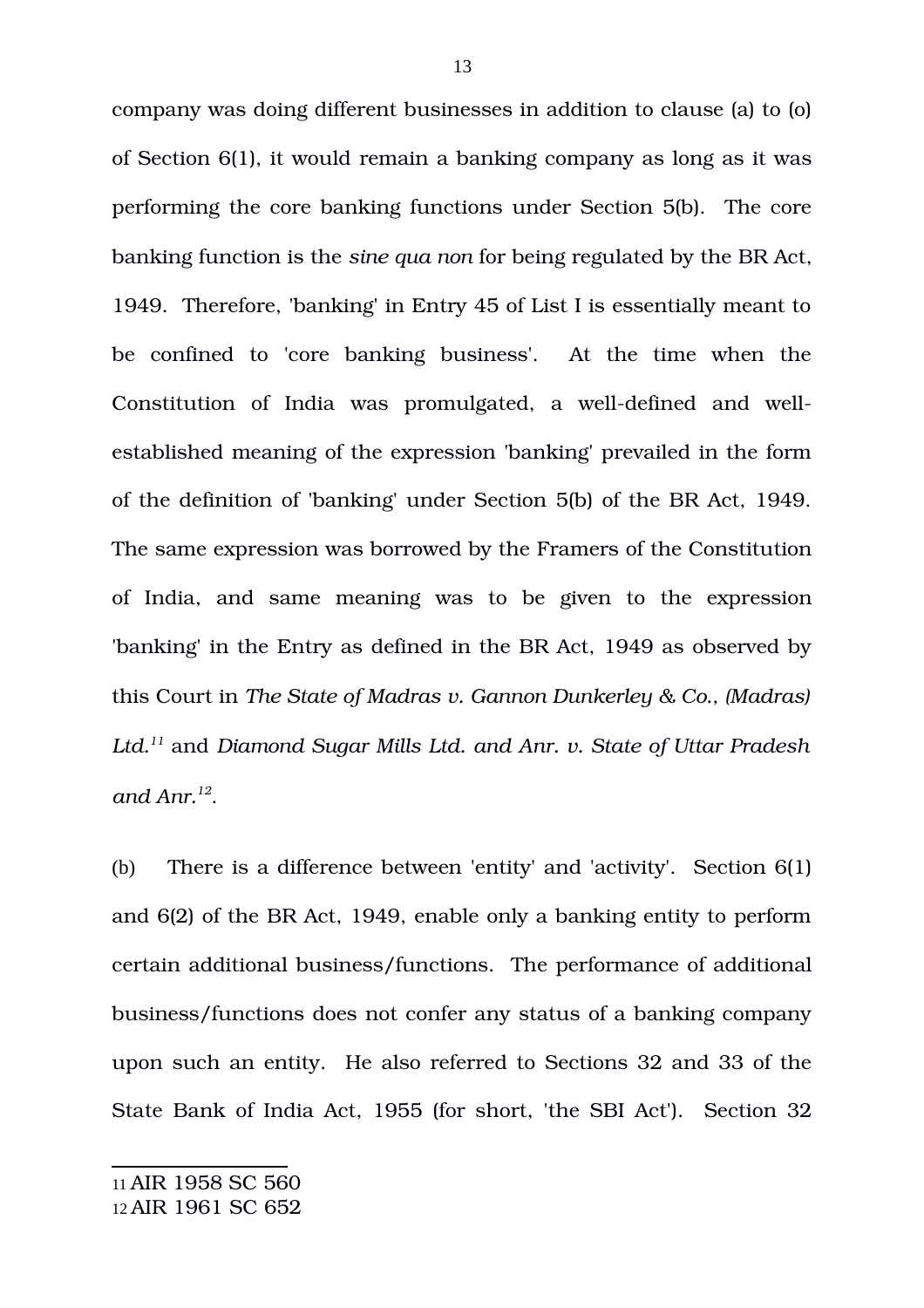company was doing different businesses in addition to clause (a) to (o) of Section 6(1), it would remain a banking company as long as it was performing the core banking functions under Section 5(b). The core banking function is the *sine qua non* for being regulated by the BR Act, 1949. Therefore, 'banking' in Entry 45 of List I is essentially meant to be confined to 'core banking business'. At the time when the Constitution of India was promulgated, a well-defined and well-established meaning of the expression 'banking' prevailed in the form of the definition of 'banking' under Section 5(b) of the BR Act, 1949. The same expression was borrowed by the Framers of the Constitution of India, and same meaning was to be given to the expression 'banking' in the Entry as defined in the BR Act, 1949 as observed by this Court in *The State of Madras v. Gannon Dunkerley & Co., (Madras) Ltd.*[11] and *Diamond Sugar Mills Ltd. and Anr. v. State of Uttar Pradesh and Anr.*[12].

(b) There is a difference between 'entity' and 'activity'. Section 6(1) and 6(2) of the BR Act, 1949, enable only a banking entity to perform certain additional business/functions. The performance of additional business/functions does not confer any status of a banking company upon such an entity. He also referred to Sections 32 and 33 of the State Bank of India Act, 1955 (for short, 'the SBI Act'). Section 32

---

11 AIR 1958 SC 560

12 AIR 1961 SC 652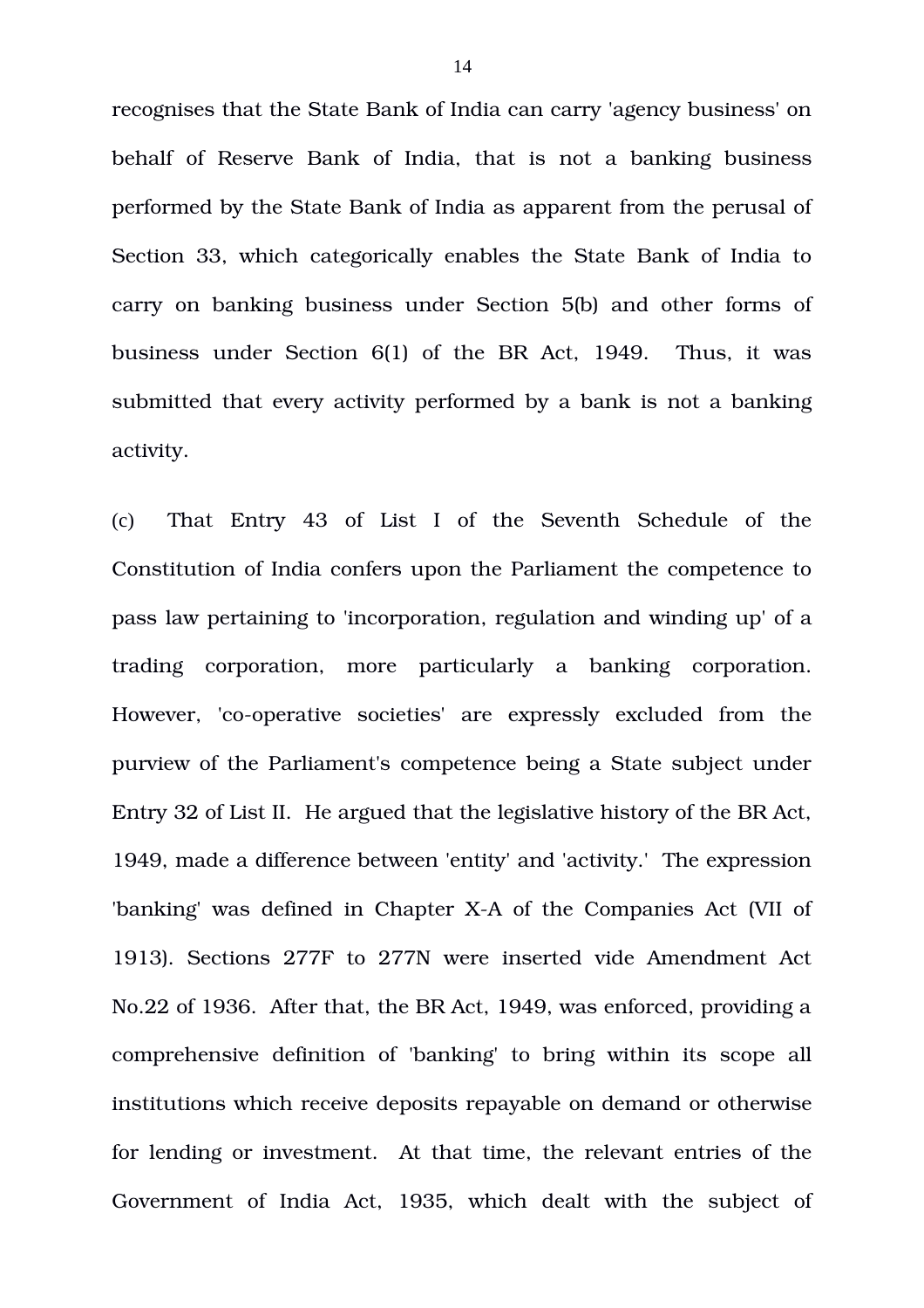recognises that the State Bank of India can carry 'agency business' on behalf of Reserve Bank of India, that is not a banking business performed by the State Bank of India as apparent from the perusal of Section 33, which categorically enables the State Bank of India to carry on banking business under Section 5(b) and other forms of business under Section 6(1) of the BR Act, 1949. Thus, it was submitted that every activity performed by a bank is not a banking activity.

(c) That Entry 43 of List I of the Seventh Schedule of the Constitution of India confers upon the Parliament the competence to pass law pertaining to 'incorporation, regulation and winding up' of a trading corporation, more particularly a banking corporation. However, 'co-operative societies' are expressly excluded from the purview of the Parliament's competence being a State subject under Entry 32 of List II. He argued that the legislative history of the BR Act, 1949, made a difference between 'entity' and 'activity.' The expression 'banking' was defined in Chapter X-A of the Companies Act (VII of 1913). Sections 277F to 277N were inserted vide Amendment Act No.22 of 1936. After that, the BR Act, 1949, was enforced, providing a comprehensive definition of 'banking' to bring within its scope all institutions which receive deposits repayable on demand or otherwise for lending or investment. At that time, the relevant entries of the Government of India Act, 1935, which dealt with the subject of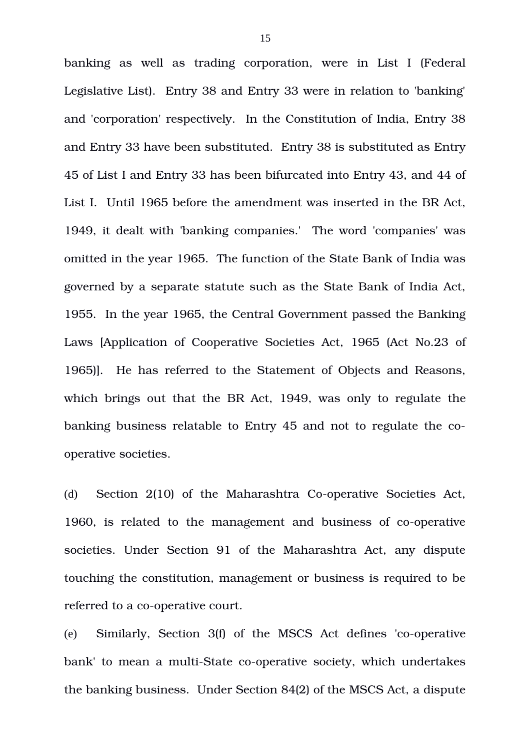banking as well as trading corporation, were in List I (Federal Legislative List). Entry 38 and Entry 33 were in relation to 'banking' and 'corporation' respectively. In the Constitution of India, Entry 38 and Entry 33 have been substituted. Entry 38 is substituted as Entry 45 of List I and Entry 33 has been bifurcated into Entry 43, and 44 of List I. Until 1965 before the amendment was inserted in the BR Act, 1949, it dealt with 'banking companies.' The word 'companies' was omitted in the year 1965. The function of the State Bank of India was governed by a separate statute such as the State Bank of India Act, 1955. In the year 1965, the Central Government passed the Banking Laws [Application of Cooperative Societies Act, 1965 (Act No.23 of 1965)]. He has referred to the Statement of Objects and Reasons, which brings out that the BR Act, 1949, was only to regulate the banking business relatable to Entry 45 and not to regulate the co-operative societies.

(d) Section 2(10) of the Maharashtra Co-operative Societies Act, 1960, is related to the management and business of co-operative societies. Under Section 91 of the Maharashtra Act, any dispute touching the constitution, management or business is required to be referred to a co-operative court.

(e) Similarly, Section 3(f) of the MSCS Act defines 'co-operative bank' to mean a multi-State co-operative society, which undertakes the banking business. Under Section 84(2) of the MSCS Act, a dispute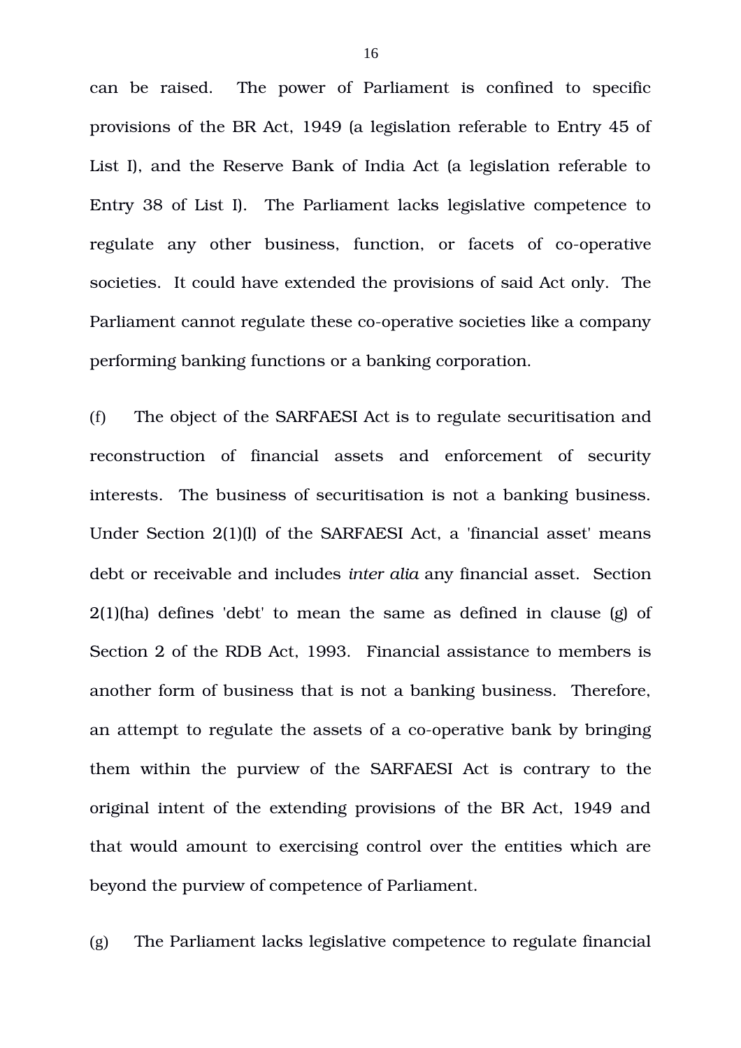can be raised. The power of Parliament is confined to specific provisions of the BR Act, 1949 (a legislation referable to Entry 45 of List I), and the Reserve Bank of India Act (a legislation referable to Entry 38 of List I). The Parliament lacks legislative competence to regulate any other business, function, or facets of co-operative societies. It could have extended the provisions of said Act only. The Parliament cannot regulate these co-operative societies like a company performing banking functions or a banking corporation.

(f) The object of the SARFAESI Act is to regulate securitisation and reconstruction of financial assets and enforcement of security interests. The business of securitisation is not a banking business. Under Section 2(1)(l) of the SARFAESI Act, a 'financial asset' means debt or receivable and includes *inter alia* any financial asset. Section 2(1)(ha) defines 'debt' to mean the same as defined in clause (g) of Section 2 of the RDB Act, 1993. Financial assistance to members is another form of business that is not a banking business. Therefore, an attempt to regulate the assets of a co-operative bank by bringing them within the purview of the SARFAESI Act is contrary to the original intent of the extending provisions of the BR Act, 1949 and that would amount to exercising control over the entities which are beyond the purview of competence of Parliament.

(g) The Parliament lacks legislative competence to regulate financial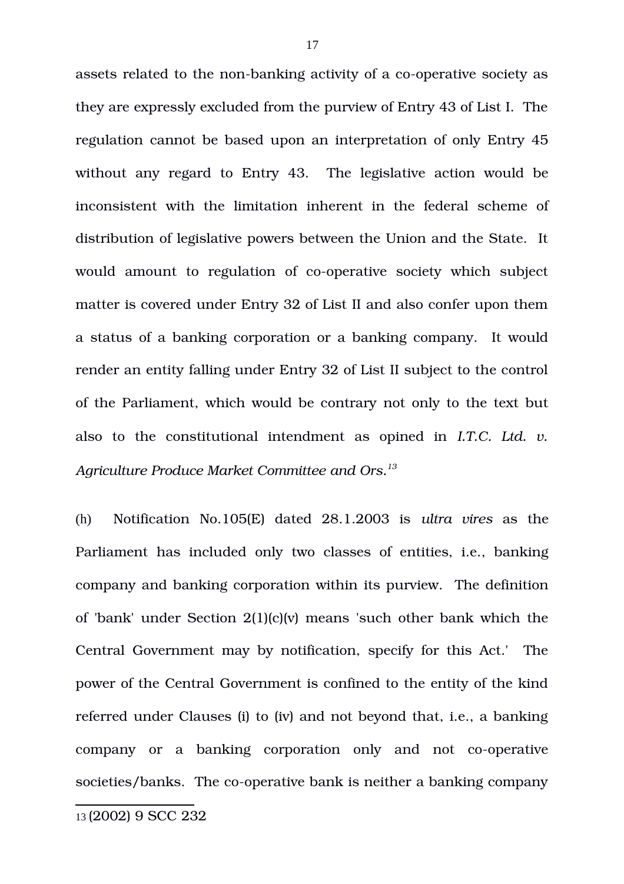assets related to the non-banking activity of a co-operative society as they are expressly excluded from the purview of Entry 43 of List I. The regulation cannot be based upon an interpretation of only Entry 45 without any regard to Entry 43. The legislative action would be inconsistent with the limitation inherent in the federal scheme of distribution of legislative powers between the Union and the State. It would amount to regulation of co-operative society which subject matter is covered under Entry 32 of List II and also confer upon them a status of a banking corporation or a banking company. It would render an entity falling under Entry 32 of List II subject to the control of the Parliament, which would be contrary not only to the text but also to the constitutional intendment as opined in *I.T.C. Ltd. v. Agriculture Produce Market Committee and Ors.*[13]

(h) Notification No.105(E) dated 28.1.2003 is *ultra vires* as the Parliament has included only two classes of entities, i.e., banking company and banking corporation within its purview. The definition of 'bank' under Section 2(1)(c)(v) means 'such other bank which the Central Government may by notification, specify for this Act.' The power of the Central Government is confined to the entity of the kind referred under Clauses (i) to (iv) and not beyond that, i.e., a banking company or a banking corporation only and not co-operative societies/banks. The co-operative bank is neither a banking company

---

13 (2002) 9 SCC 232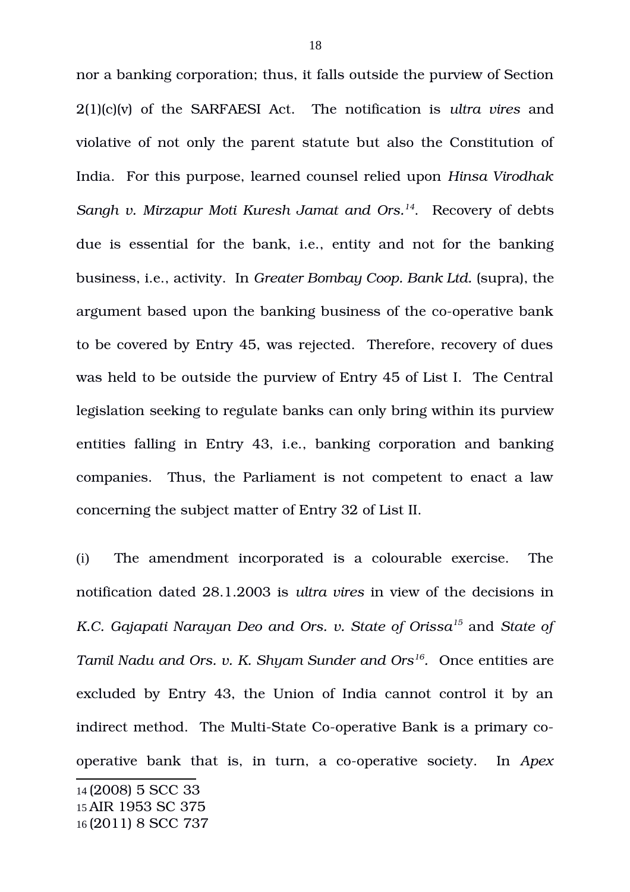nor a banking corporation; thus, it falls outside the purview of Section 2(1)(c)(v) of the SARFAESI Act. The notification is *ultra vires* and violative of not only the parent statute but also the Constitution of India. For this purpose, learned counsel relied upon *Hinsa Virodhak Sangh v. Mirzapur Moti Kuresh Jamat and Ors.*[14]. Recovery of debts due is essential for the bank, i.e., entity and not for the banking business, i.e., activity. In *Greater Bombay Coop. Bank Ltd.* (supra), the argument based upon the banking business of the co-operative bank to be covered by Entry 45, was rejected. Therefore, recovery of dues was held to be outside the purview of Entry 45 of List I. The Central legislation seeking to regulate banks can only bring within its purview entities falling in Entry 43, i.e., banking corporation and banking companies. Thus, the Parliament is not competent to enact a law concerning the subject matter of Entry 32 of List II.

(i) The amendment incorporated is a colourable exercise. The notification dated 28.1.2003 is *ultra vires* in view of the decisions in *K.C. Gajapati Narayan Deo and Ors. v. State of Orissa*[15] and *State of Tamil Nadu and Ors. v. K. Shyam Sunder and Ors*[16]. Once entities are excluded by Entry 43, the Union of India cannot control it by an indirect method. The Multi-State Co-operative Bank is a primary co-operative bank that is, in turn, a co-operative society. In *Apex*

---

14 (2008) 5 SCC 33

15 AIR 1953 SC 375

16 (2011) 8 SCC 737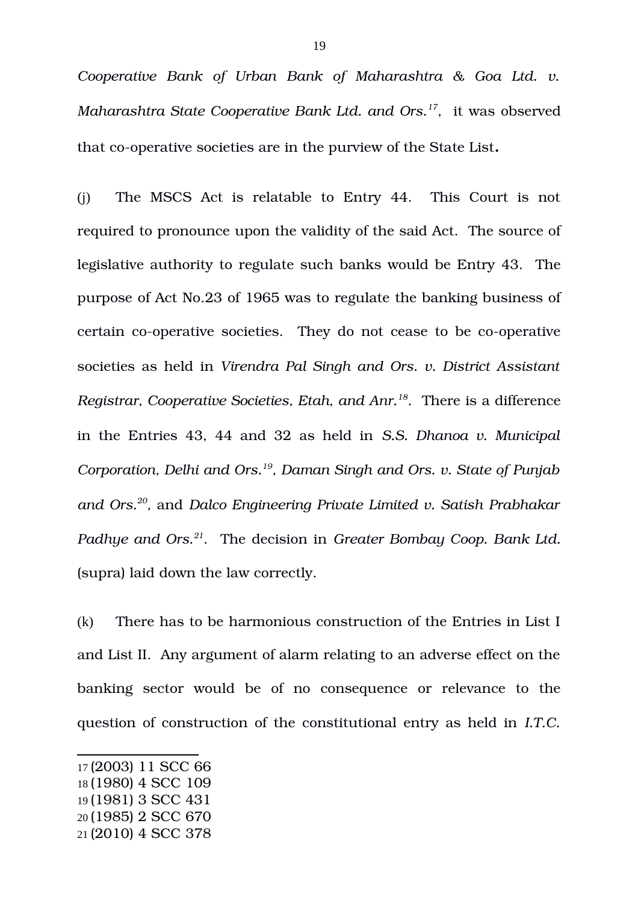*Cooperative Bank of Urban Bank of Maharashtra & Goa Ltd. v. Maharashtra State Cooperative Bank Ltd. and Ors.*[17], it was observed that co-operative societies are in the purview of the State List**.**

(j) The MSCS Act is relatable to Entry 44. This Court is not required to pronounce upon the validity of the said Act. The source of legislative authority to regulate such banks would be Entry 43. The purpose of Act No.23 of 1965 was to regulate the banking business of certain co-operative societies. They do not cease to be co-operative societies as held in *Virendra Pal Singh and Ors. v. District Assistant Registrar, Cooperative Societies, Etah, and Anr.*[18]. There is a difference in the Entries 43, 44 and 32 as held in *S.S. Dhanoa v. Municipal Corporation, Delhi and Ors.*[19], *Daman Singh and Ors. v. State of Punjab and Ors.*[20], and *Dalco Engineering Private Limited v. Satish Prabhakar Padhye and Ors.*[21]. The decision in *Greater Bombay Coop. Bank Ltd.* (supra) laid down the law correctly.

(k) There has to be harmonious construction of the Entries in List I and List II. Any argument of alarm relating to an adverse effect on the banking sector would be of no consequence or relevance to the question of construction of the constitutional entry as held in *I.T.C.*

---

17 (2003) 11 SCC 66
18 (1980) 4 SCC 109
19 (1981) 3 SCC 431
20 (1985) 2 SCC 670
21 (2010) 4 SCC 378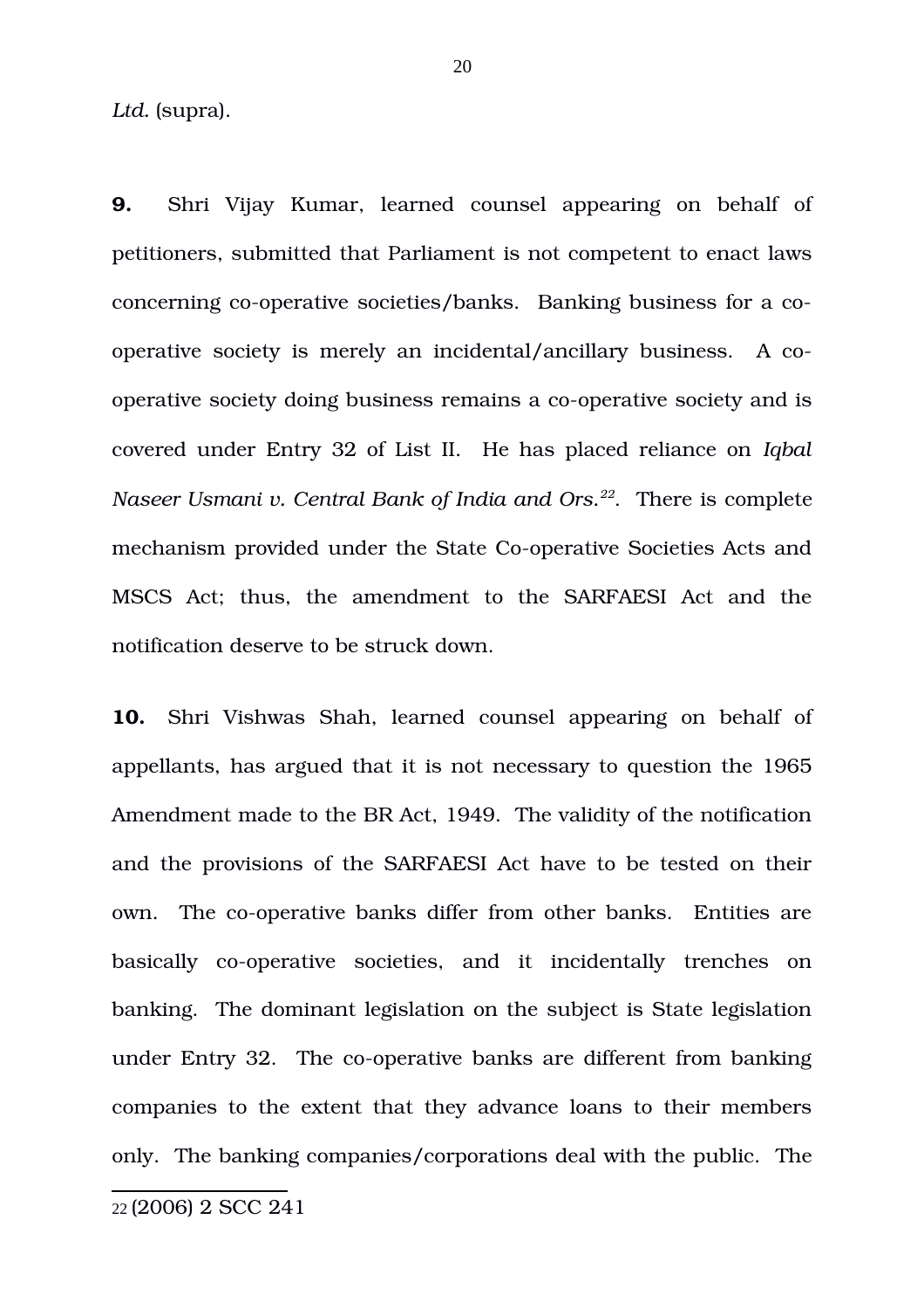*Ltd.* (supra).

**9.** Shri Vijay Kumar, learned counsel appearing on behalf of petitioners, submitted that Parliament is not competent to enact laws concerning co-operative societies/banks. Banking business for a co-operative society is merely an incidental/ancillary business. A co-operative society doing business remains a co-operative society and is covered under Entry 32 of List II. He has placed reliance on *Iqbal Naseer Usmani v. Central Bank of India and Ors.*[22]. There is complete mechanism provided under the State Co-operative Societies Acts and MSCS Act; thus, the amendment to the SARFAESI Act and the notification deserve to be struck down.

**10.** Shri Vishwas Shah, learned counsel appearing on behalf of appellants, has argued that it is not necessary to question the 1965 Amendment made to the BR Act, 1949. The validity of the notification and the provisions of the SARFAESI Act have to be tested on their own. The co-operative banks differ from other banks. Entities are basically co-operative societies, and it incidentally trenches on banking. The dominant legislation on the subject is State legislation under Entry 32. The co-operative banks are different from banking companies to the extent that they advance loans to their members only. The banking companies/corporations deal with the public. The

---

22 (2006) 2 SCC 241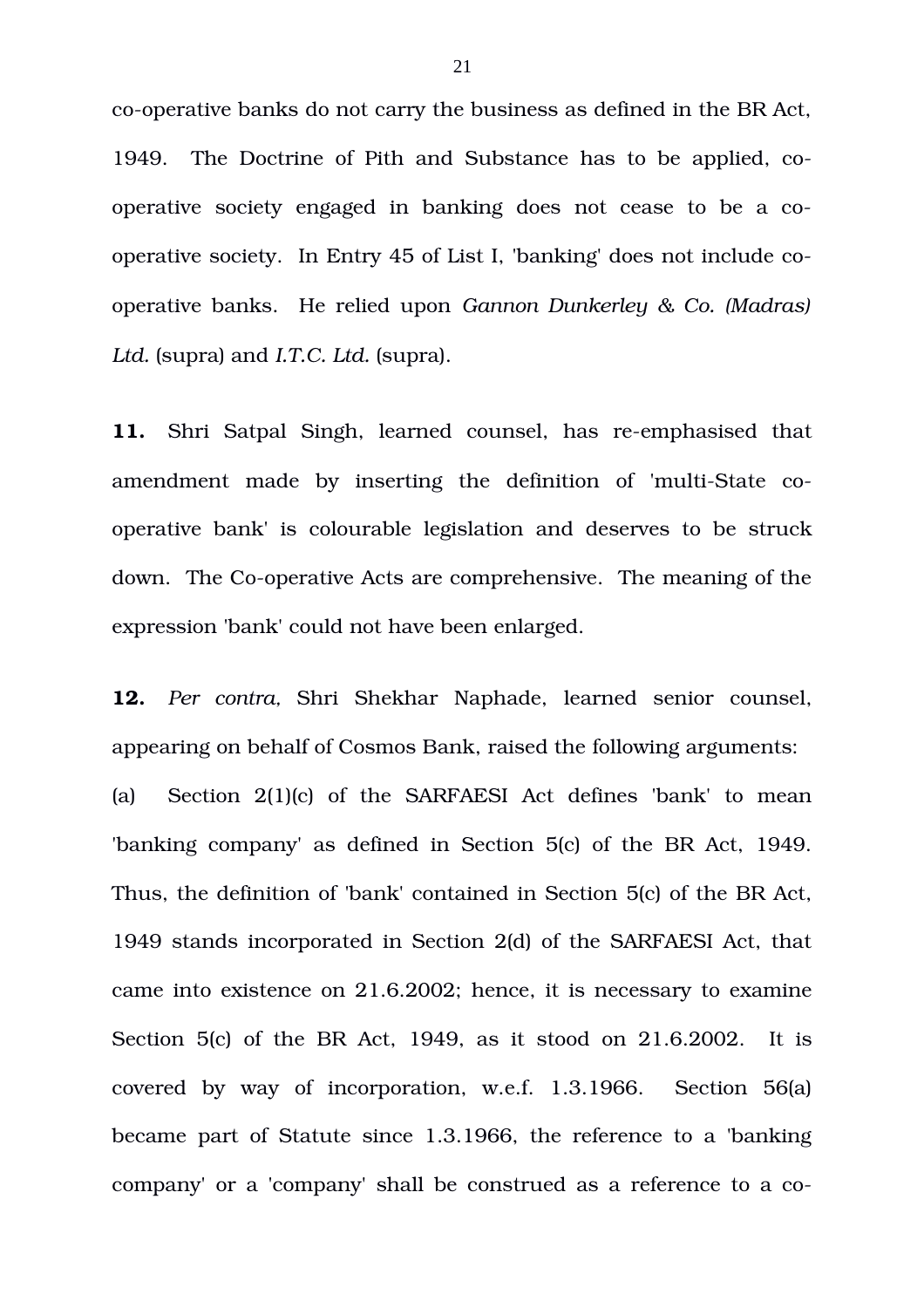co-operative banks do not carry the business as defined in the BR Act, 1949. The Doctrine of Pith and Substance has to be applied, co-operative society engaged in banking does not cease to be a co-operative society. In Entry 45 of List I, 'banking' does not include co-operative banks. He relied upon *Gannon Dunkerley & Co. (Madras) Ltd.* (supra) and *I.T.C. Ltd.* (supra).

**11.** Shri Satpal Singh, learned counsel, has re-emphasised that amendment made by inserting the definition of 'multi-State co-operative bank' is colourable legislation and deserves to be struck down. The Co-operative Acts are comprehensive. The meaning of the expression 'bank' could not have been enlarged.

**12.** *Per contra,* Shri Shekhar Naphade, learned senior counsel, appearing on behalf of Cosmos Bank, raised the following arguments:

(a) Section 2(1)(c) of the SARFAESI Act defines 'bank' to mean 'banking company' as defined in Section 5(c) of the BR Act, 1949. Thus, the definition of 'bank' contained in Section 5(c) of the BR Act, 1949 stands incorporated in Section 2(d) of the SARFAESI Act, that came into existence on 21.6.2002; hence, it is necessary to examine Section 5(c) of the BR Act, 1949, as it stood on 21.6.2002. It is covered by way of incorporation, w.e.f. 1.3.1966. Section 56(a) became part of Statute since 1.3.1966, the reference to a 'banking company' or a 'company' shall be construed as a reference to a co-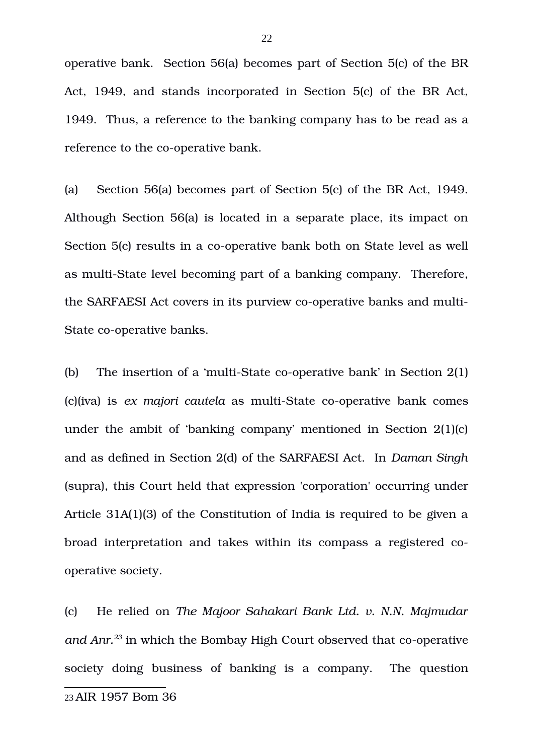operative bank. Section 56(a) becomes part of Section 5(c) of the BR Act, 1949, and stands incorporated in Section 5(c) of the BR Act, 1949. Thus, a reference to the banking company has to be read as a reference to the co-operative bank.

(a) Section 56(a) becomes part of Section 5(c) of the BR Act, 1949. Although Section 56(a) is located in a separate place, its impact on Section 5(c) results in a co-operative bank both on State level as well as multi-State level becoming part of a banking company. Therefore, the SARFAESI Act covers in its purview co-operative banks and multi-State co-operative banks.

(b) The insertion of a 'multi-State co-operative bank' in Section 2(1)(c)(iva) is *ex majori cautela* as multi-State co-operative bank comes under the ambit of 'banking company' mentioned in Section 2(1)(c) and as defined in Section 2(d) of the SARFAESI Act. In *Daman Singh* (supra), this Court held that expression 'corporation' occurring under Article 31A(1)(3) of the Constitution of India is required to be given a broad interpretation and takes within its compass a registered co-operative society.

(c) He relied on *The Majoor Sahakari Bank Ltd. v. N.N. Majmudar and Anr.*[23] in which the Bombay High Court observed that co-operative society doing business of banking is a company. The question

---

23 AIR 1957 Bom 36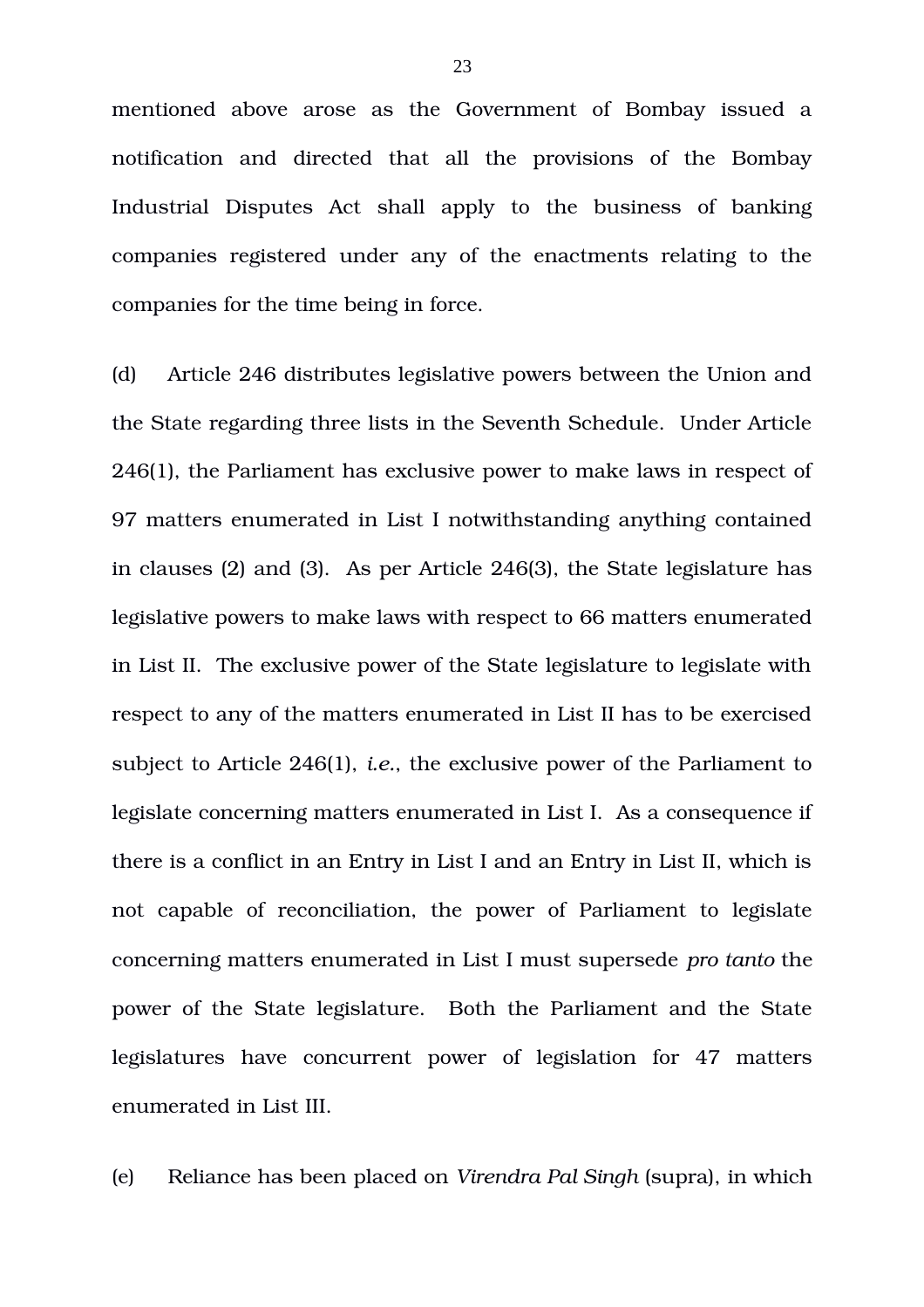mentioned above arose as the Government of Bombay issued a notification and directed that all the provisions of the Bombay Industrial Disputes Act shall apply to the business of banking companies registered under any of the enactments relating to the companies for the time being in force.

(d) Article 246 distributes legislative powers between the Union and the State regarding three lists in the Seventh Schedule. Under Article 246(1), the Parliament has exclusive power to make laws in respect of 97 matters enumerated in List I notwithstanding anything contained in clauses (2) and (3). As per Article 246(3), the State legislature has legislative powers to make laws with respect to 66 matters enumerated in List II. The exclusive power of the State legislature to legislate with respect to any of the matters enumerated in List II has to be exercised subject to Article 246(1), *i.e.*, the exclusive power of the Parliament to legislate concerning matters enumerated in List I. As a consequence if there is a conflict in an Entry in List I and an Entry in List II, which is not capable of reconciliation, the power of Parliament to legislate concerning matters enumerated in List I must supersede *pro tanto* the power of the State legislature. Both the Parliament and the State legislatures have concurrent power of legislation for 47 matters enumerated in List III.

(e) Reliance has been placed on *Virendra Pal Singh* (supra), in which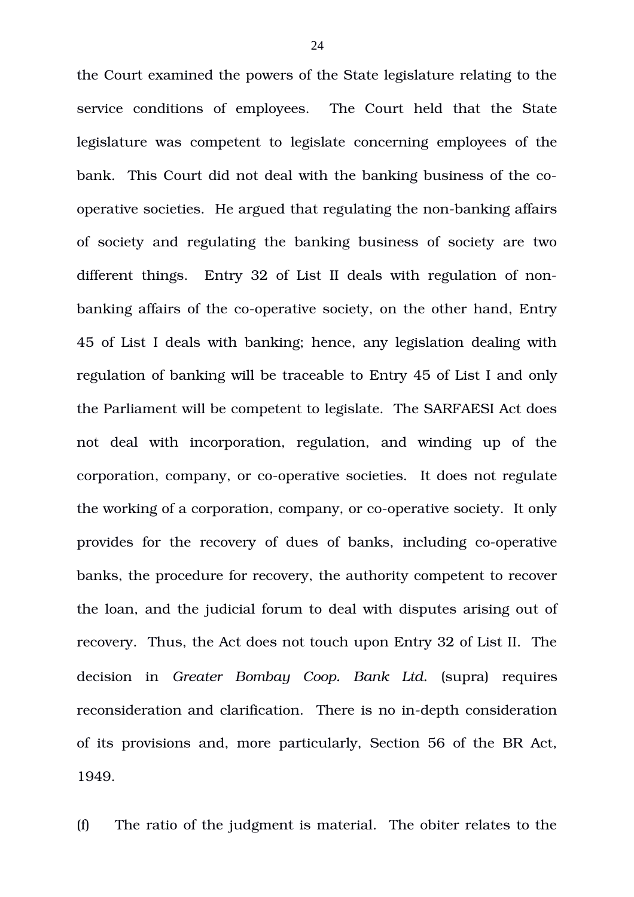the Court examined the powers of the State legislature relating to the service conditions of employees. The Court held that the State legislature was competent to legislate concerning employees of the bank. This Court did not deal with the banking business of the co-operative societies. He argued that regulating the non-banking affairs of society and regulating the banking business of society are two different things. Entry 32 of List II deals with regulation of non-banking affairs of the co-operative society, on the other hand, Entry 45 of List I deals with banking; hence, any legislation dealing with regulation of banking will be traceable to Entry 45 of List I and only the Parliament will be competent to legislate. The SARFAESI Act does not deal with incorporation, regulation, and winding up of the corporation, company, or co-operative societies. It does not regulate the working of a corporation, company, or co-operative society. It only provides for the recovery of dues of banks, including co-operative banks, the procedure for recovery, the authority competent to recover the loan, and the judicial forum to deal with disputes arising out of recovery. Thus, the Act does not touch upon Entry 32 of List II. The decision in *Greater Bombay Coop. Bank Ltd.* (supra) requires reconsideration and clarification. There is no in-depth consideration of its provisions and, more particularly, Section 56 of the BR Act, 1949.

(f) The ratio of the judgment is material. The obiter relates to the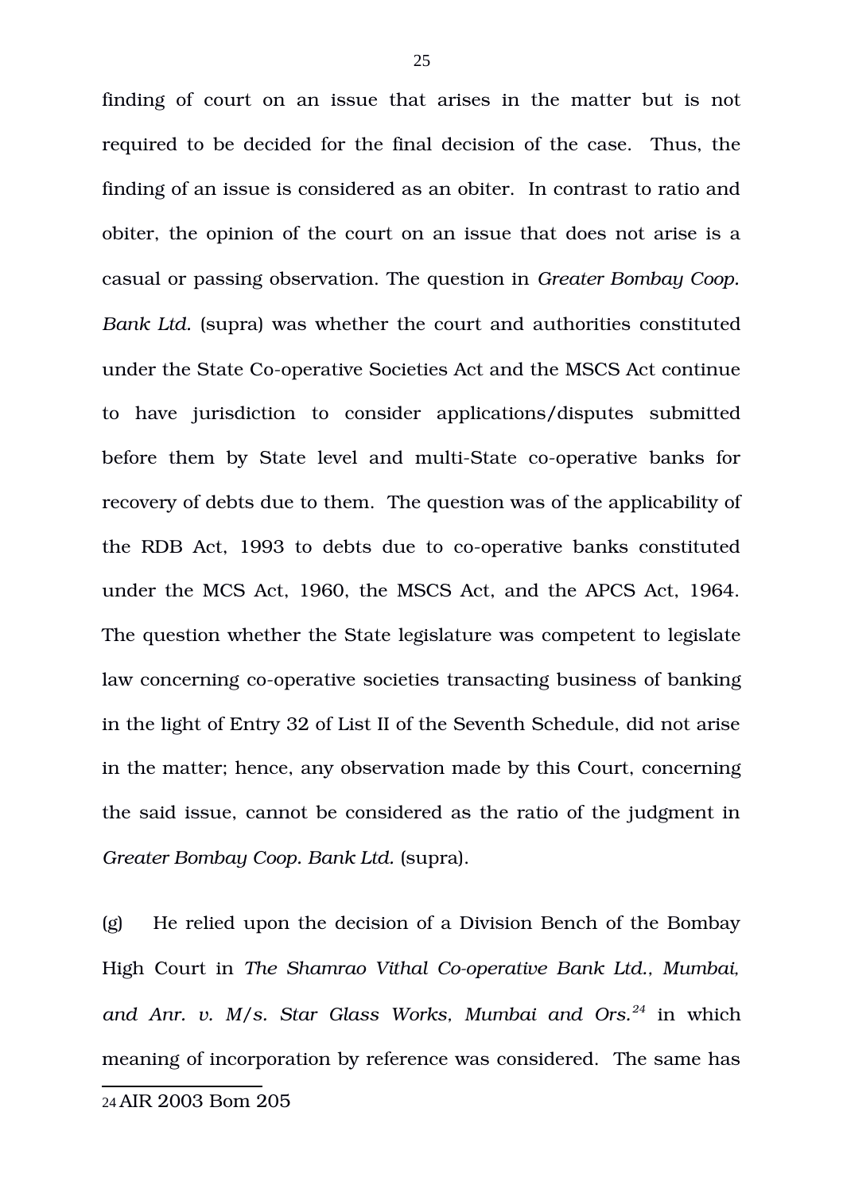finding of court on an issue that arises in the matter but is not required to be decided for the final decision of the case. Thus, the finding of an issue is considered as an obiter. In contrast to ratio and obiter, the opinion of the court on an issue that does not arise is a casual or passing observation. The question in *Greater Bombay Coop. Bank Ltd.* (supra) was whether the court and authorities constituted under the State Co-operative Societies Act and the MSCS Act continue to have jurisdiction to consider applications/disputes submitted before them by State level and multi-State co-operative banks for recovery of debts due to them. The question was of the applicability of the RDB Act, 1993 to debts due to co-operative banks constituted under the MCS Act, 1960, the MSCS Act, and the APCS Act, 1964. The question whether the State legislature was competent to legislate law concerning co-operative societies transacting business of banking in the light of Entry 32 of List II of the Seventh Schedule, did not arise in the matter; hence, any observation made by this Court, concerning the said issue, cannot be considered as the ratio of the judgment in *Greater Bombay Coop. Bank Ltd.* (supra).

(g) He relied upon the decision of a Division Bench of the Bombay High Court in *The Shamrao Vithal Co-operative Bank Ltd., Mumbai, and Anr. v. M/s. Star Glass Works, Mumbai and Ors.*[24] in which meaning of incorporation by reference was considered. The same has

---

[24] AIR 2003 Bom 205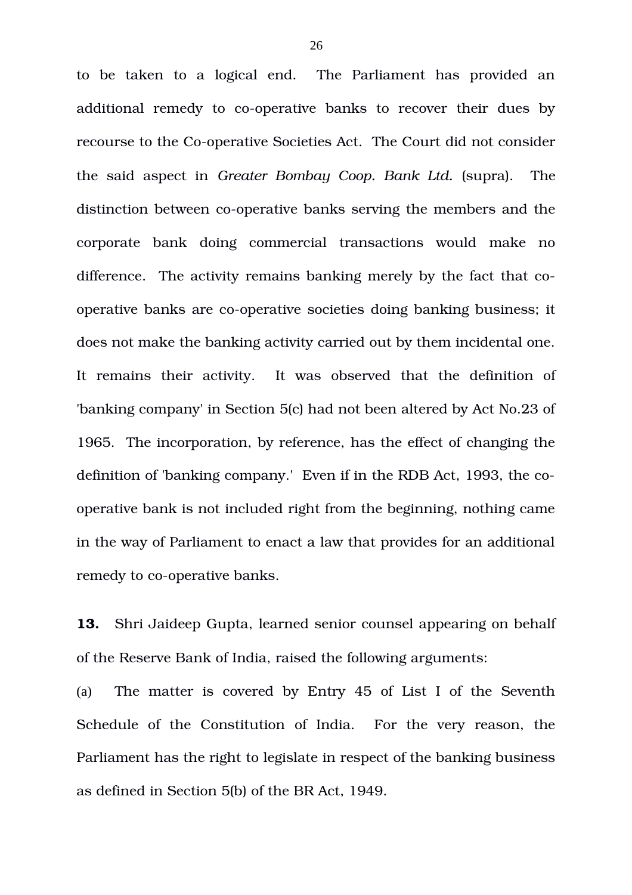to be taken to a logical end. The Parliament has provided an additional remedy to co-operative banks to recover their dues by recourse to the Co-operative Societies Act. The Court did not consider the said aspect in *Greater Bombay Coop. Bank Ltd.* (supra). The distinction between co-operative banks serving the members and the corporate bank doing commercial transactions would make no difference. The activity remains banking merely by the fact that co-operative banks are co-operative societies doing banking business; it does not make the banking activity carried out by them incidental one. It remains their activity. It was observed that the definition of 'banking company' in Section 5(c) had not been altered by Act No.23 of 1965. The incorporation, by reference, has the effect of changing the definition of 'banking company.' Even if in the RDB Act, 1993, the co-operative bank is not included right from the beginning, nothing came in the way of Parliament to enact a law that provides for an additional remedy to co-operative banks.

**13.** Shri Jaideep Gupta, learned senior counsel appearing on behalf of the Reserve Bank of India, raised the following arguments:

(a) The matter is covered by Entry 45 of List I of the Seventh Schedule of the Constitution of India. For the very reason, the Parliament has the right to legislate in respect of the banking business as defined in Section 5(b) of the BR Act, 1949.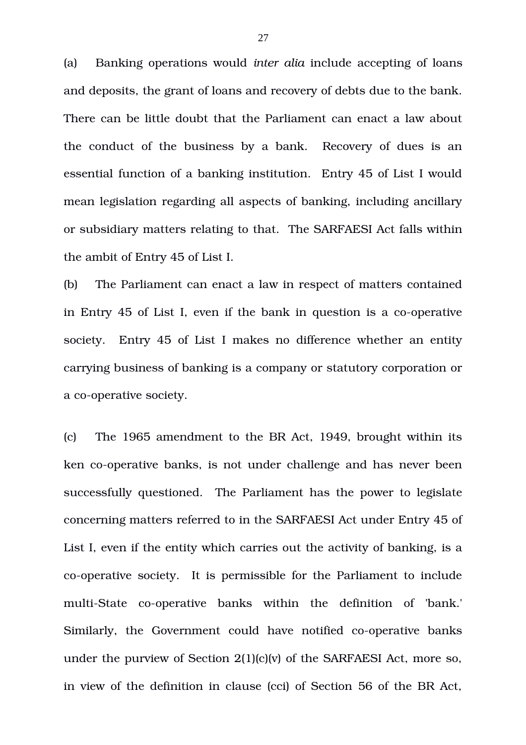(a) Banking operations would *inter alia* include accepting of loans and deposits, the grant of loans and recovery of debts due to the bank. There can be little doubt that the Parliament can enact a law about the conduct of the business by a bank. Recovery of dues is an essential function of a banking institution. Entry 45 of List I would mean legislation regarding all aspects of banking, including ancillary or subsidiary matters relating to that. The SARFAESI Act falls within the ambit of Entry 45 of List I.

(b) The Parliament can enact a law in respect of matters contained in Entry 45 of List I, even if the bank in question is a co-operative society. Entry 45 of List I makes no difference whether an entity carrying business of banking is a company or statutory corporation or a co-operative society.

(c) The 1965 amendment to the BR Act, 1949, brought within its ken co-operative banks, is not under challenge and has never been successfully questioned. The Parliament has the power to legislate concerning matters referred to in the SARFAESI Act under Entry 45 of List I, even if the entity which carries out the activity of banking, is a co-operative society. It is permissible for the Parliament to include multi-State co-operative banks within the definition of 'bank.' Similarly, the Government could have notified co-operative banks under the purview of Section 2(1)(c)(v) of the SARFAESI Act, more so, in view of the definition in clause (cci) of Section 56 of the BR Act,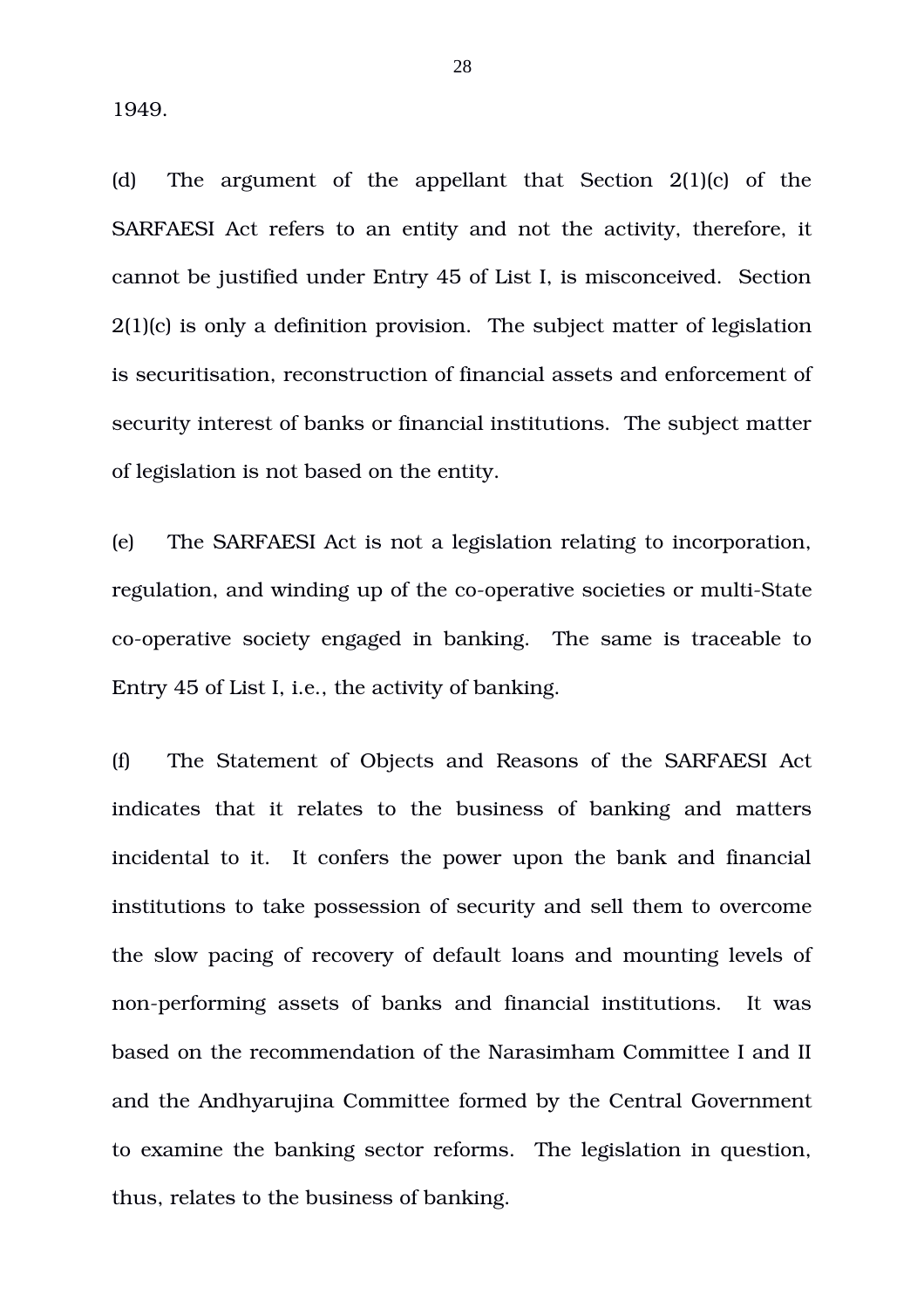1949.

(d) The argument of the appellant that Section 2(1)(c) of the SARFAESI Act refers to an entity and not the activity, therefore, it cannot be justified under Entry 45 of List I, is misconceived. Section 2(1)(c) is only a definition provision. The subject matter of legislation is securitisation, reconstruction of financial assets and enforcement of security interest of banks or financial institutions. The subject matter of legislation is not based on the entity.

(e) The SARFAESI Act is not a legislation relating to incorporation, regulation, and winding up of the co-operative societies or multi-State co-operative society engaged in banking. The same is traceable to Entry 45 of List I, i.e., the activity of banking.

(f) The Statement of Objects and Reasons of the SARFAESI Act indicates that it relates to the business of banking and matters incidental to it. It confers the power upon the bank and financial institutions to take possession of security and sell them to overcome the slow pacing of recovery of default loans and mounting levels of non-performing assets of banks and financial institutions. It was based on the recommendation of the Narasimham Committee I and II and the Andhyarujina Committee formed by the Central Government to examine the banking sector reforms. The legislation in question, thus, relates to the business of banking.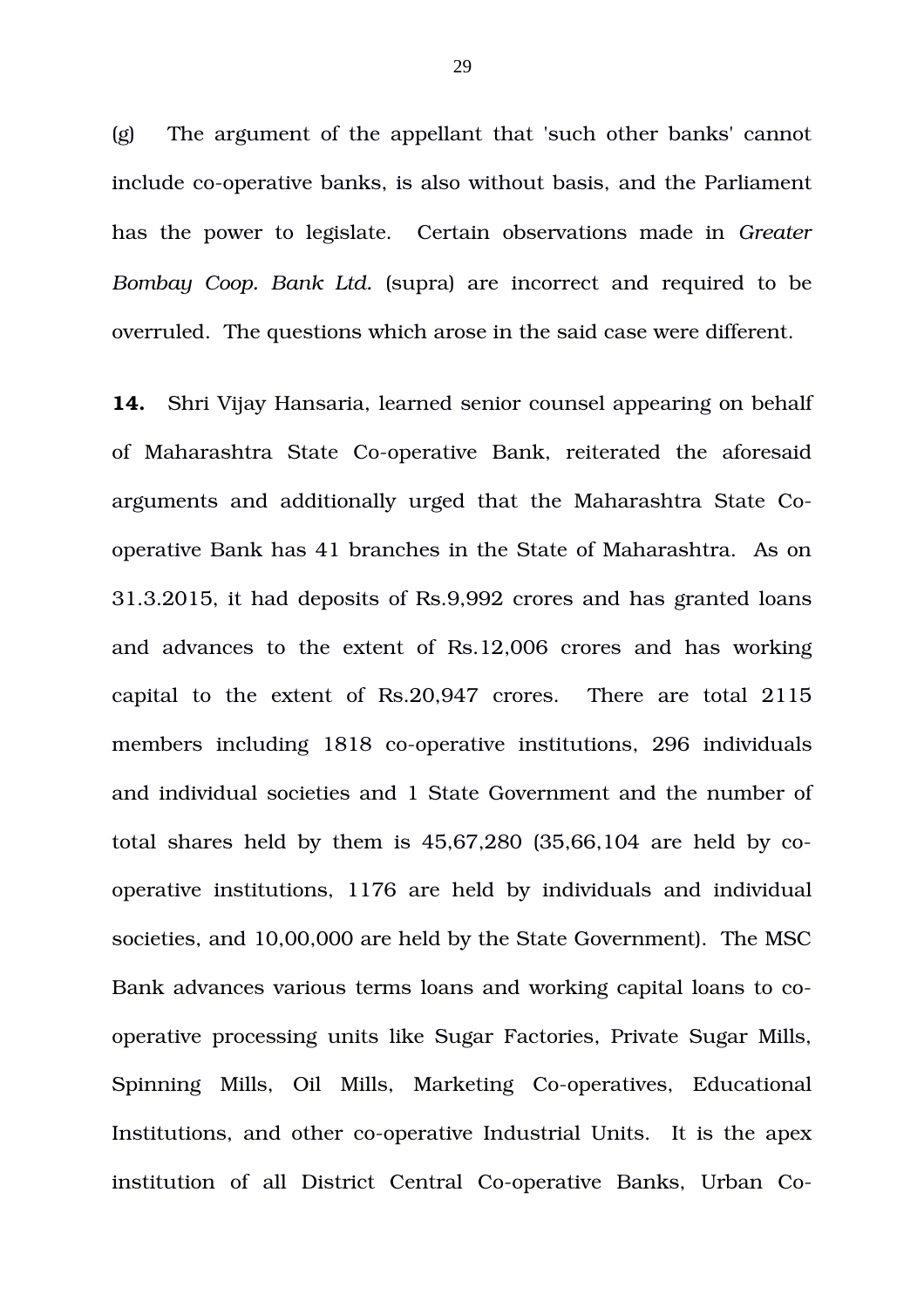(g) The argument of the appellant that 'such other banks' cannot include co-operative banks, is also without basis, and the Parliament has the power to legislate. Certain observations made in *Greater Bombay Coop. Bank Ltd.* (supra) are incorrect and required to be overruled. The questions which arose in the said case were different.

**14.** Shri Vijay Hansaria, learned senior counsel appearing on behalf of Maharashtra State Co-operative Bank, reiterated the aforesaid arguments and additionally urged that the Maharashtra State Co-operative Bank has 41 branches in the State of Maharashtra. As on 31.3.2015, it had deposits of Rs.9,992 crores and has granted loans and advances to the extent of Rs.12,006 crores and has working capital to the extent of Rs.20,947 crores. There are total 2115 members including 1818 co-operative institutions, 296 individuals and individual societies and 1 State Government and the number of total shares held by them is 45,67,280 (35,66,104 are held by co-operative institutions, 1176 are held by individuals and individual societies, and 10,00,000 are held by the State Government). The MSC Bank advances various terms loans and working capital loans to co-operative processing units like Sugar Factories, Private Sugar Mills, Spinning Mills, Oil Mills, Marketing Co-operatives, Educational Institutions, and other co-operative Industrial Units. It is the apex institution of all District Central Co-operative Banks, Urban Co-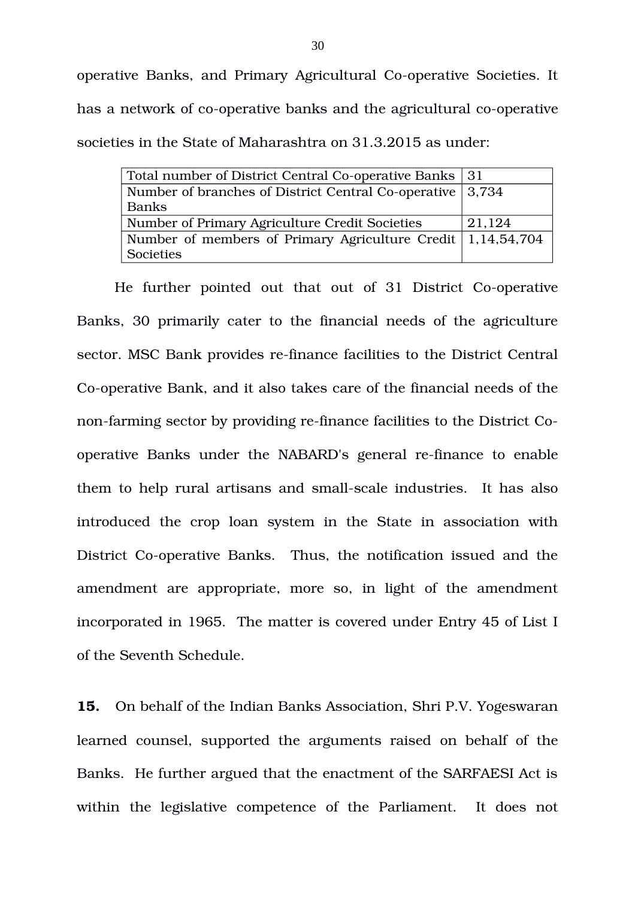operative Banks, and Primary Agricultural Co-operative Societies. It has a network of co-operative banks and the agricultural co-operative societies in the State of Maharashtra on 31.3.2015 as under:

| | |
|---|---|
| Total number of District Central Co-operative Banks | 31 |
| Number of branches of District Central Co-operative Banks | 3,734 |
| Number of Primary Agriculture Credit Societies | 21,124 |
| Number of members of Primary Agriculture Credit Societies | 1,14,54,704 |

He further pointed out that out of 31 District Co-operative Banks, 30 primarily cater to the financial needs of the agriculture sector. MSC Bank provides re-finance facilities to the District Central Co-operative Bank, and it also takes care of the financial needs of the non-farming sector by providing re-finance facilities to the District Co-operative Banks under the NABARD's general re-finance to enable them to help rural artisans and small-scale industries. It has also introduced the crop loan system in the State in association with District Co-operative Banks. Thus, the notification issued and the amendment are appropriate, more so, in light of the amendment incorporated in 1965. The matter is covered under Entry 45 of List I of the Seventh Schedule.

**15.** On behalf of the Indian Banks Association, Shri P.V. Yogeswaran learned counsel, supported the arguments raised on behalf of the Banks. He further argued that the enactment of the SARFAESI Act is within the legislative competence of the Parliament. It does not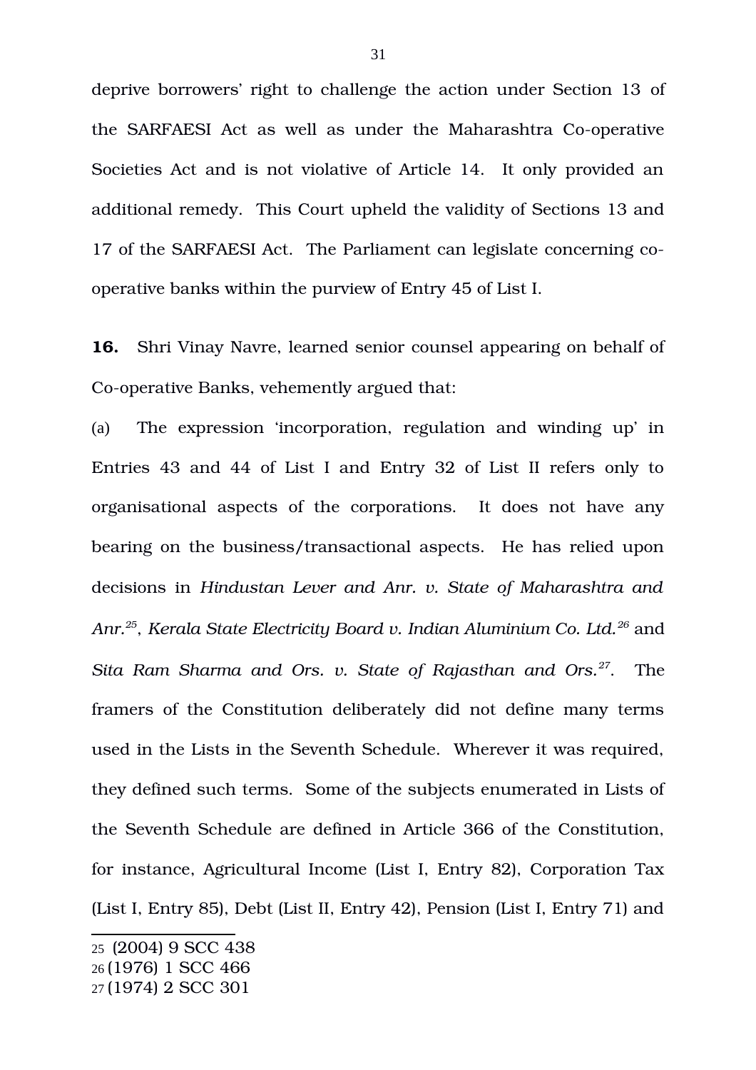deprive borrowers' right to challenge the action under Section 13 of the SARFAESI Act as well as under the Maharashtra Co-operative Societies Act and is not violative of Article 14. It only provided an additional remedy. This Court upheld the validity of Sections 13 and 17 of the SARFAESI Act. The Parliament can legislate concerning co-operative banks within the purview of Entry 45 of List I.

**16.** Shri Vinay Navre, learned senior counsel appearing on behalf of Co-operative Banks, vehemently argued that:

(a) The expression 'incorporation, regulation and winding up' in Entries 43 and 44 of List I and Entry 32 of List II refers only to organisational aspects of the corporations. It does not have any bearing on the business/transactional aspects. He has relied upon decisions in *Hindustan Lever and Anr. v. State of Maharashtra and Anr.*[25], *Kerala State Electricity Board v. Indian Aluminium Co. Ltd.*[26] and *Sita Ram Sharma and Ors. v. State of Rajasthan and Ors.*[27]. The framers of the Constitution deliberately did not define many terms used in the Lists in the Seventh Schedule. Wherever it was required, they defined such terms. Some of the subjects enumerated in Lists of the Seventh Schedule are defined in Article 366 of the Constitution, for instance, Agricultural Income (List I, Entry 82), Corporation Tax (List I, Entry 85), Debt (List II, Entry 42), Pension (List I, Entry 71) and

---

25 (2004) 9 SCC 438
26 (1976) 1 SCC 466
27 (1974) 2 SCC 301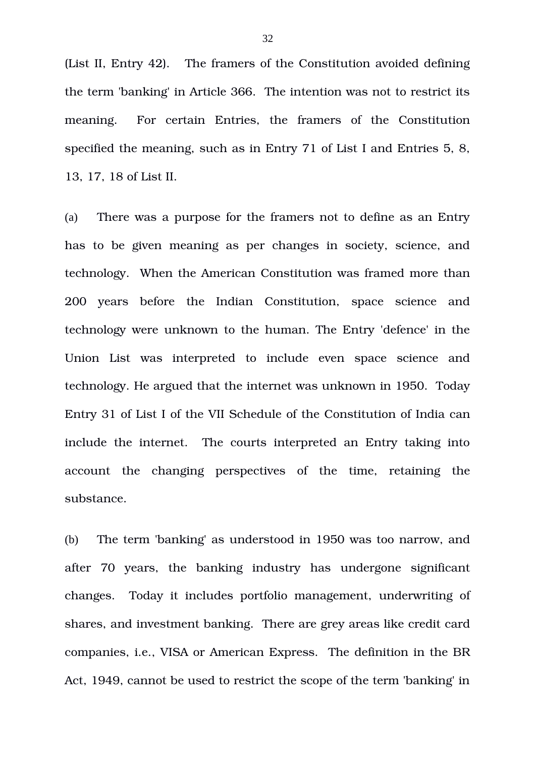(List II, Entry 42). The framers of the Constitution avoided defining the term 'banking' in Article 366. The intention was not to restrict its meaning. For certain Entries, the framers of the Constitution specified the meaning, such as in Entry 71 of List I and Entries 5, 8, 13, 17, 18 of List II.

(a) There was a purpose for the framers not to define as an Entry has to be given meaning as per changes in society, science, and technology. When the American Constitution was framed more than 200 years before the Indian Constitution, space science and technology were unknown to the human. The Entry 'defence' in the Union List was interpreted to include even space science and technology. He argued that the internet was unknown in 1950. Today Entry 31 of List I of the VII Schedule of the Constitution of India can include the internet. The courts interpreted an Entry taking into account the changing perspectives of the time, retaining the substance.

(b) The term 'banking' as understood in 1950 was too narrow, and after 70 years, the banking industry has undergone significant changes. Today it includes portfolio management, underwriting of shares, and investment banking. There are grey areas like credit card companies, i.e., VISA or American Express. The definition in the BR Act, 1949, cannot be used to restrict the scope of the term 'banking' in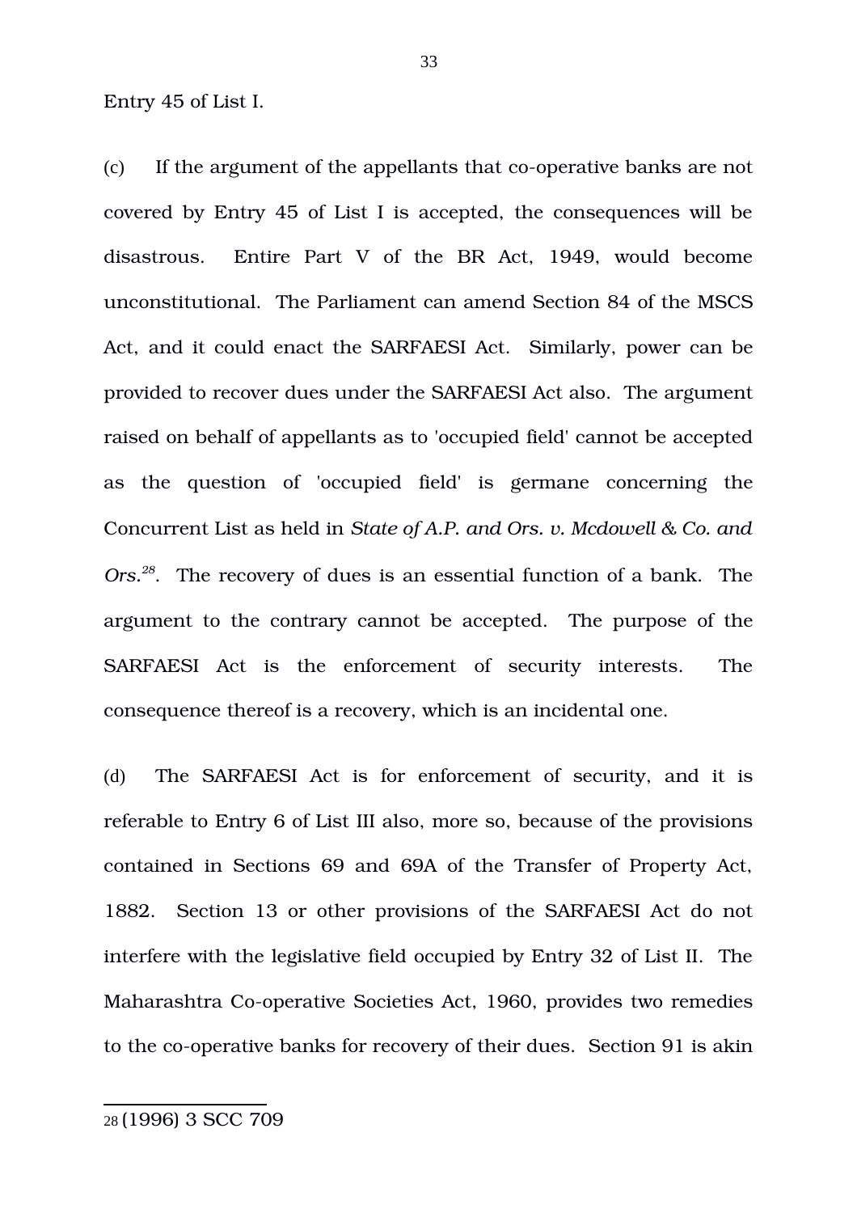Entry 45 of List I.

(c) If the argument of the appellants that co-operative banks are not covered by Entry 45 of List I is accepted, the consequences will be disastrous. Entire Part V of the BR Act, 1949, would become unconstitutional. The Parliament can amend Section 84 of the MSCS Act, and it could enact the SARFAESI Act. Similarly, power can be provided to recover dues under the SARFAESI Act also. The argument raised on behalf of appellants as to 'occupied field' cannot be accepted as the question of 'occupied field' is germane concerning the Concurrent List as held in *State of A.P. and Ors. v. Mcdowell & Co. and Ors.*[28]. The recovery of dues is an essential function of a bank. The argument to the contrary cannot be accepted. The purpose of the SARFAESI Act is the enforcement of security interests. The consequence thereof is a recovery, which is an incidental one.

(d) The SARFAESI Act is for enforcement of security, and it is referable to Entry 6 of List III also, more so, because of the provisions contained in Sections 69 and 69A of the Transfer of Property Act, 1882. Section 13 or other provisions of the SARFAESI Act do not interfere with the legislative field occupied by Entry 32 of List II. The Maharashtra Co-operative Societies Act, 1960, provides two remedies to the co-operative banks for recovery of their dues. Section 91 is akin

---

28 (1996) 3 SCC 709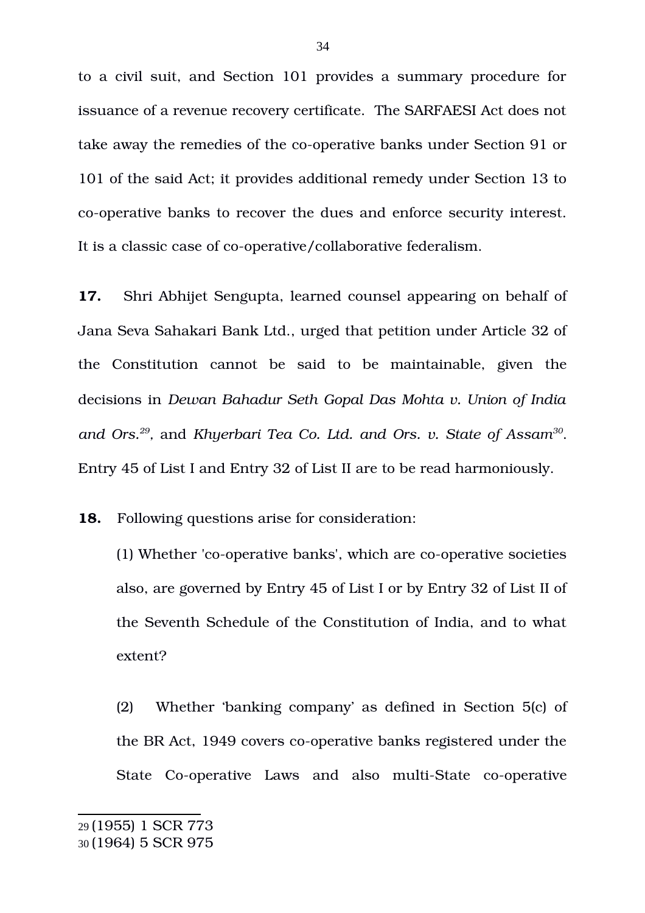to a civil suit, and Section 101 provides a summary procedure for issuance of a revenue recovery certificate. The SARFAESI Act does not take away the remedies of the co-operative banks under Section 91 or 101 of the said Act; it provides additional remedy under Section 13 to co-operative banks to recover the dues and enforce security interest. It is a classic case of co-operative/collaborative federalism.

**17.** Shri Abhijet Sengupta, learned counsel appearing on behalf of Jana Seva Sahakari Bank Ltd., urged that petition under Article 32 of the Constitution cannot be said to be maintainable, given the decisions in *Dewan Bahadur Seth Gopal Das Mohta v. Union of India and Ors.*[29], and *Khyerbari Tea Co. Ltd. and Ors. v. State of Assam*[30]. Entry 45 of List I and Entry 32 of List II are to be read harmoniously.

**18.** Following questions arise for consideration:

(1) Whether 'co-operative banks', which are co-operative societies also, are governed by Entry 45 of List I or by Entry 32 of List II of the Seventh Schedule of the Constitution of India, and to what extent?

(2) Whether 'banking company' as defined in Section 5(c) of the BR Act, 1949 covers co-operative banks registered under the State Co-operative Laws and also multi-State co-operative

---

29 (1955) 1 SCR 773

30 (1964) 5 SCR 975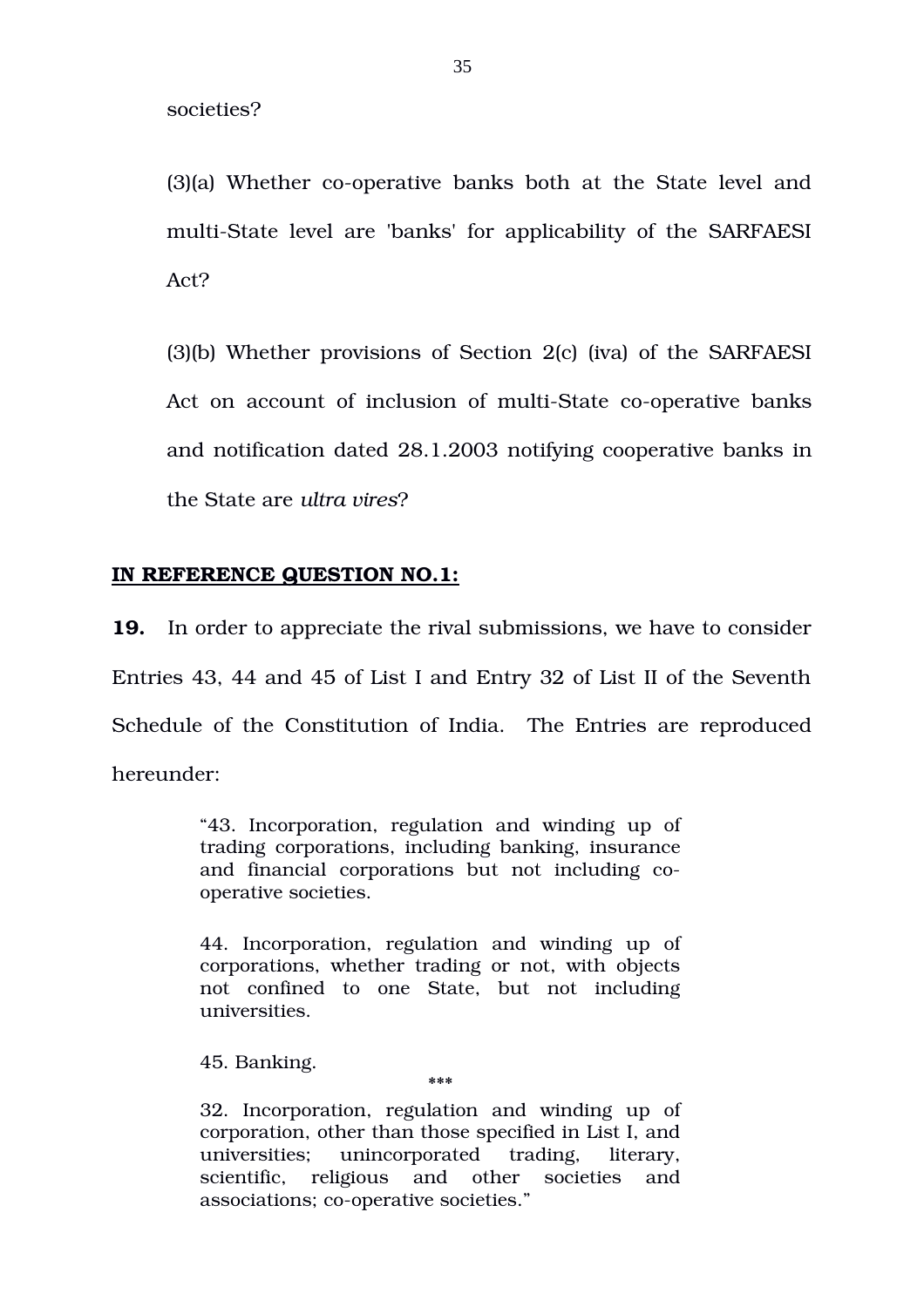societies?

(3)(a) Whether co-operative banks both at the State level and multi-State level are 'banks' for applicability of the SARFAESI Act?

(3)(b) Whether provisions of Section 2(c) (iva) of the SARFAESI Act on account of inclusion of multi-State co-operative banks and notification dated 28.1.2003 notifying cooperative banks in the State are *ultra vires*?

**IN REFERENCE QUESTION NO.1:**

**19.** In order to appreciate the rival submissions, we have to consider Entries 43, 44 and 45 of List I and Entry 32 of List II of the Seventh Schedule of the Constitution of India. The Entries are reproduced hereunder:

> "43. Incorporation, regulation and winding up of trading corporations, including banking, insurance and financial corporations but not including co-operative societies.
>
> 44. Incorporation, regulation and winding up of corporations, whether trading or not, with objects not confined to one State, but not including universities.
>
> 45. Banking.
>
> \*\*\*
>
> 32. Incorporation, regulation and winding up of corporation, other than those specified in List I, and universities; unincorporated trading, literary, scientific, religious and other societies and associations; co-operative societies."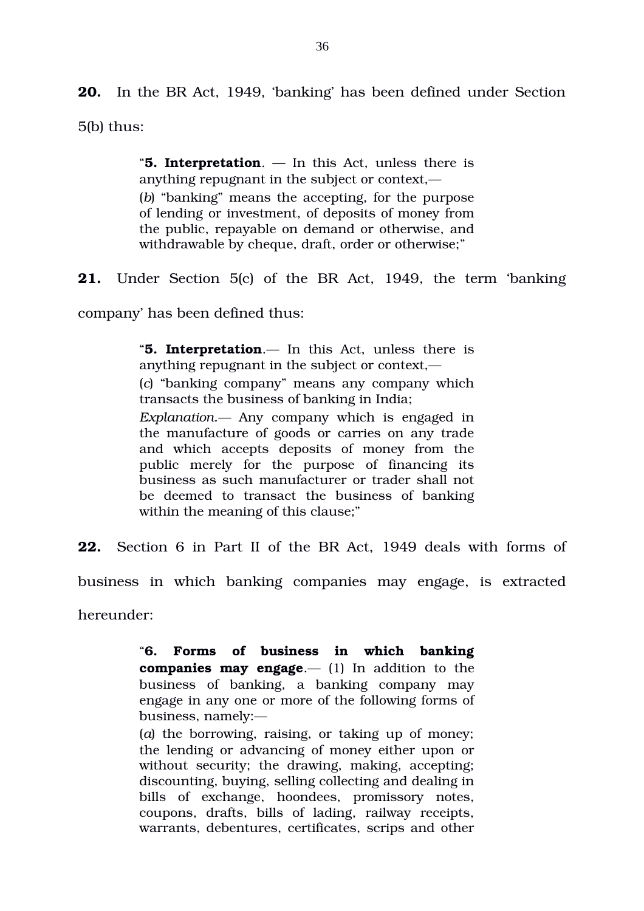**20.** In the BR Act, 1949, 'banking' has been defined under Section 5(b) thus:

> "**5. Interpretation**. — In this Act, unless there is anything repugnant in the subject or context,—
>
> (*b*) "banking" means the accepting, for the purpose of lending or investment, of deposits of money from the public, repayable on demand or otherwise, and withdrawable by cheque, draft, order or otherwise;"

**21.** Under Section 5(c) of the BR Act, 1949, the term 'banking company' has been defined thus:

> "**5. Interpretation**.— In this Act, unless there is anything repugnant in the subject or context,—
>
> (*c*) "banking company" means any company which transacts the business of banking in India;
>
> *Explanation.*— Any company which is engaged in the manufacture of goods or carries on any trade and which accepts deposits of money from the public merely for the purpose of financing its business as such manufacturer or trader shall not be deemed to transact the business of banking within the meaning of this clause;"

**22.** Section 6 in Part II of the BR Act, 1949 deals with forms of business in which banking companies may engage, is extracted hereunder:

> "**6. Forms of business in which banking companies may engage**.— (1) In addition to the business of banking, a banking company may engage in any one or more of the following forms of business, namely:—
>
> (*a*) the borrowing, raising, or taking up of money; the lending or advancing of money either upon or without security; the drawing, making, accepting; discounting, buying, selling collecting and dealing in bills of exchange, hoondees, promissory notes, coupons, drafts, bills of lading, railway receipts, warrants, debentures, certificates, scrips and other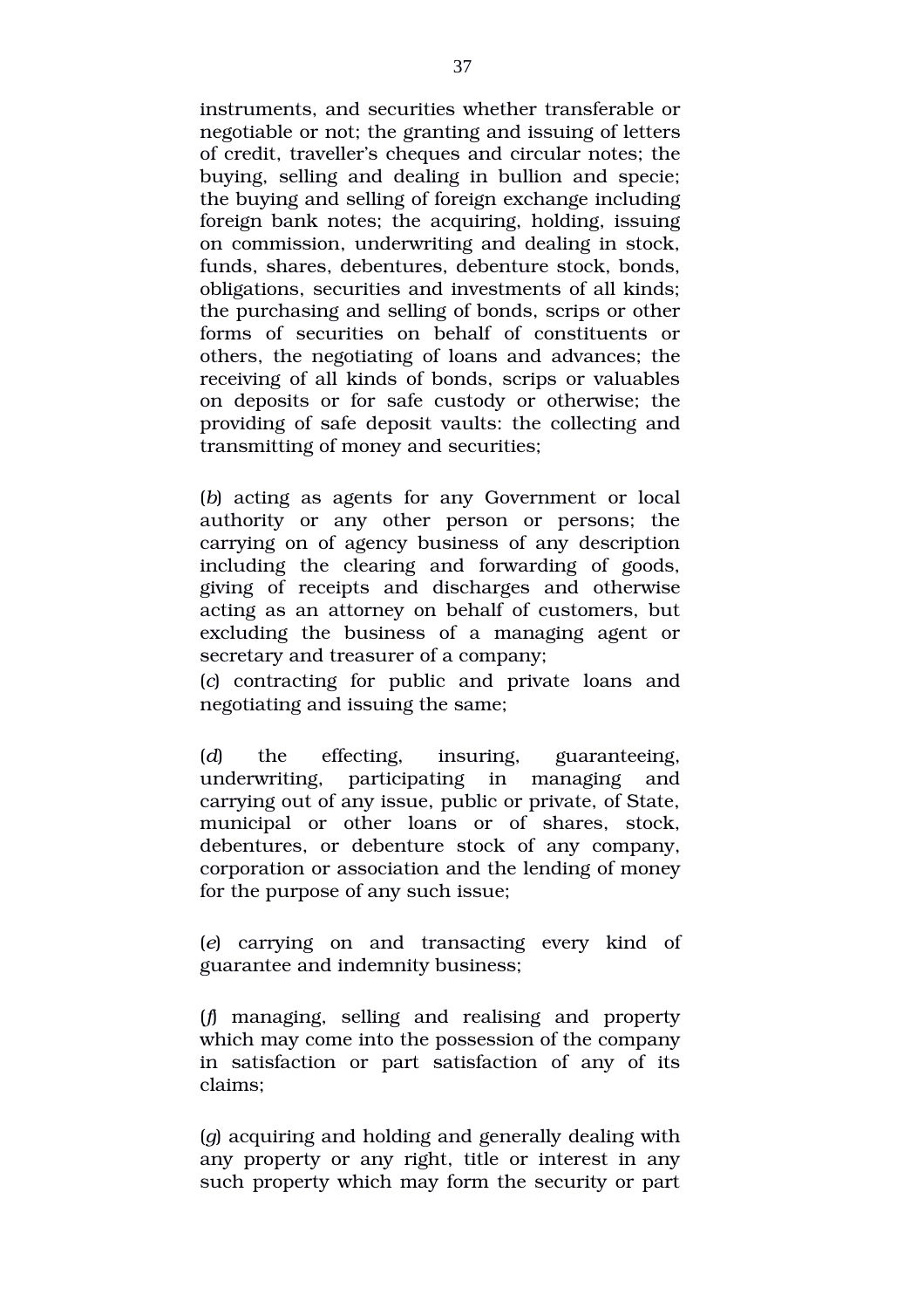instruments, and securities whether transferable or negotiable or not; the granting and issuing of letters of credit, traveller's cheques and circular notes; the buying, selling and dealing in bullion and specie; the buying and selling of foreign exchange including foreign bank notes; the acquiring, holding, issuing on commission, underwriting and dealing in stock, funds, shares, debentures, debenture stock, bonds, obligations, securities and investments of all kinds; the purchasing and selling of bonds, scrips or other forms of securities on behalf of constituents or others, the negotiating of loans and advances; the receiving of all kinds of bonds, scrips or valuables on deposits or for safe custody or otherwise; the providing of safe deposit vaults: the collecting and transmitting of money and securities;

(*b*) acting as agents for any Government or local authority or any other person or persons; the carrying on of agency business of any description including the clearing and forwarding of goods, giving of receipts and discharges and otherwise acting as an attorney on behalf of customers, but excluding the business of a managing agent or secretary and treasurer of a company;

(*c*) contracting for public and private loans and negotiating and issuing the same;

(*d*) the effecting, insuring, guaranteeing, underwriting, participating in managing and carrying out of any issue, public or private, of State, municipal or other loans or of shares, stock, debentures, or debenture stock of any company, corporation or association and the lending of money for the purpose of any such issue;

(*e*) carrying on and transacting every kind of guarantee and indemnity business;

(*f*) managing, selling and realising and property which may come into the possession of the company in satisfaction or part satisfaction of any of its claims;

(*g*) acquiring and holding and generally dealing with any property or any right, title or interest in any such property which may form the security or part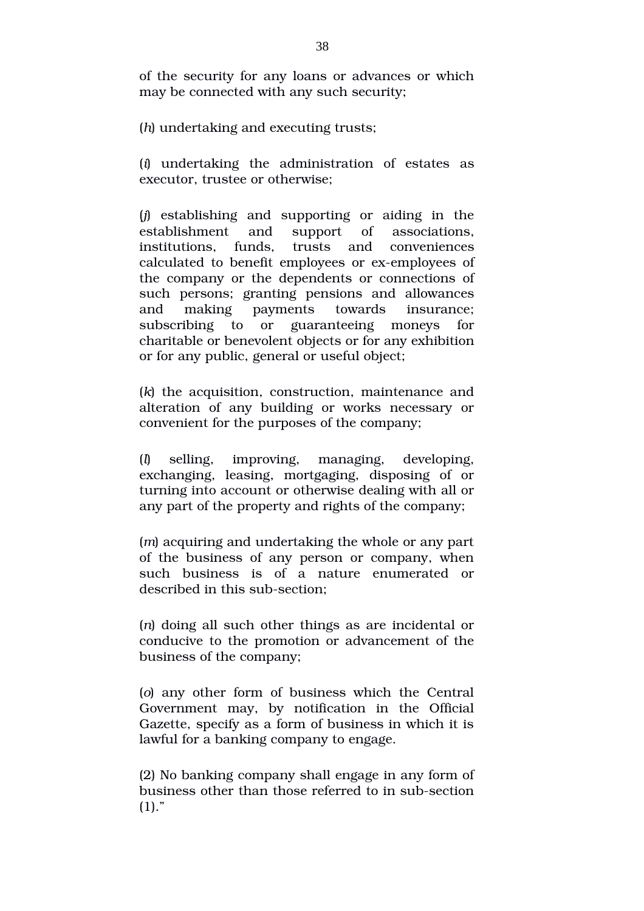of the security for any loans or advances or which may be connected with any such security;

(*h*) undertaking and executing trusts;

(*i*) undertaking the administration of estates as executor, trustee or otherwise;

(*j*) establishing and supporting or aiding in the establishment and support of associations, institutions, funds, trusts and conveniences calculated to benefit employees or ex-employees of the company or the dependents or connections of such persons; granting pensions and allowances and making payments towards insurance; subscribing to or guaranteeing moneys for charitable or benevolent objects or for any exhibition or for any public, general or useful object;

(*k*) the acquisition, construction, maintenance and alteration of any building or works necessary or convenient for the purposes of the company;

(*l*) selling, improving, managing, developing, exchanging, leasing, mortgaging, disposing of or turning into account or otherwise dealing with all or any part of the property and rights of the company;

(*m*) acquiring and undertaking the whole or any part of the business of any person or company, when such business is of a nature enumerated or described in this sub-section;

(*n*) doing all such other things as are incidental or conducive to the promotion or advancement of the business of the company;

(*o*) any other form of business which the Central Government may, by notification in the Official Gazette, specify as a form of business in which it is lawful for a banking company to engage.

(2) No banking company shall engage in any form of business other than those referred to in sub-section (1)."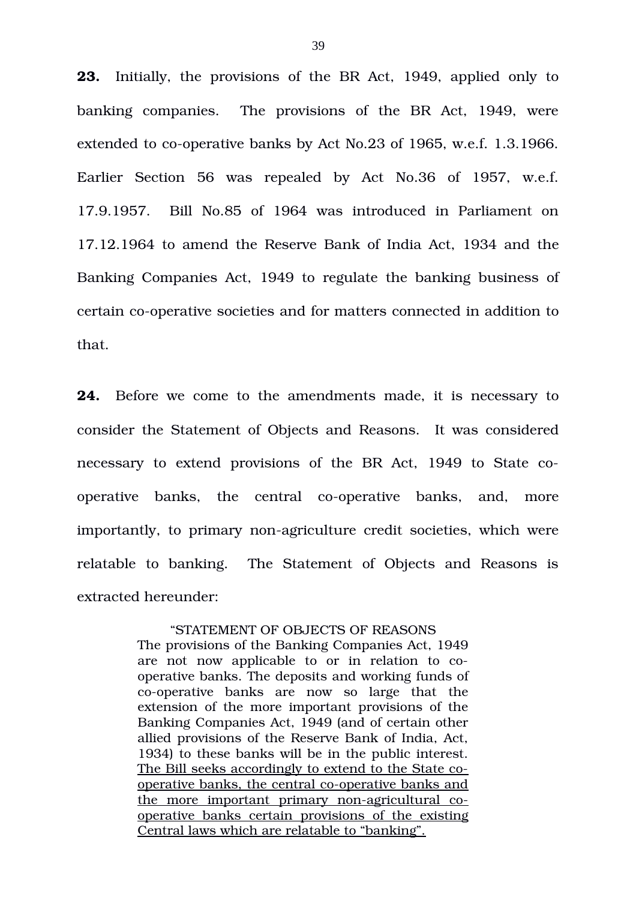**23.** Initially, the provisions of the BR Act, 1949, applied only to banking companies. The provisions of the BR Act, 1949, were extended to co-operative banks by Act No.23 of 1965, w.e.f. 1.3.1966. Earlier Section 56 was repealed by Act No.36 of 1957, w.e.f. 17.9.1957. Bill No.85 of 1964 was introduced in Parliament on 17.12.1964 to amend the Reserve Bank of India Act, 1934 and the Banking Companies Act, 1949 to regulate the banking business of certain co-operative societies and for matters connected in addition to that.

**24.** Before we come to the amendments made, it is necessary to consider the Statement of Objects and Reasons. It was considered necessary to extend provisions of the BR Act, 1949 to State co-operative banks, the central co-operative banks, and, more importantly, to primary non-agriculture credit societies, which were relatable to banking. The Statement of Objects and Reasons is extracted hereunder:

> "STATEMENT OF OBJECTS OF REASONS
>
> The provisions of the Banking Companies Act, 1949 are not now applicable to or in relation to co-operative banks. The deposits and working funds of co-operative banks are now so large that the extension of the more important provisions of the Banking Companies Act, 1949 (and of certain other allied provisions of the Reserve Bank of India, Act, 1934) to these banks will be in the public interest. <u>The Bill seeks accordingly to extend to the State co-operative banks, the central co-operative banks and the more important primary non-agricultural co-operative banks certain provisions of the existing Central laws which are relatable to "banking".</u>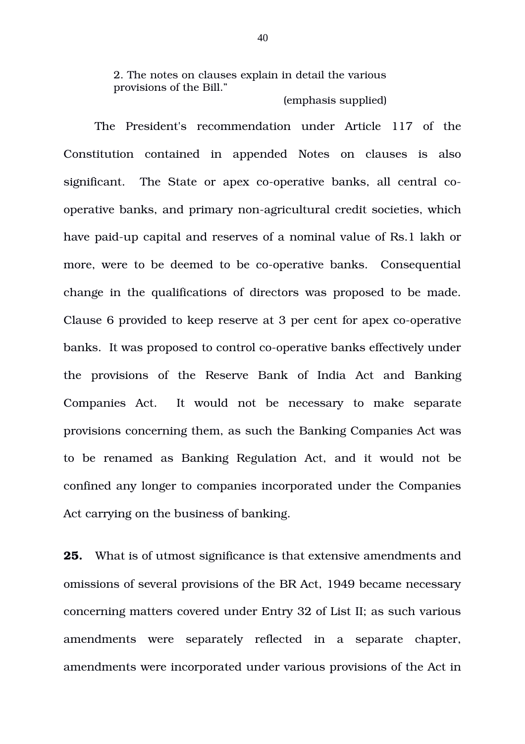> 2. The notes on clauses explain in detail the various provisions of the Bill."
>
> (emphasis supplied)

The President's recommendation under Article 117 of the Constitution contained in appended Notes on clauses is also significant. The State or apex co-operative banks, all central co-operative banks, and primary non-agricultural credit societies, which have paid-up capital and reserves of a nominal value of Rs.1 lakh or more, were to be deemed to be co-operative banks. Consequential change in the qualifications of directors was proposed to be made. Clause 6 provided to keep reserve at 3 per cent for apex co-operative banks. It was proposed to control co-operative banks effectively under the provisions of the Reserve Bank of India Act and Banking Companies Act. It would not be necessary to make separate provisions concerning them, as such the Banking Companies Act was to be renamed as Banking Regulation Act, and it would not be confined any longer to companies incorporated under the Companies Act carrying on the business of banking.

**25.** What is of utmost significance is that extensive amendments and omissions of several provisions of the BR Act, 1949 became necessary concerning matters covered under Entry 32 of List II; as such various amendments were separately reflected in a separate chapter, amendments were incorporated under various provisions of the Act in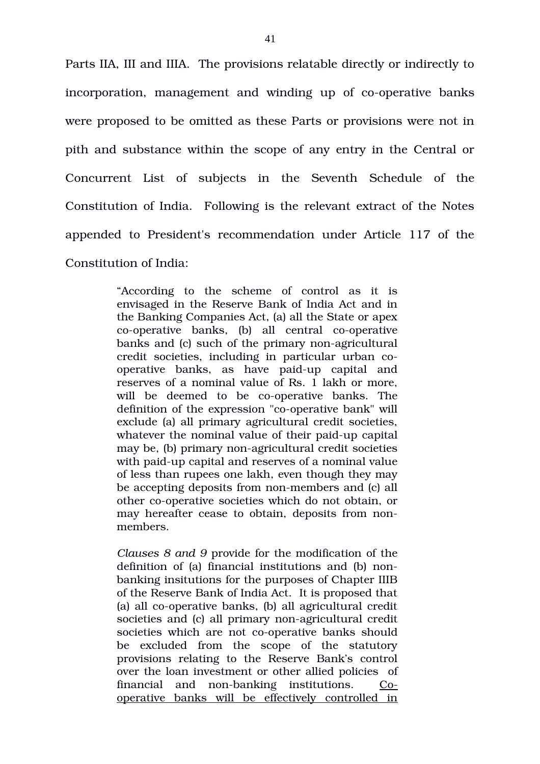Parts IIA, III and IIIA. The provisions relatable directly or indirectly to incorporation, management and winding up of co-operative banks were proposed to be omitted as these Parts or provisions were not in pith and substance within the scope of any entry in the Central or Concurrent List of subjects in the Seventh Schedule of the Constitution of India. Following is the relevant extract of the Notes appended to President's recommendation under Article 117 of the Constitution of India:

> "According to the scheme of control as it is envisaged in the Reserve Bank of India Act and in the Banking Companies Act, (a) all the State or apex co-operative banks, (b) all central co-operative banks and (c) such of the primary non-agricultural credit societies, including in particular urban co-operative banks, as have paid-up capital and reserves of a nominal value of Rs. 1 lakh or more, will be deemed to be co-operative banks. The definition of the expression "co-operative bank" will exclude (a) all primary agricultural credit societies, whatever the nominal value of their paid-up capital may be, (b) primary non-agricultural credit societies with paid-up capital and reserves of a nominal value of less than rupees one lakh, even though they may be accepting deposits from non-members and (c) all other co-operative societies which do not obtain, or may hereafter cease to obtain, deposits from non-members.
>
> *Clauses 8 and 9* provide for the modification of the definition of (a) financial institutions and (b) non-banking insitutions for the purposes of Chapter IIIB of the Reserve Bank of India Act. It is proposed that (a) all co-operative banks, (b) all agricultural credit societies and (c) all primary non-agricultural credit societies which are not co-operative banks should be excluded from the scope of the statutory provisions relating to the Reserve Bank's control over the loan investment or other allied policies of financial and non-banking institutions. <u>Co-operative banks will be effectively controlled in</u>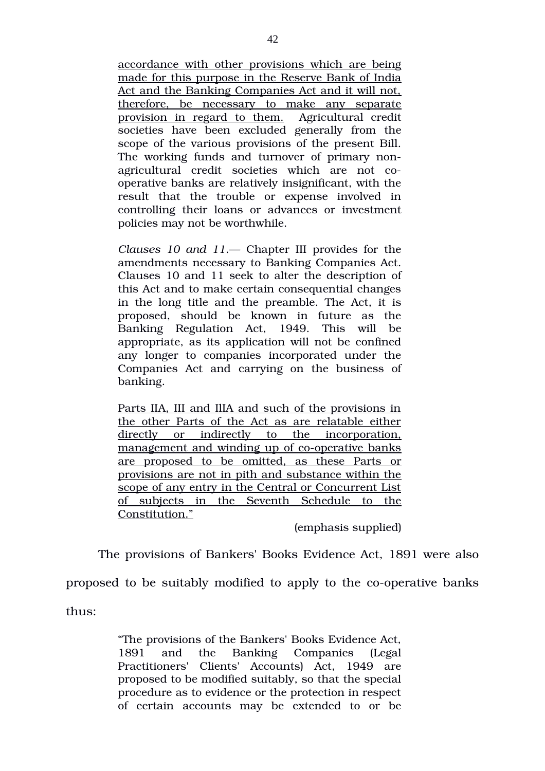> <u>accordance with other provisions which are being made for this purpose in the Reserve Bank of India Act and the Banking Companies Act and it will not, therefore, be necessary to make any separate provision in regard to them.</u> Agricultural credit societies have been excluded generally from the scope of the various provisions of the present Bill. The working funds and turnover of primary non-agricultural credit societies which are not co-operative banks are relatively insignificant, with the result that the trouble or expense involved in controlling their loans or advances or investment policies may not be worthwhile.
>
> *Clauses 10 and 11*.— Chapter III provides for the amendments necessary to Banking Companies Act. Clauses 10 and 11 seek to alter the description of this Act and to make certain consequential changes in the long title and the preamble. The Act, it is proposed, should be known in future as the Banking Regulation Act, 1949. This will be appropriate, as its application will not be confined any longer to companies incorporated under the Companies Act and carrying on the business of banking.
>
> <u>Parts IIA, III and IIIA and such of the provisions in the other Parts of the Act as are relatable either directly or indirectly to the incorporation, management and winding up of co-operative banks are proposed to be omitted, as these Parts or provisions are not in pith and substance within the scope of any entry in the Central or Concurrent List of subjects in the Seventh Schedule to the Constitution."</u>
>
> (emphasis supplied)

The provisions of Bankers' Books Evidence Act, 1891 were also proposed to be suitably modified to apply to the co-operative banks thus:

> "The provisions of the Bankers' Books Evidence Act, 1891 and the Banking Companies (Legal Practitioners' Clients' Accounts) Act, 1949 are proposed to be modified suitably, so that the special procedure as to evidence or the protection in respect of certain accounts may be extended to or be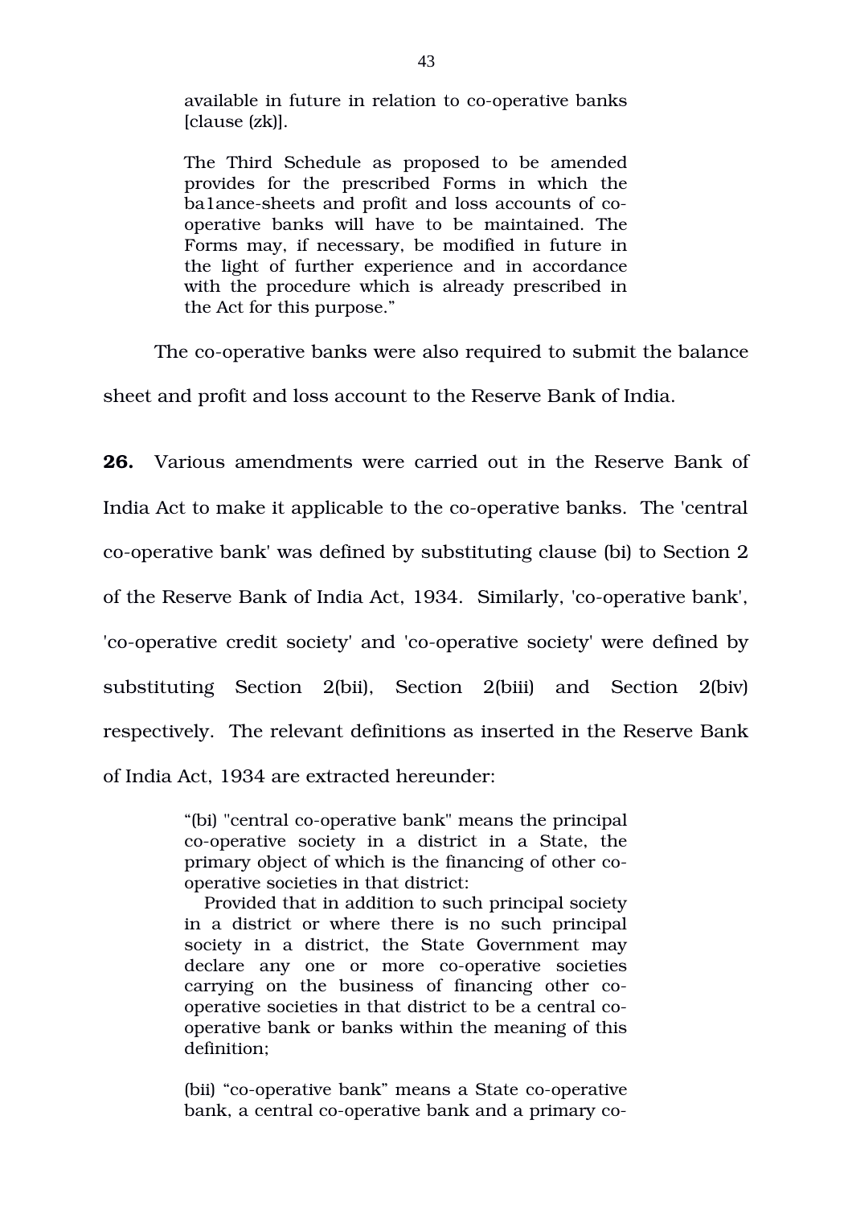> available in future in relation to co-operative banks [clause (zk)].
>
> The Third Schedule as proposed to be amended provides for the prescribed Forms in which the ba1ance-sheets and profit and loss accounts of co-operative banks will have to be maintained. The Forms may, if necessary, be modified in future in the light of further experience and in accordance with the procedure which is already prescribed in the Act for this purpose."

The co-operative banks were also required to submit the balance sheet and profit and loss account to the Reserve Bank of India.

**26.** Various amendments were carried out in the Reserve Bank of India Act to make it applicable to the co-operative banks. The 'central co-operative bank' was defined by substituting clause (bi) to Section 2 of the Reserve Bank of India Act, 1934. Similarly, 'co-operative bank', 'co-operative credit society' and 'co-operative society' were defined by substituting Section 2(bii), Section 2(biii) and Section 2(biv) respectively. The relevant definitions as inserted in the Reserve Bank of India Act, 1934 are extracted hereunder:

> "(bi) "central co-operative bank" means the principal co-operative society in a district in a State, the primary object of which is the financing of other co-operative societies in that district:
>
> Provided that in addition to such principal society in a district or where there is no such principal society in a district, the State Government may declare any one or more co-operative societies carrying on the business of financing other co-operative societies in that district to be a central co-operative bank or banks within the meaning of this definition;
>
> (bii) "co-operative bank" means a State co-operative bank, a central co-operative bank and a primary co-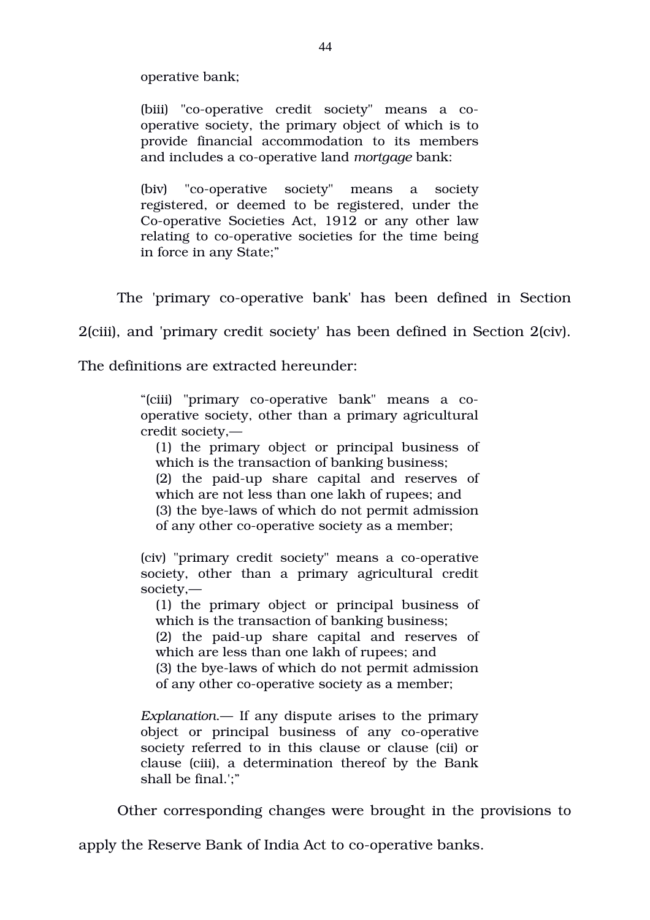> operative bank;
>
> (biii) "co-operative credit society" means a co-operative society, the primary object of which is to provide financial accommodation to its members and includes a co-operative land *mortgage* bank:
>
> (biv) "co-operative society" means a society registered, or deemed to be registered, under the Co-operative Societies Act, 1912 or any other law relating to co-operative societies for the time being in force in any State;"

The 'primary co-operative bank' has been defined in Section 2(ciii), and 'primary credit society' has been defined in Section 2(civ). The definitions are extracted hereunder:

> "(ciii) "primary co-operative bank" means a co-operative society, other than a primary agricultural credit society,—
>
> (1) the primary object or principal business of which is the transaction of banking business;
>
> (2) the paid-up share capital and reserves of which are not less than one lakh of rupees; and
>
> (3) the bye-laws of which do not permit admission of any other co-operative society as a member;
>
> (civ) "primary credit society" means a co-operative society, other than a primary agricultural credit society,—
>
> (1) the primary object or principal business of which is the transaction of banking business;
>
> (2) the paid-up share capital and reserves of which are less than one lakh of rupees; and
>
> (3) the bye-laws of which do not permit admission of any other co-operative society as a member;
>
> *Explanation.*— If any dispute arises to the primary object or principal business of any co-operative society referred to in this clause or clause (cii) or clause (ciii), a determination thereof by the Bank shall be final.';"

Other corresponding changes were brought in the provisions to apply the Reserve Bank of India Act to co-operative banks.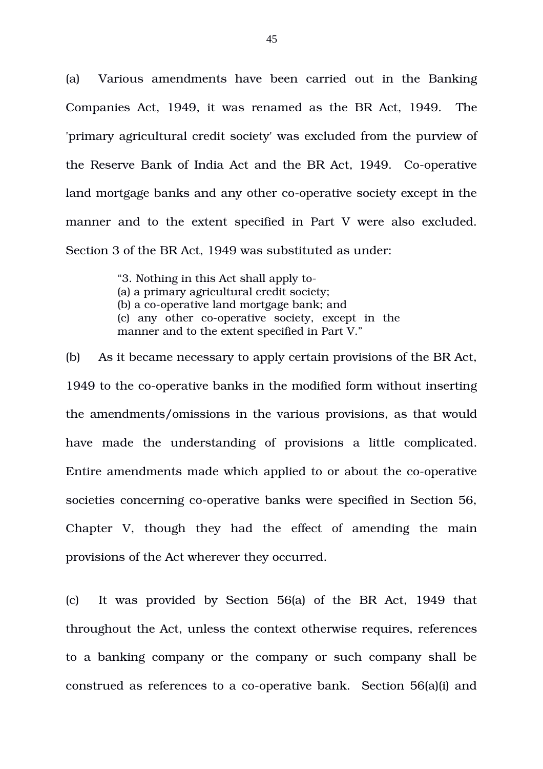(a) Various amendments have been carried out in the Banking Companies Act, 1949, it was renamed as the BR Act, 1949. The 'primary agricultural credit society' was excluded from the purview of the Reserve Bank of India Act and the BR Act, 1949. Co-operative land mortgage banks and any other co-operative society except in the manner and to the extent specified in Part V were also excluded. Section 3 of the BR Act, 1949 was substituted as under:

> "3. Nothing in this Act shall apply to-
> (a) a primary agricultural credit society;
> (b) a co-operative land mortgage bank; and
> (c) any other co-operative society, except in the manner and to the extent specified in Part V."

(b) As it became necessary to apply certain provisions of the BR Act, 1949 to the co-operative banks in the modified form without inserting the amendments/omissions in the various provisions, as that would have made the understanding of provisions a little complicated. Entire amendments made which applied to or about the co-operative societies concerning co-operative banks were specified in Section 56, Chapter V, though they had the effect of amending the main provisions of the Act wherever they occurred.

(c) It was provided by Section 56(a) of the BR Act, 1949 that throughout the Act, unless the context otherwise requires, references to a banking company or the company or such company shall be construed as references to a co-operative bank. Section 56(a)(i) and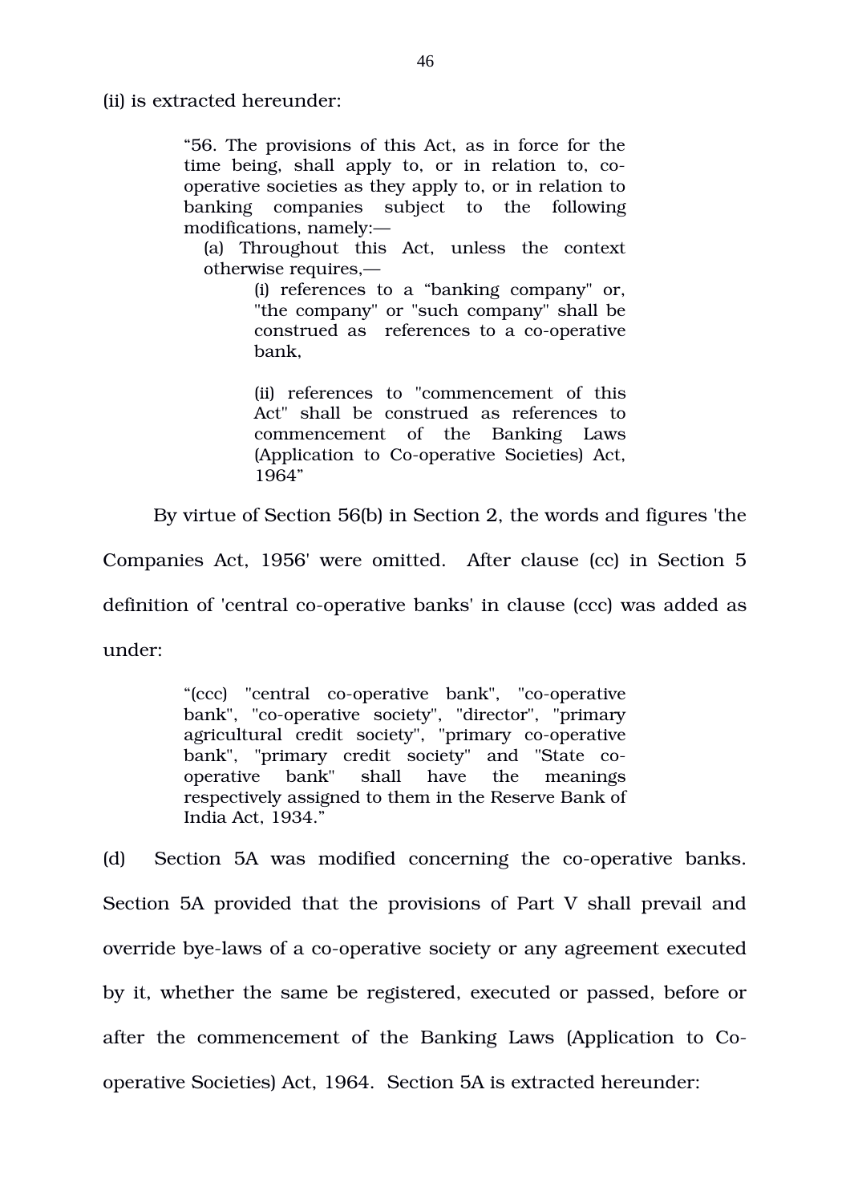(ii) is extracted hereunder:

> "56. The provisions of this Act, as in force for the time being, shall apply to, or in relation to, co-operative societies as they apply to, or in relation to banking companies subject to the following modifications, namely:—
>
> (a) Throughout this Act, unless the context otherwise requires,—
>
> (i) references to a "banking company" or, "the company" or "such company" shall be construed as references to a co-operative bank,
>
> (ii) references to "commencement of this Act" shall be construed as references to commencement of the Banking Laws (Application to Co-operative Societies) Act, 1964"

By virtue of Section 56(b) in Section 2, the words and figures 'the Companies Act, 1956' were omitted. After clause (cc) in Section 5 definition of 'central co-operative banks' in clause (ccc) was added as under:

> "(ccc) "central co-operative bank", "co-operative bank", "co-operative society", "director", "primary agricultural credit society", "primary co-operative bank", "primary credit society" and "State co-operative bank" shall have the meanings respectively assigned to them in the Reserve Bank of India Act, 1934."

(d) Section 5A was modified concerning the co-operative banks. Section 5A provided that the provisions of Part V shall prevail and override bye-laws of a co-operative society or any agreement executed by it, whether the same be registered, executed or passed, before or after the commencement of the Banking Laws (Application to Co-operative Societies) Act, 1964. Section 5A is extracted hereunder: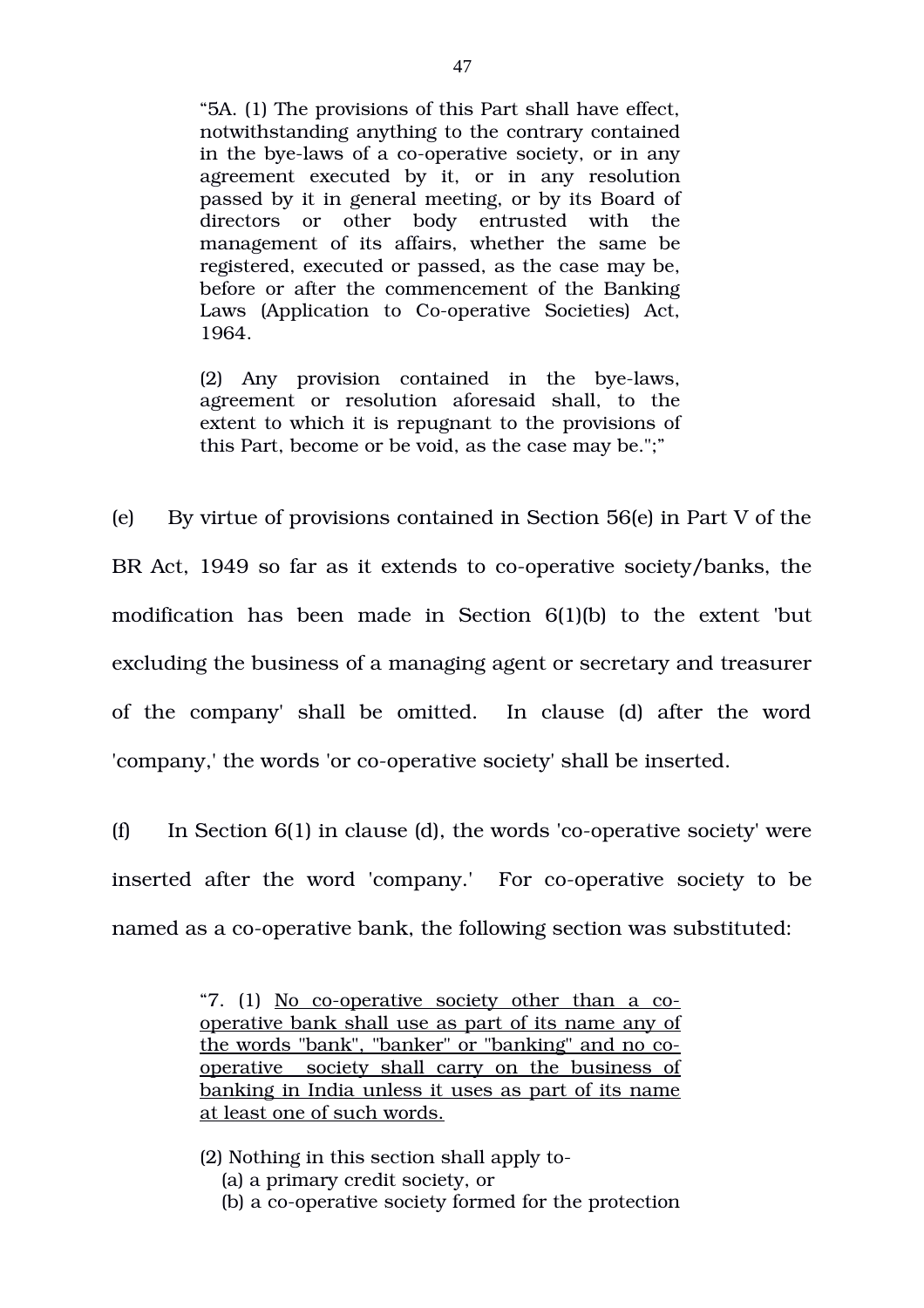> "5A. (1) The provisions of this Part shall have effect, notwithstanding anything to the contrary contained in the bye-laws of a co-operative society, or in any agreement executed by it, or in any resolution passed by it in general meeting, or by its Board of directors or other body entrusted with the management of its affairs, whether the same be registered, executed or passed, as the case may be, before or after the commencement of the Banking Laws (Application to Co-operative Societies) Act, 1964.
>
> (2) Any provision contained in the bye-laws, agreement or resolution aforesaid shall, to the extent to which it is repugnant to the provisions of this Part, become or be void, as the case may be.";"

(e) By virtue of provisions contained in Section 56(e) in Part V of the BR Act, 1949 so far as it extends to co-operative society/banks, the modification has been made in Section 6(1)(b) to the extent 'but excluding the business of a managing agent or secretary and treasurer of the company' shall be omitted. In clause (d) after the word 'company,' the words 'or co-operative society' shall be inserted.

(f) In Section 6(1) in clause (d), the words 'co-operative society' were inserted after the word 'company.' For co-operative society to be named as a co-operative bank, the following section was substituted:

> "7. (1) <u>No co-operative society other than a co-operative bank shall use as part of its name any of the words "bank", "banker" or "banking" and no co-operative society shall carry on the business of banking in India unless it uses as part of its name at least one of such words.</u>
>
> (2) Nothing in this section shall apply to-
> (a) a primary credit society, or
> (b) a co-operative society formed for the protection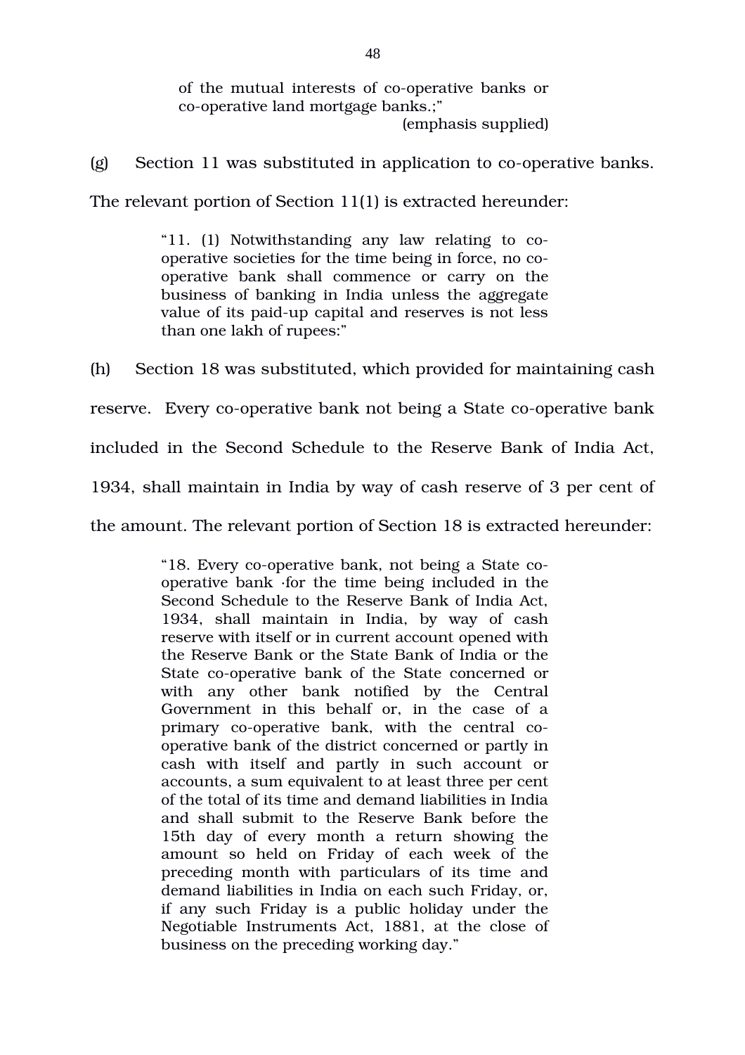> of the mutual interests of co-operative banks or co-operative land mortgage banks.;"
>
> (emphasis supplied)

(g) Section 11 was substituted in application to co-operative banks. The relevant portion of Section 11(1) is extracted hereunder:

> "11. (1) Notwithstanding any law relating to co-operative societies for the time being in force, no co-operative bank shall commence or carry on the business of banking in India unless the aggregate value of its paid-up capital and reserves is not less than one lakh of rupees:"

(h) Section 18 was substituted, which provided for maintaining cash reserve. Every co-operative bank not being a State co-operative bank included in the Second Schedule to the Reserve Bank of India Act, 1934, shall maintain in India by way of cash reserve of 3 per cent of the amount. The relevant portion of Section 18 is extracted hereunder:

> "18. Every co-operative bank, not being a State co-operative bank ·for the time being included in the Second Schedule to the Reserve Bank of India Act, 1934, shall maintain in India, by way of cash reserve with itself or in current account opened with the Reserve Bank or the State Bank of India or the State co-operative bank of the State concerned or with any other bank notified by the Central Government in this behalf or, in the case of a primary co-operative bank, with the central co-operative bank of the district concerned or partly in cash with itself and partly in such account or accounts, a sum equivalent to at least three per cent of the total of its time and demand liabilities in India and shall submit to the Reserve Bank before the 15th day of every month a return showing the amount so held on Friday of each week of the preceding month with particulars of its time and demand liabilities in India on each such Friday, or, if any such Friday is a public holiday under the Negotiable Instruments Act, 1881, at the close of business on the preceding working day."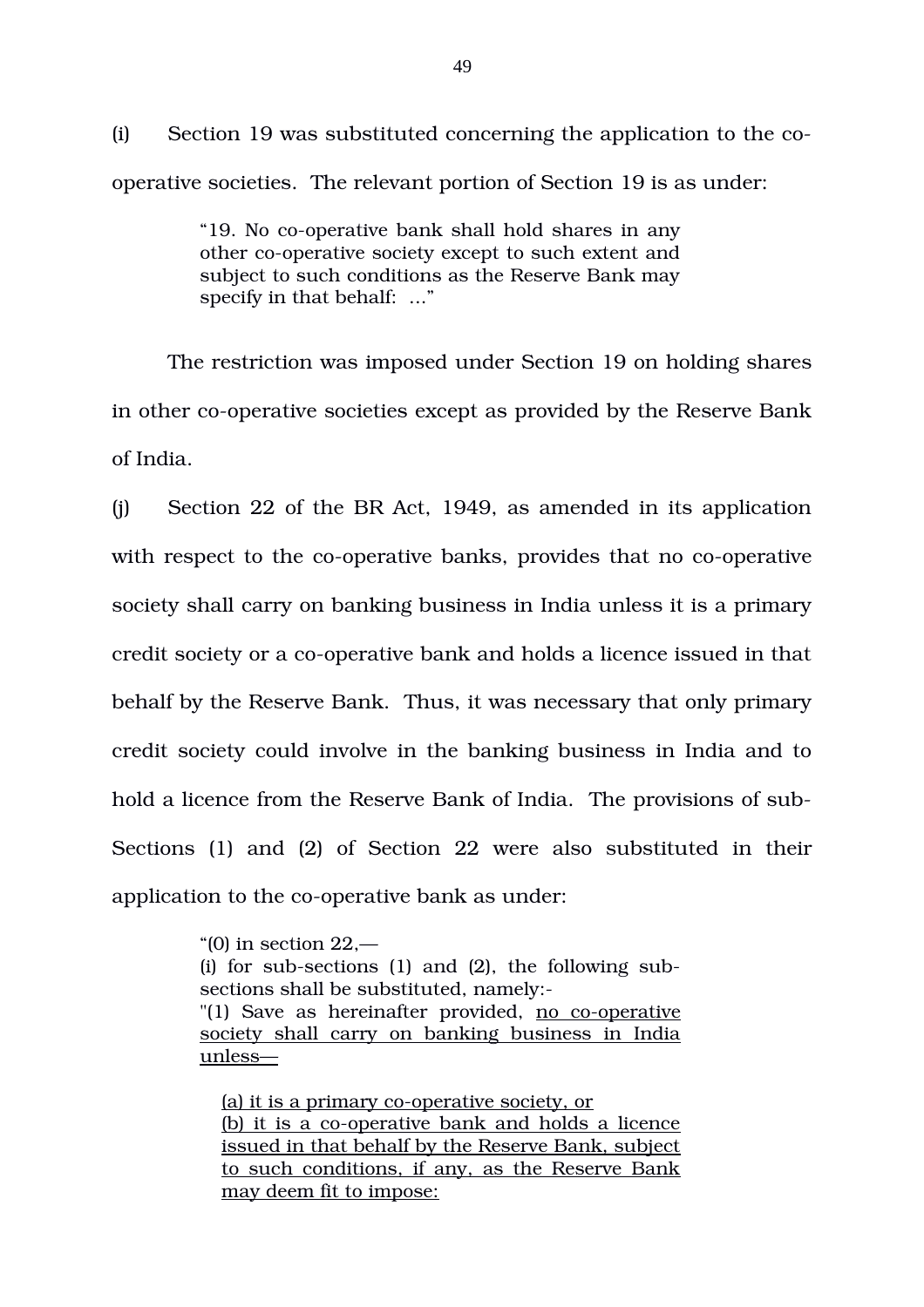(i) Section 19 was substituted concerning the application to the co-operative societies. The relevant portion of Section 19 is as under:

> "19. No co-operative bank shall hold shares in any other co-operative society except to such extent and subject to such conditions as the Reserve Bank may specify in that behalf: ..."

The restriction was imposed under Section 19 on holding shares in other co-operative societies except as provided by the Reserve Bank of India.

(j) Section 22 of the BR Act, 1949, as amended in its application with respect to the co-operative banks, provides that no co-operative society shall carry on banking business in India unless it is a primary credit society or a co-operative bank and holds a licence issued in that behalf by the Reserve Bank. Thus, it was necessary that only primary credit society could involve in the banking business in India and to hold a licence from the Reserve Bank of India. The provisions of sub-Sections (1) and (2) of Section 22 were also substituted in their application to the co-operative bank as under:

> "(0) in section 22,—
> (i) for sub-sections (1) and (2), the following sub-sections shall be substituted, namely:-
> "(1) Save as hereinafter provided, <u>no co-operative society shall carry on banking business in India unless—</u>
>
> <u>(a) it is a primary co-operative society, or</u>
> <u>(b) it is a co-operative bank and holds a licence issued in that behalf by the Reserve Bank, subject to such conditions, if any, as the Reserve Bank may deem fit to impose:</u>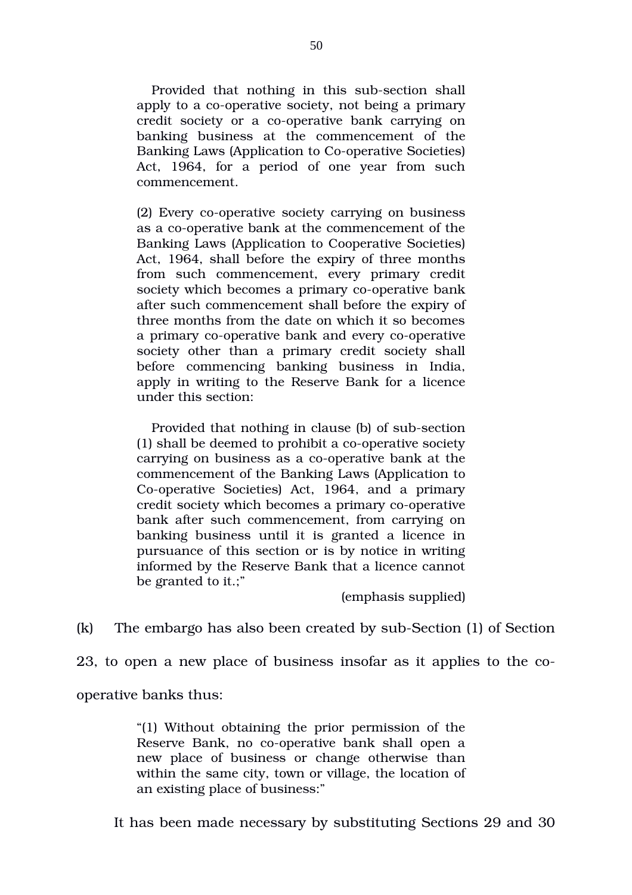> Provided that nothing in this sub-section shall apply to a co-operative society, not being a primary credit society or a co-operative bank carrying on banking business at the commencement of the Banking Laws (Application to Co-operative Societies) Act, 1964, for a period of one year from such commencement.
>
> (2) Every co-operative society carrying on business as a co-operative bank at the commencement of the Banking Laws (Application to Cooperative Societies) Act, 1964, shall before the expiry of three months from such commencement, every primary credit society which becomes a primary co-operative bank after such commencement shall before the expiry of three months from the date on which it so becomes a primary co-operative bank and every co-operative society other than a primary credit society shall before commencing banking business in India, apply in writing to the Reserve Bank for a licence under this section:
>
> Provided that nothing in clause (b) of sub-section (1) shall be deemed to prohibit a co-operative society carrying on business as a co-operative bank at the commencement of the Banking Laws (Application to Co-operative Societies) Act, 1964, and a primary credit society which becomes a primary co-operative bank after such commencement, from carrying on banking business until it is granted a licence in pursuance of this section or is by notice in writing informed by the Reserve Bank that a licence cannot be granted to it.;"
>
> (emphasis supplied)

(k) The embargo has also been created by sub-Section (1) of Section 23, to open a new place of business insofar as it applies to the co-operative banks thus:

> "(1) Without obtaining the prior permission of the Reserve Bank, no co-operative bank shall open a new place of business or change otherwise than within the same city, town or village, the location of an existing place of business:"

It has been made necessary by substituting Sections 29 and 30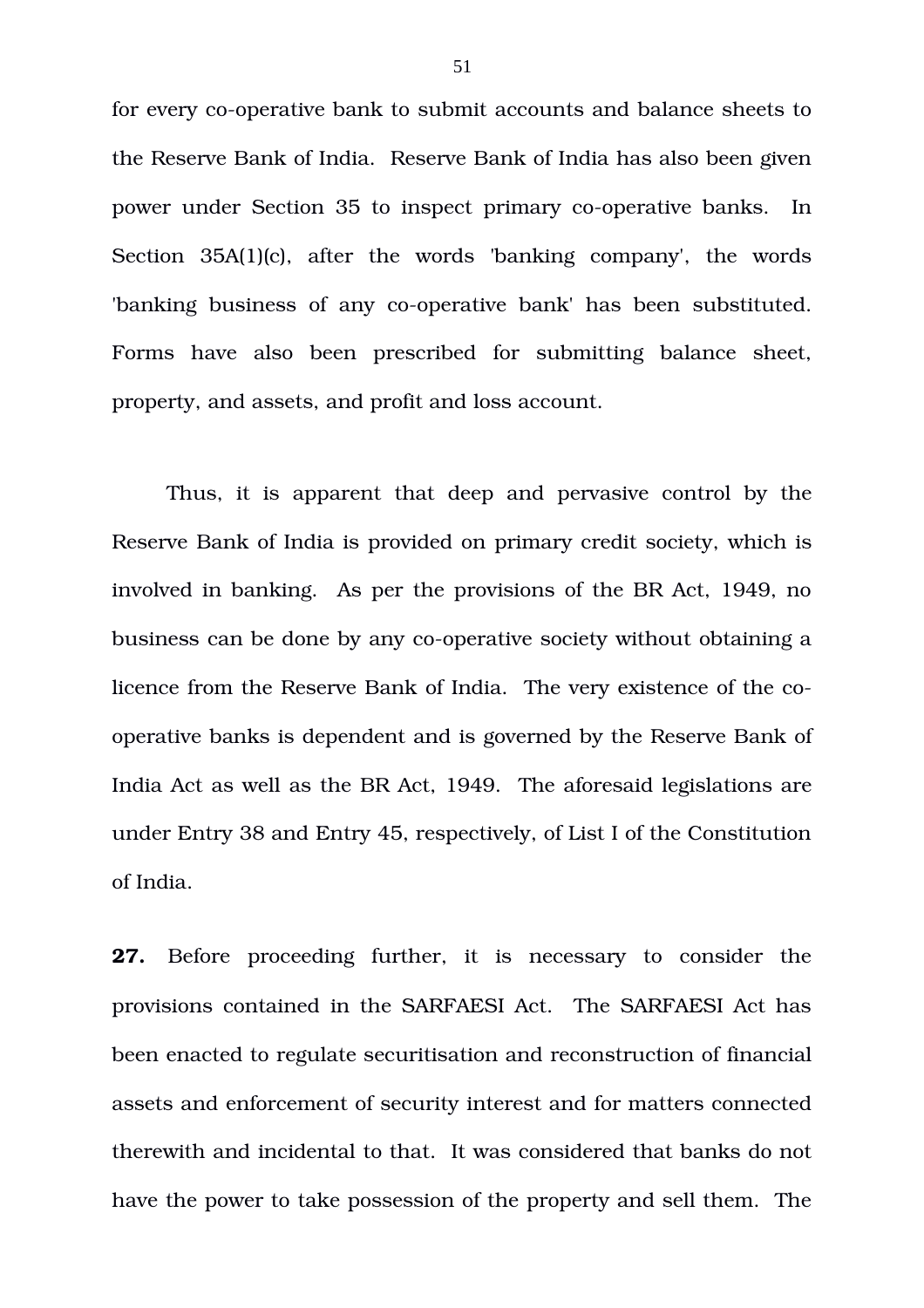for every co-operative bank to submit accounts and balance sheets to the Reserve Bank of India. Reserve Bank of India has also been given power under Section 35 to inspect primary co-operative banks. In Section 35A(1)(c), after the words 'banking company', the words 'banking business of any co-operative bank' has been substituted. Forms have also been prescribed for submitting balance sheet, property, and assets, and profit and loss account.

Thus, it is apparent that deep and pervasive control by the Reserve Bank of India is provided on primary credit society, which is involved in banking. As per the provisions of the BR Act, 1949, no business can be done by any co-operative society without obtaining a licence from the Reserve Bank of India. The very existence of the co-operative banks is dependent and is governed by the Reserve Bank of India Act as well as the BR Act, 1949. The aforesaid legislations are under Entry 38 and Entry 45, respectively, of List I of the Constitution of India.

**27.** Before proceeding further, it is necessary to consider the provisions contained in the SARFAESI Act. The SARFAESI Act has been enacted to regulate securitisation and reconstruction of financial assets and enforcement of security interest and for matters connected therewith and incidental to that. It was considered that banks do not have the power to take possession of the property and sell them. The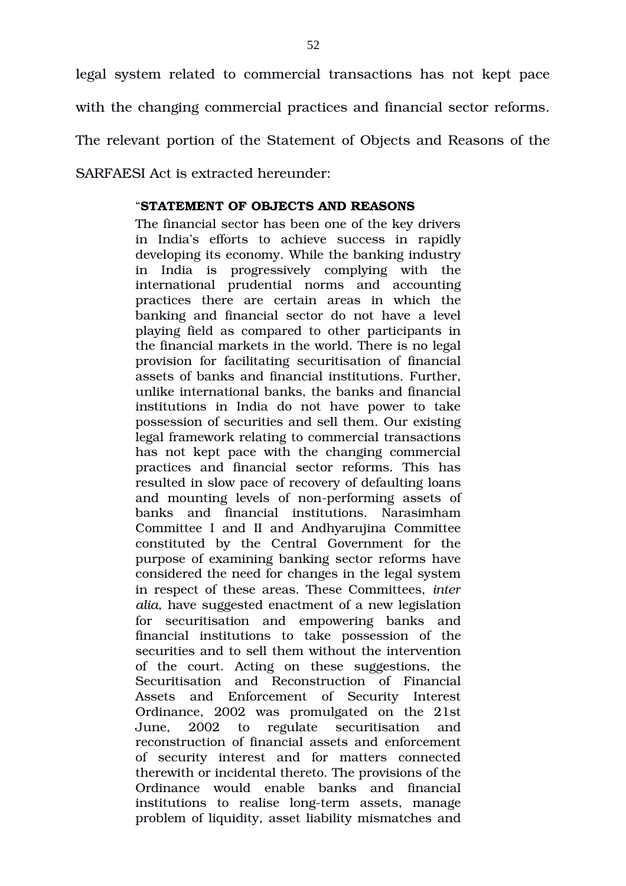legal system related to commercial transactions has not kept pace with the changing commercial practices and financial sector reforms. The relevant portion of the Statement of Objects and Reasons of the SARFAESI Act is extracted hereunder:

> "**STATEMENT OF OBJECTS AND REASONS**
>
> The financial sector has been one of the key drivers in India's efforts to achieve success in rapidly developing its economy. While the banking industry in India is progressively complying with the international prudential norms and accounting practices there are certain areas in which the banking and financial sector do not have a level playing field as compared to other participants in the financial markets in the world. There is no legal provision for facilitating securitisation of financial assets of banks and financial institutions. Further, unlike international banks, the banks and financial institutions in India do not have power to take possession of securities and sell them. Our existing legal framework relating to commercial transactions has not kept pace with the changing commercial practices and financial sector reforms. This has resulted in slow pace of recovery of defaulting loans and mounting levels of non-performing assets of banks and financial institutions. Narasimham Committee I and II and Andhyarujina Committee constituted by the Central Government for the purpose of examining banking sector reforms have considered the need for changes in the legal system in respect of these areas. These Committees, *inter alia*, have suggested enactment of a new legislation for securitisation and empowering banks and financial institutions to take possession of the securities and to sell them without the intervention of the court. Acting on these suggestions, the Securitisation and Reconstruction of Financial Assets and Enforcement of Security Interest Ordinance, 2002 was promulgated on the 21st June, 2002 to regulate securitisation and reconstruction of financial assets and enforcement of security interest and for matters connected therewith or incidental thereto. The provisions of the Ordinance would enable banks and financial institutions to realise long-term assets, manage problem of liquidity, asset liability mismatches and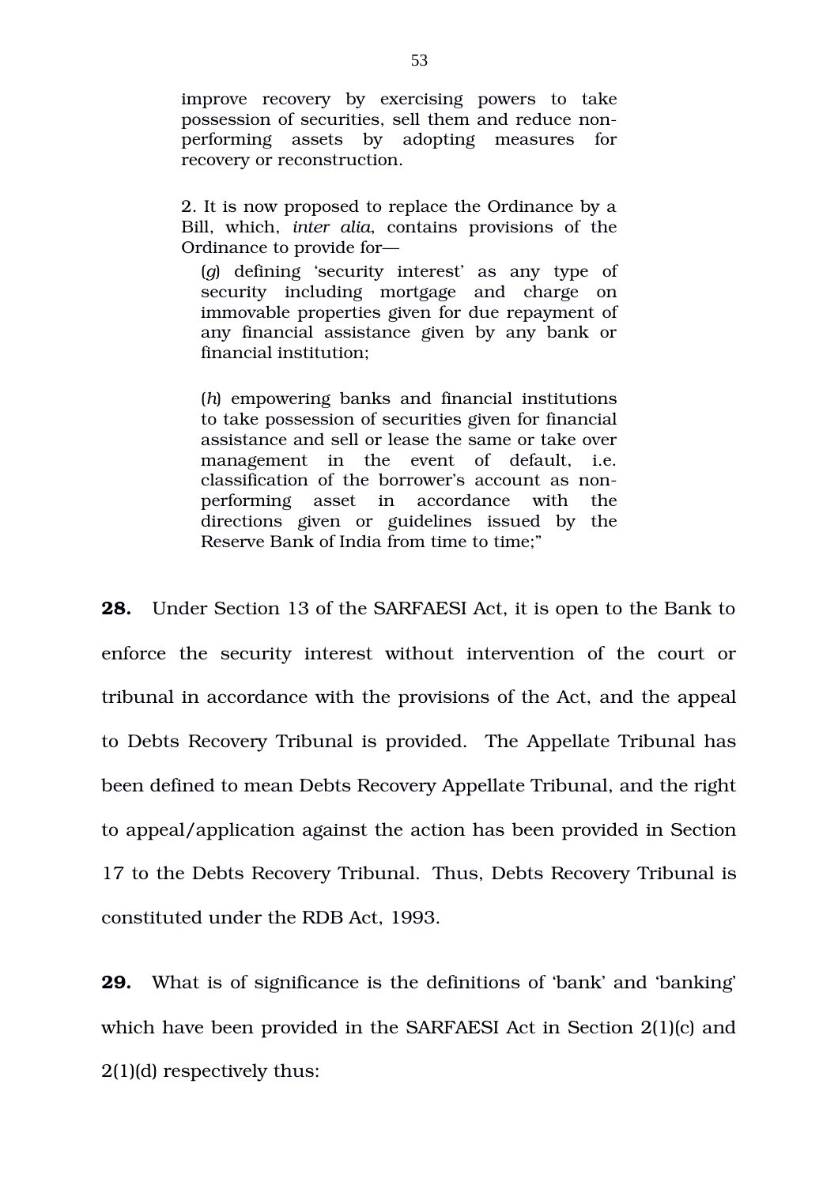> improve recovery by exercising powers to take possession of securities, sell them and reduce non-performing assets by adopting measures for recovery or reconstruction.
>
> 2. It is now proposed to replace the Ordinance by a Bill, which, *inter alia*, contains provisions of the Ordinance to provide for—
>
> > (*g*) defining 'security interest' as any type of security including mortgage and charge on immovable properties given for due repayment of any financial assistance given by any bank or financial institution;
> >
> > (*h*) empowering banks and financial institutions to take possession of securities given for financial assistance and sell or lease the same or take over management in the event of default, i.e. classification of the borrower's account as non-performing asset in accordance with the directions given or guidelines issued by the Reserve Bank of India from time to time;"

**28.** Under Section 13 of the SARFAESI Act, it is open to the Bank to enforce the security interest without intervention of the court or tribunal in accordance with the provisions of the Act, and the appeal to Debts Recovery Tribunal is provided. The Appellate Tribunal has been defined to mean Debts Recovery Appellate Tribunal, and the right to appeal/application against the action has been provided in Section 17 to the Debts Recovery Tribunal. Thus, Debts Recovery Tribunal is constituted under the RDB Act, 1993.

**29.** What is of significance is the definitions of 'bank' and 'banking' which have been provided in the SARFAESI Act in Section 2(1)(c) and 2(1)(d) respectively thus: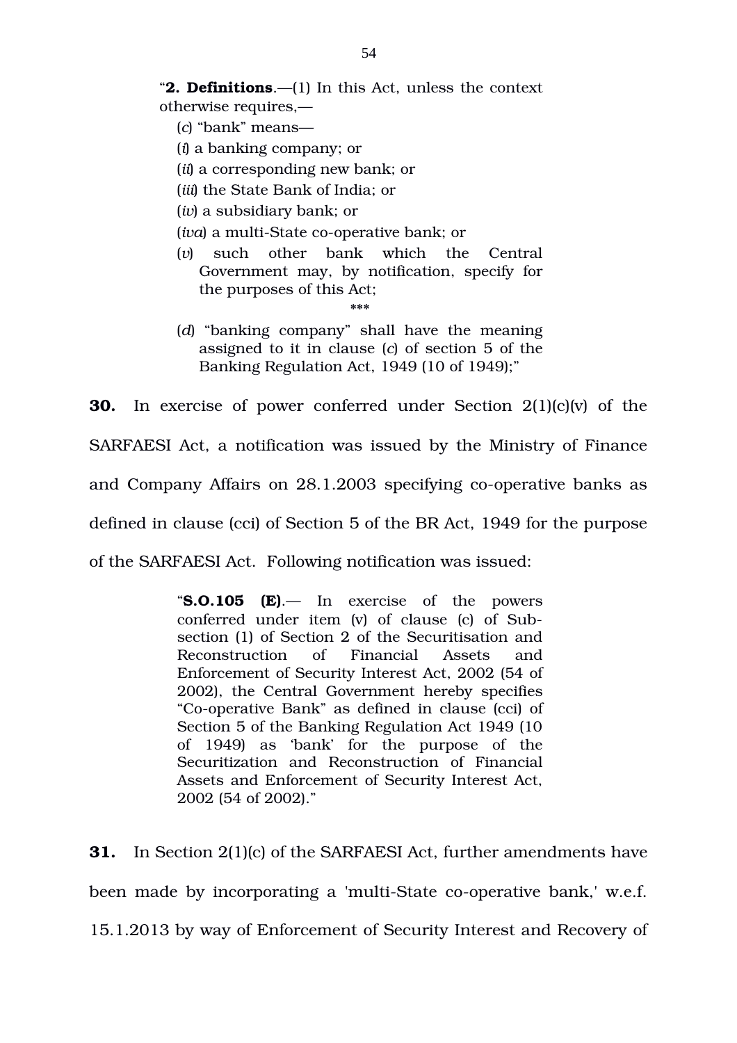> "**2. Definitions**.—(1) In this Act, unless the context otherwise requires,—
>
> (*c*) "bank" means—
>
> (*i*) a banking company; or
>
> (*ii*) a corresponding new bank; or
>
> (*iii*) the State Bank of India; or
>
> (*iv*) a subsidiary bank; or
>
> (*iva*) a multi-State co-operative bank; or
>
> (*v*) such other bank which the Central Government may, by notification, specify for the purposes of this Act;
>
> ***
>
> (*d*) "banking company" shall have the meaning assigned to it in clause (*c*) of section 5 of the Banking Regulation Act, 1949 (10 of 1949);"

**30.** In exercise of power conferred under Section 2(1)(c)(v) of the SARFAESI Act, a notification was issued by the Ministry of Finance and Company Affairs on 28.1.2003 specifying co-operative banks as defined in clause (cci) of Section 5 of the BR Act, 1949 for the purpose of the SARFAESI Act. Following notification was issued:

> "**S.O.105 (E)**.— In exercise of the powers conferred under item (v) of clause (c) of Sub-section (1) of Section 2 of the Securitisation and Reconstruction of Financial Assets and Enforcement of Security Interest Act, 2002 (54 of 2002), the Central Government hereby specifies "Co-operative Bank" as defined in clause (cci) of Section 5 of the Banking Regulation Act 1949 (10 of 1949) as 'bank' for the purpose of the Securitization and Reconstruction of Financial Assets and Enforcement of Security Interest Act, 2002 (54 of 2002)."

**31.** In Section 2(1)(c) of the SARFAESI Act, further amendments have been made by incorporating a 'multi-State co-operative bank,' w.e.f. 15.1.2013 by way of Enforcement of Security Interest and Recovery of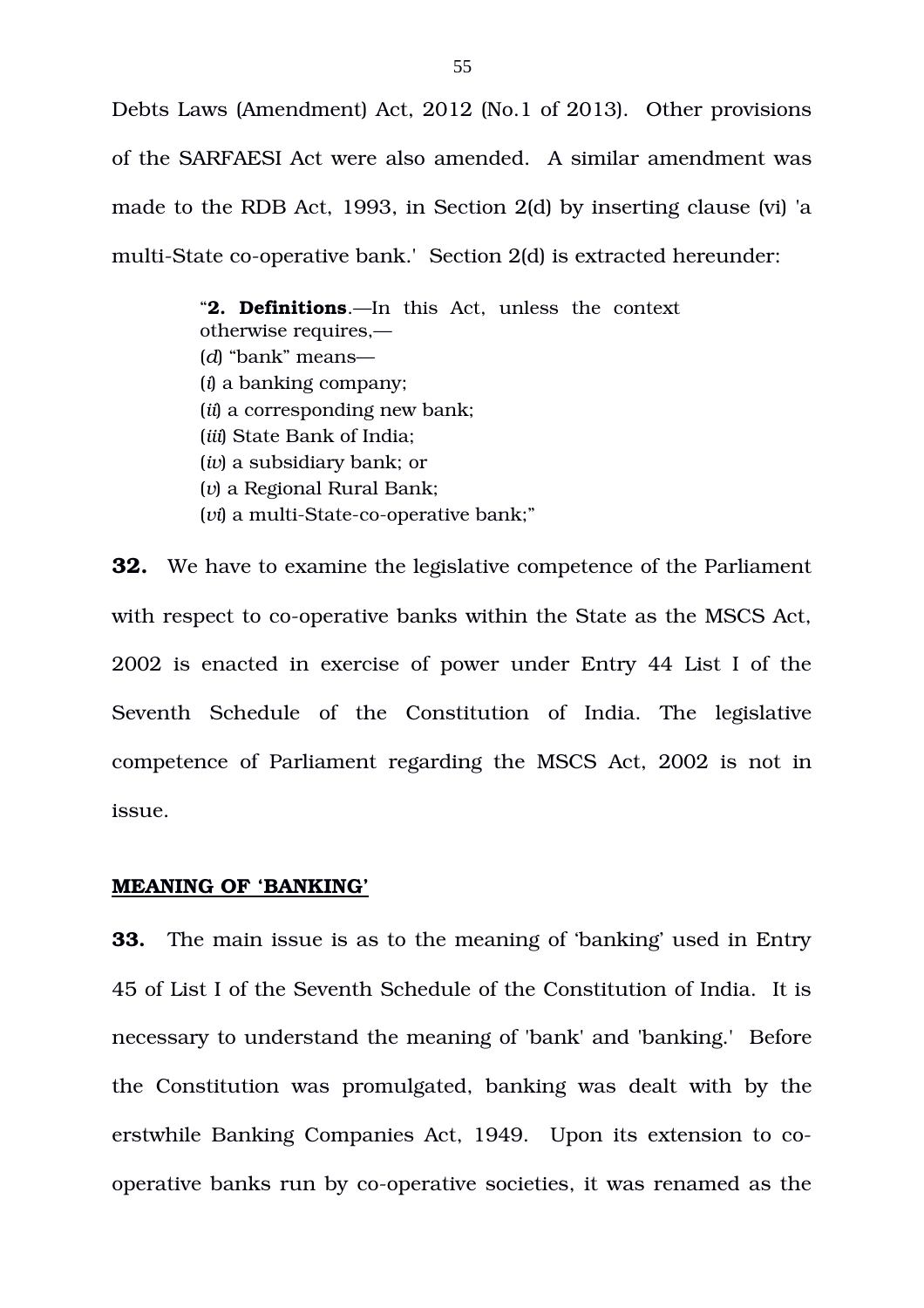Debts Laws (Amendment) Act, 2012 (No.1 of 2013). Other provisions of the SARFAESI Act were also amended. A similar amendment was made to the RDB Act, 1993, in Section 2(d) by inserting clause (vi) 'a multi-State co-operative bank.' Section 2(d) is extracted hereunder:

> "**2. Definitions**.—In this Act, unless the context otherwise requires,—
> (*d*) "bank" means—
> (*i*) a banking company;
> (*ii*) a corresponding new bank;
> (*iii*) State Bank of India;
> (*iv*) a subsidiary bank; or
> (*v*) a Regional Rural Bank;
> (*vi*) a multi-State-co-operative bank;"

**32.** We have to examine the legislative competence of the Parliament with respect to co-operative banks within the State as the MSCS Act, 2002 is enacted in exercise of power under Entry 44 List I of the Seventh Schedule of the Constitution of India. The legislative competence of Parliament regarding the MSCS Act, 2002 is not in issue.

**MEANING OF 'BANKING'**

**33.** The main issue is as to the meaning of 'banking' used in Entry 45 of List I of the Seventh Schedule of the Constitution of India. It is necessary to understand the meaning of 'bank' and 'banking.' Before the Constitution was promulgated, banking was dealt with by the erstwhile Banking Companies Act, 1949. Upon its extension to co-operative banks run by co-operative societies, it was renamed as the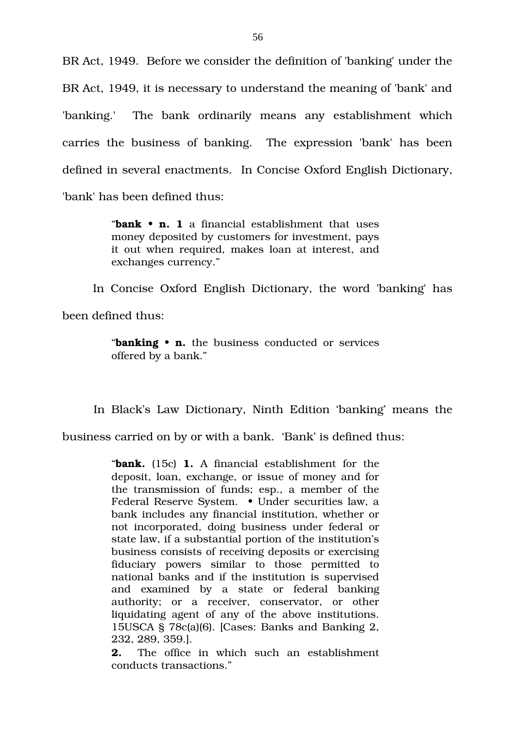BR Act, 1949. Before we consider the definition of 'banking' under the BR Act, 1949, it is necessary to understand the meaning of 'bank' and 'banking.' The bank ordinarily means any establishment which carries the business of banking. The expression 'bank' has been defined in several enactments. In Concise Oxford English Dictionary, 'bank' has been defined thus:

> "**bank • n. 1** a financial establishment that uses money deposited by customers for investment, pays it out when required, makes loan at interest, and exchanges currency."

In Concise Oxford English Dictionary, the word 'banking' has been defined thus:

> "**banking • n.** the business conducted or services offered by a bank."

In Black's Law Dictionary, Ninth Edition 'banking' means the business carried on by or with a bank. 'Bank' is defined thus:

> "**bank.** (15c) **1.** A financial establishment for the deposit, loan, exchange, or issue of money and for the transmission of funds; esp., a member of the Federal Reserve System. • Under securities law, a bank includes any financial institution, whether or not incorporated, doing business under federal or state law, if a substantial portion of the institution's business consists of receiving deposits or exercising fiduciary powers similar to those permitted to national banks and if the institution is supervised and examined by a state or federal banking authority; or a receiver, conservator, or other liquidating agent of any of the above institutions. 15USCA § 78c(a)(6). [Cases: Banks and Banking 2, 232, 289, 359.].
>
> **2.** The office in which such an establishment conducts transactions."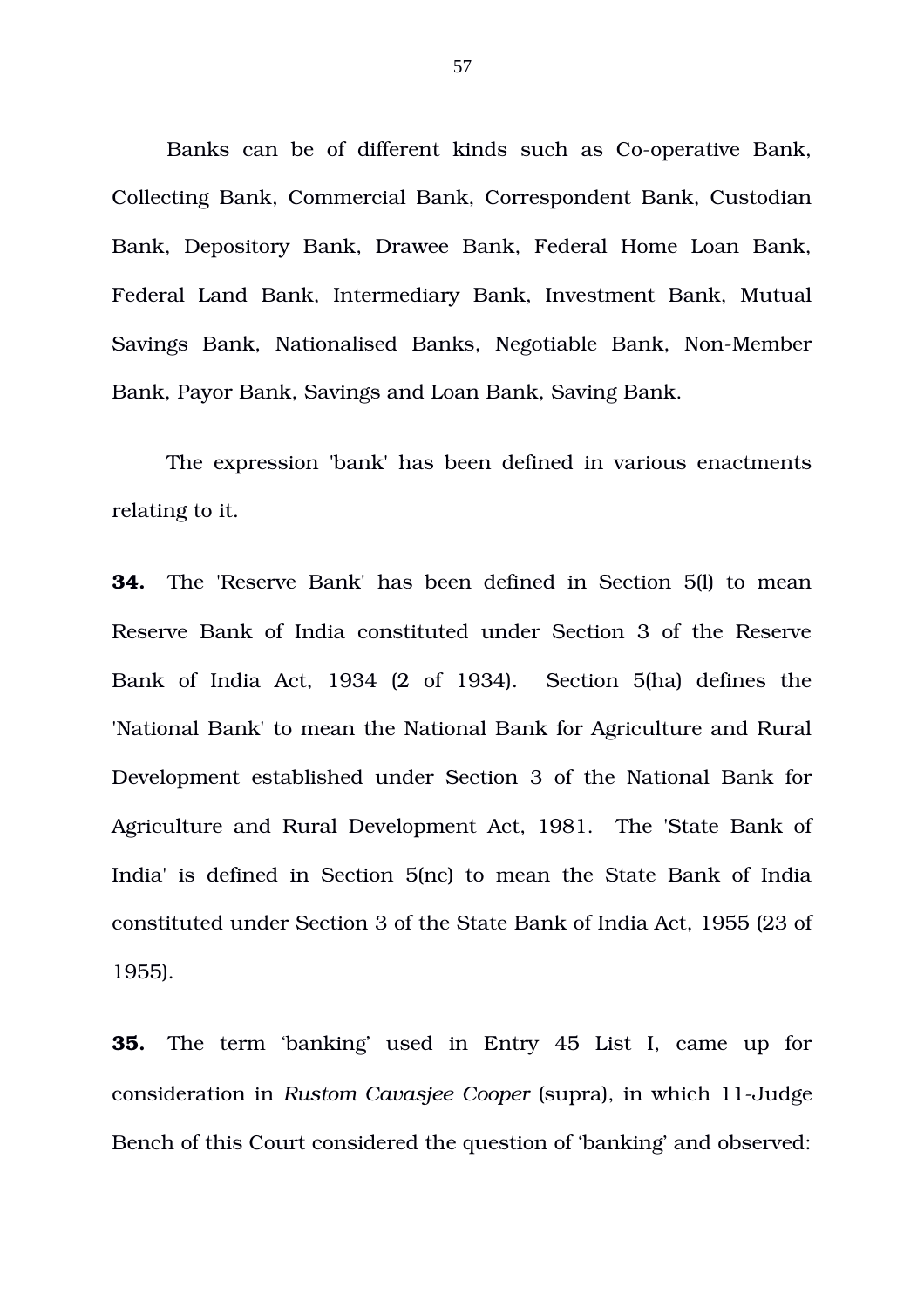Banks can be of different kinds such as Co-operative Bank, Collecting Bank, Commercial Bank, Correspondent Bank, Custodian Bank, Depository Bank, Drawee Bank, Federal Home Loan Bank, Federal Land Bank, Intermediary Bank, Investment Bank, Mutual Savings Bank, Nationalised Banks, Negotiable Bank, Non-Member Bank, Payor Bank, Savings and Loan Bank, Saving Bank.

The expression 'bank' has been defined in various enactments relating to it.

**34.** The 'Reserve Bank' has been defined in Section 5(l) to mean Reserve Bank of India constituted under Section 3 of the Reserve Bank of India Act, 1934 (2 of 1934). Section 5(ha) defines the 'National Bank' to mean the National Bank for Agriculture and Rural Development established under Section 3 of the National Bank for Agriculture and Rural Development Act, 1981. The 'State Bank of India' is defined in Section 5(nc) to mean the State Bank of India constituted under Section 3 of the State Bank of India Act, 1955 (23 of 1955).

**35.** The term 'banking' used in Entry 45 List I, came up for consideration in *Rustom Cavasjee Cooper* (supra), in which 11-Judge Bench of this Court considered the question of 'banking' and observed: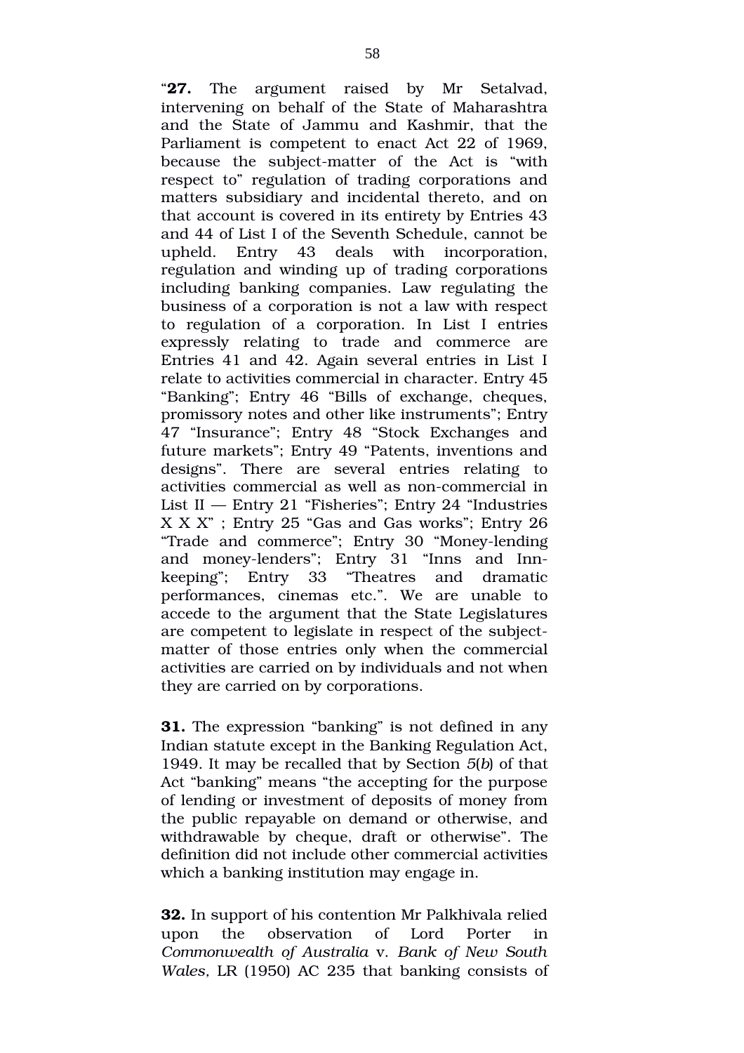“**27.** The argument raised by Mr Setalvad, intervening on behalf of the State of Maharashtra and the State of Jammu and Kashmir, that the Parliament is competent to enact Act 22 of 1969, because the subject-matter of the Act is “with respect to” regulation of trading corporations and matters subsidiary and incidental thereto, and on that account is covered in its entirety by Entries 43 and 44 of List I of the Seventh Schedule, cannot be upheld. Entry 43 deals with incorporation, regulation and winding up of trading corporations including banking companies. Law regulating the business of a corporation is not a law with respect to regulation of a corporation. In List I entries expressly relating to trade and commerce are Entries 41 and 42. Again several entries in List I relate to activities commercial in character. Entry 45 “Banking”; Entry 46 “Bills of exchange, cheques, promissory notes and other like instruments”; Entry 47 “Insurance”; Entry 48 “Stock Exchanges and future markets”; Entry 49 “Patents, inventions and designs”. There are several entries relating to activities commercial as well as non-commercial in List II — Entry 21 “Fisheries”; Entry 24 “Industries X X X” ; Entry 25 “Gas and Gas works”; Entry 26 “Trade and commerce”; Entry 30 “Money-lending and money-lenders”; Entry 31 “Inns and Inn-keeping”; Entry 33 “Theatres and dramatic performances, cinemas etc.”. We are unable to accede to the argument that the State Legislatures are competent to legislate in respect of the subject-matter of those entries only when the commercial activities are carried on by individuals and not when they are carried on by corporations.

**31.** The expression “banking” is not defined in any Indian statute except in the Banking Regulation Act, 1949. It may be recalled that by Section 5(*b*) of that Act “banking” means “the accepting for the purpose of lending or investment of deposits of money from the public repayable on demand or otherwise, and withdrawable by cheque, draft or otherwise”. The definition did not include other commercial activities which a banking institution may engage in.

**32.** In support of his contention Mr Palkhivala relied upon the observation of Lord Porter in *Commonwealth of Australia* v. *Bank of New South Wales*, LR (1950) AC 235 that banking consists of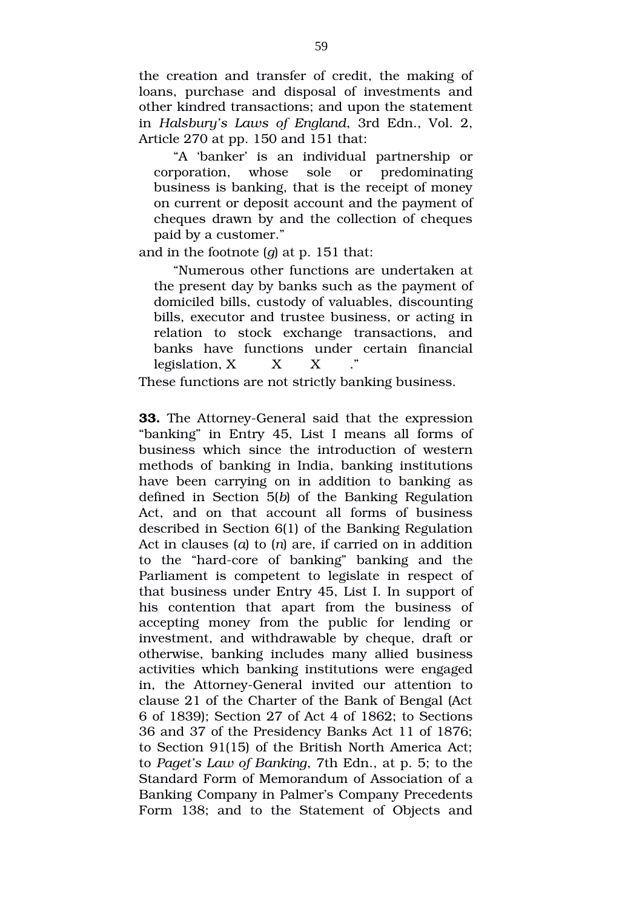the creation and transfer of credit, the making of loans, purchase and disposal of investments and other kindred transactions; and upon the statement in *Halsbury's Laws of England*, 3rd Edn., Vol. 2, Article 270 at pp. 150 and 151 that:

> "A 'banker' is an individual partnership or corporation, whose sole or predominating business is banking, that is the receipt of money on current or deposit account and the payment of cheques drawn by and the collection of cheques paid by a customer."

and in the footnote (*g*) at p. 151 that:

> "Numerous other functions are undertaken at the present day by banks such as the payment of domiciled bills, custody of valuables, discounting bills, executor and trustee business, or acting in relation to stock exchange transactions, and banks have functions under certain financial legislation, X X X ."

These functions are not strictly banking business.

**33.** The Attorney-General said that the expression "banking" in Entry 45, List I means all forms of business which since the introduction of western methods of banking in India, banking institutions have been carrying on in addition to banking as defined in Section 5(*b*) of the Banking Regulation Act, and on that account all forms of business described in Section 6(1) of the Banking Regulation Act in clauses (*a*) to (*n*) are, if carried on in addition to the "hard-core of banking" banking and the Parliament is competent to legislate in respect of that business under Entry 45, List I. In support of his contention that apart from the business of accepting money from the public for lending or investment, and withdrawable by cheque, draft or otherwise, banking includes many allied business activities which banking institutions were engaged in, the Attorney-General invited our attention to clause 21 of the Charter of the Bank of Bengal (Act 6 of 1839); Section 27 of Act 4 of 1862; to Sections 36 and 37 of the Presidency Banks Act 11 of 1876; to Section 91(15) of the British North America Act; to *Paget's Law of Banking*, 7th Edn., at p. 5; to the Standard Form of Memorandum of Association of a Banking Company in Palmer's Company Precedents Form 138; and to the Statement of Objects and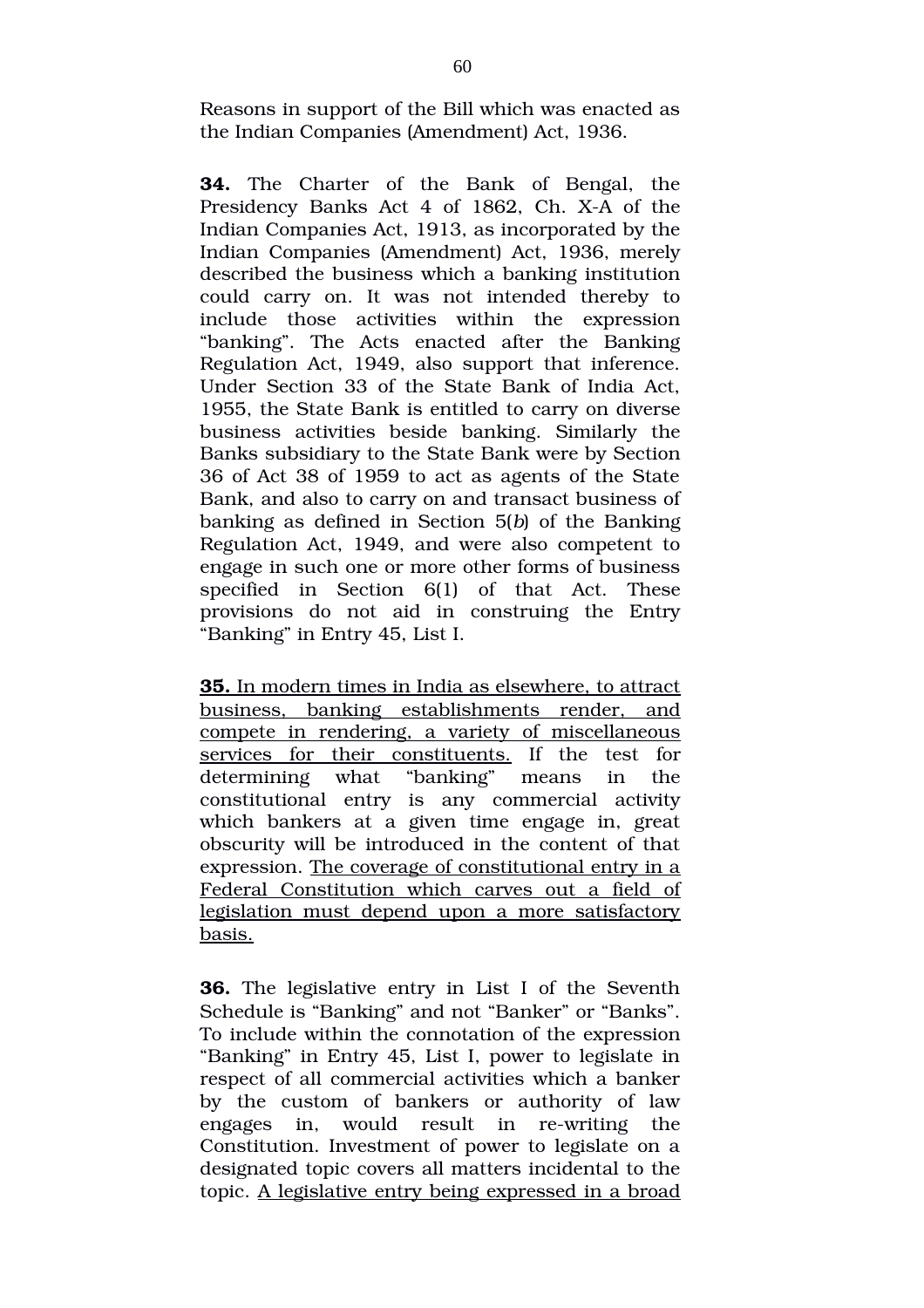Reasons in support of the Bill which was enacted as the Indian Companies (Amendment) Act, 1936.

**34.** The Charter of the Bank of Bengal, the Presidency Banks Act 4 of 1862, Ch. X-A of the Indian Companies Act, 1913, as incorporated by the Indian Companies (Amendment) Act, 1936, merely described the business which a banking institution could carry on. It was not intended thereby to include those activities within the expression "banking". The Acts enacted after the Banking Regulation Act, 1949, also support that inference. Under Section 33 of the State Bank of India Act, 1955, the State Bank is entitled to carry on diverse business activities beside banking. Similarly the Banks subsidiary to the State Bank were by Section 36 of Act 38 of 1959 to act as agents of the State Bank, and also to carry on and transact business of banking as defined in Section 5(*b*) of the Banking Regulation Act, 1949, and were also competent to engage in such one or more other forms of business specified in Section 6(1) of that Act. These provisions do not aid in construing the Entry "Banking" in Entry 45, List I.

**35.** <u>In modern times in India as elsewhere, to attract business, banking establishments render, and compete in rendering, a variety of miscellaneous services for their constituents.</u> If the test for determining what "banking" means in the constitutional entry is any commercial activity which bankers at a given time engage in, great obscurity will be introduced in the content of that expression. <u>The coverage of constitutional entry in a Federal Constitution which carves out a field of legislation must depend upon a more satisfactory basis.</u>

**36.** The legislative entry in List I of the Seventh Schedule is "Banking" and not "Banker" or "Banks". To include within the connotation of the expression "Banking" in Entry 45, List I, power to legislate in respect of all commercial activities which a banker by the custom of bankers or authority of law engages in, would result in re-writing the Constitution. Investment of power to legislate on a designated topic covers all matters incidental to the topic. <u>A legislative entry being expressed in a broad</u>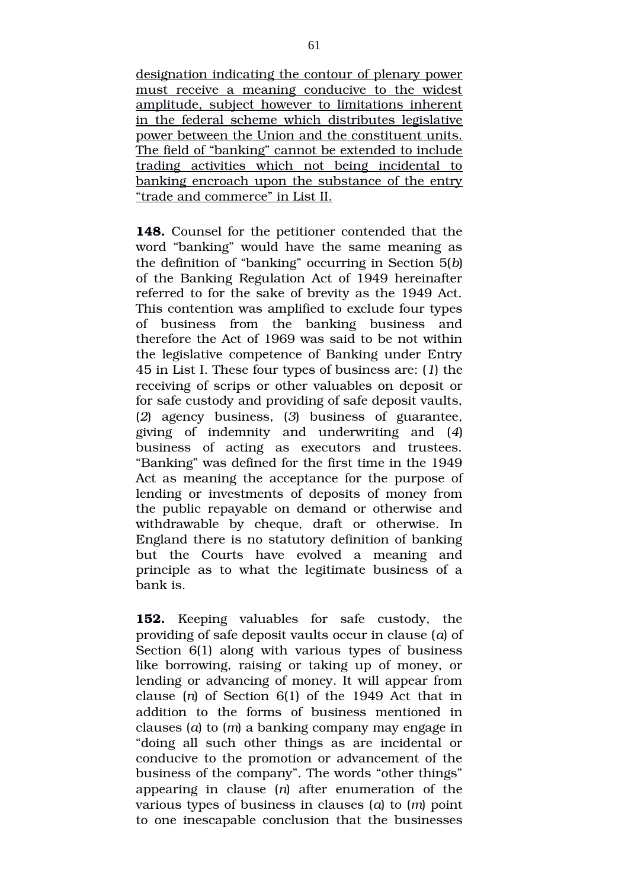<u>designation indicating the contour of plenary power must receive a meaning conducive to the widest amplitude, subject however to limitations inherent in the federal scheme which distributes legislative power between the Union and the constituent units. The field of "banking" cannot be extended to include trading activities which not being incidental to banking encroach upon the substance of the entry "trade and commerce" in List II.</u>

**148.** Counsel for the petitioner contended that the word "banking" would have the same meaning as the definition of "banking" occurring in Section 5(*b*) of the Banking Regulation Act of 1949 hereinafter referred to for the sake of brevity as the 1949 Act. This contention was amplified to exclude four types of business from the banking business and therefore the Act of 1969 was said to be not within the legislative competence of Banking under Entry 45 in List I. These four types of business are: (*1*) the receiving of scrips or other valuables on deposit or for safe custody and providing of safe deposit vaults, (*2*) agency business, (*3*) business of guarantee, giving of indemnity and underwriting and (*4*) business of acting as executors and trustees. "Banking" was defined for the first time in the 1949 Act as meaning the acceptance for the purpose of lending or investments of deposits of money from the public repayable on demand or otherwise and withdrawable by cheque, draft or otherwise. In England there is no statutory definition of banking but the Courts have evolved a meaning and principle as to what the legitimate business of a bank is.

**152.** Keeping valuables for safe custody, the providing of safe deposit vaults occur in clause (*a*) of Section 6(1) along with various types of business like borrowing, raising or taking up of money, or lending or advancing of money. It will appear from clause (*n*) of Section 6(1) of the 1949 Act that in addition to the forms of business mentioned in clauses (*a*) to (*m*) a banking company may engage in "doing all such other things as are incidental or conducive to the promotion or advancement of the business of the company". The words "other things" appearing in clause (*n*) after enumeration of the various types of business in clauses (*a*) to (*m*) point to one inescapable conclusion that the businesses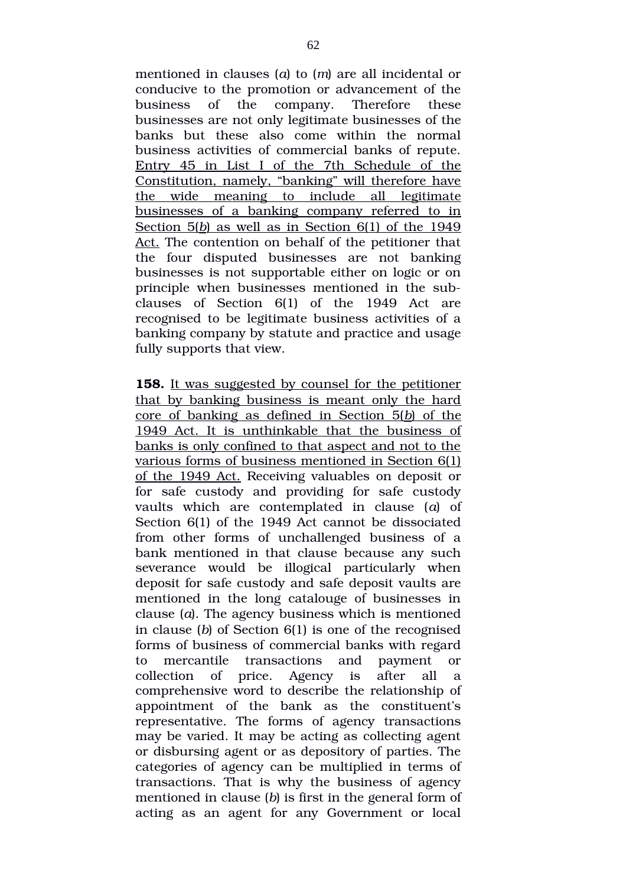mentioned in clauses (*a*) to (*m*) are all incidental or conducive to the promotion or advancement of the business of the company. Therefore these businesses are not only legitimate businesses of the banks but these also come within the normal business activities of commercial banks of repute. Entry 45 in List I of the 7th Schedule of the Constitution, namely, "banking" will therefore have the wide meaning to include all legitimate businesses of a banking company referred to in Section 5(*b*) as well as in Section 6(1) of the 1949 Act. The contention on behalf of the petitioner that the four disputed businesses are not banking businesses is not supportable either on logic or on principle when businesses mentioned in the sub-clauses of Section 6(1) of the 1949 Act are recognised to be legitimate business activities of a banking company by statute and practice and usage fully supports that view.

**158.** It was suggested by counsel for the petitioner that by banking business is meant only the hard core of banking as defined in Section 5(*b*) of the 1949 Act. It is unthinkable that the business of banks is only confined to that aspect and not to the various forms of business mentioned in Section 6(1) of the 1949 Act. Receiving valuables on deposit or for safe custody and providing for safe custody vaults which are contemplated in clause (*a*) of Section 6(1) of the 1949 Act cannot be dissociated from other forms of unchallenged business of a bank mentioned in that clause because any such severance would be illogical particularly when deposit for safe custody and safe deposit vaults are mentioned in the long catalouge of businesses in clause (*a*). The agency business which is mentioned in clause (*b*) of Section 6(1) is one of the recognised forms of business of commercial banks with regard to mercantile transactions and payment or collection of price. Agency is after all a comprehensive word to describe the relationship of appointment of the bank as the constituent's representative. The forms of agency transactions may be varied. It may be acting as collecting agent or disbursing agent or as depository of parties. The categories of agency can be multiplied in terms of transactions. That is why the business of agency mentioned in clause (*b*) is first in the general form of acting as an agent for any Government or local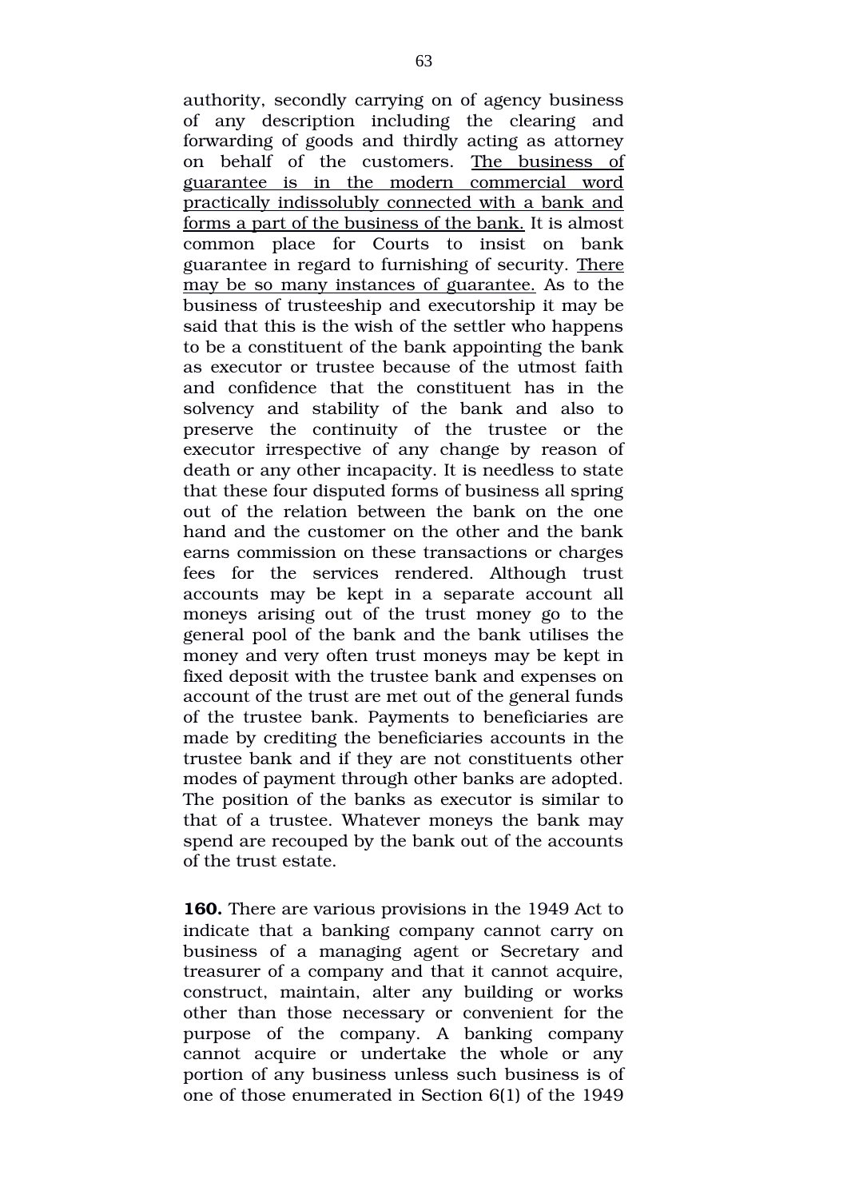authority, secondly carrying on of agency business of any description including the clearing and forwarding of goods and thirdly acting as attorney on behalf of the customers. <u>The business of guarantee is in the modern commercial word practically indissolubly connected with a bank and forms a part of the business of the bank.</u> It is almost common place for Courts to insist on bank guarantee in regard to furnishing of security. <u>There may be so many instances of guarantee.</u> As to the business of trusteeship and executorship it may be said that this is the wish of the settler who happens to be a constituent of the bank appointing the bank as executor or trustee because of the utmost faith and confidence that the constituent has in the solvency and stability of the bank and also to preserve the continuity of the trustee or the executor irrespective of any change by reason of death or any other incapacity. It is needless to state that these four disputed forms of business all spring out of the relation between the bank on the one hand and the customer on the other and the bank earns commission on these transactions or charges fees for the services rendered. Although trust accounts may be kept in a separate account all moneys arising out of the trust money go to the general pool of the bank and the bank utilises the money and very often trust moneys may be kept in fixed deposit with the trustee bank and expenses on account of the trust are met out of the general funds of the trustee bank. Payments to beneficiaries are made by crediting the beneficiaries accounts in the trustee bank and if they are not constituents other modes of payment through other banks are adopted. The position of the banks as executor is similar to that of a trustee. Whatever moneys the bank may spend are recouped by the bank out of the accounts of the trust estate.

**160.** There are various provisions in the 1949 Act to indicate that a banking company cannot carry on business of a managing agent or Secretary and treasurer of a company and that it cannot acquire, construct, maintain, alter any building or works other than those necessary or convenient for the purpose of the company. A banking company cannot acquire or undertake the whole or any portion of any business unless such business is of one of those enumerated in Section 6(1) of the 1949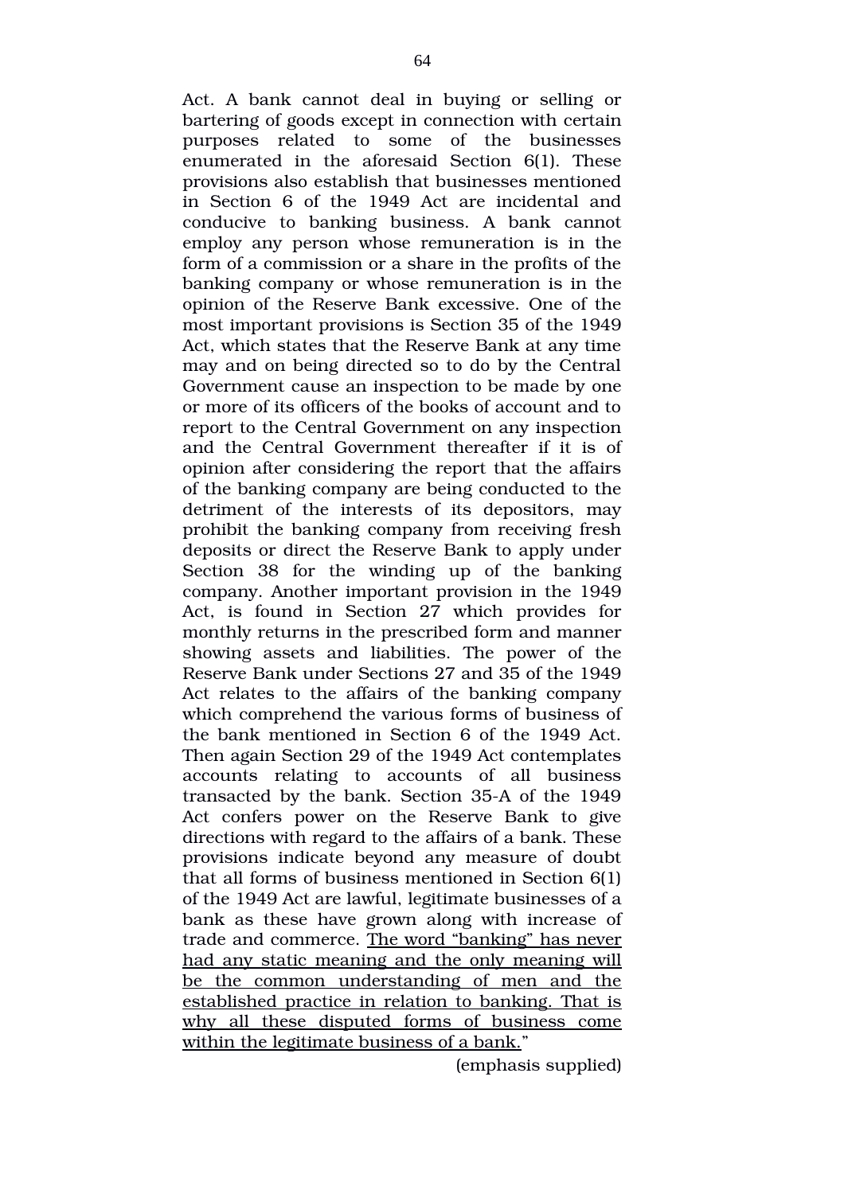Act. A bank cannot deal in buying or selling or bartering of goods except in connection with certain purposes related to some of the businesses enumerated in the aforesaid Section 6(1). These provisions also establish that businesses mentioned in Section 6 of the 1949 Act are incidental and conducive to banking business. A bank cannot employ any person whose remuneration is in the form of a commission or a share in the profits of the banking company or whose remuneration is in the opinion of the Reserve Bank excessive. One of the most important provisions is Section 35 of the 1949 Act, which states that the Reserve Bank at any time may and on being directed so to do by the Central Government cause an inspection to be made by one or more of its officers of the books of account and to report to the Central Government on any inspection and the Central Government thereafter if it is of opinion after considering the report that the affairs of the banking company are being conducted to the detriment of the interests of its depositors, may prohibit the banking company from receiving fresh deposits or direct the Reserve Bank to apply under Section 38 for the winding up of the banking company. Another important provision in the 1949 Act, is found in Section 27 which provides for monthly returns in the prescribed form and manner showing assets and liabilities. The power of the Reserve Bank under Sections 27 and 35 of the 1949 Act relates to the affairs of the banking company which comprehend the various forms of business of the bank mentioned in Section 6 of the 1949 Act. Then again Section 29 of the 1949 Act contemplates accounts relating to accounts of all business transacted by the bank. Section 35-A of the 1949 Act confers power on the Reserve Bank to give directions with regard to the affairs of a bank. These provisions indicate beyond any measure of doubt that all forms of business mentioned in Section 6(1) of the 1949 Act are lawful, legitimate businesses of a bank as these have grown along with increase of trade and commerce. <u>The word "banking" has never had any static meaning and the only meaning will be the common understanding of men and the established practice in relation to banking. That is why all these disputed forms of business come within the legitimate business of a bank.</u>"

(emphasis supplied)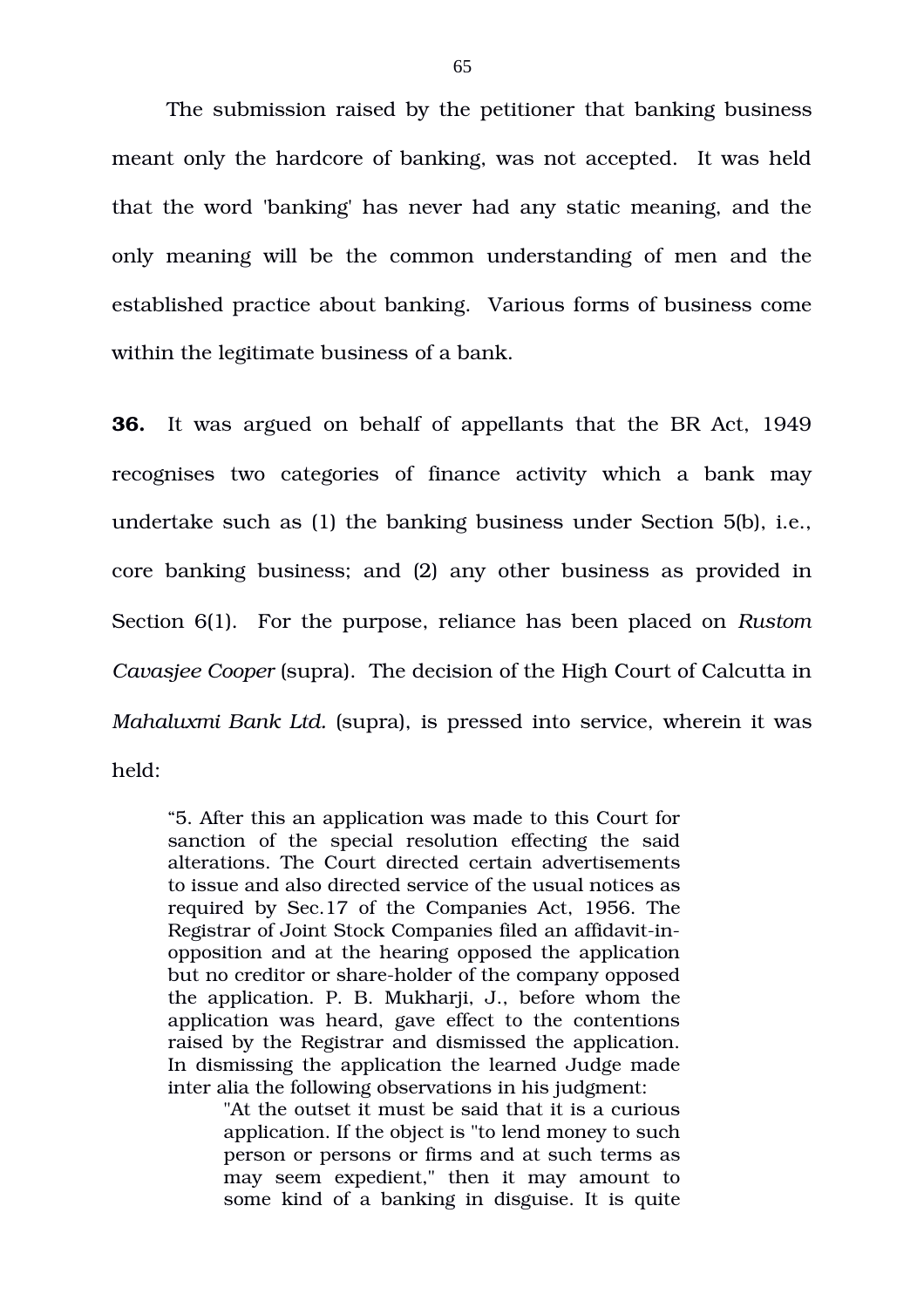The submission raised by the petitioner that banking business meant only the hardcore of banking, was not accepted. It was held that the word 'banking' has never had any static meaning, and the only meaning will be the common understanding of men and the established practice about banking. Various forms of business come within the legitimate business of a bank.

**36.** It was argued on behalf of appellants that the BR Act, 1949 recognises two categories of finance activity which a bank may undertake such as (1) the banking business under Section 5(b), i.e., core banking business; and (2) any other business as provided in Section 6(1). For the purpose, reliance has been placed on *Rustom Cavasjee Cooper* (supra). The decision of the High Court of Calcutta in *Mahaluxmi Bank Ltd.* (supra), is pressed into service, wherein it was held:

> "5. After this an application was made to this Court for sanction of the special resolution effecting the said alterations. The Court directed certain advertisements to issue and also directed service of the usual notices as required by Sec.17 of the Companies Act, 1956. The Registrar of Joint Stock Companies filed an affidavit-in-opposition and at the hearing opposed the application but no creditor or share-holder of the company opposed the application. P. B. Mukharji, J., before whom the application was heard, gave effect to the contentions raised by the Registrar and dismissed the application. In dismissing the application the learned Judge made inter alia the following observations in his judgment:
>
> > "At the outset it must be said that it is a curious application. If the object is "to lend money to such person or persons or firms and at such terms as may seem expedient," then it may amount to some kind of a banking in disguise. It is quite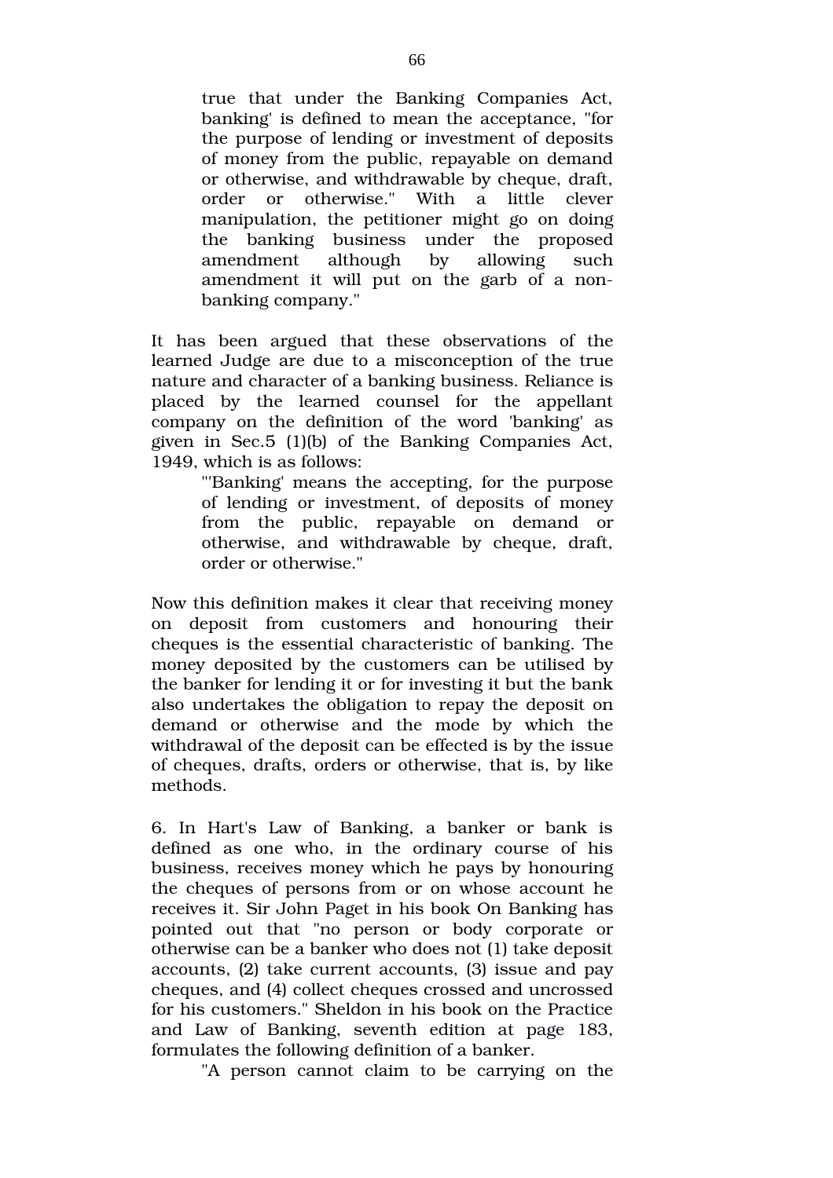> true that under the Banking Companies Act, banking' is defined to mean the acceptance, "for the purpose of lending or investment of deposits of money from the public, repayable on demand or otherwise, and withdrawable by cheque, draft, order or otherwise." With a little clever manipulation, the petitioner might go on doing the banking business under the proposed amendment although by allowing such amendment it will put on the garb of a non-banking company."

It has been argued that these observations of the learned Judge are due to a misconception of the true nature and character of a banking business. Reliance is placed by the learned counsel for the appellant company on the definition of the word 'banking' as given in Sec.5 (1)(b) of the Banking Companies Act, 1949, which is as follows:

> "'Banking' means the accepting, for the purpose of lending or investment, of deposits of money from the public, repayable on demand or otherwise, and withdrawable by cheque, draft, order or otherwise."

Now this definition makes it clear that receiving money on deposit from customers and honouring their cheques is the essential characteristic of banking. The money deposited by the customers can be utilised by the banker for lending it or for investing it but the bank also undertakes the obligation to repay the deposit on demand or otherwise and the mode by which the withdrawal of the deposit can be effected is by the issue of cheques, drafts, orders or otherwise, that is, by like methods.

6. In Hart's Law of Banking, a banker or bank is defined as one who, in the ordinary course of his business, receives money which he pays by honouring the cheques of persons from or on whose account he receives it. Sir John Paget in his book On Banking has pointed out that "no person or body corporate or otherwise can be a banker who does not (1) take deposit accounts, (2) take current accounts, (3) issue and pay cheques, and (4) collect cheques crossed and uncrossed for his customers." Sheldon in his book on the Practice and Law of Banking, seventh edition at page 183, formulates the following definition of a banker.

"A person cannot claim to be carrying on the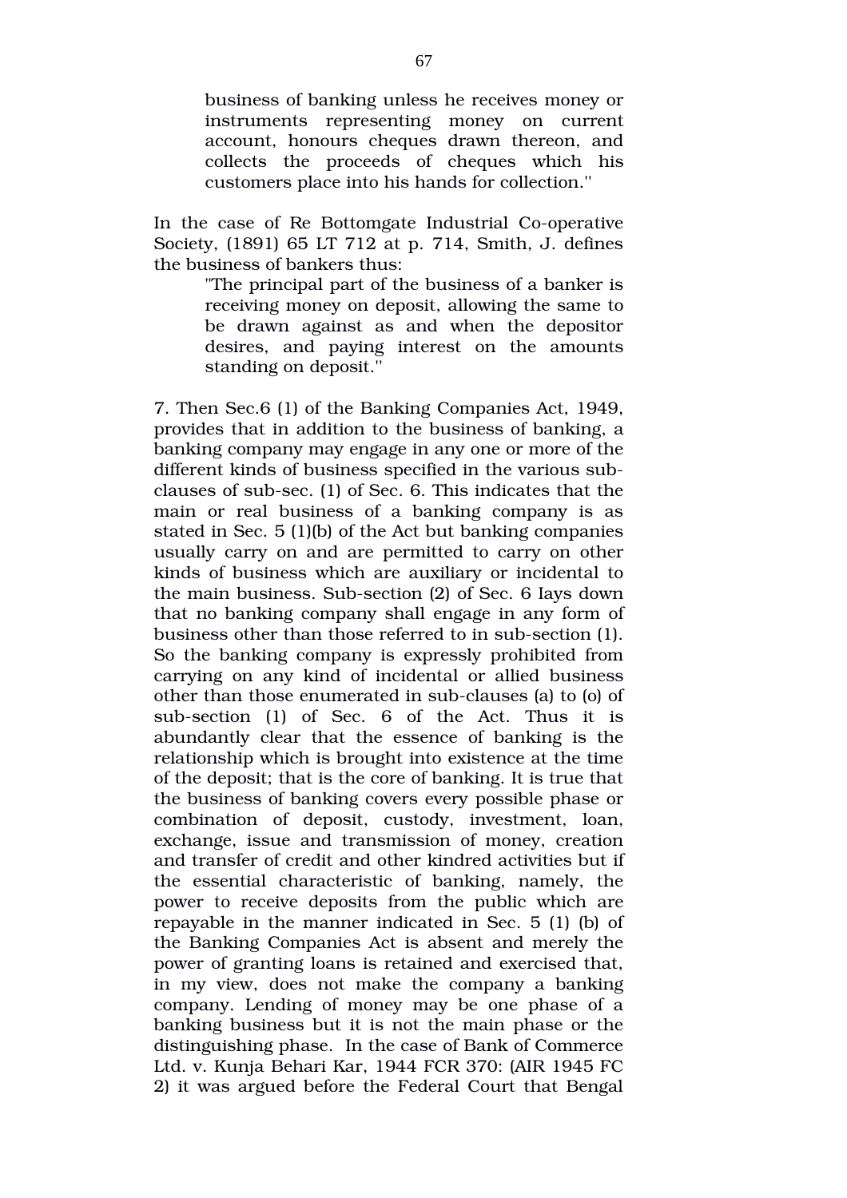> business of banking unless he receives money or instruments representing money on current account, honours cheques drawn thereon, and collects the proceeds of cheques which his customers place into his hands for collection."

In the case of Re Bottomgate Industrial Co-operative Society, (1891) 65 LT 712 at p. 714, Smith, J. defines the business of bankers thus:

> "The principal part of the business of a banker is receiving money on deposit, allowing the same to be drawn against as and when the depositor desires, and paying interest on the amounts standing on deposit."

7. Then Sec.6 (1) of the Banking Companies Act, 1949, provides that in addition to the business of banking, a banking company may engage in any one or more of the different kinds of business specified in the various sub-clauses of sub-sec. (1) of Sec. 6. This indicates that the main or real business of a banking company is as stated in Sec. 5 (1)(b) of the Act but banking companies usually carry on and are permitted to carry on other kinds of business which are auxiliary or incidental to the main business. Sub-section (2) of Sec. 6 lays down that no banking company shall engage in any form of business other than those referred to in sub-section (1). So the banking company is expressly prohibited from carrying on any kind of incidental or allied business other than those enumerated in sub-clauses (a) to (o) of sub-section (1) of Sec. 6 of the Act. Thus it is abundantly clear that the essence of banking is the relationship which is brought into existence at the time of the deposit; that is the core of banking. It is true that the business of banking covers every possible phase or combination of deposit, custody, investment, loan, exchange, issue and transmission of money, creation and transfer of credit and other kindred activities but if the essential characteristic of banking, namely, the power to receive deposits from the public which are repayable in the manner indicated in Sec. 5 (1) (b) of the Banking Companies Act is absent and merely the power of granting loans is retained and exercised that, in my view, does not make the company a banking company. Lending of money may be one phase of a banking business but it is not the main phase or the distinguishing phase. In the case of Bank of Commerce Ltd. v. Kunja Behari Kar, 1944 FCR 370: (AIR 1945 FC 2) it was argued before the Federal Court that Bengal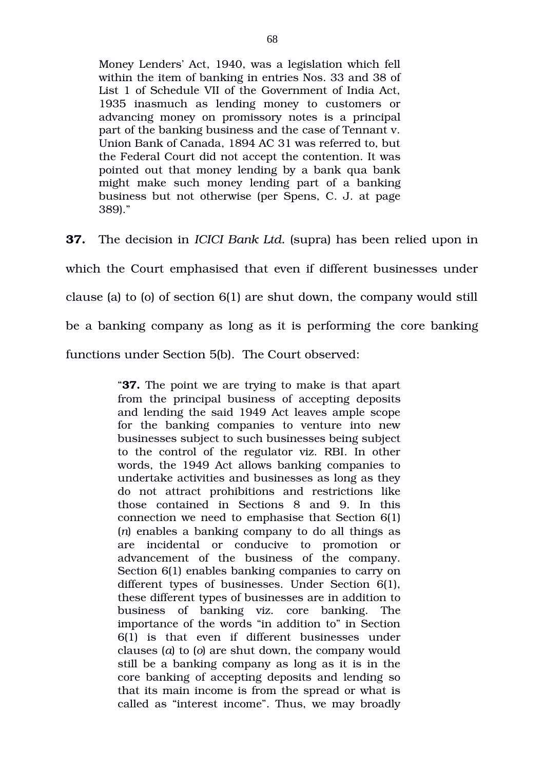> Money Lenders' Act, 1940, was a legislation which fell within the item of banking in entries Nos. 33 and 38 of List 1 of Schedule VII of the Government of India Act, 1935 inasmuch as lending money to customers or advancing money on promissory notes is a principal part of the banking business and the case of Tennant v. Union Bank of Canada, 1894 AC 31 was referred to, but the Federal Court did not accept the contention. It was pointed out that money lending by a bank qua bank might make such money lending part of a banking business but not otherwise (per Spens, C. J. at page 389)."

**37.** The decision in *ICICI Bank Ltd.* (supra) has been relied upon in which the Court emphasised that even if different businesses under clause (a) to (o) of section 6(1) are shut down, the company would still be a banking company as long as it is performing the core banking functions under Section 5(b). The Court observed:

> "**37.** The point we are trying to make is that apart from the principal business of accepting deposits and lending the said 1949 Act leaves ample scope for the banking companies to venture into new businesses subject to such businesses being subject to the control of the regulator viz. RBI. In other words, the 1949 Act allows banking companies to undertake activities and businesses as long as they do not attract prohibitions and restrictions like those contained in Sections 8 and 9. In this connection we need to emphasise that Section 6(1)(*n*) enables a banking company to do all things as are incidental or conducive to promotion or advancement of the business of the company. Section 6(1) enables banking companies to carry on different types of businesses. Under Section 6(1), these different types of businesses are in addition to business of banking viz. core banking. The importance of the words "in addition to" in Section 6(1) is that even if different businesses under clauses (*a*) to (*o*) are shut down, the company would still be a banking company as long as it is in the core banking of accepting deposits and lending so that its main income is from the spread or what is called as "interest income". Thus, we may broadly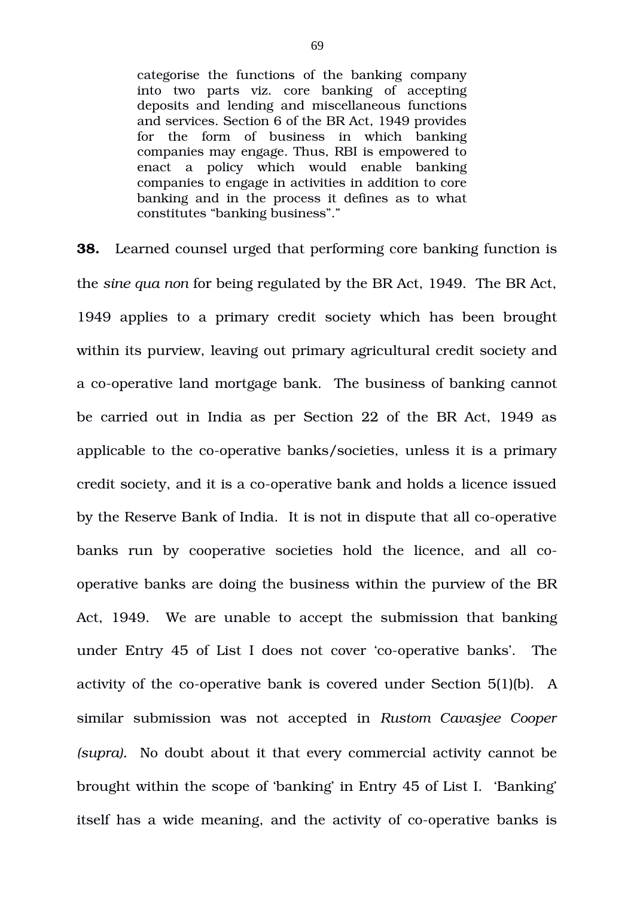> categorise the functions of the banking company into two parts viz. core banking of accepting deposits and lending and miscellaneous functions and services. Section 6 of the BR Act, 1949 provides for the form of business in which banking companies may engage. Thus, RBI is empowered to enact a policy which would enable banking companies to engage in activities in addition to core banking and in the process it defines as to what constitutes "banking business"."

**38.** Learned counsel urged that performing core banking function is the *sine qua non* for being regulated by the BR Act, 1949. The BR Act, 1949 applies to a primary credit society which has been brought within its purview, leaving out primary agricultural credit society and a co-operative land mortgage bank. The business of banking cannot be carried out in India as per Section 22 of the BR Act, 1949 as applicable to the co-operative banks/societies, unless it is a primary credit society, and it is a co-operative bank and holds a licence issued by the Reserve Bank of India. It is not in dispute that all co-operative banks run by cooperative societies hold the licence, and all co-operative banks are doing the business within the purview of the BR Act, 1949. We are unable to accept the submission that banking under Entry 45 of List I does not cover 'co-operative banks'. The activity of the co-operative bank is covered under Section 5(1)(b). A similar submission was not accepted in *Rustom Cavasjee Cooper (supra).* No doubt about it that every commercial activity cannot be brought within the scope of 'banking' in Entry 45 of List I. 'Banking' itself has a wide meaning, and the activity of co-operative banks is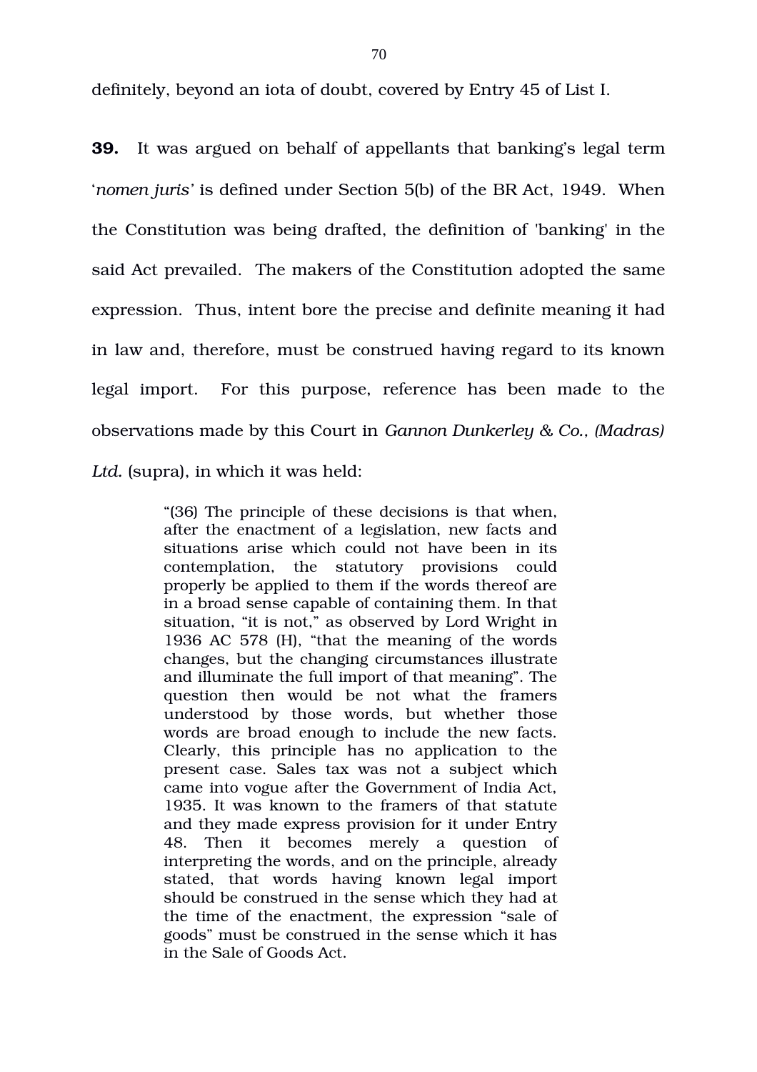definitely, beyond an iota of doubt, covered by Entry 45 of List I.

**39.** It was argued on behalf of appellants that banking's legal term '*nomen juris*' is defined under Section 5(b) of the BR Act, 1949. When the Constitution was being drafted, the definition of 'banking' in the said Act prevailed. The makers of the Constitution adopted the same expression. Thus, intent bore the precise and definite meaning it had in law and, therefore, must be construed having regard to its known legal import. For this purpose, reference has been made to the observations made by this Court in *Gannon Dunkerley & Co., (Madras) Ltd.* (supra), in which it was held:

> "(36) The principle of these decisions is that when, after the enactment of a legislation, new facts and situations arise which could not have been in its contemplation, the statutory provisions could properly be applied to them if the words thereof are in a broad sense capable of containing them. In that situation, "it is not," as observed by Lord Wright in 1936 AC 578 (H), "that the meaning of the words changes, but the changing circumstances illustrate and illuminate the full import of that meaning". The question then would be not what the framers understood by those words, but whether those words are broad enough to include the new facts. Clearly, this principle has no application to the present case. Sales tax was not a subject which came into vogue after the Government of India Act, 1935. It was known to the framers of that statute and they made express provision for it under Entry 48. Then it becomes merely a question of interpreting the words, and on the principle, already stated, that words having known legal import should be construed in the sense which they had at the time of the enactment, the expression "sale of goods" must be construed in the sense which it has in the Sale of Goods Act.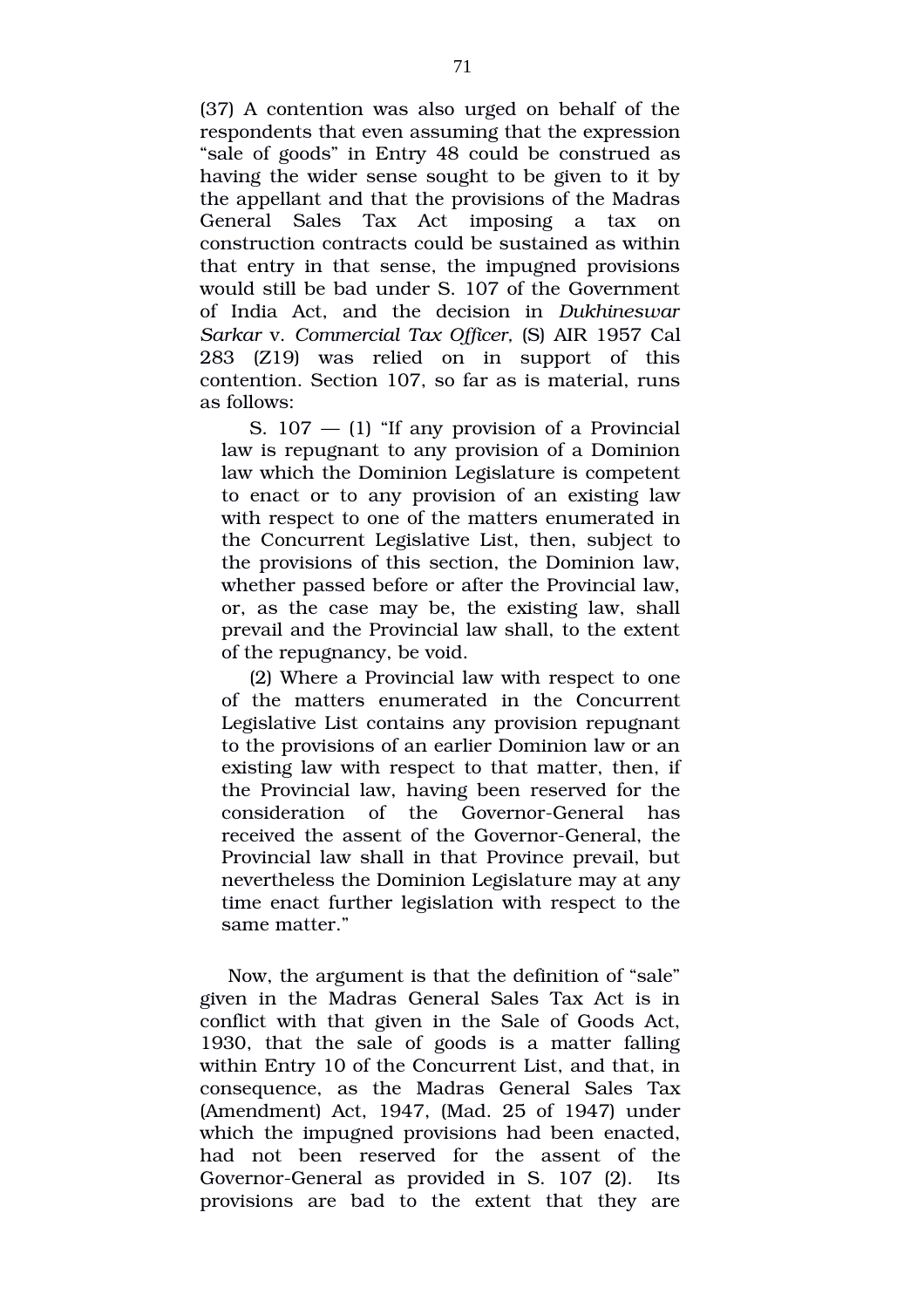(37) A contention was also urged on behalf of the respondents that even assuming that the expression "sale of goods" in Entry 48 could be construed as having the wider sense sought to be given to it by the appellant and that the provisions of the Madras General Sales Tax Act imposing a tax on construction contracts could be sustained as within that entry in that sense, the impugned provisions would still be bad under S. 107 of the Government of India Act, and the decision in *Dukhineswar Sarkar* v. *Commercial Tax Officer*, (S) AIR 1957 Cal 283 (Z19) was relied on in support of this contention. Section 107, so far as is material, runs as follows:

> S. 107 — (1) "If any provision of a Provincial law is repugnant to any provision of a Dominion law which the Dominion Legislature is competent to enact or to any provision of an existing law with respect to one of the matters enumerated in the Concurrent Legislative List, then, subject to the provisions of this section, the Dominion law, whether passed before or after the Provincial law, or, as the case may be, the existing law, shall prevail and the Provincial law shall, to the extent of the repugnancy, be void.
>
> (2) Where a Provincial law with respect to one of the matters enumerated in the Concurrent Legislative List contains any provision repugnant to the provisions of an earlier Dominion law or an existing law with respect to that matter, then, if the Provincial law, having been reserved for the consideration of the Governor-General has received the assent of the Governor-General, the Provincial law shall in that Province prevail, but nevertheless the Dominion Legislature may at any time enact further legislation with respect to the same matter."

Now, the argument is that the definition of "sale" given in the Madras General Sales Tax Act is in conflict with that given in the Sale of Goods Act, 1930, that the sale of goods is a matter falling within Entry 10 of the Concurrent List, and that, in consequence, as the Madras General Sales Tax (Amendment) Act, 1947, (Mad. 25 of 1947) under which the impugned provisions had been enacted, had not been reserved for the assent of the Governor-General as provided in S. 107 (2). Its provisions are bad to the extent that they are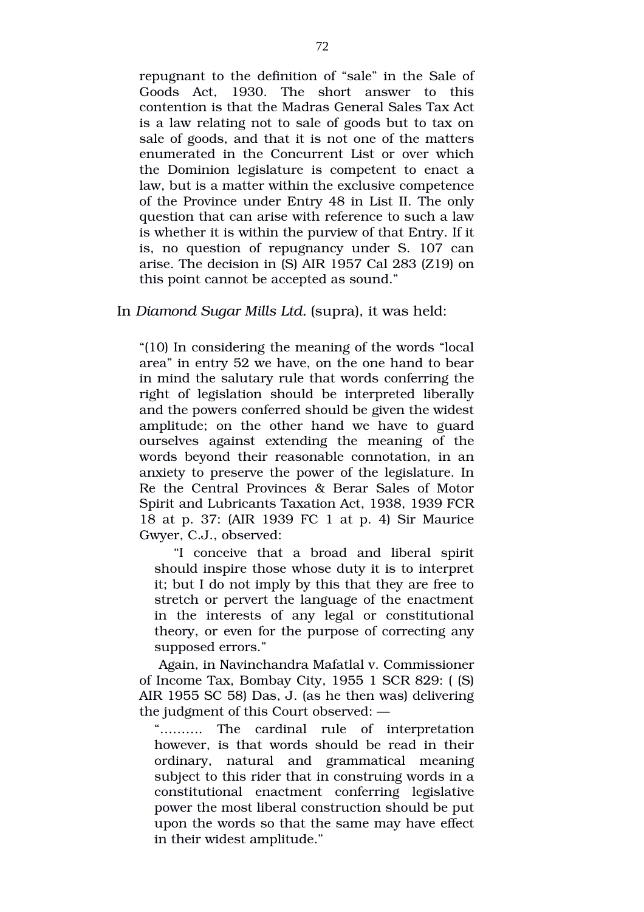> repugnant to the definition of "sale" in the Sale of Goods Act, 1930. The short answer to this contention is that the Madras General Sales Tax Act is a law relating not to sale of goods but to tax on sale of goods, and that it is not one of the matters enumerated in the Concurrent List or over which the Dominion legislature is competent to enact a law, but is a matter within the exclusive competence of the Province under Entry 48 in List II. The only question that can arise with reference to such a law is whether it is within the purview of that Entry. If it is, no question of repugnancy under S. 107 can arise. The decision in (S) AIR 1957 Cal 283 (Z19) on this point cannot be accepted as sound."

In *Diamond Sugar Mills Ltd.* (supra), it was held:

> "(10) In considering the meaning of the words "local area" in entry 52 we have, on the one hand to bear in mind the salutary rule that words conferring the right of legislation should be interpreted liberally and the powers conferred should be given the widest amplitude; on the other hand we have to guard ourselves against extending the meaning of the words beyond their reasonable connotation, in an anxiety to preserve the power of the legislature. In Re the Central Provinces & Berar Sales of Motor Spirit and Lubricants Taxation Act, 1938, 1939 FCR 18 at p. 37: (AIR 1939 FC 1 at p. 4) Sir Maurice Gwyer, C.J., observed:
>
> > "I conceive that a broad and liberal spirit should inspire those whose duty it is to interpret it; but I do not imply by this that they are free to stretch or pervert the language of the enactment in the interests of any legal or constitutional theory, or even for the purpose of correcting any supposed errors."
>
> Again, in Navinchandra Mafatlal v. Commissioner of Income Tax, Bombay City, 1955 1 SCR 829: ( (S) AIR 1955 SC 58) Das, J. (as he then was) delivering the judgment of this Court observed: —
>
> > "………. The cardinal rule of interpretation however, is that words should be read in their ordinary, natural and grammatical meaning subject to this rider that in construing words in a constitutional enactment conferring legislative power the most liberal construction should be put upon the words so that the same may have effect in their widest amplitude."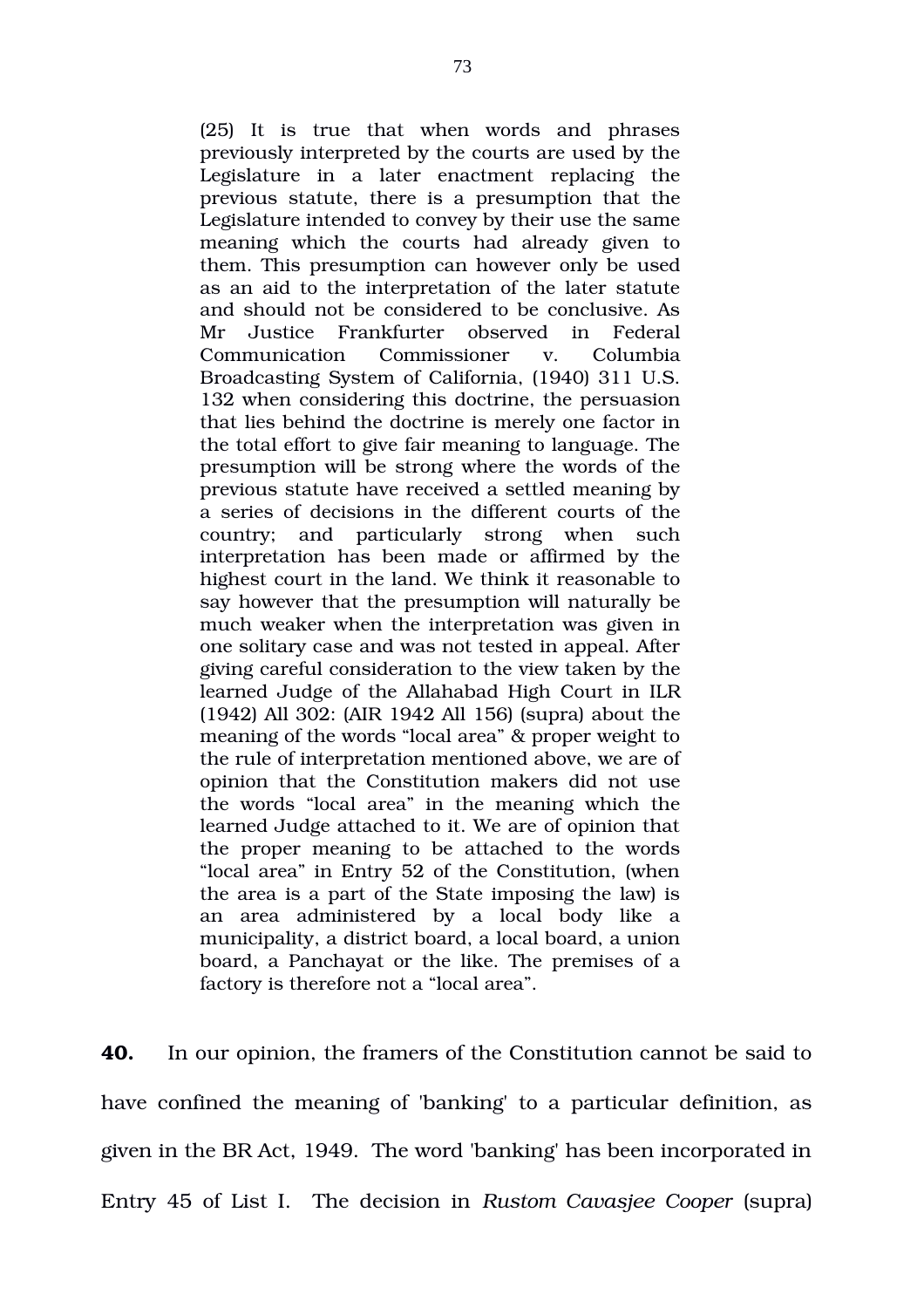> (25) It is true that when words and phrases previously interpreted by the courts are used by the Legislature in a later enactment replacing the previous statute, there is a presumption that the Legislature intended to convey by their use the same meaning which the courts had already given to them. This presumption can however only be used as an aid to the interpretation of the later statute and should not be considered to be conclusive. As Mr Justice Frankfurter observed in Federal Communication Commissioner v. Columbia Broadcasting System of California, (1940) 311 U.S. 132 when considering this doctrine, the persuasion that lies behind the doctrine is merely one factor in the total effort to give fair meaning to language. The presumption will be strong where the words of the previous statute have received a settled meaning by a series of decisions in the different courts of the country; and particularly strong when such interpretation has been made or affirmed by the highest court in the land. We think it reasonable to say however that the presumption will naturally be much weaker when the interpretation was given in one solitary case and was not tested in appeal. After giving careful consideration to the view taken by the learned Judge of the Allahabad High Court in ILR (1942) All 302: (AIR 1942 All 156) (supra) about the meaning of the words "local area" & proper weight to the rule of interpretation mentioned above, we are of opinion that the Constitution makers did not use the words "local area" in the meaning which the learned Judge attached to it. We are of opinion that the proper meaning to be attached to the words "local area" in Entry 52 of the Constitution, (when the area is a part of the State imposing the law) is an area administered by a local body like a municipality, a district board, a local board, a union board, a Panchayat or the like. The premises of a factory is therefore not a "local area".

**40.** In our opinion, the framers of the Constitution cannot be said to have confined the meaning of 'banking' to a particular definition, as given in the BR Act, 1949. The word 'banking' has been incorporated in Entry 45 of List I. The decision in *Rustom Cavasjee Cooper* (supra)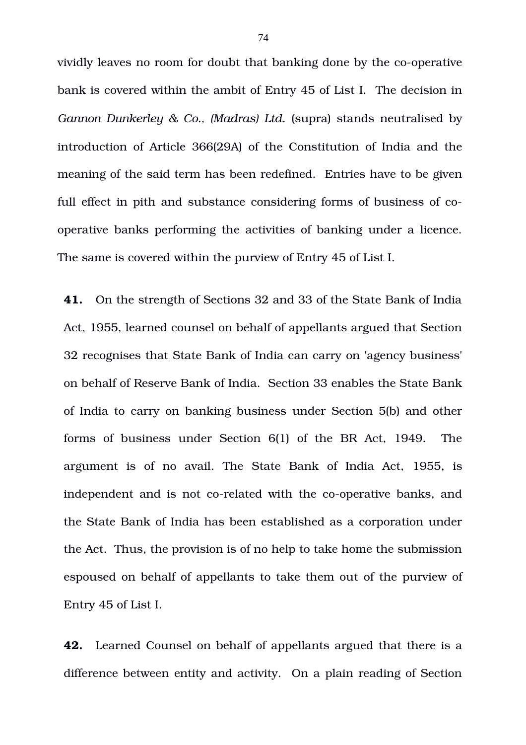vividly leaves no room for doubt that banking done by the co-operative bank is covered within the ambit of Entry 45 of List I. The decision in *Gannon Dunkerley & Co., (Madras) Ltd.* (supra) stands neutralised by introduction of Article 366(29A) of the Constitution of India and the meaning of the said term has been redefined. Entries have to be given full effect in pith and substance considering forms of business of co-operative banks performing the activities of banking under a licence. The same is covered within the purview of Entry 45 of List I.

**41.** On the strength of Sections 32 and 33 of the State Bank of India Act, 1955, learned counsel on behalf of appellants argued that Section 32 recognises that State Bank of India can carry on 'agency business' on behalf of Reserve Bank of India. Section 33 enables the State Bank of India to carry on banking business under Section 5(b) and other forms of business under Section 6(1) of the BR Act, 1949. The argument is of no avail. The State Bank of India Act, 1955, is independent and is not co-related with the co-operative banks, and the State Bank of India has been established as a corporation under the Act. Thus, the provision is of no help to take home the submission espoused on behalf of appellants to take them out of the purview of Entry 45 of List I.

**42.** Learned Counsel on behalf of appellants argued that there is a difference between entity and activity. On a plain reading of Section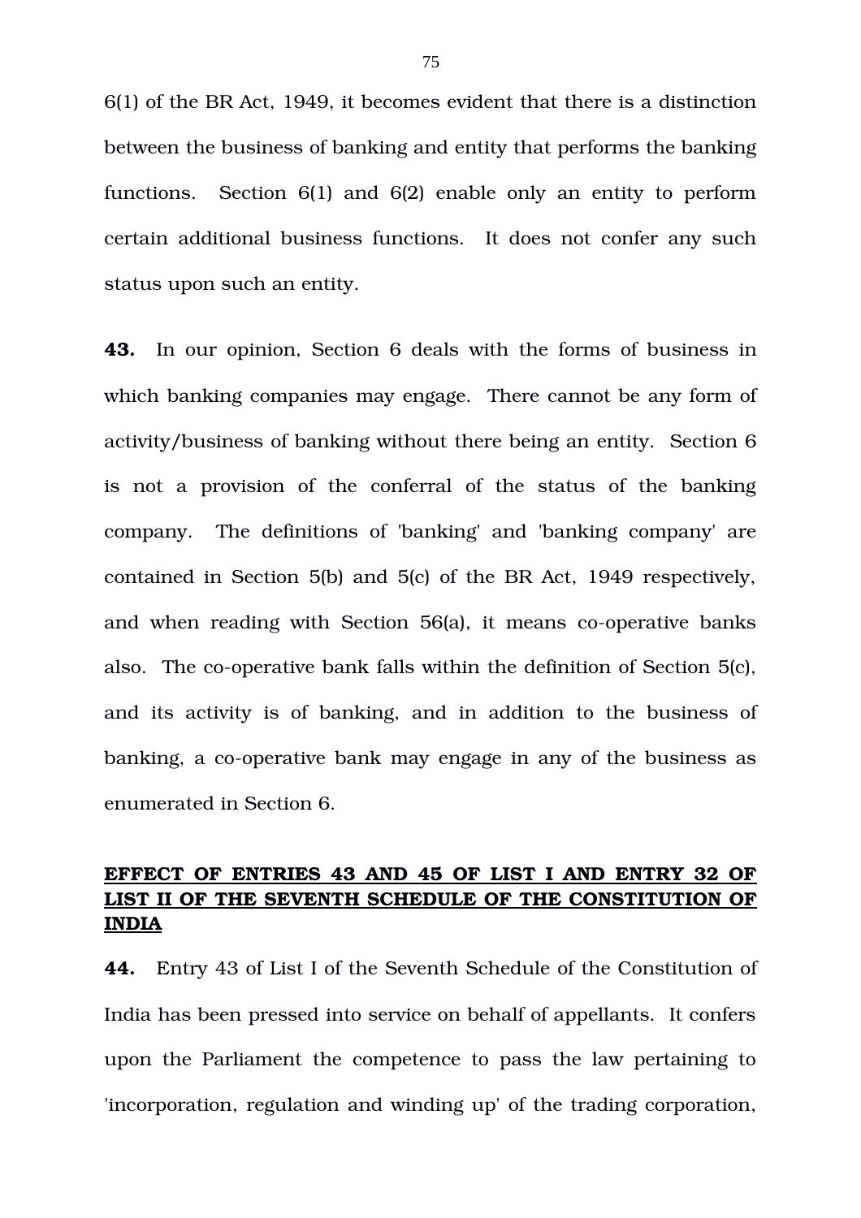6(1) of the BR Act, 1949, it becomes evident that there is a distinction between the business of banking and entity that performs the banking functions. Section 6(1) and 6(2) enable only an entity to perform certain additional business functions. It does not confer any such status upon such an entity.

**43.** In our opinion, Section 6 deals with the forms of business in which banking companies may engage. There cannot be any form of activity/business of banking without there being an entity. Section 6 is not a provision of the conferral of the status of the banking company. The definitions of 'banking' and 'banking company' are contained in Section 5(b) and 5(c) of the BR Act, 1949 respectively, and when reading with Section 56(a), it means co-operative banks also. The co-operative bank falls within the definition of Section 5(c), and its activity is of banking, and in addition to the business of banking, a co-operative bank may engage in any of the business as enumerated in Section 6.

## **EFFECT OF ENTRIES 43 AND 45 OF LIST I AND ENTRY 32 OF LIST II OF THE SEVENTH SCHEDULE OF THE CONSTITUTION OF INDIA**

**44.** Entry 43 of List I of the Seventh Schedule of the Constitution of India has been pressed into service on behalf of appellants. It confers upon the Parliament the competence to pass the law pertaining to 'incorporation, regulation and winding up' of the trading corporation,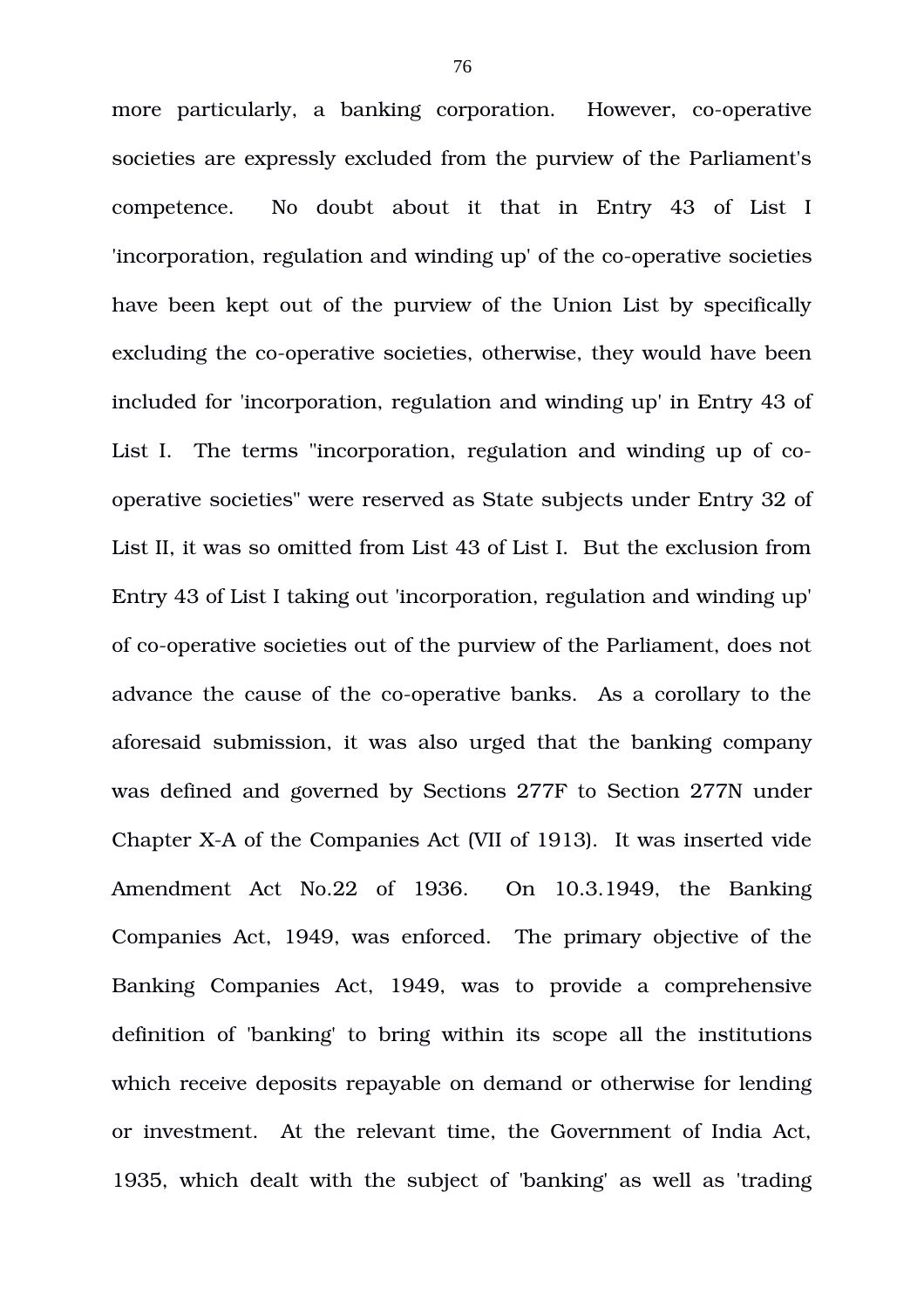more particularly, a banking corporation. However, co-operative societies are expressly excluded from the purview of the Parliament's competence. No doubt about it that in Entry 43 of List I 'incorporation, regulation and winding up' of the co-operative societies have been kept out of the purview of the Union List by specifically excluding the co-operative societies, otherwise, they would have been included for 'incorporation, regulation and winding up' in Entry 43 of List I. The terms "incorporation, regulation and winding up of co-operative societies" were reserved as State subjects under Entry 32 of List II, it was so omitted from List 43 of List I. But the exclusion from Entry 43 of List I taking out 'incorporation, regulation and winding up' of co-operative societies out of the purview of the Parliament, does not advance the cause of the co-operative banks. As a corollary to the aforesaid submission, it was also urged that the banking company was defined and governed by Sections 277F to Section 277N under Chapter X-A of the Companies Act (VII of 1913). It was inserted vide Amendment Act No.22 of 1936. On 10.3.1949, the Banking Companies Act, 1949, was enforced. The primary objective of the Banking Companies Act, 1949, was to provide a comprehensive definition of 'banking' to bring within its scope all the institutions which receive deposits repayable on demand or otherwise for lending or investment. At the relevant time, the Government of India Act, 1935, which dealt with the subject of 'banking' as well as 'trading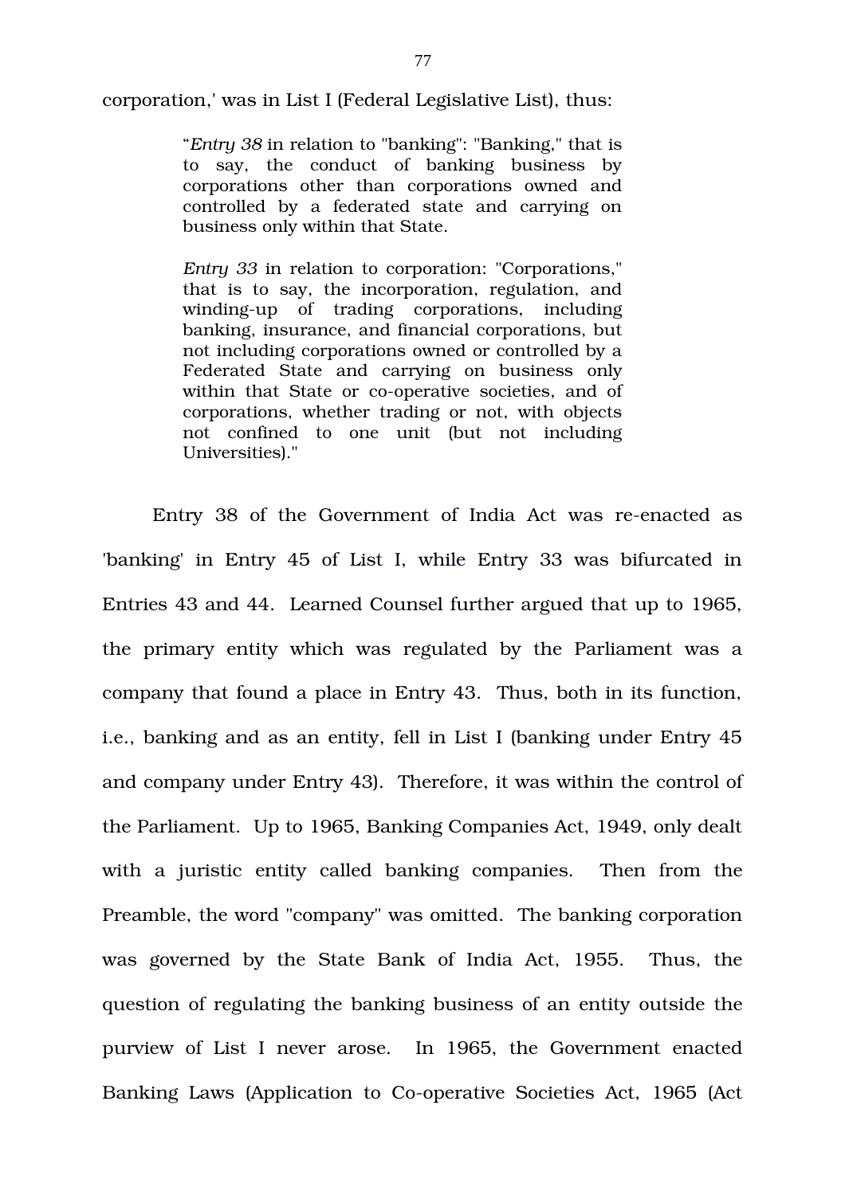corporation,' was in List I (Federal Legislative List), thus:

> "*Entry 38* in relation to "banking": "Banking," that is to say, the conduct of banking business by corporations other than corporations owned and controlled by a federated state and carrying on business only within that State.
>
> *Entry 33* in relation to corporation: "Corporations," that is to say, the incorporation, regulation, and winding-up of trading corporations, including banking, insurance, and financial corporations, but not including corporations owned or controlled by a Federated State and carrying on business only within that State or co-operative societies, and of corporations, whether trading or not, with objects not confined to one unit (but not including Universities)."

Entry 38 of the Government of India Act was re-enacted as 'banking' in Entry 45 of List I, while Entry 33 was bifurcated in Entries 43 and 44. Learned Counsel further argued that up to 1965, the primary entity which was regulated by the Parliament was a company that found a place in Entry 43. Thus, both in its function, i.e., banking and as an entity, fell in List I (banking under Entry 45 and company under Entry 43). Therefore, it was within the control of the Parliament. Up to 1965, Banking Companies Act, 1949, only dealt with a juristic entity called banking companies. Then from the Preamble, the word "company" was omitted. The banking corporation was governed by the State Bank of India Act, 1955. Thus, the question of regulating the banking business of an entity outside the purview of List I never arose. In 1965, the Government enacted Banking Laws (Application to Co-operative Societies Act, 1965 (Act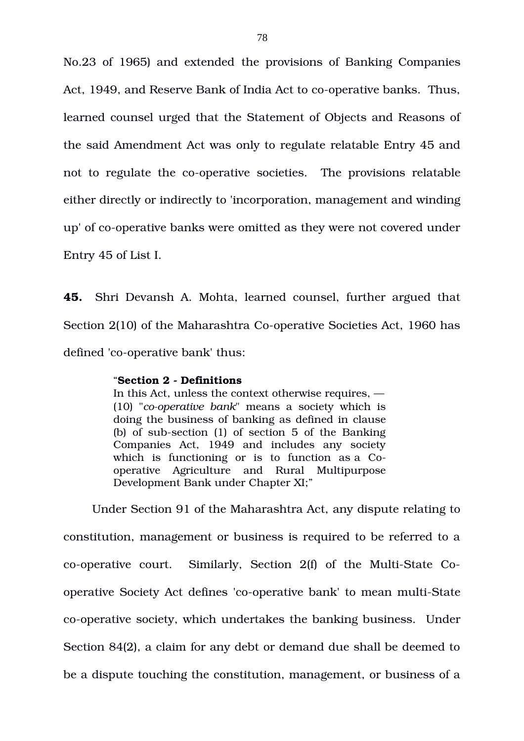No.23 of 1965) and extended the provisions of Banking Companies Act, 1949, and Reserve Bank of India Act to co-operative banks. Thus, learned counsel urged that the Statement of Objects and Reasons of the said Amendment Act was only to regulate relatable Entry 45 and not to regulate the co-operative societies. The provisions relatable either directly or indirectly to 'incorporation, management and winding up' of co-operative banks were omitted as they were not covered under Entry 45 of List I.

**45.** Shri Devansh A. Mohta, learned counsel, further argued that Section 2(10) of the Maharashtra Co-operative Societies Act, 1960 has defined 'co-operative bank' thus:

> "**Section 2 - Definitions**
> In this Act, unless the context otherwise requires, —
> (10) "*co-operative bank*" means a society which is doing the business of banking as defined in clause (b) of sub-section (1) of section 5 of the Banking Companies Act, 1949 and includes any society which is functioning or is to function as a Co-operative Agriculture and Rural Multipurpose Development Bank under Chapter XI;"

Under Section 91 of the Maharashtra Act, any dispute relating to constitution, management or business is required to be referred to a co-operative court. Similarly, Section 2(f) of the Multi-State Co-operative Society Act defines 'co-operative bank' to mean multi-State co-operative society, which undertakes the banking business. Under Section 84(2), a claim for any debt or demand due shall be deemed to be a dispute touching the constitution, management, or business of a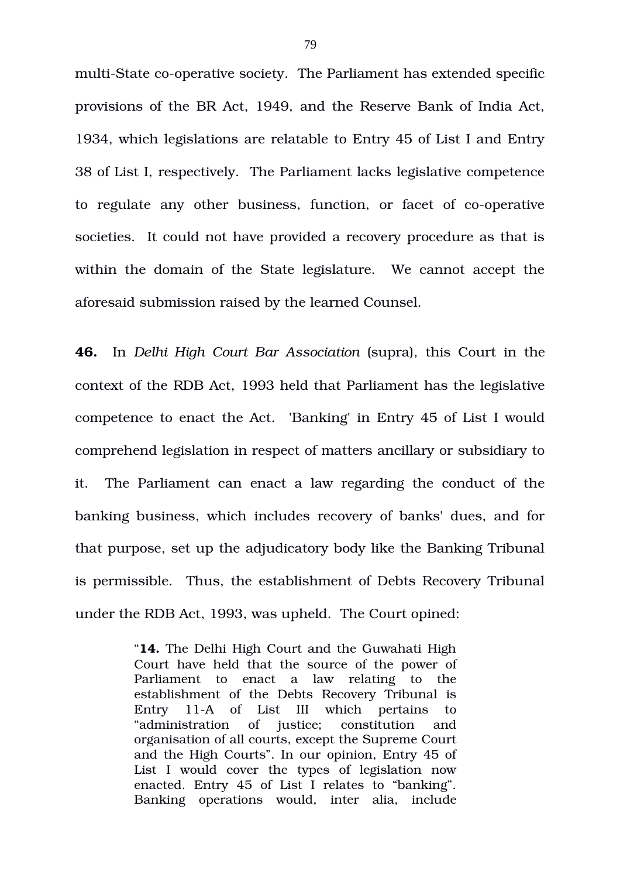multi-State co-operative society. The Parliament has extended specific provisions of the BR Act, 1949, and the Reserve Bank of India Act, 1934, which legislations are relatable to Entry 45 of List I and Entry 38 of List I, respectively. The Parliament lacks legislative competence to regulate any other business, function, or facet of co-operative societies. It could not have provided a recovery procedure as that is within the domain of the State legislature. We cannot accept the aforesaid submission raised by the learned Counsel.

**46.** In *Delhi High Court Bar Association* (supra), this Court in the context of the RDB Act, 1993 held that Parliament has the legislative competence to enact the Act. 'Banking' in Entry 45 of List I would comprehend legislation in respect of matters ancillary or subsidiary to it. The Parliament can enact a law regarding the conduct of the banking business, which includes recovery of banks' dues, and for that purpose, set up the adjudicatory body like the Banking Tribunal is permissible. Thus, the establishment of Debts Recovery Tribunal under the RDB Act, 1993, was upheld. The Court opined:

> "**14.** The Delhi High Court and the Guwahati High Court have held that the source of the power of Parliament to enact a law relating to the establishment of the Debts Recovery Tribunal is Entry 11-A of List III which pertains to "administration of justice; constitution and organisation of all courts, except the Supreme Court and the High Courts". In our opinion, Entry 45 of List I would cover the types of legislation now enacted. Entry 45 of List I relates to "banking". Banking operations would, inter alia, include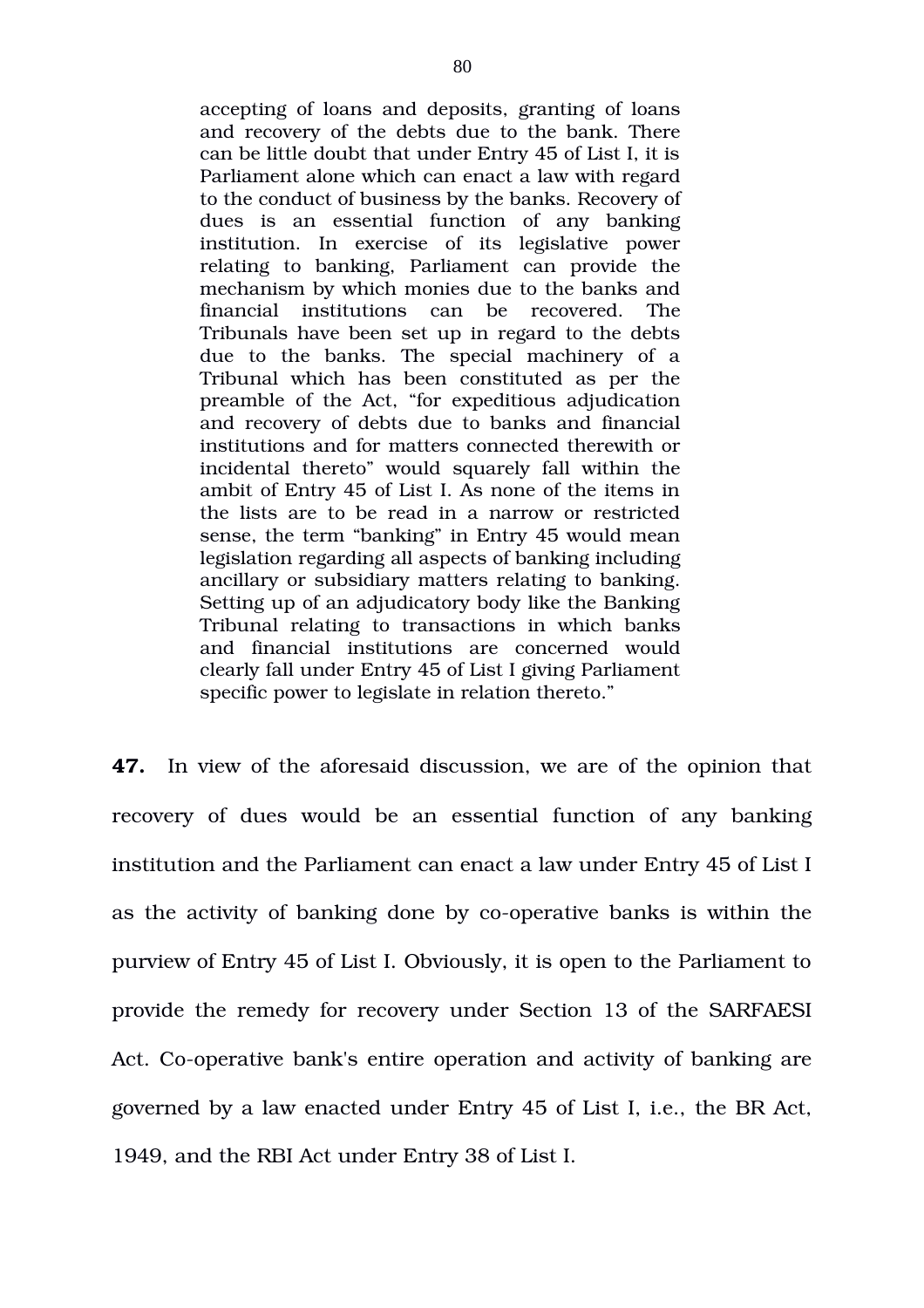> accepting of loans and deposits, granting of loans and recovery of the debts due to the bank. There can be little doubt that under Entry 45 of List I, it is Parliament alone which can enact a law with regard to the conduct of business by the banks. Recovery of dues is an essential function of any banking institution. In exercise of its legislative power relating to banking, Parliament can provide the mechanism by which monies due to the banks and financial institutions can be recovered. The Tribunals have been set up in regard to the debts due to the banks. The special machinery of a Tribunal which has been constituted as per the preamble of the Act, "for expeditious adjudication and recovery of debts due to banks and financial institutions and for matters connected therewith or incidental thereto" would squarely fall within the ambit of Entry 45 of List I. As none of the items in the lists are to be read in a narrow or restricted sense, the term "banking" in Entry 45 would mean legislation regarding all aspects of banking including ancillary or subsidiary matters relating to banking. Setting up of an adjudicatory body like the Banking Tribunal relating to transactions in which banks and financial institutions are concerned would clearly fall under Entry 45 of List I giving Parliament specific power to legislate in relation thereto."

**47.** In view of the aforesaid discussion, we are of the opinion that recovery of dues would be an essential function of any banking institution and the Parliament can enact a law under Entry 45 of List I as the activity of banking done by co-operative banks is within the purview of Entry 45 of List I. Obviously, it is open to the Parliament to provide the remedy for recovery under Section 13 of the SARFAESI Act. Co-operative bank's entire operation and activity of banking are governed by a law enacted under Entry 45 of List I, i.e., the BR Act, 1949, and the RBI Act under Entry 38 of List I.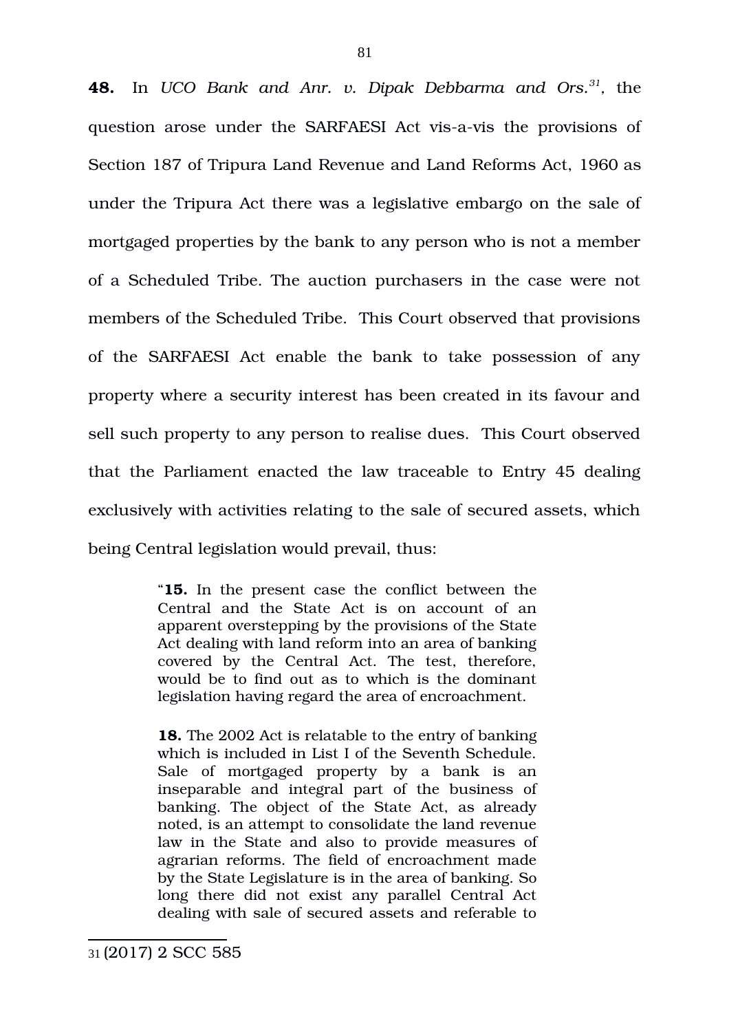**48.** In *UCO Bank and Anr. v. Dipak Debbarma and Ors.*[31], the question arose under the SARFAESI Act vis-a-vis the provisions of Section 187 of Tripura Land Revenue and Land Reforms Act, 1960 as under the Tripura Act there was a legislative embargo on the sale of mortgaged properties by the bank to any person who is not a member of a Scheduled Tribe. The auction purchasers in the case were not members of the Scheduled Tribe. This Court observed that provisions of the SARFAESI Act enable the bank to take possession of any property where a security interest has been created in its favour and sell such property to any person to realise dues. This Court observed that the Parliament enacted the law traceable to Entry 45 dealing exclusively with activities relating to the sale of secured assets, which being Central legislation would prevail, thus:

> "**15.** In the present case the conflict between the Central and the State Act is on account of an apparent overstepping by the provisions of the State Act dealing with land reform into an area of banking covered by the Central Act. The test, therefore, would be to find out as to which is the dominant legislation having regard the area of encroachment.
>
> **18.** The 2002 Act is relatable to the entry of banking which is included in List I of the Seventh Schedule. Sale of mortgaged property by a bank is an inseparable and integral part of the business of banking. The object of the State Act, as already noted, is an attempt to consolidate the land revenue law in the State and also to provide measures of agrarian reforms. The field of encroachment made by the State Legislature is in the area of banking. So long there did not exist any parallel Central Act dealing with sale of secured assets and referable to

---

[31] (2017) 2 SCC 585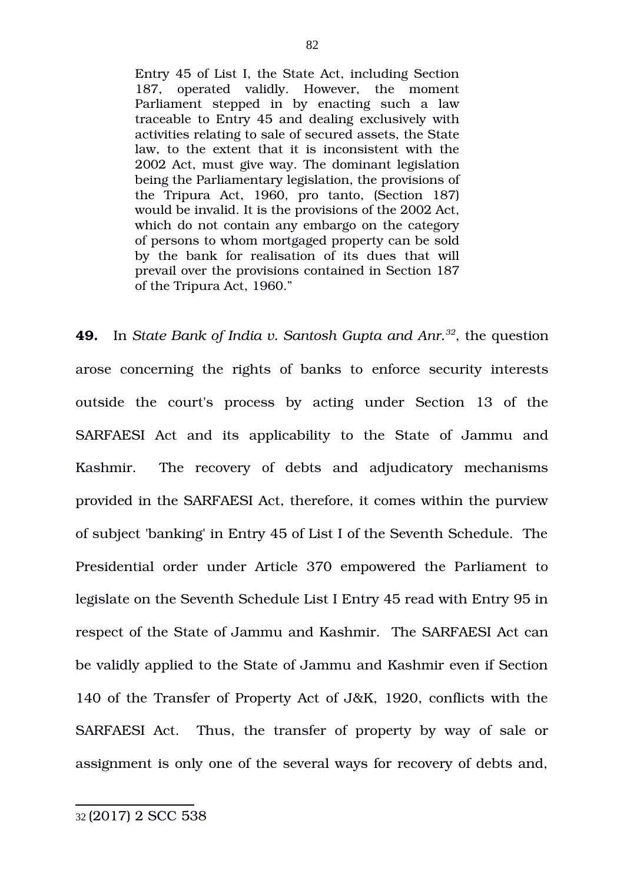> Entry 45 of List I, the State Act, including Section 187, operated validly. However, the moment Parliament stepped in by enacting such a law traceable to Entry 45 and dealing exclusively with activities relating to sale of secured assets, the State law, to the extent that it is inconsistent with the 2002 Act, must give way. The dominant legislation being the Parliamentary legislation, the provisions of the Tripura Act, 1960, pro tanto, (Section 187) would be invalid. It is the provisions of the 2002 Act, which do not contain any embargo on the category of persons to whom mortgaged property can be sold by the bank for realisation of its dues that will prevail over the provisions contained in Section 187 of the Tripura Act, 1960."

**49.** In *State Bank of India v. Santosh Gupta and Anr.*[32], the question arose concerning the rights of banks to enforce security interests outside the court's process by acting under Section 13 of the SARFAESI Act and its applicability to the State of Jammu and Kashmir. The recovery of debts and adjudicatory mechanisms provided in the SARFAESI Act, therefore, it comes within the purview of subject 'banking' in Entry 45 of List I of the Seventh Schedule. The Presidential order under Article 370 empowered the Parliament to legislate on the Seventh Schedule List I Entry 45 read with Entry 95 in respect of the State of Jammu and Kashmir. The SARFAESI Act can be validly applied to the State of Jammu and Kashmir even if Section 140 of the Transfer of Property Act of J&K, 1920, conflicts with the SARFAESI Act. Thus, the transfer of property by way of sale or assignment is only one of the several ways for recovery of debts and,

---

32 (2017) 2 SCC 538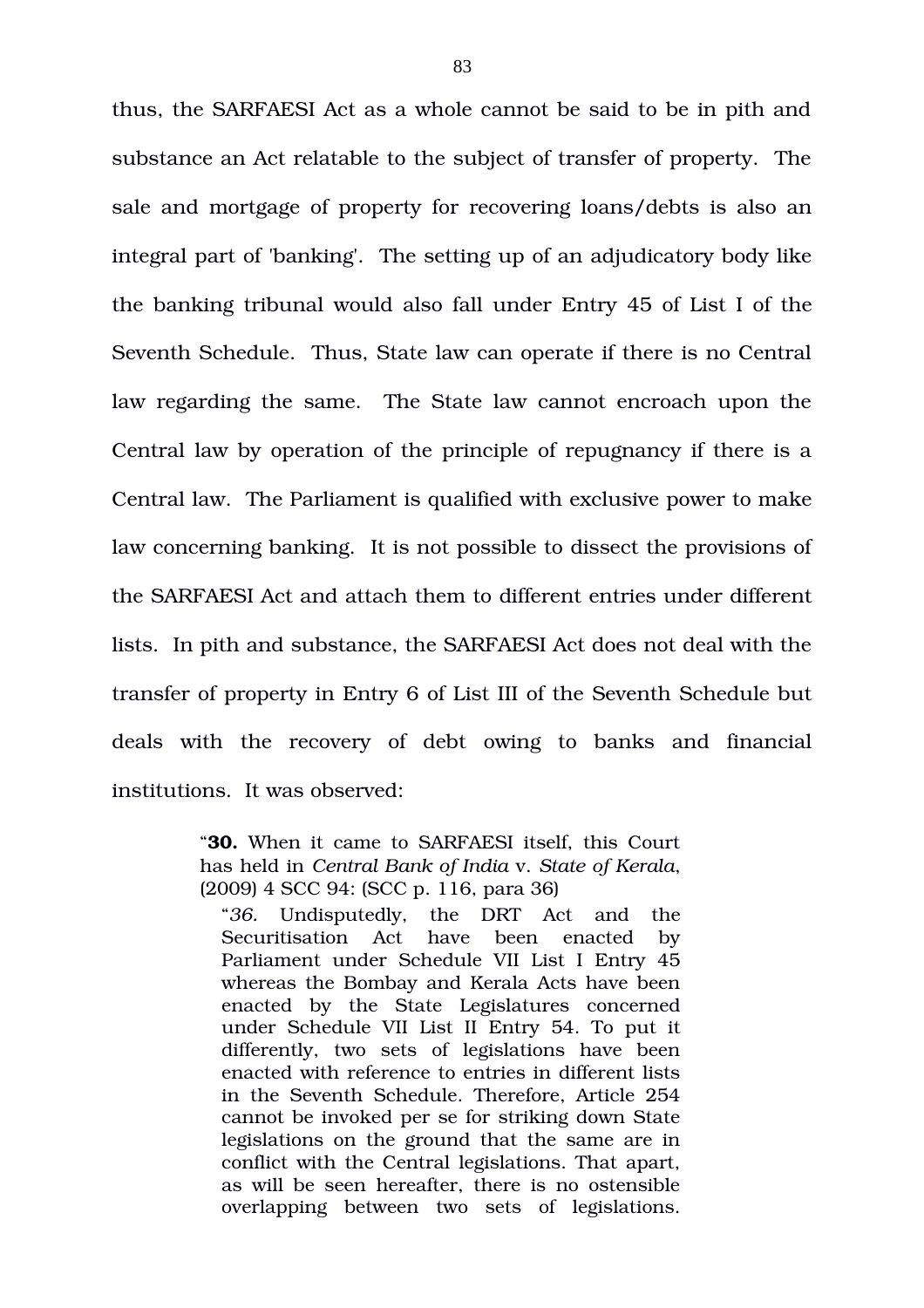thus, the SARFAESI Act as a whole cannot be said to be in pith and substance an Act relatable to the subject of transfer of property. The sale and mortgage of property for recovering loans/debts is also an integral part of 'banking'. The setting up of an adjudicatory body like the banking tribunal would also fall under Entry 45 of List I of the Seventh Schedule. Thus, State law can operate if there is no Central law regarding the same. The State law cannot encroach upon the Central law by operation of the principle of repugnancy if there is a Central law. The Parliament is qualified with exclusive power to make law concerning banking. It is not possible to dissect the provisions of the SARFAESI Act and attach them to different entries under different lists. In pith and substance, the SARFAESI Act does not deal with the transfer of property in Entry 6 of List III of the Seventh Schedule but deals with the recovery of debt owing to banks and financial institutions. It was observed:

> "**30.** When it came to SARFAESI itself, this Court has held in *Central Bank of India* v. *State of Kerala*, (2009) 4 SCC 94: (SCC p. 116, para 36)
>
> "*36.* Undisputedly, the DRT Act and the Securitisation Act have been enacted by Parliament under Schedule VII List I Entry 45 whereas the Bombay and Kerala Acts have been enacted by the State Legislatures concerned under Schedule VII List II Entry 54. To put it differently, two sets of legislations have been enacted with reference to entries in different lists in the Seventh Schedule. Therefore, Article 254 cannot be invoked per se for striking down State legislations on the ground that the same are in conflict with the Central legislations. That apart, as will be seen hereafter, there is no ostensible overlapping between two sets of legislations.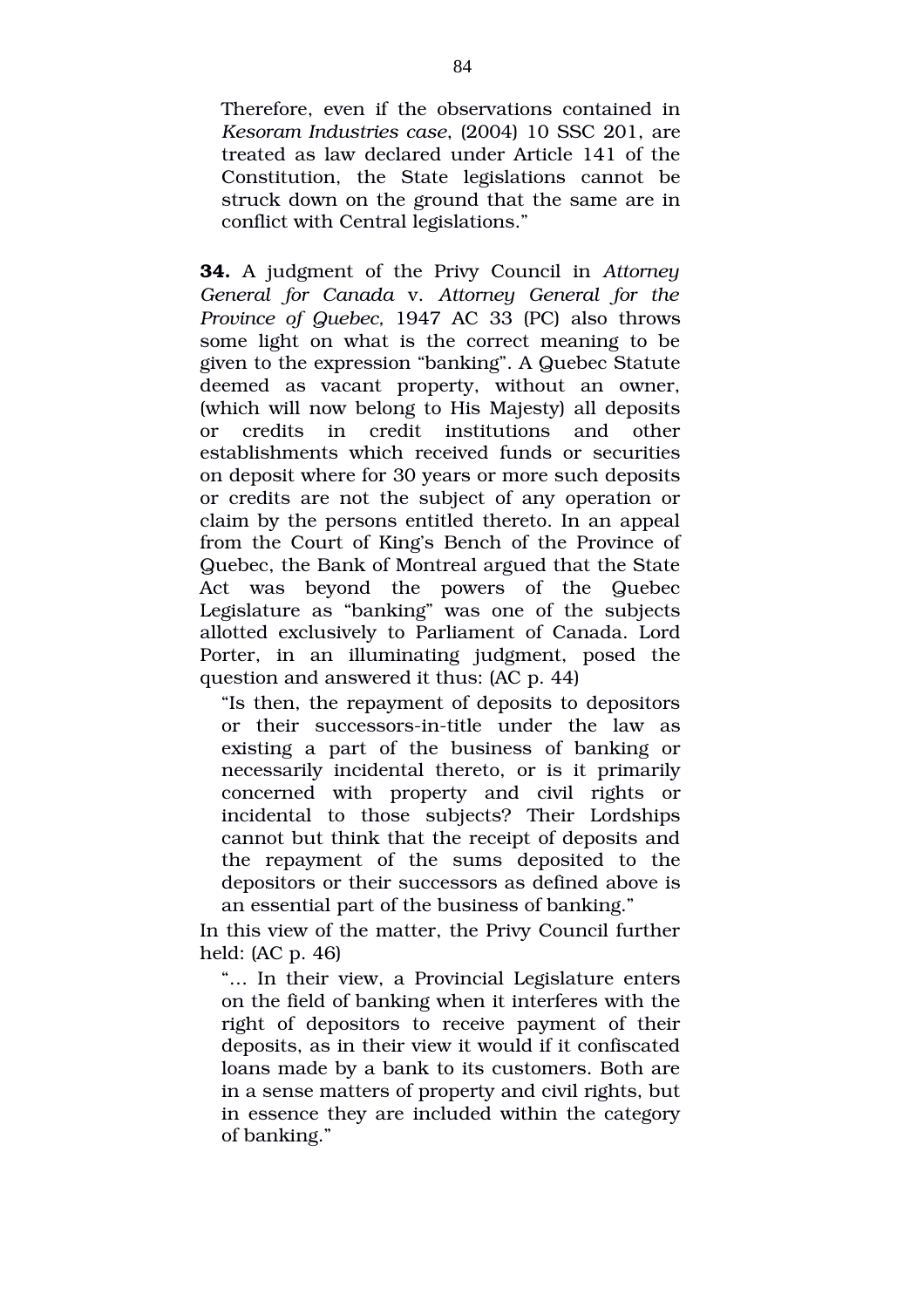> Therefore, even if the observations contained in *Kesoram Industries case*, (2004) 10 SSC 201, are treated as law declared under Article 141 of the Constitution, the State legislations cannot be struck down on the ground that the same are in conflict with Central legislations."

**34.** A judgment of the Privy Council in *Attorney General for Canada* v. *Attorney General for the Province of Quebec,* 1947 AC 33 (PC) also throws some light on what is the correct meaning to be given to the expression "banking". A Quebec Statute deemed as vacant property, without an owner, (which will now belong to His Majesty) all deposits or credits in credit institutions and other establishments which received funds or securities on deposit where for 30 years or more such deposits or credits are not the subject of any operation or claim by the persons entitled thereto. In an appeal from the Court of King's Bench of the Province of Quebec, the Bank of Montreal argued that the State Act was beyond the powers of the Quebec Legislature as "banking" was one of the subjects allotted exclusively to Parliament of Canada. Lord Porter, in an illuminating judgment, posed the question and answered it thus: (AC p. 44)

> "Is then, the repayment of deposits to depositors or their successors-in-title under the law as existing a part of the business of banking or necessarily incidental thereto, or is it primarily concerned with property and civil rights or incidental to those subjects? Their Lordships cannot but think that the receipt of deposits and the repayment of the sums deposited to the depositors or their successors as defined above is an essential part of the business of banking."

In this view of the matter, the Privy Council further held: (AC p. 46)

> "... In their view, a Provincial Legislature enters on the field of banking when it interferes with the right of depositors to receive payment of their deposits, as in their view it would if it confiscated loans made by a bank to its customers. Both are in a sense matters of property and civil rights, but in essence they are included within the category of banking."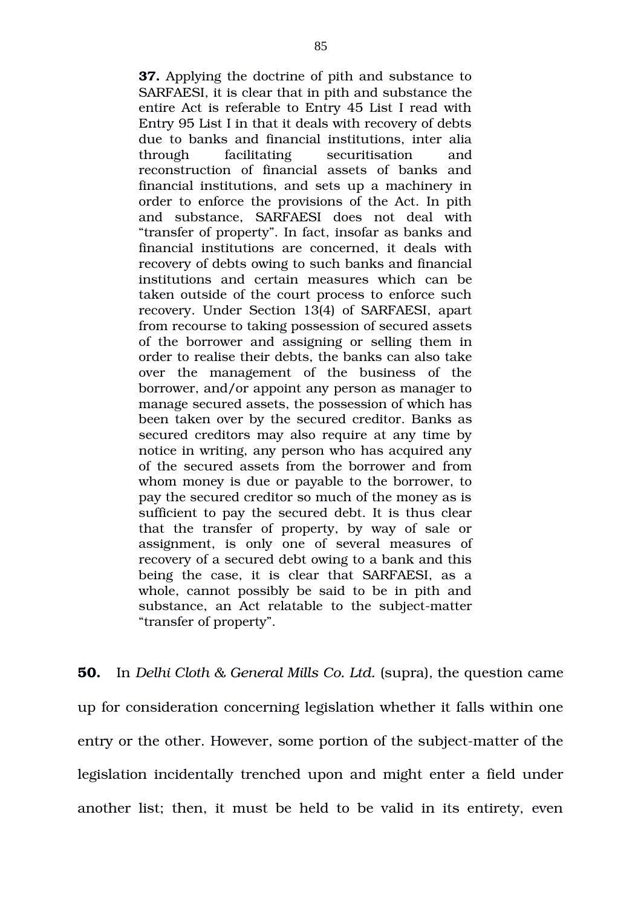> **37.** Applying the doctrine of pith and substance to SARFAESI, it is clear that in pith and substance the entire Act is referable to Entry 45 List I read with Entry 95 List I in that it deals with recovery of debts due to banks and financial institutions, inter alia through facilitating securitisation and reconstruction of financial assets of banks and financial institutions, and sets up a machinery in order to enforce the provisions of the Act. In pith and substance, SARFAESI does not deal with "transfer of property". In fact, insofar as banks and financial institutions are concerned, it deals with recovery of debts owing to such banks and financial institutions and certain measures which can be taken outside of the court process to enforce such recovery. Under Section 13(4) of SARFAESI, apart from recourse to taking possession of secured assets of the borrower and assigning or selling them in order to realise their debts, the banks can also take over the management of the business of the borrower, and/or appoint any person as manager to manage secured assets, the possession of which has been taken over by the secured creditor. Banks as secured creditors may also require at any time by notice in writing, any person who has acquired any of the secured assets from the borrower and from whom money is due or payable to the borrower, to pay the secured creditor so much of the money as is sufficient to pay the secured debt. It is thus clear that the transfer of property, by way of sale or assignment, is only one of several measures of recovery of a secured debt owing to a bank and this being the case, it is clear that SARFAESI, as a whole, cannot possibly be said to be in pith and substance, an Act relatable to the subject-matter "transfer of property".

**50.** In *Delhi Cloth & General Mills Co. Ltd.* (supra), the question came up for consideration concerning legislation whether it falls within one entry or the other. However, some portion of the subject-matter of the legislation incidentally trenched upon and might enter a field under another list; then, it must be held to be valid in its entirety, even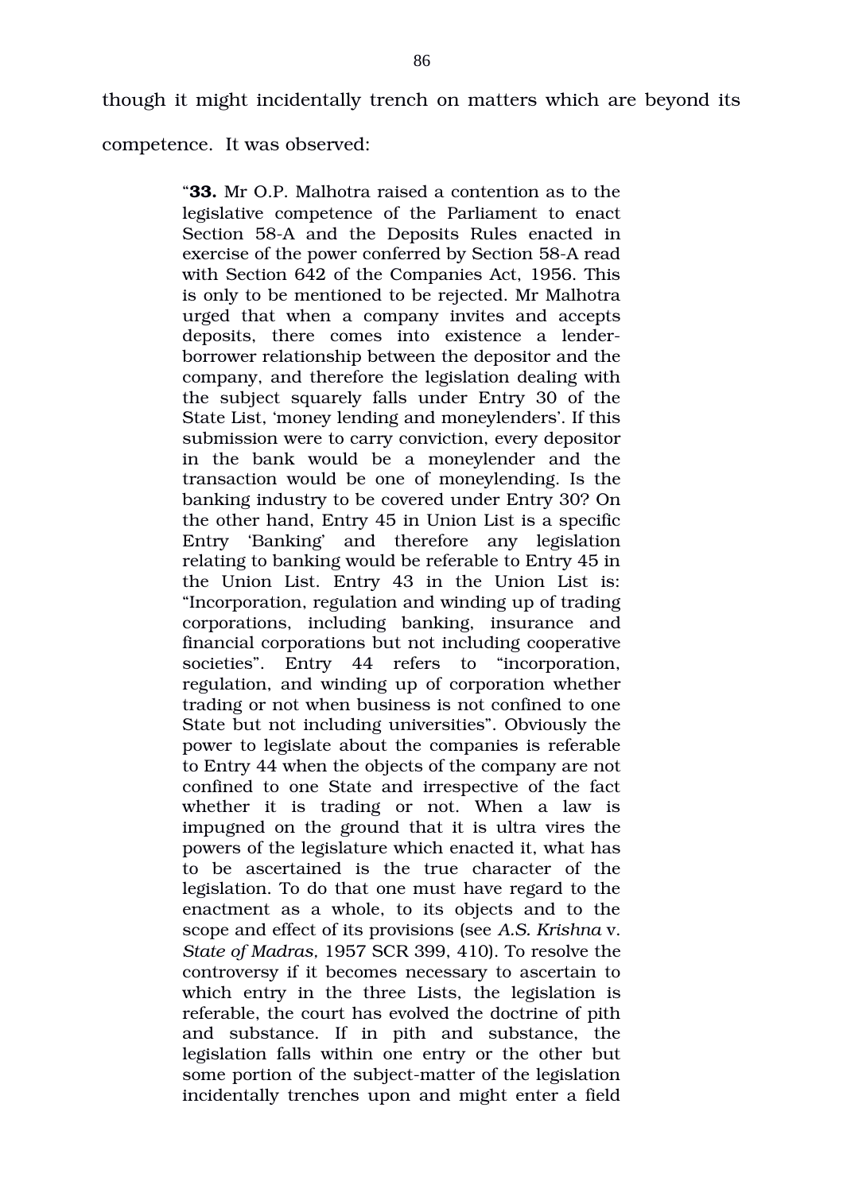though it might incidentally trench on matters which are beyond its competence. It was observed:

> "**33.** Mr O.P. Malhotra raised a contention as to the legislative competence of the Parliament to enact Section 58-A and the Deposits Rules enacted in exercise of the power conferred by Section 58-A read with Section 642 of the Companies Act, 1956. This is only to be mentioned to be rejected. Mr Malhotra urged that when a company invites and accepts deposits, there comes into existence a lender-borrower relationship between the depositor and the company, and therefore the legislation dealing with the subject squarely falls under Entry 30 of the State List, 'money lending and moneylenders'. If this submission were to carry conviction, every depositor in the bank would be a moneylender and the transaction would be one of moneylending. Is the banking industry to be covered under Entry 30? On the other hand, Entry 45 in Union List is a specific Entry 'Banking' and therefore any legislation relating to banking would be referable to Entry 45 in the Union List. Entry 43 in the Union List is: "Incorporation, regulation and winding up of trading corporations, including banking, insurance and financial corporations but not including cooperative societies". Entry 44 refers to "incorporation, regulation, and winding up of corporation whether trading or not when business is not confined to one State but not including universities". Obviously the power to legislate about the companies is referable to Entry 44 when the objects of the company are not confined to one State and irrespective of the fact whether it is trading or not. When a law is impugned on the ground that it is ultra vires the powers of the legislature which enacted it, what has to be ascertained is the true character of the legislation. To do that one must have regard to the enactment as a whole, to its objects and to the scope and effect of its provisions (see *A.S. Krishna* v. *State of Madras,* 1957 SCR 399, 410). To resolve the controversy if it becomes necessary to ascertain to which entry in the three Lists, the legislation is referable, the court has evolved the doctrine of pith and substance. If in pith and substance, the legislation falls within one entry or the other but some portion of the subject-matter of the legislation incidentally trenches upon and might enter a field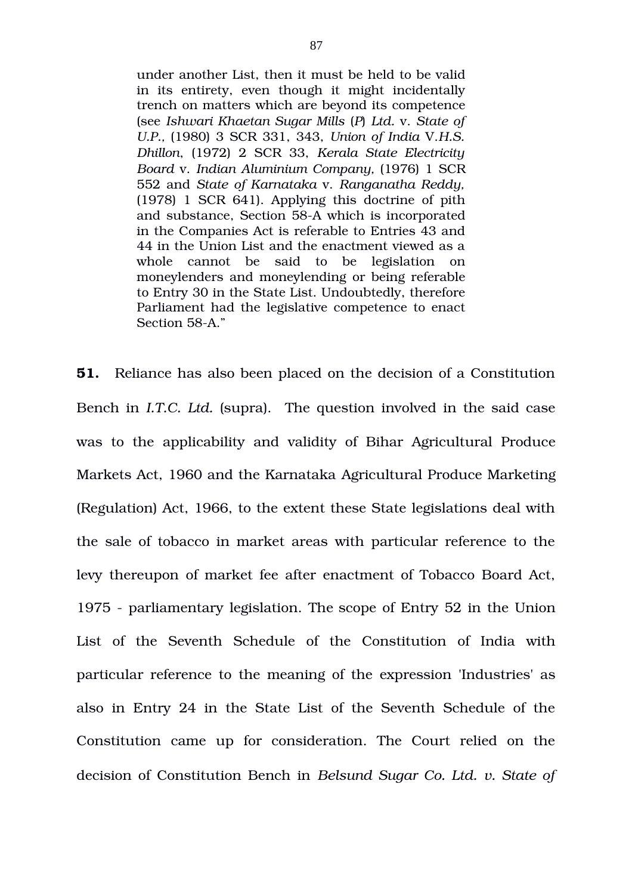> under another List, then it must be held to be valid in its entirety, even though it might incidentally trench on matters which are beyond its competence (see *Ishwari Khaetan Sugar Mills (P) Ltd.* v. *State of U.P.,* (1980) 3 SCR 331, 343, *Union of India* V.*H.S. Dhillon*, (1972) 2 SCR 33, *Kerala State Electricity Board* v. *Indian Aluminium Company,* (1976) 1 SCR 552 and *State of Karnataka* v. *Ranganatha Reddy,* (1978) 1 SCR 641). Applying this doctrine of pith and substance, Section 58-A which is incorporated in the Companies Act is referable to Entries 43 and 44 in the Union List and the enactment viewed as a whole cannot be said to be legislation on moneylenders and moneylending or being referable to Entry 30 in the State List. Undoubtedly, therefore Parliament had the legislative competence to enact Section 58-A."

**51.** Reliance has also been placed on the decision of a Constitution Bench in *I.T.C. Ltd.* (supra). The question involved in the said case was to the applicability and validity of Bihar Agricultural Produce Markets Act, 1960 and the Karnataka Agricultural Produce Marketing (Regulation) Act, 1966, to the extent these State legislations deal with the sale of tobacco in market areas with particular reference to the levy thereupon of market fee after enactment of Tobacco Board Act, 1975 - parliamentary legislation. The scope of Entry 52 in the Union List of the Seventh Schedule of the Constitution of India with particular reference to the meaning of the expression 'Industries' as also in Entry 24 in the State List of the Seventh Schedule of the Constitution came up for consideration. The Court relied on the decision of Constitution Bench in *Belsund Sugar Co. Ltd. v. State of*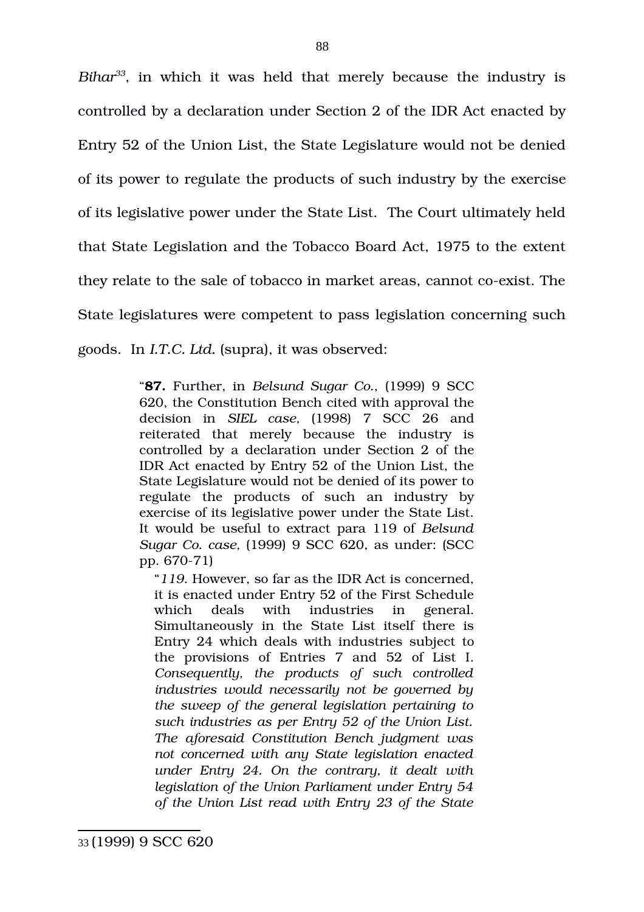*Bihar*[33], in which it was held that merely because the industry is controlled by a declaration under Section 2 of the IDR Act enacted by Entry 52 of the Union List, the State Legislature would not be denied of its power to regulate the products of such industry by the exercise of its legislative power under the State List. The Court ultimately held that State Legislation and the Tobacco Board Act, 1975 to the extent they relate to the sale of tobacco in market areas, cannot co-exist. The State legislatures were competent to pass legislation concerning such goods. In *I.T.C. Ltd.* (supra), it was observed:

> "**87.** Further, in *Belsund Sugar Co.*, (1999) 9 SCC 620, the Constitution Bench cited with approval the decision in *SIEL case,* (1998) 7 SCC 26 and reiterated that merely because the industry is controlled by a declaration under Section 2 of the IDR Act enacted by Entry 52 of the Union List, the State Legislature would not be denied of its power to regulate the products of such an industry by exercise of its legislative power under the State List. It would be useful to extract para 119 of *Belsund Sugar Co. case,* (1999) 9 SCC 620, as under: (SCC pp. 670-71)
>
> > "*119*. However, so far as the IDR Act is concerned, it is enacted under Entry 52 of the First Schedule which deals with industries in general. Simultaneously in the State List itself there is Entry 24 which deals with industries subject to the provisions of Entries 7 and 52 of List I. *Consequently, the products of such controlled industries would necessarily not be governed by the sweep of the general legislation pertaining to such industries as per Entry 52 of the Union List. The aforesaid Constitution Bench judgment was not concerned with any State legislation enacted under Entry 24. On the contrary, it dealt with legislation of the Union Parliament under Entry 54 of the Union List read with Entry 23 of the State*

---

[33] (1999) 9 SCC 620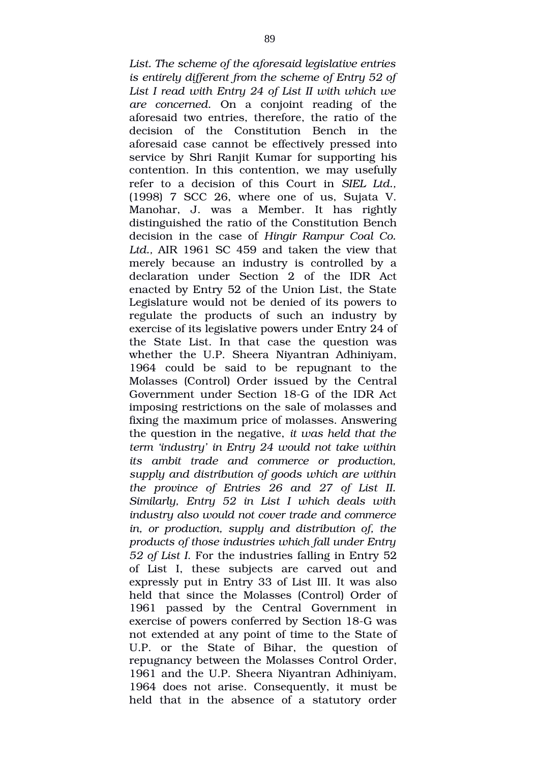*List. The scheme of the aforesaid legislative entries is entirely different from the scheme of Entry 52 of List I read with Entry 24 of List II with which we are concerned.* On a conjoint reading of the aforesaid two entries, therefore, the ratio of the decision of the Constitution Bench in the aforesaid case cannot be effectively pressed into service by Shri Ranjit Kumar for supporting his contention. In this contention, we may usefully refer to a decision of this Court in *SIEL Ltd.,* (1998) 7 SCC 26, where one of us, Sujata V. Manohar, J. was a Member. It has rightly distinguished the ratio of the Constitution Bench decision in the case of *Hingir Rampur Coal Co. Ltd.,* AIR 1961 SC 459 and taken the view that merely because an industry is controlled by a declaration under Section 2 of the IDR Act enacted by Entry 52 of the Union List, the State Legislature would not be denied of its powers to regulate the products of such an industry by exercise of its legislative powers under Entry 24 of the State List. In that case the question was whether the U.P. Sheera Niyantran Adhiniyam, 1964 could be said to be repugnant to the Molasses (Control) Order issued by the Central Government under Section 18-G of the IDR Act imposing restrictions on the sale of molasses and fixing the maximum price of molasses. Answering the question in the negative, *it was held that the term 'industry' in Entry 24 would not take within its ambit trade and commerce or production, supply and distribution of goods which are within the province of Entries 26 and 27 of List II. Similarly, Entry 52 in List I which deals with industry also would not cover trade and commerce in, or production, supply and distribution of, the products of those industries which fall under Entry 52 of List I.* For the industries falling in Entry 52 of List I, these subjects are carved out and expressly put in Entry 33 of List III. It was also held that since the Molasses (Control) Order of 1961 passed by the Central Government in exercise of powers conferred by Section 18-G was not extended at any point of time to the State of U.P. or the State of Bihar, the question of repugnancy between the Molasses Control Order, 1961 and the U.P. Sheera Niyantran Adhiniyam, 1964 does not arise. Consequently, it must be held that in the absence of a statutory order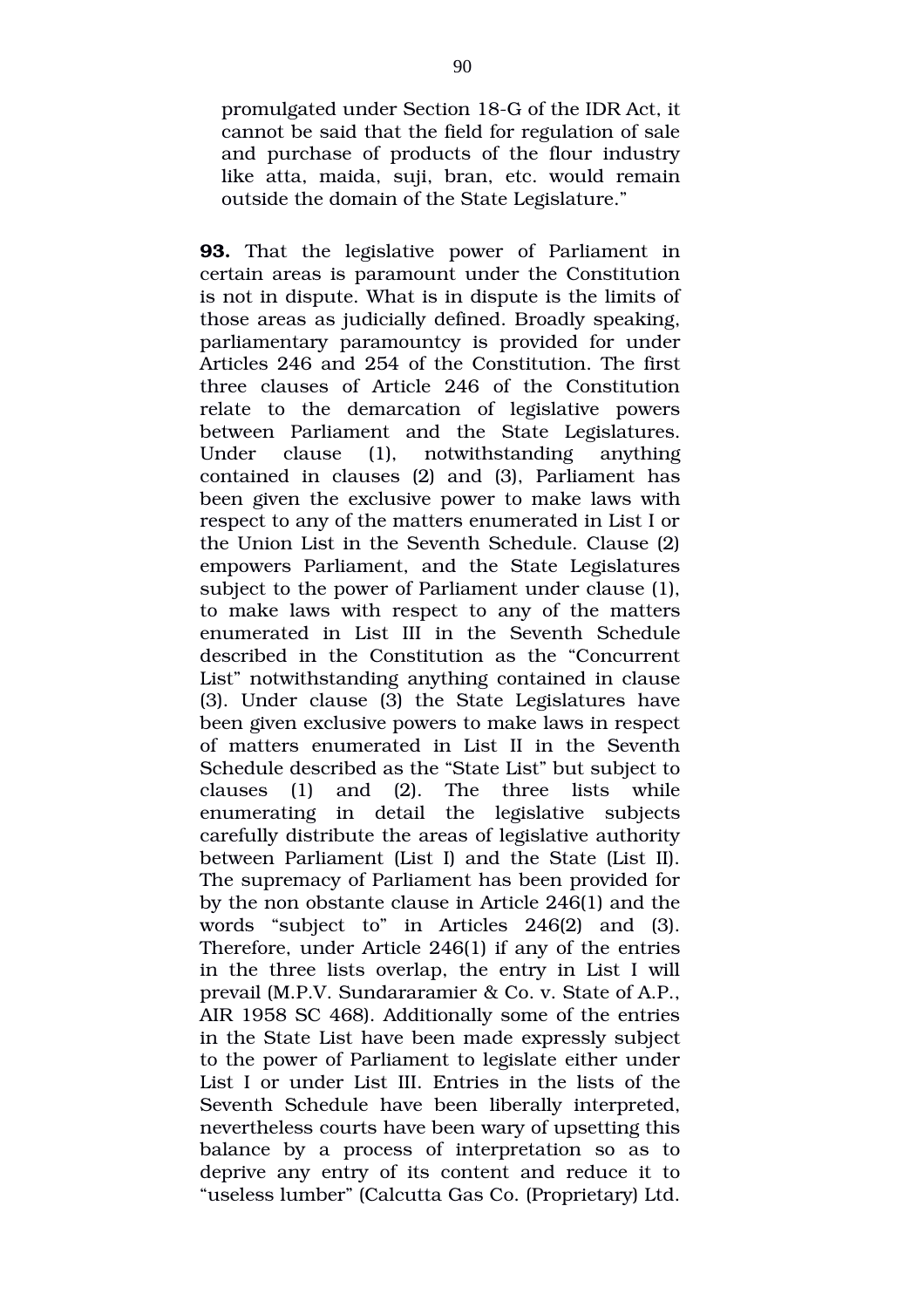promulgated under Section 18-G of the IDR Act, it cannot be said that the field for regulation of sale and purchase of products of the flour industry like atta, maida, suji, bran, etc. would remain outside the domain of the State Legislature."

**93.** That the legislative power of Parliament in certain areas is paramount under the Constitution is not in dispute. What is in dispute is the limits of those areas as judicially defined. Broadly speaking, parliamentary paramountcy is provided for under Articles 246 and 254 of the Constitution. The first three clauses of Article 246 of the Constitution relate to the demarcation of legislative powers between Parliament and the State Legislatures. Under clause (1), notwithstanding anything contained in clauses (2) and (3), Parliament has been given the exclusive power to make laws with respect to any of the matters enumerated in List I or the Union List in the Seventh Schedule. Clause (2) empowers Parliament, and the State Legislatures subject to the power of Parliament under clause (1), to make laws with respect to any of the matters enumerated in List III in the Seventh Schedule described in the Constitution as the "Concurrent List" notwithstanding anything contained in clause (3). Under clause (3) the State Legislatures have been given exclusive powers to make laws in respect of matters enumerated in List II in the Seventh Schedule described as the "State List" but subject to clauses (1) and (2). The three lists while enumerating in detail the legislative subjects carefully distribute the areas of legislative authority between Parliament (List I) and the State (List II). The supremacy of Parliament has been provided for by the non obstante clause in Article 246(1) and the words "subject to" in Articles 246(2) and (3). Therefore, under Article 246(1) if any of the entries in the three lists overlap, the entry in List I will prevail (M.P.V. Sundararamier & Co. v. State of A.P., AIR 1958 SC 468). Additionally some of the entries in the State List have been made expressly subject to the power of Parliament to legislate either under List I or under List III. Entries in the lists of the Seventh Schedule have been liberally interpreted, nevertheless courts have been wary of upsetting this balance by a process of interpretation so as to deprive any entry of its content and reduce it to "useless lumber" (Calcutta Gas Co. (Proprietary) Ltd.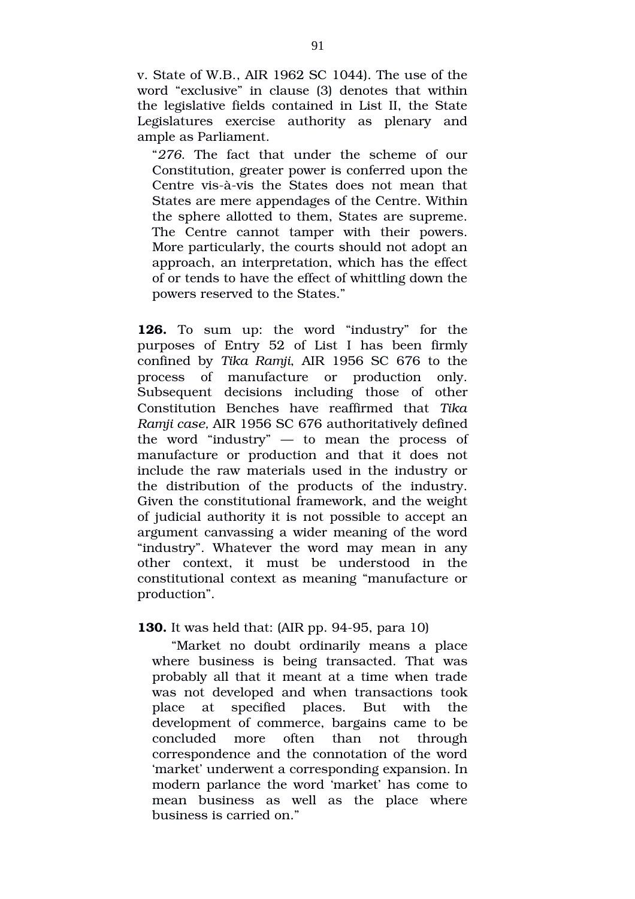v. State of W.B., AIR 1962 SC 1044). The use of the word "exclusive" in clause (3) denotes that within the legislative fields contained in List II, the State Legislatures exercise authority as plenary and ample as Parliament.

> "*276.* The fact that under the scheme of our Constitution, greater power is conferred upon the Centre vis-à-vis the States does not mean that States are mere appendages of the Centre. Within the sphere allotted to them, States are supreme. The Centre cannot tamper with their powers. More particularly, the courts should not adopt an approach, an interpretation, which has the effect of or tends to have the effect of whittling down the powers reserved to the States."

**126.** To sum up: the word "industry" for the purposes of Entry 52 of List I has been firmly confined by *Tika Ramji*, AIR 1956 SC 676 to the process of manufacture or production only. Subsequent decisions including those of other Constitution Benches have reaffirmed that *Tika Ramji case*, AIR 1956 SC 676 authoritatively defined the word "industry" — to mean the process of manufacture or production and that it does not include the raw materials used in the industry or the distribution of the products of the industry. Given the constitutional framework, and the weight of judicial authority it is not possible to accept an argument canvassing a wider meaning of the word "industry". Whatever the word may mean in any other context, it must be understood in the constitutional context as meaning "manufacture or production".

**130.** It was held that: (AIR pp. 94-95, para 10)

> "Market no doubt ordinarily means a place where business is being transacted. That was probably all that it meant at a time when trade was not developed and when transactions took place at specified places. But with the development of commerce, bargains came to be concluded more often than not through correspondence and the connotation of the word 'market' underwent a corresponding expansion. In modern parlance the word 'market' has come to mean business as well as the place where business is carried on."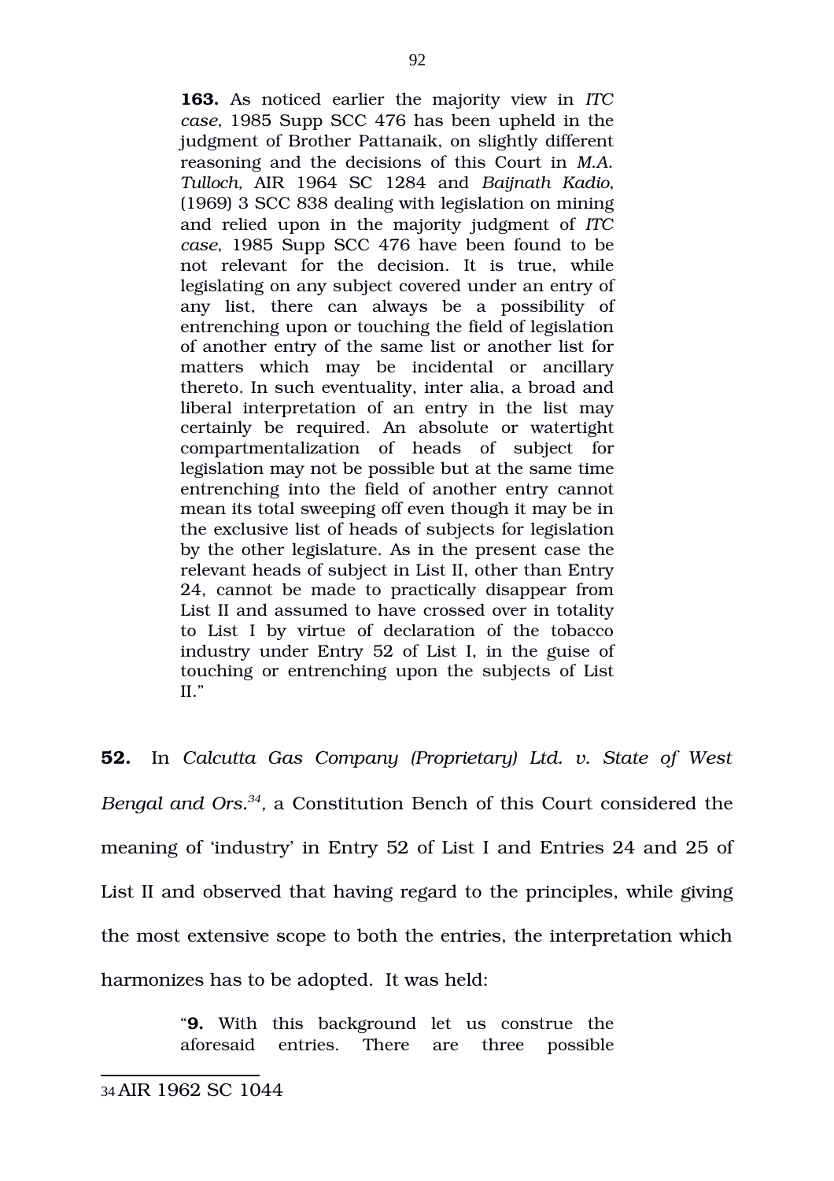> **163.** As noticed earlier the majority view in *ITC case*, 1985 Supp SCC 476 has been upheld in the judgment of Brother Pattanaik, on slightly different reasoning and the decisions of this Court in *M.A. Tulloch*, AIR 1964 SC 1284 and *Baijnath Kadio*, (1969) 3 SCC 838 dealing with legislation on mining and relied upon in the majority judgment of *ITC case*, 1985 Supp SCC 476 have been found to be not relevant for the decision. It is true, while legislating on any subject covered under an entry of any list, there can always be a possibility of entrenching upon or touching the field of legislation of another entry of the same list or another list for matters which may be incidental or ancillary thereto. In such eventuality, inter alia, a broad and liberal interpretation of an entry in the list may certainly be required. An absolute or watertight compartmentalization of heads of subject for legislation may not be possible but at the same time entrenching into the field of another entry cannot mean its total sweeping off even though it may be in the exclusive list of heads of subjects for legislation by the other legislature. As in the present case the relevant heads of subject in List II, other than Entry 24, cannot be made to practically disappear from List II and assumed to have crossed over in totality to List I by virtue of declaration of the tobacco industry under Entry 52 of List I, in the guise of touching or entrenching upon the subjects of List II."

**52.** In *Calcutta Gas Company (Proprietary) Ltd. v. State of West Bengal and Ors.*[34], a Constitution Bench of this Court considered the meaning of 'industry' in Entry 52 of List I and Entries 24 and 25 of List II and observed that having regard to the principles, while giving the most extensive scope to both the entries, the interpretation which harmonizes has to be adopted. It was held:

> "**9.** With this background let us construe the aforesaid entries. There are three possible

---

[34] AIR 1962 SC 1044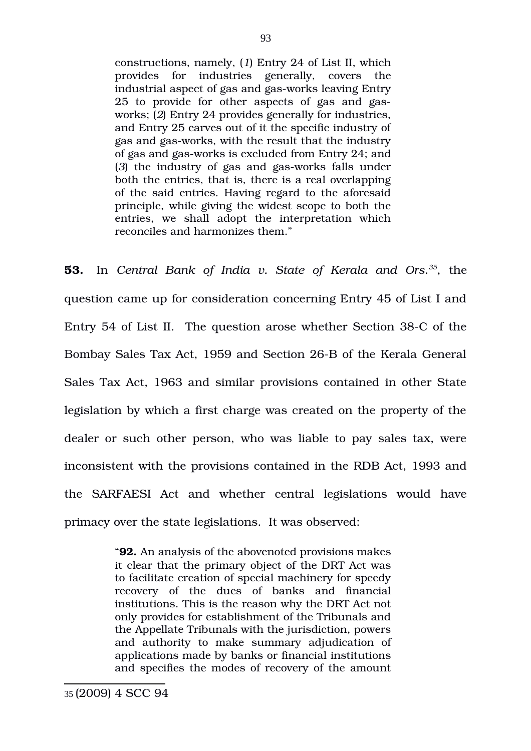> constructions, namely, (*1*) Entry 24 of List II, which provides for industries generally, covers the industrial aspect of gas and gas-works leaving Entry 25 to provide for other aspects of gas and gas-works; (*2*) Entry 24 provides generally for industries, and Entry 25 carves out of it the specific industry of gas and gas-works, with the result that the industry of gas and gas-works is excluded from Entry 24; and (*3*) the industry of gas and gas-works falls under both the entries, that is, there is a real overlapping of the said entries. Having regard to the aforesaid principle, while giving the widest scope to both the entries, we shall adopt the interpretation which reconciles and harmonizes them."

**53.** In *Central Bank of India v. State of Kerala and Ors.*[35], the question came up for consideration concerning Entry 45 of List I and Entry 54 of List II. The question arose whether Section 38-C of the Bombay Sales Tax Act, 1959 and Section 26-B of the Kerala General Sales Tax Act, 1963 and similar provisions contained in other State legislation by which a first charge was created on the property of the dealer or such other person, who was liable to pay sales tax, were inconsistent with the provisions contained in the RDB Act, 1993 and the SARFAESI Act and whether central legislations would have primacy over the state legislations. It was observed:

> "**92.** An analysis of the abovenoted provisions makes it clear that the primary object of the DRT Act was to facilitate creation of special machinery for speedy recovery of the dues of banks and financial institutions. This is the reason why the DRT Act not only provides for establishment of the Tribunals and the Appellate Tribunals with the jurisdiction, powers and authority to make summary adjudication of applications made by banks or financial institutions and specifies the modes of recovery of the amount

---

35 (2009) 4 SCC 94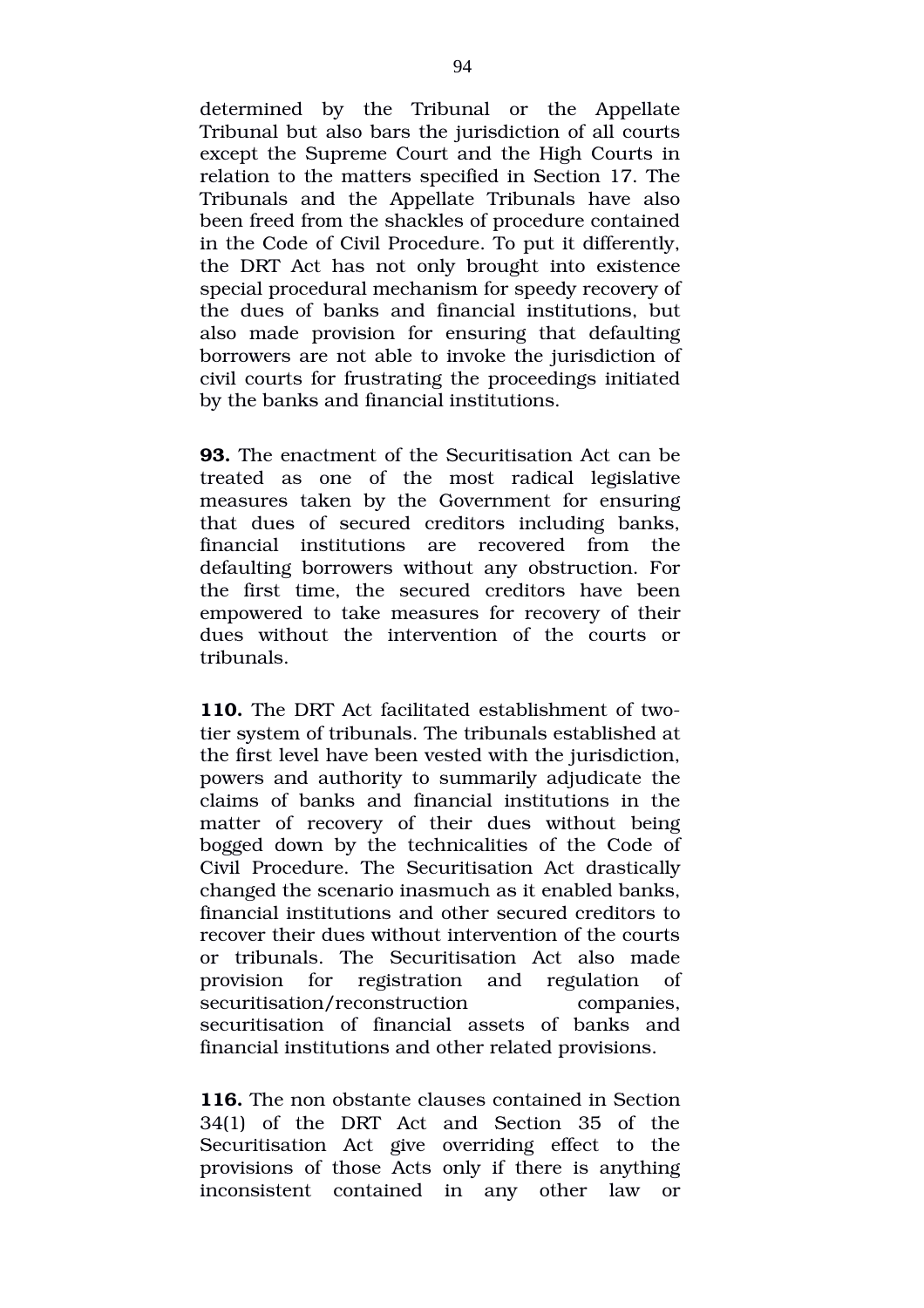determined by the Tribunal or the Appellate Tribunal but also bars the jurisdiction of all courts except the Supreme Court and the High Courts in relation to the matters specified in Section 17. The Tribunals and the Appellate Tribunals have also been freed from the shackles of procedure contained in the Code of Civil Procedure. To put it differently, the DRT Act has not only brought into existence special procedural mechanism for speedy recovery of the dues of banks and financial institutions, but also made provision for ensuring that defaulting borrowers are not able to invoke the jurisdiction of civil courts for frustrating the proceedings initiated by the banks and financial institutions.

**93.** The enactment of the Securitisation Act can be treated as one of the most radical legislative measures taken by the Government for ensuring that dues of secured creditors including banks, financial institutions are recovered from the defaulting borrowers without any obstruction. For the first time, the secured creditors have been empowered to take measures for recovery of their dues without the intervention of the courts or tribunals.

**110.** The DRT Act facilitated establishment of two-tier system of tribunals. The tribunals established at the first level have been vested with the jurisdiction, powers and authority to summarily adjudicate the claims of banks and financial institutions in the matter of recovery of their dues without being bogged down by the technicalities of the Code of Civil Procedure. The Securitisation Act drastically changed the scenario inasmuch as it enabled banks, financial institutions and other secured creditors to recover their dues without intervention of the courts or tribunals. The Securitisation Act also made provision for registration and regulation of securitisation/reconstruction companies, securitisation of financial assets of banks and financial institutions and other related provisions.

**116.** The non obstante clauses contained in Section 34(1) of the DRT Act and Section 35 of the Securitisation Act give overriding effect to the provisions of those Acts only if there is anything inconsistent contained in any other law or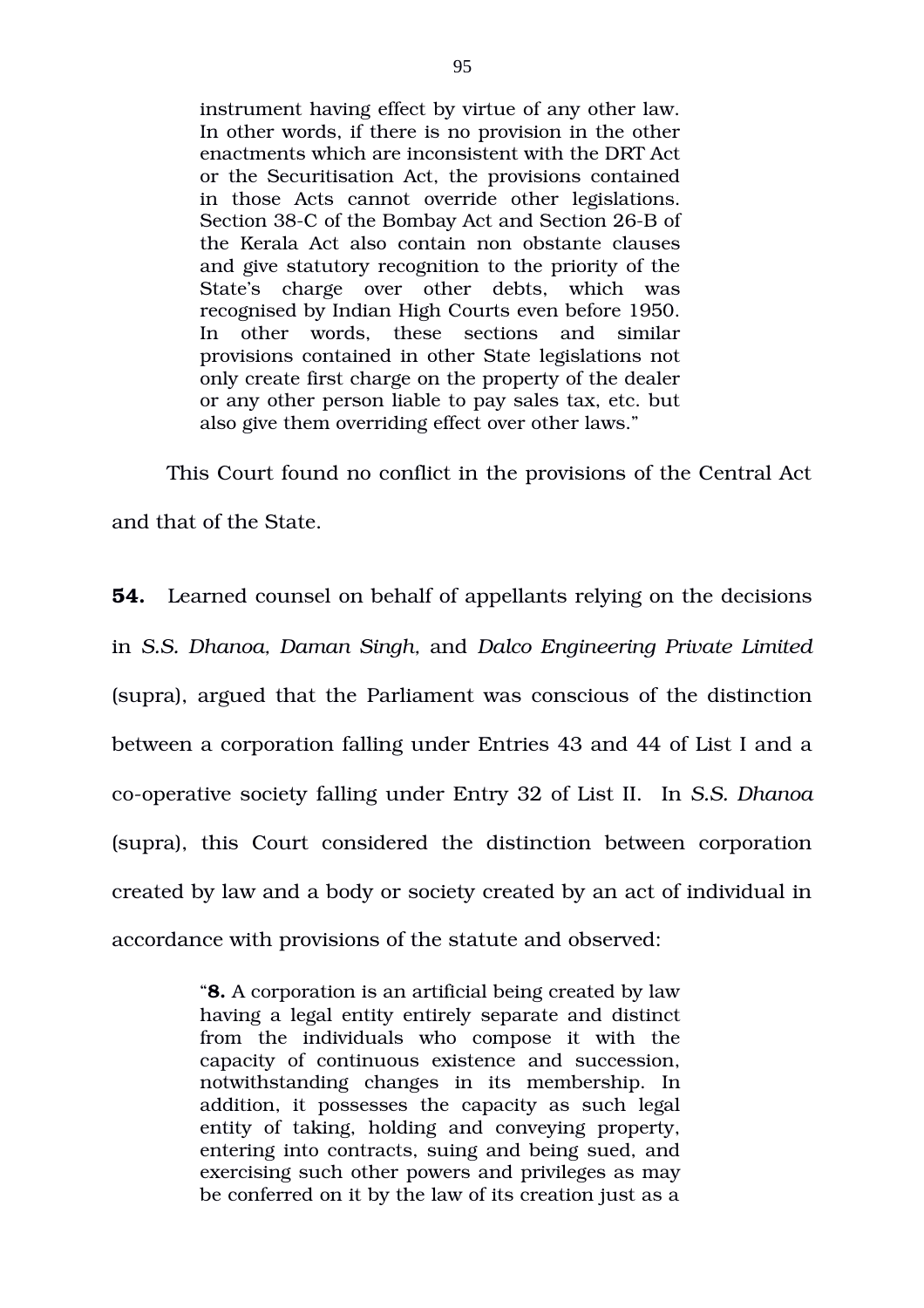> instrument having effect by virtue of any other law. In other words, if there is no provision in the other enactments which are inconsistent with the DRT Act or the Securitisation Act, the provisions contained in those Acts cannot override other legislations. Section 38-C of the Bombay Act and Section 26-B of the Kerala Act also contain non obstante clauses and give statutory recognition to the priority of the State's charge over other debts, which was recognised by Indian High Courts even before 1950. In other words, these sections and similar provisions contained in other State legislations not only create first charge on the property of the dealer or any other person liable to pay sales tax, etc. but also give them overriding effect over other laws."

This Court found no conflict in the provisions of the Central Act and that of the State.

**54.** Learned counsel on behalf of appellants relying on the decisions in *S.S. Dhanoa, Daman Singh,* and *Dalco Engineering Private Limited* (supra), argued that the Parliament was conscious of the distinction between a corporation falling under Entries 43 and 44 of List I and a co-operative society falling under Entry 32 of List II. In *S.S. Dhanoa* (supra), this Court considered the distinction between corporation created by law and a body or society created by an act of individual in accordance with provisions of the statute and observed:

> "**8.** A corporation is an artificial being created by law having a legal entity entirely separate and distinct from the individuals who compose it with the capacity of continuous existence and succession, notwithstanding changes in its membership. In addition, it possesses the capacity as such legal entity of taking, holding and conveying property, entering into contracts, suing and being sued, and exercising such other powers and privileges as may be conferred on it by the law of its creation just as a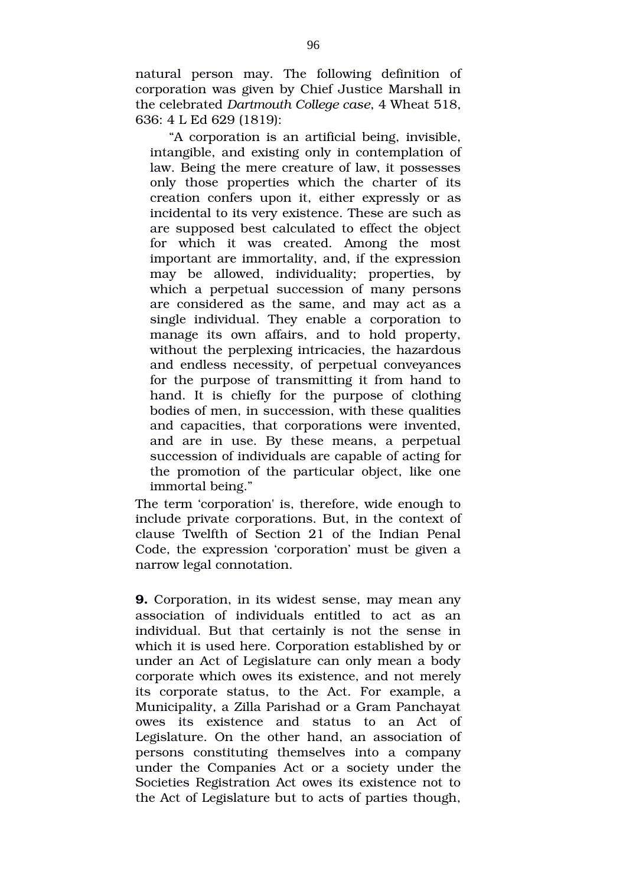natural person may. The following definition of corporation was given by Chief Justice Marshall in the celebrated *Dartmouth College case*, 4 Wheat 518, 636: 4 L Ed 629 (1819):

> "A corporation is an artificial being, invisible, intangible, and existing only in contemplation of law. Being the mere creature of law, it possesses only those properties which the charter of its creation confers upon it, either expressly or as incidental to its very existence. These are such as are supposed best calculated to effect the object for which it was created. Among the most important are immortality, and, if the expression may be allowed, individuality; properties, by which a perpetual succession of many persons are considered as the same, and may act as a single individual. They enable a corporation to manage its own affairs, and to hold property, without the perplexing intricacies, the hazardous and endless necessity, of perpetual conveyances for the purpose of transmitting it from hand to hand. It is chiefly for the purpose of clothing bodies of men, in succession, with these qualities and capacities, that corporations were invented, and are in use. By these means, a perpetual succession of individuals are capable of acting for the promotion of the particular object, like one immortal being."

The term 'corporation' is, therefore, wide enough to include private corporations. But, in the context of clause Twelfth of Section 21 of the Indian Penal Code, the expression 'corporation' must be given a narrow legal connotation.

**9.** Corporation, in its widest sense, may mean any association of individuals entitled to act as an individual. But that certainly is not the sense in which it is used here. Corporation established by or under an Act of Legislature can only mean a body corporate which owes its existence, and not merely its corporate status, to the Act. For example, a Municipality, a Zilla Parishad or a Gram Panchayat owes its existence and status to an Act of Legislature. On the other hand, an association of persons constituting themselves into a company under the Companies Act or a society under the Societies Registration Act owes its existence not to the Act of Legislature but to acts of parties though,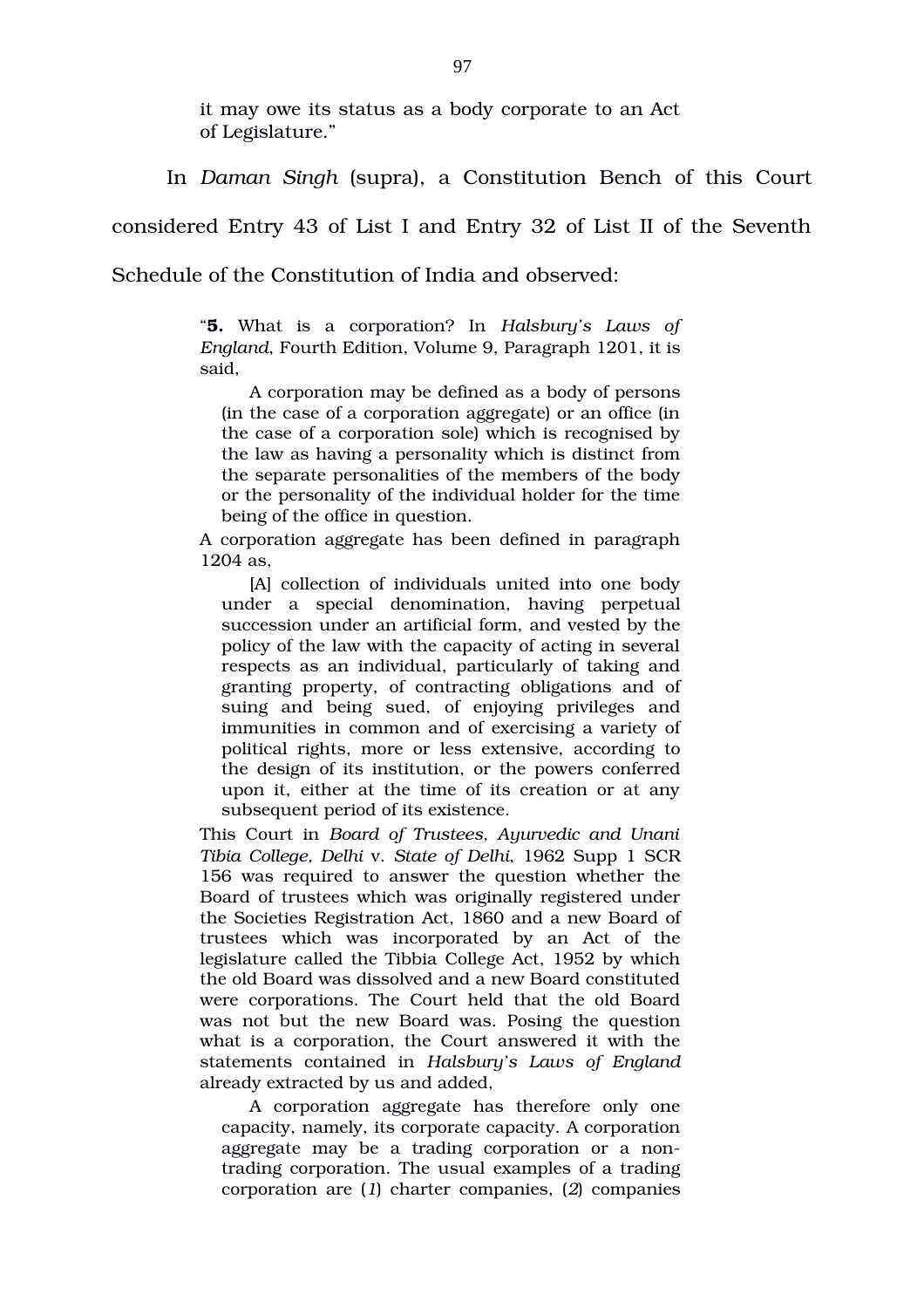> it may owe its status as a body corporate to an Act of Legislature."

In *Daman Singh* (supra), a Constitution Bench of this Court considered Entry 43 of List I and Entry 32 of List II of the Seventh Schedule of the Constitution of India and observed:

> "**5.** What is a corporation? In *Halsbury's Laws of England*, Fourth Edition, Volume 9, Paragraph 1201, it is said,
>
> > A corporation may be defined as a body of persons (in the case of a corporation aggregate) or an office (in the case of a corporation sole) which is recognised by the law as having a personality which is distinct from the separate personalities of the members of the body or the personality of the individual holder for the time being of the office in question.
>
> A corporation aggregate has been defined in paragraph 1204 as,
>
> > [A] collection of individuals united into one body under a special denomination, having perpetual succession under an artificial form, and vested by the policy of the law with the capacity of acting in several respects as an individual, particularly of taking and granting property, of contracting obligations and of suing and being sued, of enjoying privileges and immunities in common and of exercising a variety of political rights, more or less extensive, according to the design of its institution, or the powers conferred upon it, either at the time of its creation or at any subsequent period of its existence.
>
> This Court in *Board of Trustees, Ayurvedic and Unani Tibia College, Delhi* v. *State of Delhi*, 1962 Supp 1 SCR 156 was required to answer the question whether the Board of trustees which was originally registered under the Societies Registration Act, 1860 and a new Board of trustees which was incorporated by an Act of the legislature called the Tibbia College Act, 1952 by which the old Board was dissolved and a new Board constituted were corporations. The Court held that the old Board was not but the new Board was. Posing the question what is a corporation, the Court answered it with the statements contained in *Halsbury's Laws of England* already extracted by us and added,
>
> > A corporation aggregate has therefore only one capacity, namely, its corporate capacity. A corporation aggregate may be a trading corporation or a non-trading corporation. The usual examples of a trading corporation are (*1*) charter companies, (*2*) companies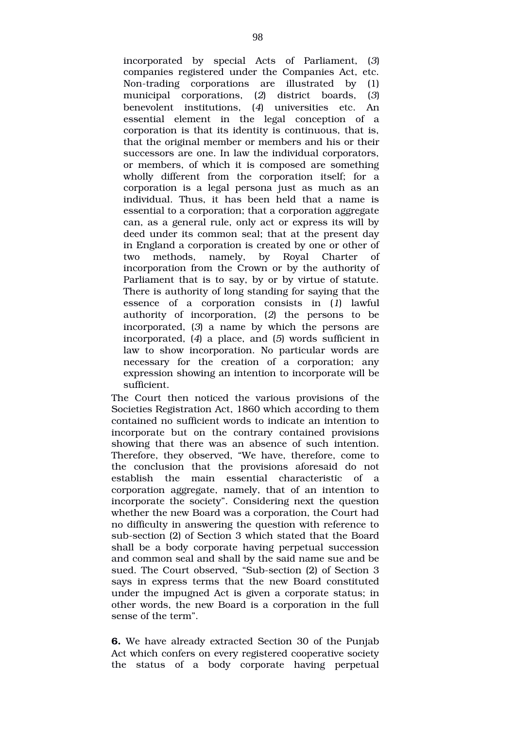> incorporated by special Acts of Parliament, (*3*) companies registered under the Companies Act, etc. Non-trading corporations are illustrated by (1) municipal corporations, (*2*) district boards, (*3*) benevolent institutions, (*4*) universities etc. An essential element in the legal conception of a corporation is that its identity is continuous, that is, that the original member or members and his or their successors are one. In law the individual corporators, or members, of which it is composed are something wholly different from the corporation itself; for a corporation is a legal persona just as much as an individual. Thus, it has been held that a name is essential to a corporation; that a corporation aggregate can, as a general rule, only act or express its will by deed under its common seal; that at the present day in England a corporation is created by one or other of two methods, namely, by Royal Charter of incorporation from the Crown or by the authority of Parliament that is to say, by or by virtue of statute. There is authority of long standing for saying that the essence of a corporation consists in (*1*) lawful authority of incorporation, (*2*) the persons to be incorporated, (*3*) a name by which the persons are incorporated, (*4*) a place, and (*5*) words sufficient in law to show incorporation. No particular words are necessary for the creation of a corporation; any expression showing an intention to incorporate will be sufficient.

The Court then noticed the various provisions of the Societies Registration Act, 1860 which according to them contained no sufficient words to indicate an intention to incorporate but on the contrary contained provisions showing that there was an absence of such intention. Therefore, they observed, "We have, therefore, come to the conclusion that the provisions aforesaid do not establish the main essential characteristic of a corporation aggregate, namely, that of an intention to incorporate the society". Considering next the question whether the new Board was a corporation, the Court had no difficulty in answering the question with reference to sub-section (2) of Section 3 which stated that the Board shall be a body corporate having perpetual succession and common seal and shall by the said name sue and be sued. The Court observed, "Sub-section (2) of Section 3 says in express terms that the new Board constituted under the impugned Act is given a corporate status; in other words, the new Board is a corporation in the full sense of the term".

**6.** We have already extracted Section 30 of the Punjab Act which confers on every registered cooperative society the status of a body corporate having perpetual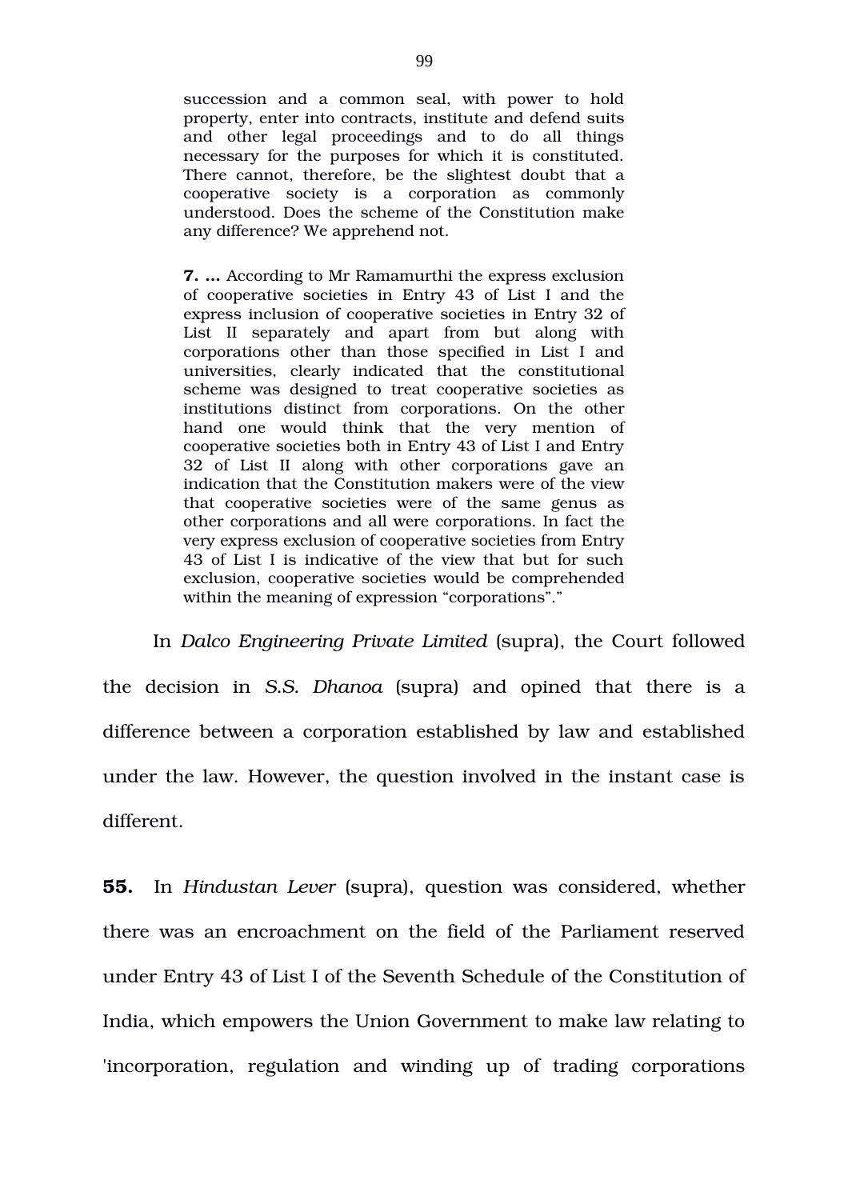> succession and a common seal, with power to hold property, enter into contracts, institute and defend suits and other legal proceedings and to do all things necessary for the purposes for which it is constituted. There cannot, therefore, be the slightest doubt that a cooperative society is a corporation as commonly understood. Does the scheme of the Constitution make any difference? We apprehend not.
>
> **7. …** According to Mr Ramamurthi the express exclusion of cooperative societies in Entry 43 of List I and the express inclusion of cooperative societies in Entry 32 of List II separately and apart from but along with corporations other than those specified in List I and universities, clearly indicated that the constitutional scheme was designed to treat cooperative societies as institutions distinct from corporations. On the other hand one would think that the very mention of cooperative societies both in Entry 43 of List I and Entry 32 of List II along with other corporations gave an indication that the Constitution makers were of the view that cooperative societies were of the same genus as other corporations and all were corporations. In fact the very express exclusion of cooperative societies from Entry 43 of List I is indicative of the view that but for such exclusion, cooperative societies would be comprehended within the meaning of expression "corporations"."

In *Dalco Engineering Private Limited* (supra), the Court followed the decision in *S.S. Dhanoa* (supra) and opined that there is a difference between a corporation established by law and established under the law. However, the question involved in the instant case is different.

**55.** In *Hindustan Lever* (supra), question was considered, whether there was an encroachment on the field of the Parliament reserved under Entry 43 of List I of the Seventh Schedule of the Constitution of India, which empowers the Union Government to make law relating to 'incorporation, regulation and winding up of trading corporations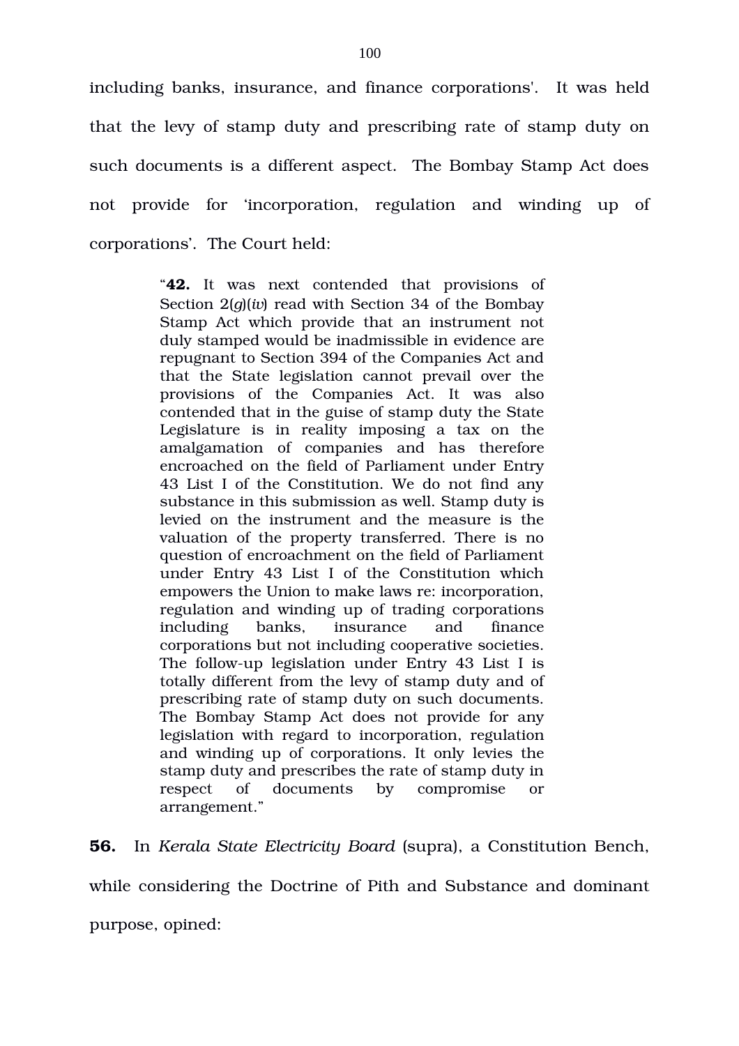including banks, insurance, and finance corporations'. It was held that the levy of stamp duty and prescribing rate of stamp duty on such documents is a different aspect. The Bombay Stamp Act does not provide for 'incorporation, regulation and winding up of corporations'. The Court held:

> "**42.** It was next contended that provisions of Section 2(*g*)(*iv*) read with Section 34 of the Bombay Stamp Act which provide that an instrument not duly stamped would be inadmissible in evidence are repugnant to Section 394 of the Companies Act and that the State legislation cannot prevail over the provisions of the Companies Act. It was also contended that in the guise of stamp duty the State Legislature is in reality imposing a tax on the amalgamation of companies and has therefore encroached on the field of Parliament under Entry 43 List I of the Constitution. We do not find any substance in this submission as well. Stamp duty is levied on the instrument and the measure is the valuation of the property transferred. There is no question of encroachment on the field of Parliament under Entry 43 List I of the Constitution which empowers the Union to make laws re: incorporation, regulation and winding up of trading corporations including banks, insurance and finance corporations but not including cooperative societies. The follow-up legislation under Entry 43 List I is totally different from the levy of stamp duty and of prescribing rate of stamp duty on such documents. The Bombay Stamp Act does not provide for any legislation with regard to incorporation, regulation and winding up of corporations. It only levies the stamp duty and prescribes the rate of stamp duty in respect of documents by compromise or arrangement."

**56.** In *Kerala State Electricity Board* (supra), a Constitution Bench, while considering the Doctrine of Pith and Substance and dominant purpose, opined: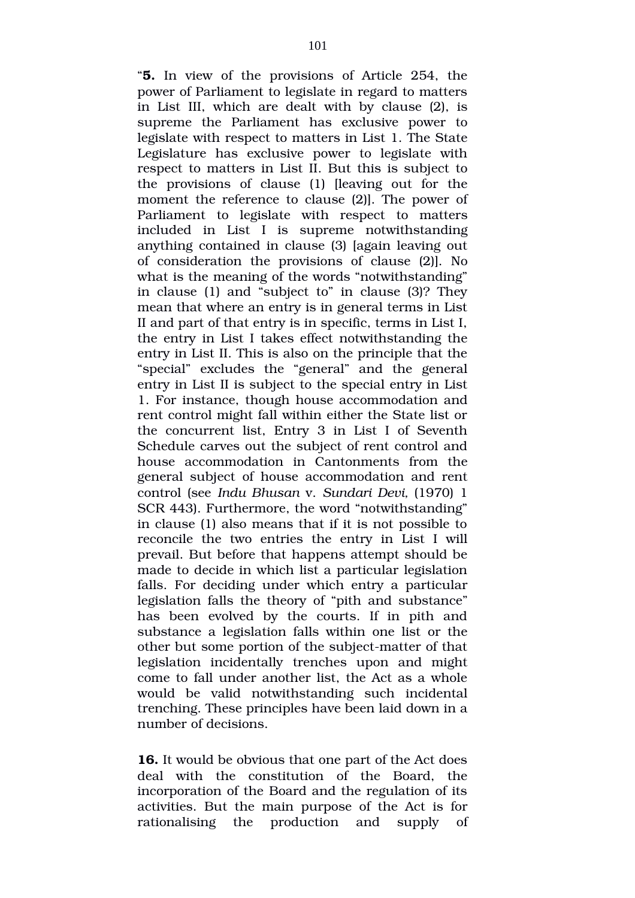"**5.** In view of the provisions of Article 254, the power of Parliament to legislate in regard to matters in List III, which are dealt with by clause (2), is supreme the Parliament has exclusive power to legislate with respect to matters in List 1. The State Legislature has exclusive power to legislate with respect to matters in List II. But this is subject to the provisions of clause (1) [leaving out for the moment the reference to clause (2)]. The power of Parliament to legislate with respect to matters included in List I is supreme notwithstanding anything contained in clause (3) [again leaving out of consideration the provisions of clause (2)]. No what is the meaning of the words "notwithstanding" in clause (1) and "subject to" in clause (3)? They mean that where an entry is in general terms in List II and part of that entry is in specific, terms in List I, the entry in List I takes effect notwithstanding the entry in List II. This is also on the principle that the "special" excludes the "general" and the general entry in List II is subject to the special entry in List 1. For instance, though house accommodation and rent control might fall within either the State list or the concurrent list, Entry 3 in List I of Seventh Schedule carves out the subject of rent control and house accommodation in Cantonments from the general subject of house accommodation and rent control (see *Indu Bhusan* v. *Sundari Devi,* (1970) 1 SCR 443). Furthermore, the word "notwithstanding" in clause (1) also means that if it is not possible to reconcile the two entries the entry in List I will prevail. But before that happens attempt should be made to decide in which list a particular legislation falls. For deciding under which entry a particular legislation falls the theory of "pith and substance" has been evolved by the courts. If in pith and substance a legislation falls within one list or the other but some portion of the subject-matter of that legislation incidentally trenches upon and might come to fall under another list, the Act as a whole would be valid notwithstanding such incidental trenching. These principles have been laid down in a number of decisions.

**16.** It would be obvious that one part of the Act does deal with the constitution of the Board, the incorporation of the Board and the regulation of its activities. But the main purpose of the Act is for rationalising the production and supply of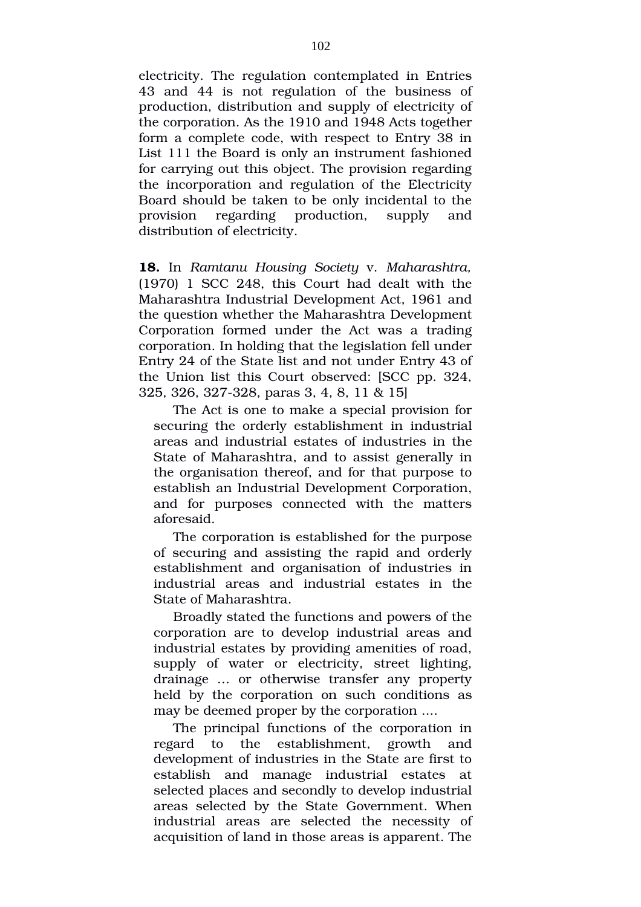electricity. The regulation contemplated in Entries 43 and 44 is not regulation of the business of production, distribution and supply of electricity of the corporation. As the 1910 and 1948 Acts together form a complete code, with respect to Entry 38 in List 111 the Board is only an instrument fashioned for carrying out this object. The provision regarding the incorporation and regulation of the Electricity Board should be taken to be only incidental to the provision regarding production, supply and distribution of electricity.

**18.** In *Ramtanu Housing Society* v. *Maharashtra,* (1970) 1 SCC 248, this Court had dealt with the Maharashtra Industrial Development Act, 1961 and the question whether the Maharashtra Development Corporation formed under the Act was a trading corporation. In holding that the legislation fell under Entry 24 of the State list and not under Entry 43 of the Union list this Court observed: [SCC pp. 324, 325, 326, 327-328, paras 3, 4, 8, 11 & 15]

> The Act is one to make a special provision for securing the orderly establishment in industrial areas and industrial estates of industries in the State of Maharashtra, and to assist generally in the organisation thereof, and for that purpose to establish an Industrial Development Corporation, and for purposes connected with the matters aforesaid.
>
> The corporation is established for the purpose of securing and assisting the rapid and orderly establishment and organisation of industries in industrial areas and industrial estates in the State of Maharashtra.
>
> Broadly stated the functions and powers of the corporation are to develop industrial areas and industrial estates by providing amenities of road, supply of water or electricity, street lighting, drainage ... or otherwise transfer any property held by the corporation on such conditions as may be deemed proper by the corporation ....
>
> The principal functions of the corporation in regard to the establishment, growth and development of industries in the State are first to establish and manage industrial estates at selected places and secondly to develop industrial areas selected by the State Government. When industrial areas are selected the necessity of acquisition of land in those areas is apparent. The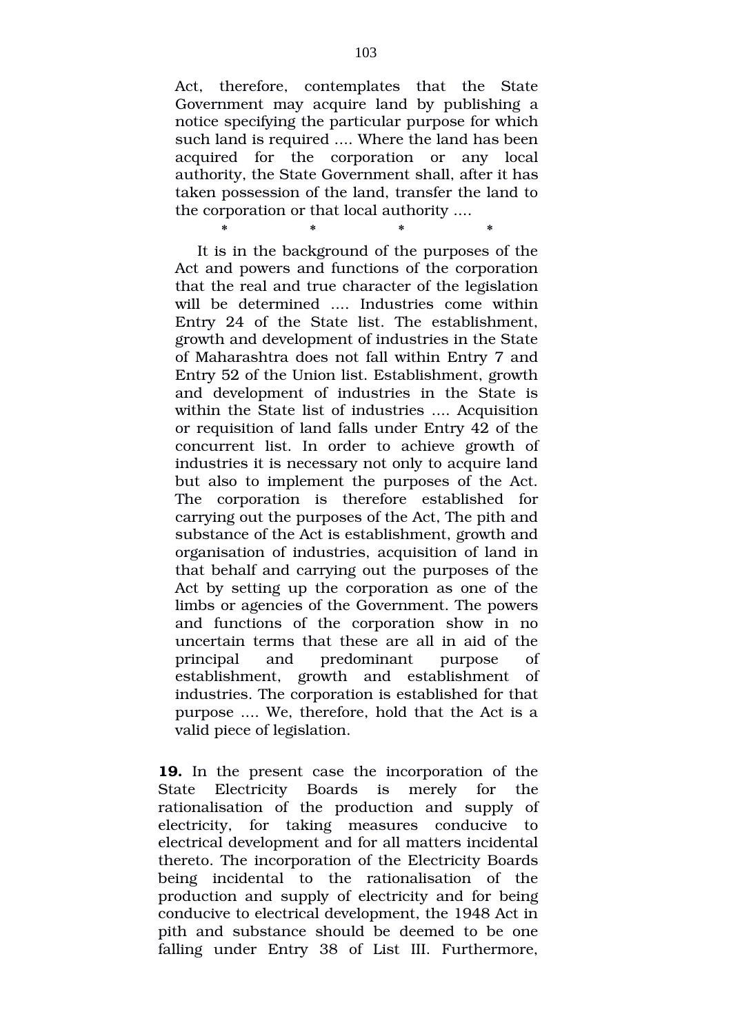> Act, therefore, contemplates that the State Government may acquire land by publishing a notice specifying the particular purpose for which such land is required .... Where the land has been acquired for the corporation or any local authority, the State Government shall, after it has taken possession of the land, transfer the land to the corporation or that local authority ....
>
> \*    \*    \*    \*
>
> It is in the background of the purposes of the Act and powers and functions of the corporation that the real and true character of the legislation will be determined .... Industries come within Entry 24 of the State list. The establishment, growth and development of industries in the State of Maharashtra does not fall within Entry 7 and Entry 52 of the Union list. Establishment, growth and development of industries in the State is within the State list of industries .... Acquisition or requisition of land falls under Entry 42 of the concurrent list. In order to achieve growth of industries it is necessary not only to acquire land but also to implement the purposes of the Act. The corporation is therefore established for carrying out the purposes of the Act, The pith and substance of the Act is establishment, growth and organisation of industries, acquisition of land in that behalf and carrying out the purposes of the Act by setting up the corporation as one of the limbs or agencies of the Government. The powers and functions of the corporation show in no uncertain terms that these are all in aid of the principal and predominant purpose of establishment, growth and establishment of industries. The corporation is established for that purpose .... We, therefore, hold that the Act is a valid piece of legislation.

**19.** In the present case the incorporation of the State Electricity Boards is merely for the rationalisation of the production and supply of electricity, for taking measures conducive to electrical development and for all matters incidental thereto. The incorporation of the Electricity Boards being incidental to the rationalisation of the production and supply of electricity and for being conducive to electrical development, the 1948 Act in pith and substance should be deemed to be one falling under Entry 38 of List III. Furthermore,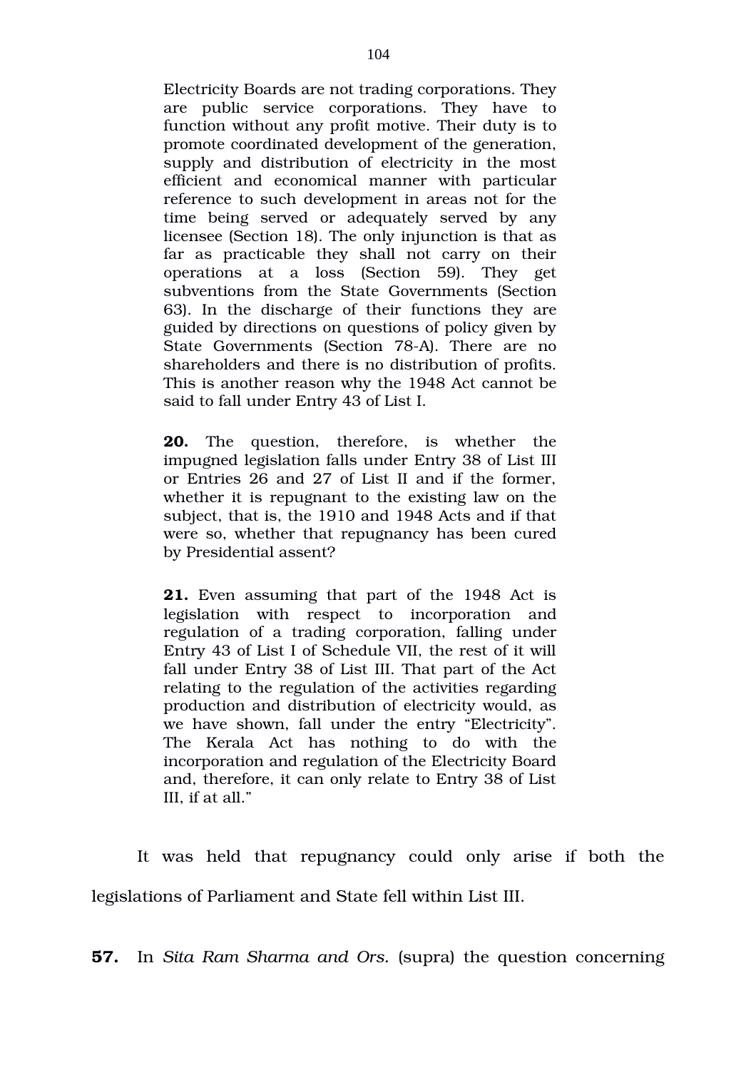> Electricity Boards are not trading corporations. They are public service corporations. They have to function without any profit motive. Their duty is to promote coordinated development of the generation, supply and distribution of electricity in the most efficient and economical manner with particular reference to such development in areas not for the time being served or adequately served by any licensee (Section 18). The only injunction is that as far as practicable they shall not carry on their operations at a loss (Section 59). They get subventions from the State Governments (Section 63). In the discharge of their functions they are guided by directions on questions of policy given by State Governments (Section 78-A). There are no shareholders and there is no distribution of profits. This is another reason why the 1948 Act cannot be said to fall under Entry 43 of List I.
>
> **20.** The question, therefore, is whether the impugned legislation falls under Entry 38 of List III or Entries 26 and 27 of List II and if the former, whether it is repugnant to the existing law on the subject, that is, the 1910 and 1948 Acts and if that were so, whether that repugnancy has been cured by Presidential assent?
>
> **21.** Even assuming that part of the 1948 Act is legislation with respect to incorporation and regulation of a trading corporation, falling under Entry 43 of List I of Schedule VII, the rest of it will fall under Entry 38 of List III. That part of the Act relating to the regulation of the activities regarding production and distribution of electricity would, as we have shown, fall under the entry "Electricity". The Kerala Act has nothing to do with the incorporation and regulation of the Electricity Board and, therefore, it can only relate to Entry 38 of List III, if at all."

It was held that repugnancy could only arise if both the legislations of Parliament and State fell within List III.

**57.** In *Sita Ram Sharma and Ors.* (supra) the question concerning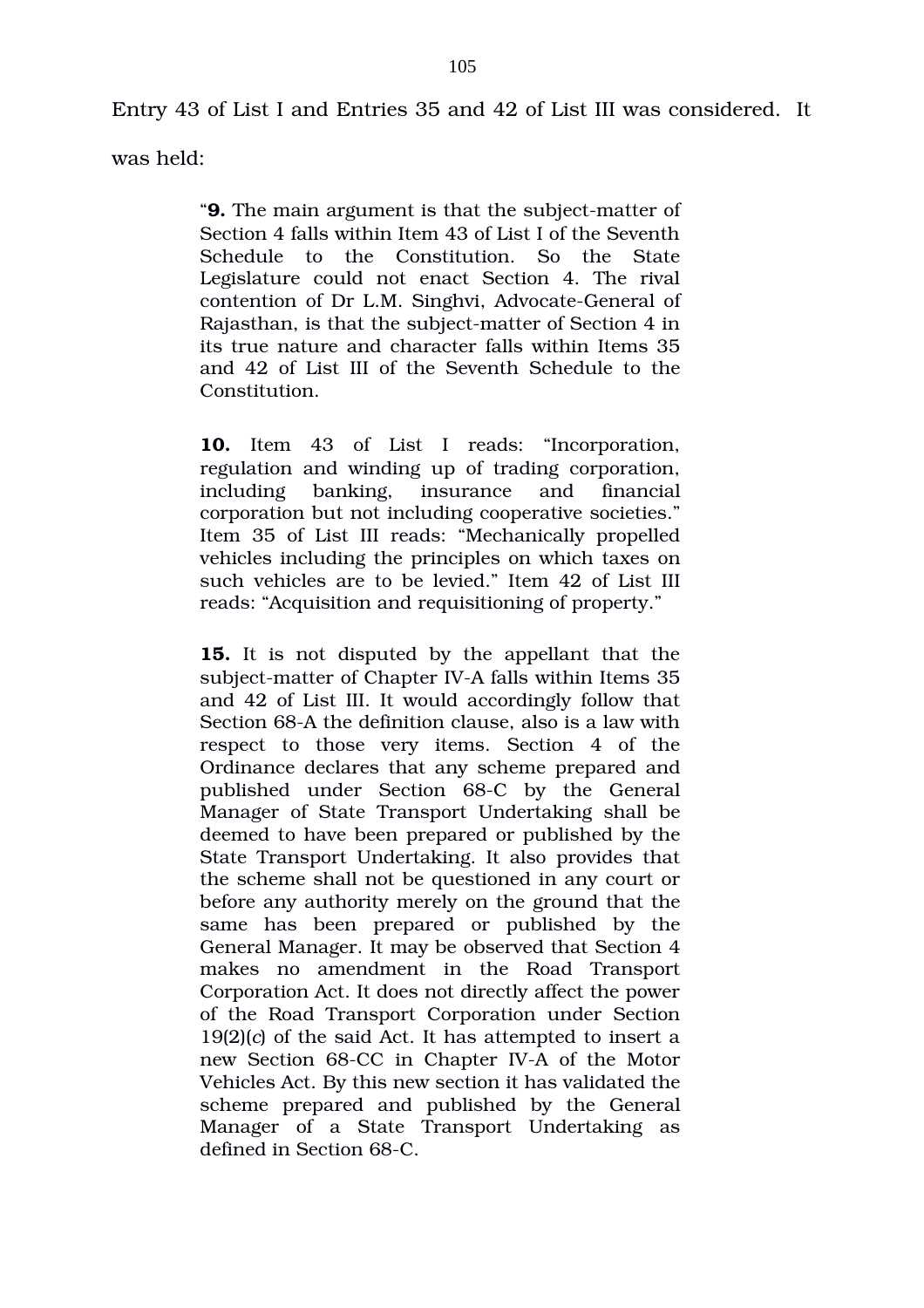Entry 43 of List I and Entries 35 and 42 of List III was considered. It was held:

> "**9.** The main argument is that the subject-matter of Section 4 falls within Item 43 of List I of the Seventh Schedule to the Constitution. So the State Legislature could not enact Section 4. The rival contention of Dr L.M. Singhvi, Advocate-General of Rajasthan, is that the subject-matter of Section 4 in its true nature and character falls within Items 35 and 42 of List III of the Seventh Schedule to the Constitution.
>
> **10.** Item 43 of List I reads: "Incorporation, regulation and winding up of trading corporation, including banking, insurance and financial corporation but not including cooperative societies." Item 35 of List III reads: "Mechanically propelled vehicles including the principles on which taxes on such vehicles are to be levied." Item 42 of List III reads: "Acquisition and requisitioning of property."
>
> **15.** It is not disputed by the appellant that the subject-matter of Chapter IV-A falls within Items 35 and 42 of List III. It would accordingly follow that Section 68-A the definition clause, also is a law with respect to those very items. Section 4 of the Ordinance declares that any scheme prepared and published under Section 68-C by the General Manager of State Transport Undertaking shall be deemed to have been prepared or published by the State Transport Undertaking. It also provides that the scheme shall not be questioned in any court or before any authority merely on the ground that the same has been prepared or published by the General Manager. It may be observed that Section 4 makes no amendment in the Road Transport Corporation Act. It does not directly affect the power of the Road Transport Corporation under Section 19(2)(*c*) of the said Act. It has attempted to insert a new Section 68-CC in Chapter IV-A of the Motor Vehicles Act. By this new section it has validated the scheme prepared and published by the General Manager of a State Transport Undertaking as defined in Section 68-C.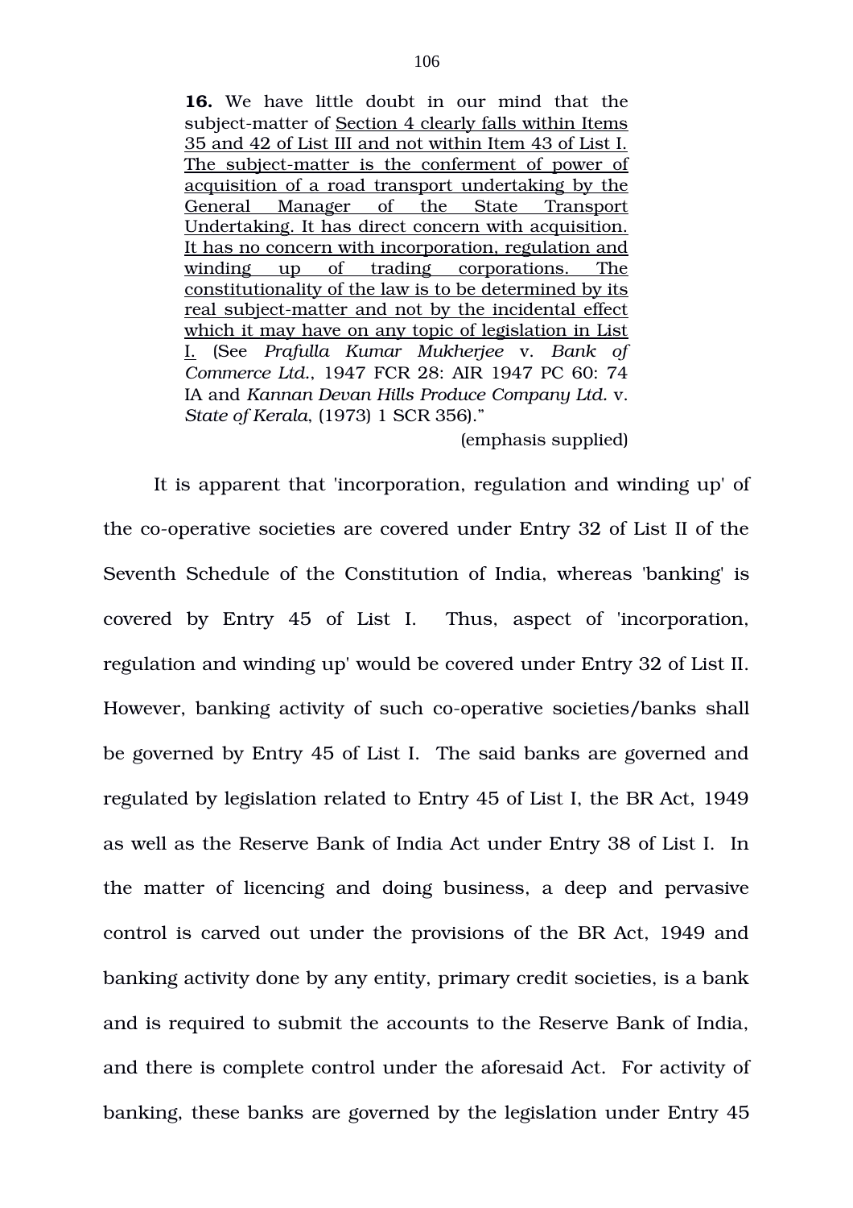> **16.** We have little doubt in our mind that the subject-matter of <u>Section 4 clearly falls within Items 35 and 42 of List III and not within Item 43 of List I. The subject-matter is the conferment of power of acquisition of a road transport undertaking by the General Manager of the State Transport Undertaking. It has direct concern with acquisition. It has no concern with incorporation, regulation and winding up of trading corporations. The constitutionality of the law is to be determined by its real subject-matter and not by the incidental effect which it may have on any topic of legislation in List I.</u> (See *Prafulla Kumar Mukherjee* v. *Bank of Commerce Ltd.*, 1947 FCR 28: AIR 1947 PC 60: 74 IA and *Kannan Devan Hills Produce Company Ltd.* v. *State of Kerala*, (1973) 1 SCR 356)."
>
> (emphasis supplied)

It is apparent that 'incorporation, regulation and winding up' of the co-operative societies are covered under Entry 32 of List II of the Seventh Schedule of the Constitution of India, whereas 'banking' is covered by Entry 45 of List I. Thus, aspect of 'incorporation, regulation and winding up' would be covered under Entry 32 of List II. However, banking activity of such co-operative societies/banks shall be governed by Entry 45 of List I. The said banks are governed and regulated by legislation related to Entry 45 of List I, the BR Act, 1949 as well as the Reserve Bank of India Act under Entry 38 of List I. In the matter of licencing and doing business, a deep and pervasive control is carved out under the provisions of the BR Act, 1949 and banking activity done by any entity, primary credit societies, is a bank and is required to submit the accounts to the Reserve Bank of India, and there is complete control under the aforesaid Act. For activity of banking, these banks are governed by the legislation under Entry 45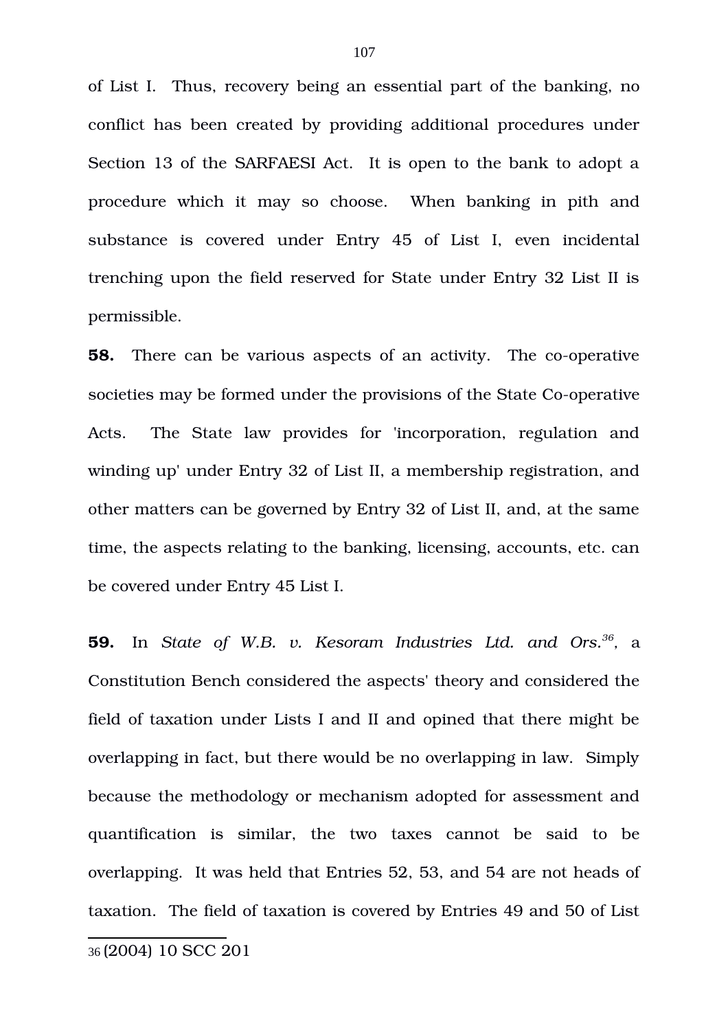of List I. Thus, recovery being an essential part of the banking, no conflict has been created by providing additional procedures under Section 13 of the SARFAESI Act. It is open to the bank to adopt a procedure which it may so choose. When banking in pith and substance is covered under Entry 45 of List I, even incidental trenching upon the field reserved for State under Entry 32 List II is permissible.

**58.** There can be various aspects of an activity. The co-operative societies may be formed under the provisions of the State Co-operative Acts. The State law provides for 'incorporation, regulation and winding up' under Entry 32 of List II, a membership registration, and other matters can be governed by Entry 32 of List II, and, at the same time, the aspects relating to the banking, licensing, accounts, etc. can be covered under Entry 45 List I.

**59.** In *State of W.B. v. Kesoram Industries Ltd. and Ors.*[36], a Constitution Bench considered the aspects' theory and considered the field of taxation under Lists I and II and opined that there might be overlapping in fact, but there would be no overlapping in law. Simply because the methodology or mechanism adopted for assessment and quantification is similar, the two taxes cannot be said to be overlapping. It was held that Entries 52, 53, and 54 are not heads of taxation. The field of taxation is covered by Entries 49 and 50 of List

---

36 (2004) 10 SCC 201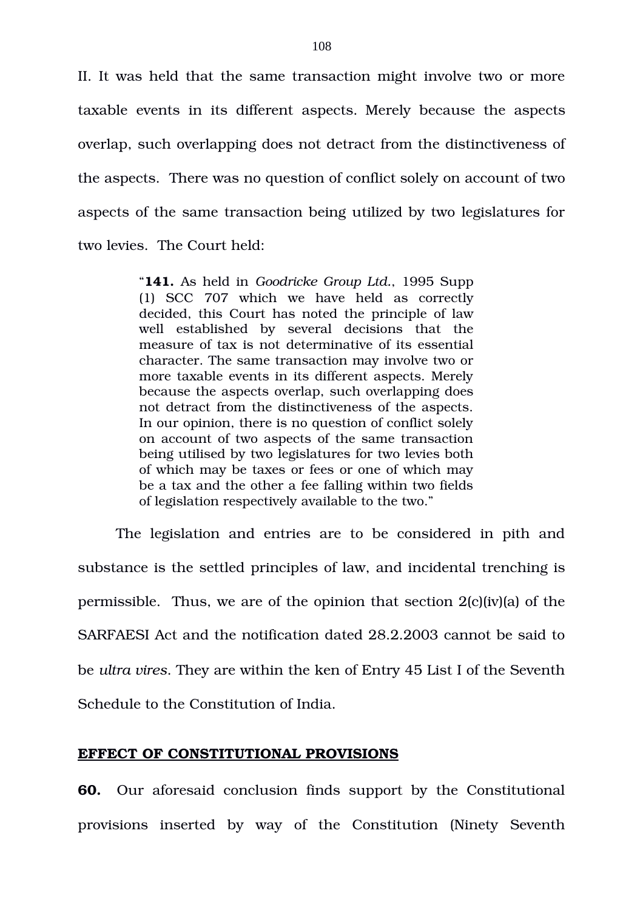II. It was held that the same transaction might involve two or more taxable events in its different aspects. Merely because the aspects overlap, such overlapping does not detract from the distinctiveness of the aspects. There was no question of conflict solely on account of two aspects of the same transaction being utilized by two legislatures for two levies. The Court held:

> "**141.** As held in *Goodricke Group Ltd.*, 1995 Supp (1) SCC 707 which we have held as correctly decided, this Court has noted the principle of law well established by several decisions that the measure of tax is not determinative of its essential character. The same transaction may involve two or more taxable events in its different aspects. Merely because the aspects overlap, such overlapping does not detract from the distinctiveness of the aspects. In our opinion, there is no question of conflict solely on account of two aspects of the same transaction being utilised by two legislatures for two levies both of which may be taxes or fees or one of which may be a tax and the other a fee falling within two fields of legislation respectively available to the two."

The legislation and entries are to be considered in pith and substance is the settled principles of law, and incidental trenching is permissible. Thus, we are of the opinion that section 2(c)(iv)(a) of the SARFAESI Act and the notification dated 28.2.2003 cannot be said to be *ultra vires*. They are within the ken of Entry 45 List I of the Seventh Schedule to the Constitution of India.

**EFFECT OF CONSTITUTIONAL PROVISIONS**

**60.** Our aforesaid conclusion finds support by the Constitutional provisions inserted by way of the Constitution (Ninety Seventh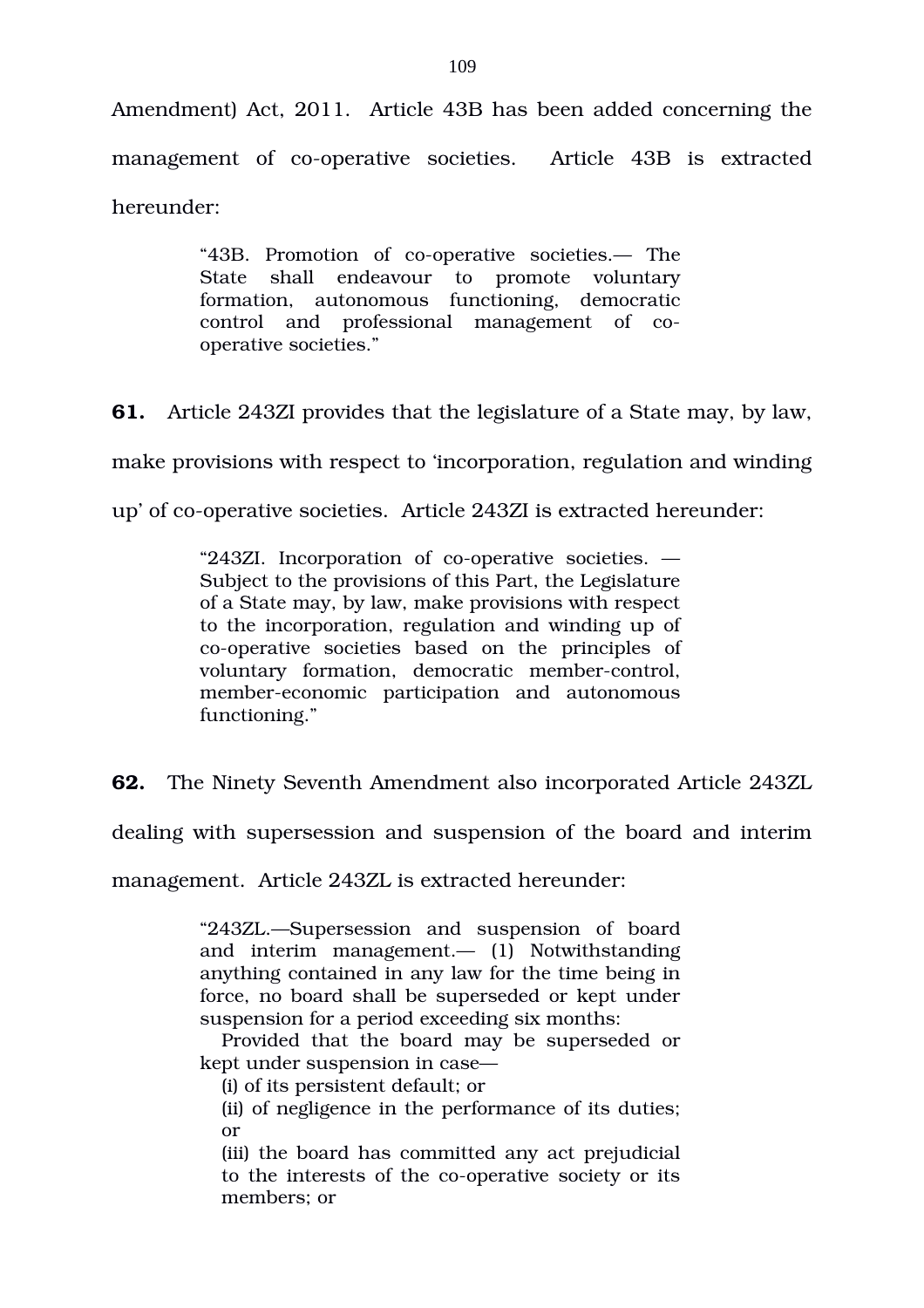Amendment) Act, 2011. Article 43B has been added concerning the management of co-operative societies. Article 43B is extracted hereunder:

> "43B. Promotion of co-operative societies.— The State shall endeavour to promote voluntary formation, autonomous functioning, democratic control and professional management of co-operative societies."

**61.** Article 243ZI provides that the legislature of a State may, by law, make provisions with respect to 'incorporation, regulation and winding up' of co-operative societies. Article 243ZI is extracted hereunder:

> "243ZI. Incorporation of co-operative societies. — Subject to the provisions of this Part, the Legislature of a State may, by law, make provisions with respect to the incorporation, regulation and winding up of co-operative societies based on the principles of voluntary formation, democratic member-control, member-economic participation and autonomous functioning."

**62.** The Ninety Seventh Amendment also incorporated Article 243ZL dealing with supersession and suspension of the board and interim management. Article 243ZL is extracted hereunder:

> "243ZL.—Supersession and suspension of board and interim management.— (1) Notwithstanding anything contained in any law for the time being in force, no board shall be superseded or kept under suspension for a period exceeding six months:
>
> Provided that the board may be superseded or kept under suspension in case—
>
> (i) of its persistent default; or
>
> (ii) of negligence in the performance of its duties; or
>
> (iii) the board has committed any act prejudicial to the interests of the co-operative society or its members; or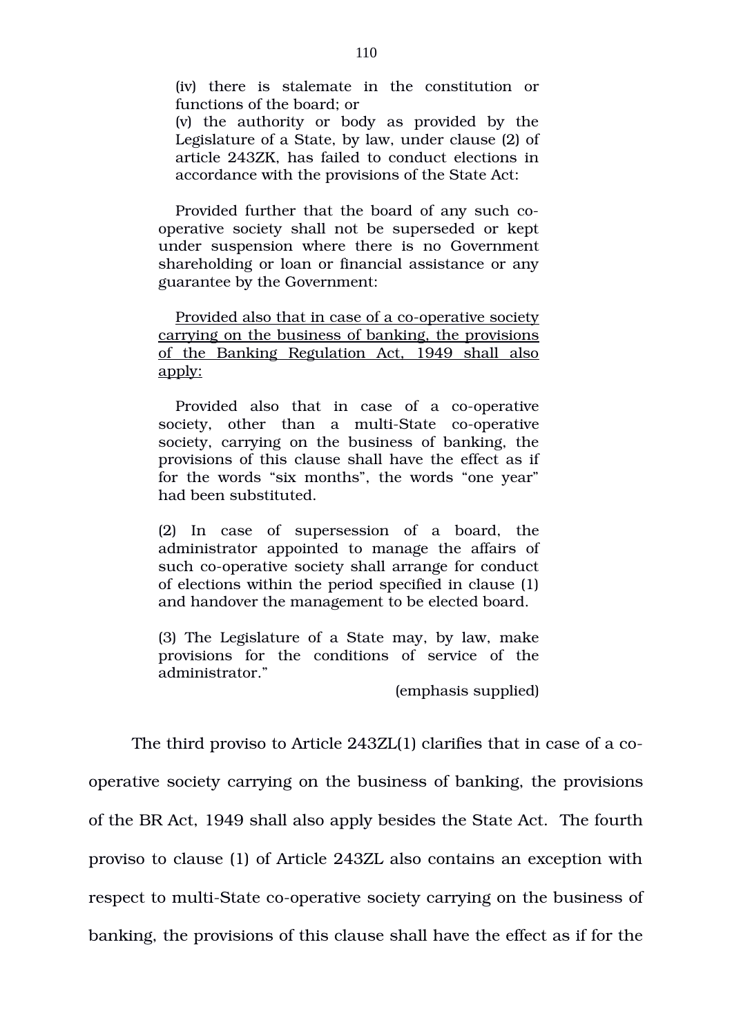> (iv) there is stalemate in the constitution or functions of the board; or
>
> (v) the authority or body as provided by the Legislature of a State, by law, under clause (2) of article 243ZK, has failed to conduct elections in accordance with the provisions of the State Act:
>
> Provided further that the board of any such co-operative society shall not be superseded or kept under suspension where there is no Government shareholding or loan or financial assistance or any guarantee by the Government:
>
> <u>Provided also that in case of a co-operative society carrying on the business of banking, the provisions of the Banking Regulation Act, 1949 shall also apply:</u>
>
> Provided also that in case of a co-operative society, other than a multi-State co-operative society, carrying on the business of banking, the provisions of this clause shall have the effect as if for the words "six months", the words "one year" had been substituted.
>
> (2) In case of supersession of a board, the administrator appointed to manage the affairs of such co-operative society shall arrange for conduct of elections within the period specified in clause (1) and handover the management to be elected board.
>
> (3) The Legislature of a State may, by law, make provisions for the conditions of service of the administrator."
>
> (emphasis supplied)

The third proviso to Article 243ZL(1) clarifies that in case of a co-operative society carrying on the business of banking, the provisions of the BR Act, 1949 shall also apply besides the State Act. The fourth proviso to clause (1) of Article 243ZL also contains an exception with respect to multi-State co-operative society carrying on the business of banking, the provisions of this clause shall have the effect as if for the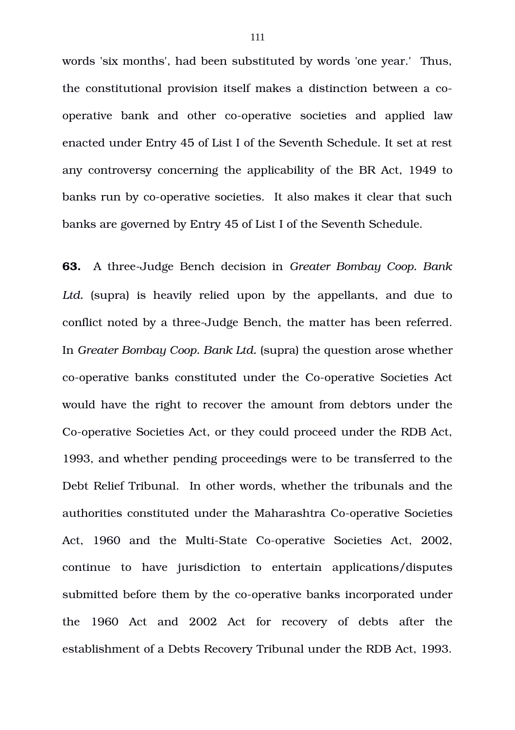words 'six months', had been substituted by words 'one year.' Thus, the constitutional provision itself makes a distinction between a co-operative bank and other co-operative societies and applied law enacted under Entry 45 of List I of the Seventh Schedule. It set at rest any controversy concerning the applicability of the BR Act, 1949 to banks run by co-operative societies. It also makes it clear that such banks are governed by Entry 45 of List I of the Seventh Schedule.

**63.** A three-Judge Bench decision in *Greater Bombay Coop. Bank Ltd.* (supra) is heavily relied upon by the appellants, and due to conflict noted by a three-Judge Bench, the matter has been referred. In *Greater Bombay Coop. Bank Ltd.* (supra) the question arose whether co-operative banks constituted under the Co-operative Societies Act would have the right to recover the amount from debtors under the Co-operative Societies Act, or they could proceed under the RDB Act, 1993, and whether pending proceedings were to be transferred to the Debt Relief Tribunal. In other words, whether the tribunals and the authorities constituted under the Maharashtra Co-operative Societies Act, 1960 and the Multi-State Co-operative Societies Act, 2002, continue to have jurisdiction to entertain applications/disputes submitted before them by the co-operative banks incorporated under the 1960 Act and 2002 Act for recovery of debts after the establishment of a Debts Recovery Tribunal under the RDB Act, 1993.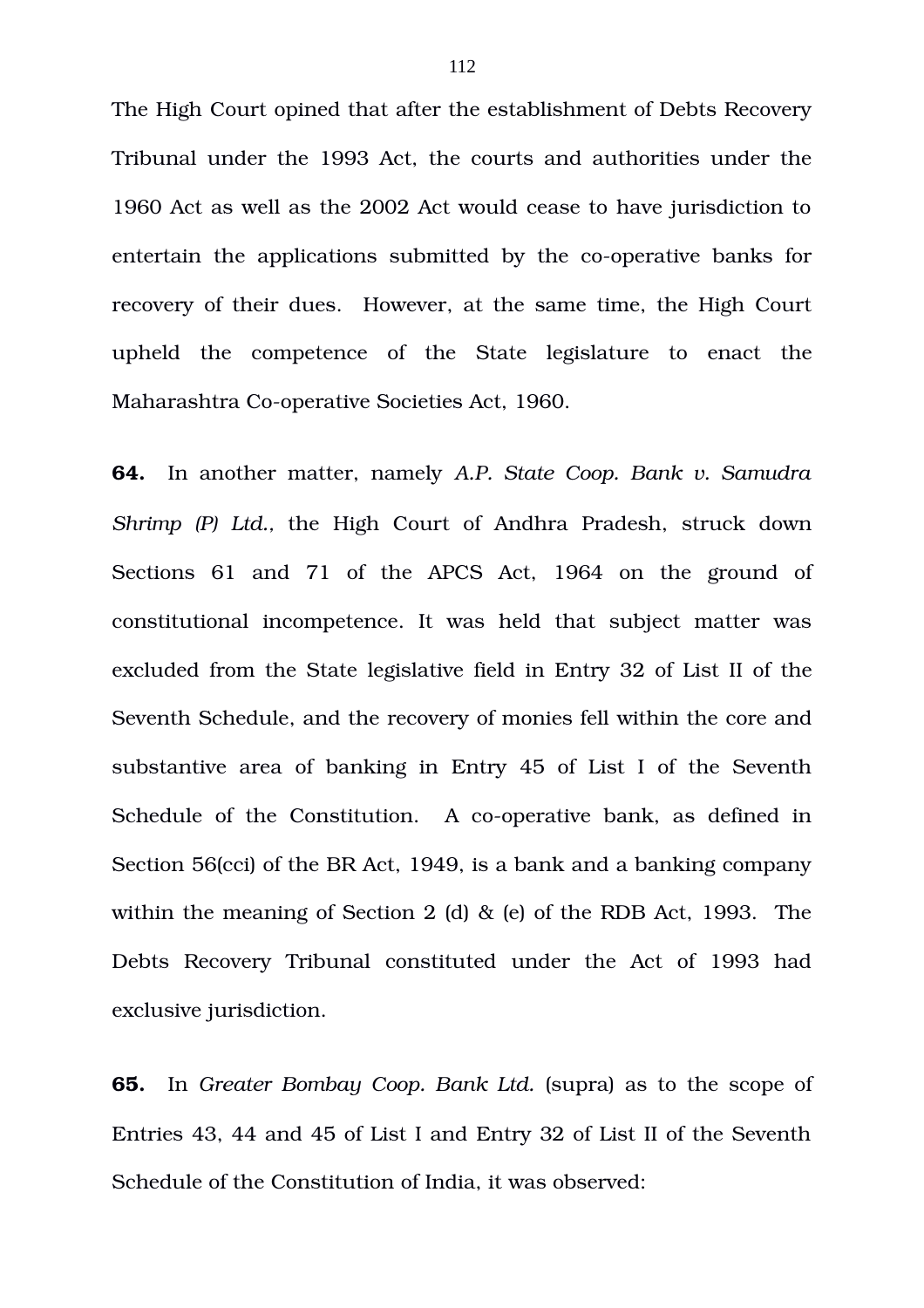The High Court opined that after the establishment of Debts Recovery Tribunal under the 1993 Act, the courts and authorities under the 1960 Act as well as the 2002 Act would cease to have jurisdiction to entertain the applications submitted by the co-operative banks for recovery of their dues. However, at the same time, the High Court upheld the competence of the State legislature to enact the Maharashtra Co-operative Societies Act, 1960.

**64.** In another matter, namely *A.P. State Coop. Bank v. Samudra Shrimp (P) Ltd.*, the High Court of Andhra Pradesh, struck down Sections 61 and 71 of the APCS Act, 1964 on the ground of constitutional incompetence. It was held that subject matter was excluded from the State legislative field in Entry 32 of List II of the Seventh Schedule, and the recovery of monies fell within the core and substantive area of banking in Entry 45 of List I of the Seventh Schedule of the Constitution. A co-operative bank, as defined in Section 56(cci) of the BR Act, 1949, is a bank and a banking company within the meaning of Section 2 (d) & (e) of the RDB Act, 1993. The Debts Recovery Tribunal constituted under the Act of 1993 had exclusive jurisdiction.

**65.** In *Greater Bombay Coop. Bank Ltd.* (supra) as to the scope of Entries 43, 44 and 45 of List I and Entry 32 of List II of the Seventh Schedule of the Constitution of India, it was observed: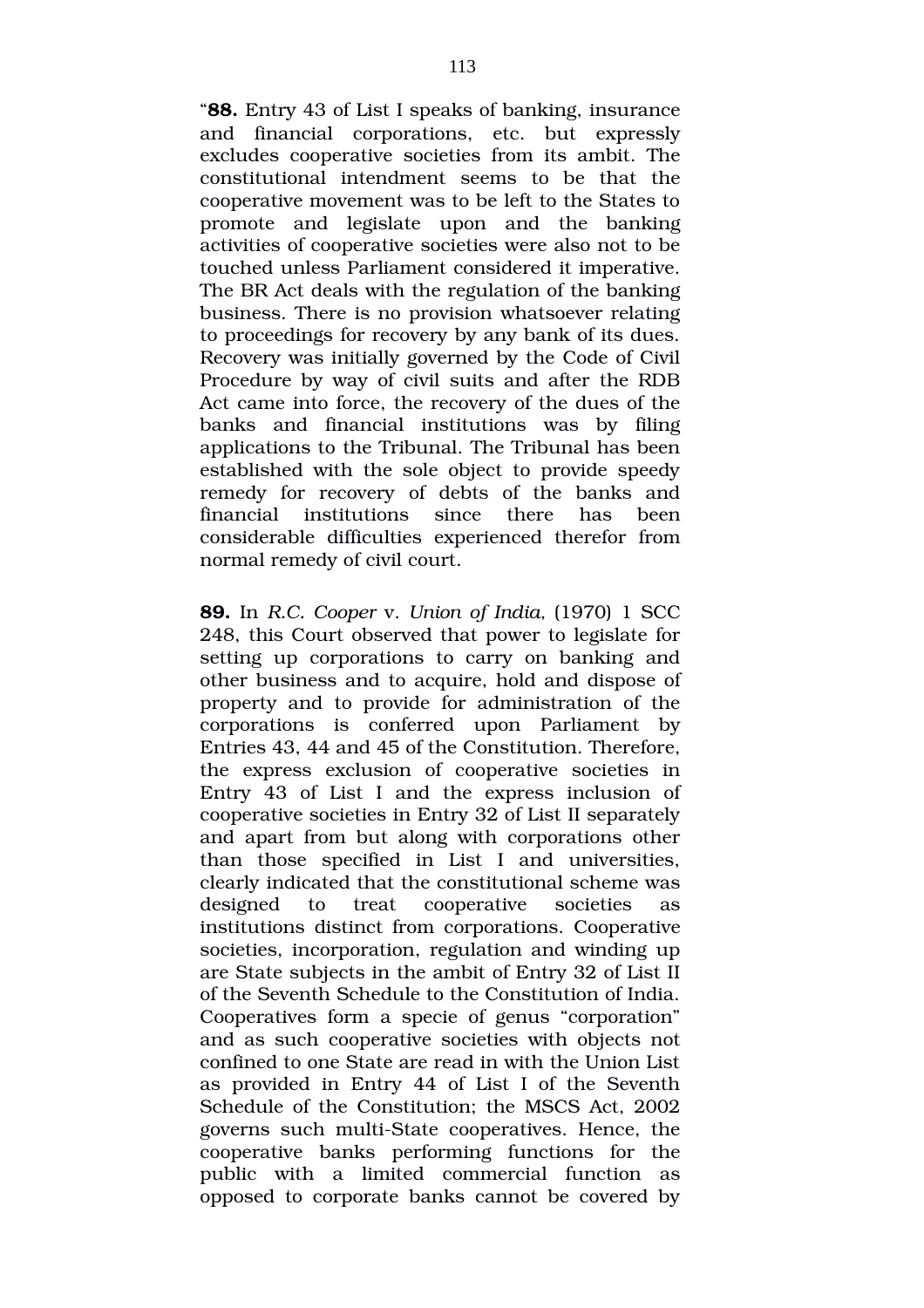"**88.** Entry 43 of List I speaks of banking, insurance and financial corporations, etc. but expressly excludes cooperative societies from its ambit. The constitutional intendment seems to be that the cooperative movement was to be left to the States to promote and legislate upon and the banking activities of cooperative societies were also not to be touched unless Parliament considered it imperative. The BR Act deals with the regulation of the banking business. There is no provision whatsoever relating to proceedings for recovery by any bank of its dues. Recovery was initially governed by the Code of Civil Procedure by way of civil suits and after the RDB Act came into force, the recovery of the dues of the banks and financial institutions was by filing applications to the Tribunal. The Tribunal has been established with the sole object to provide speedy remedy for recovery of debts of the banks and financial institutions since there has been considerable difficulties experienced therefor from normal remedy of civil court.

**89.** In *R.C. Cooper* v. *Union of India,* (1970) 1 SCC 248, this Court observed that power to legislate for setting up corporations to carry on banking and other business and to acquire, hold and dispose of property and to provide for administration of the corporations is conferred upon Parliament by Entries 43, 44 and 45 of the Constitution. Therefore, the express exclusion of cooperative societies in Entry 43 of List I and the express inclusion of cooperative societies in Entry 32 of List II separately and apart from but along with corporations other than those specified in List I and universities, clearly indicated that the constitutional scheme was designed to treat cooperative societies as institutions distinct from corporations. Cooperative societies, incorporation, regulation and winding up are State subjects in the ambit of Entry 32 of List II of the Seventh Schedule to the Constitution of India. Cooperatives form a specie of genus "corporation" and as such cooperative societies with objects not confined to one State are read in with the Union List as provided in Entry 44 of List I of the Seventh Schedule of the Constitution; the MSCS Act, 2002 governs such multi-State cooperatives. Hence, the cooperative banks performing functions for the public with a limited commercial function as opposed to corporate banks cannot be covered by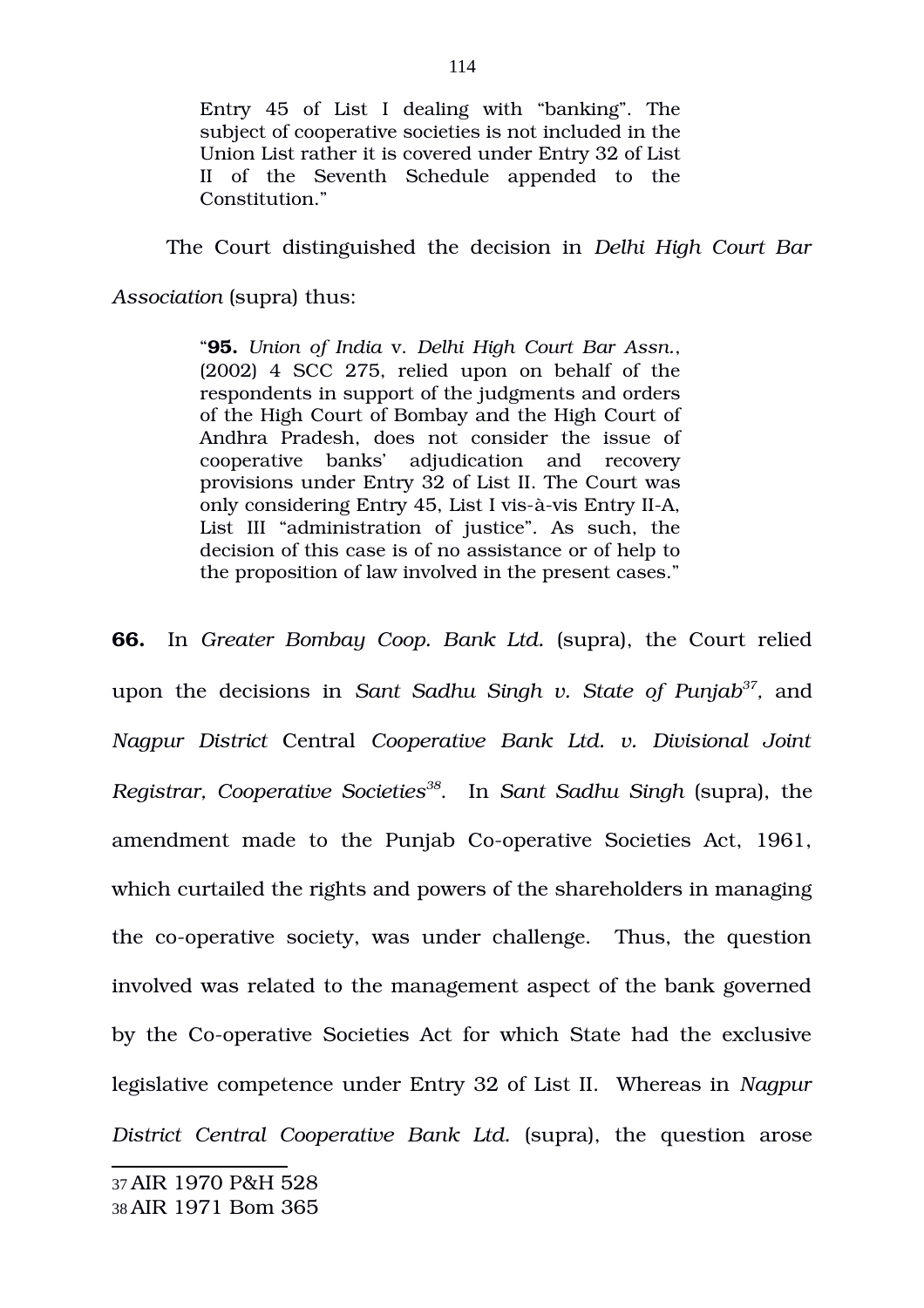> Entry 45 of List I dealing with "banking". The subject of cooperative societies is not included in the Union List rather it is covered under Entry 32 of List II of the Seventh Schedule appended to the Constitution."

The Court distinguished the decision in *Delhi High Court Bar Association* (supra) thus:

> "**95.** *Union of India* v. *Delhi High Court Bar Assn.*, (2002) 4 SCC 275, relied upon on behalf of the respondents in support of the judgments and orders of the High Court of Bombay and the High Court of Andhra Pradesh, does not consider the issue of cooperative banks' adjudication and recovery provisions under Entry 32 of List II. The Court was only considering Entry 45, List I vis-à-vis Entry II-A, List III "administration of justice". As such, the decision of this case is of no assistance or of help to the proposition of law involved in the present cases."

**66.** In *Greater Bombay Coop. Bank Ltd.* (supra), the Court relied upon the decisions in *Sant Sadhu Singh v. State of Punjab*[37], and *Nagpur District* Central *Cooperative Bank Ltd. v. Divisional Joint Registrar, Cooperative Societies*[38]. In *Sant Sadhu Singh* (supra), the amendment made to the Punjab Co-operative Societies Act, 1961, which curtailed the rights and powers of the shareholders in managing the co-operative society, was under challenge. Thus, the question involved was related to the management aspect of the bank governed by the Co-operative Societies Act for which State had the exclusive legislative competence under Entry 32 of List II. Whereas in *Nagpur District Central Cooperative Bank Ltd.* (supra), the question arose

---

37 AIR 1970 P&H 528

38 AIR 1971 Bom 365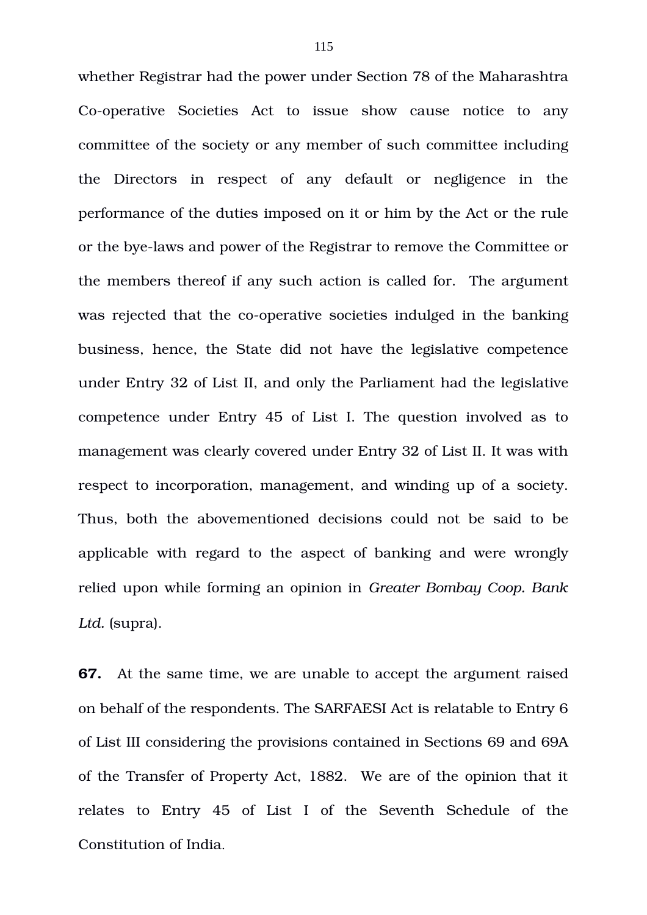whether Registrar had the power under Section 78 of the Maharashtra Co-operative Societies Act to issue show cause notice to any committee of the society or any member of such committee including the Directors in respect of any default or negligence in the performance of the duties imposed on it or him by the Act or the rule or the bye-laws and power of the Registrar to remove the Committee or the members thereof if any such action is called for. The argument was rejected that the co-operative societies indulged in the banking business, hence, the State did not have the legislative competence under Entry 32 of List II, and only the Parliament had the legislative competence under Entry 45 of List I. The question involved as to management was clearly covered under Entry 32 of List II. It was with respect to incorporation, management, and winding up of a society. Thus, both the abovementioned decisions could not be said to be applicable with regard to the aspect of banking and were wrongly relied upon while forming an opinion in *Greater Bombay Coop. Bank Ltd.* (supra).

**67.** At the same time, we are unable to accept the argument raised on behalf of the respondents. The SARFAESI Act is relatable to Entry 6 of List III considering the provisions contained in Sections 69 and 69A of the Transfer of Property Act, 1882. We are of the opinion that it relates to Entry 45 of List I of the Seventh Schedule of the Constitution of India.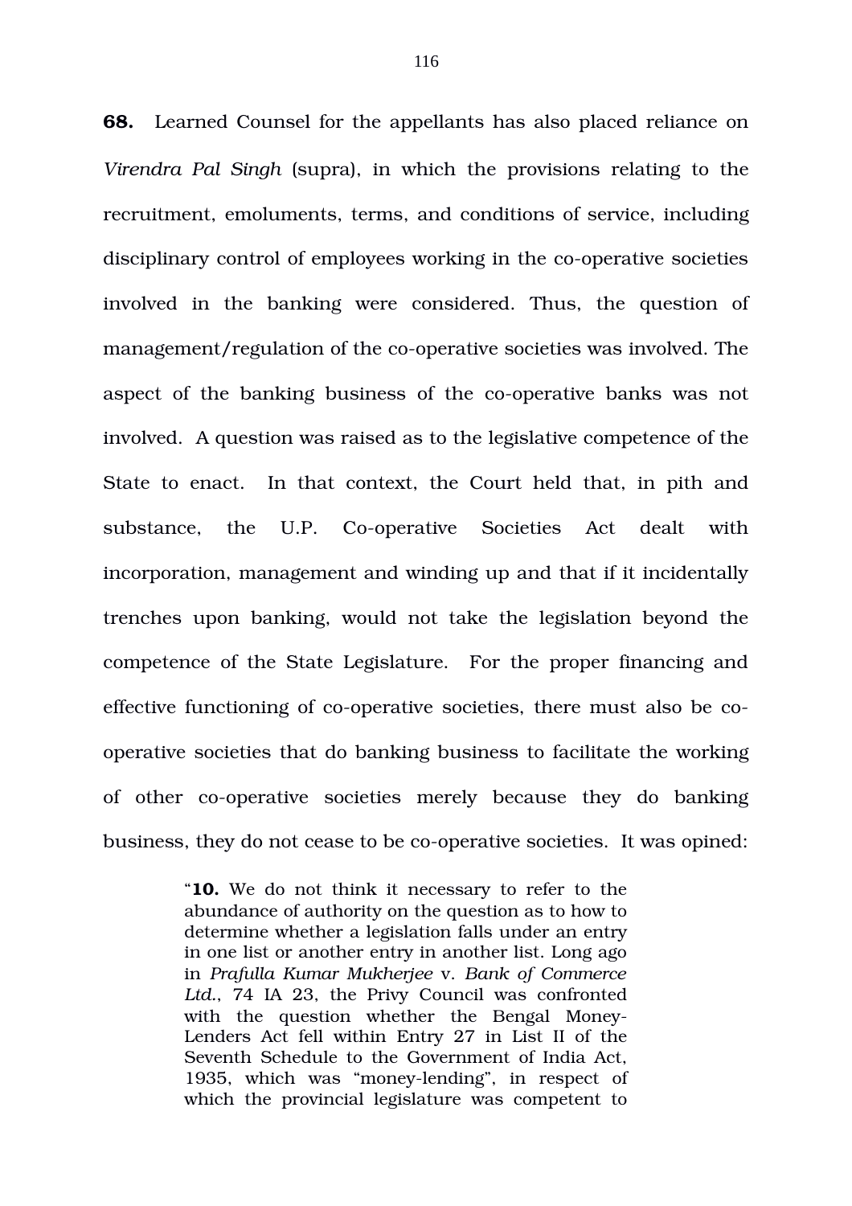**68.** Learned Counsel for the appellants has also placed reliance on *Virendra Pal Singh* (supra), in which the provisions relating to the recruitment, emoluments, terms, and conditions of service, including disciplinary control of employees working in the co-operative societies involved in the banking were considered. Thus, the question of management/regulation of the co-operative societies was involved. The aspect of the banking business of the co-operative banks was not involved. A question was raised as to the legislative competence of the State to enact. In that context, the Court held that, in pith and substance, the U.P. Co-operative Societies Act dealt with incorporation, management and winding up and that if it incidentally trenches upon banking, would not take the legislation beyond the competence of the State Legislature. For the proper financing and effective functioning of co-operative societies, there must also be co-operative societies that do banking business to facilitate the working of other co-operative societies merely because they do banking business, they do not cease to be co-operative societies. It was opined:

> "**10.** We do not think it necessary to refer to the abundance of authority on the question as to how to determine whether a legislation falls under an entry in one list or another entry in another list. Long ago in *Prafulla Kumar Mukherjee* v. *Bank of Commerce Ltd.*, 74 IA 23, the Privy Council was confronted with the question whether the Bengal Money-Lenders Act fell within Entry 27 in List II of the Seventh Schedule to the Government of India Act, 1935, which was "money-lending", in respect of which the provincial legislature was competent to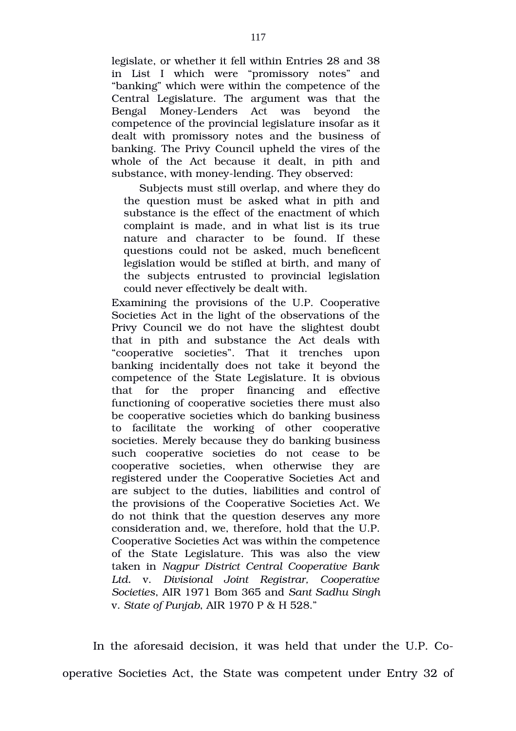legislate, or whether it fell within Entries 28 and 38 in List I which were "promissory notes" and "banking" which were within the competence of the Central Legislature. The argument was that the Bengal Money-Lenders Act was beyond the competence of the provincial legislature insofar as it dealt with promissory notes and the business of banking. The Privy Council upheld the vires of the whole of the Act because it dealt, in pith and substance, with money-lending. They observed:

> Subjects must still overlap, and where they do the question must be asked what in pith and substance is the effect of the enactment of which complaint is made, and in what list is its true nature and character to be found. If these questions could not be asked, much beneficent legislation would be stifled at birth, and many of the subjects entrusted to provincial legislation could never effectively be dealt with.

Examining the provisions of the U.P. Cooperative Societies Act in the light of the observations of the Privy Council we do not have the slightest doubt that in pith and substance the Act deals with "cooperative societies". That it trenches upon banking incidentally does not take it beyond the competence of the State Legislature. It is obvious that for the proper financing and effective functioning of cooperative societies there must also be cooperative societies which do banking business to facilitate the working of other cooperative societies. Merely because they do banking business such cooperative societies do not cease to be cooperative societies, when otherwise they are registered under the Cooperative Societies Act and are subject to the duties, liabilities and control of the provisions of the Cooperative Societies Act. We do not think that the question deserves any more consideration and, we, therefore, hold that the U.P. Cooperative Societies Act was within the competence of the State Legislature. This was also the view taken in *Nagpur District Central Cooperative Bank Ltd.* v. *Divisional Joint Registrar, Cooperative Societies*, AIR 1971 Bom 365 and *Sant Sadhu Singh* v. *State of Punjab*, AIR 1970 P & H 528."

In the aforesaid decision, it was held that under the U.P. Co-operative Societies Act, the State was competent under Entry 32 of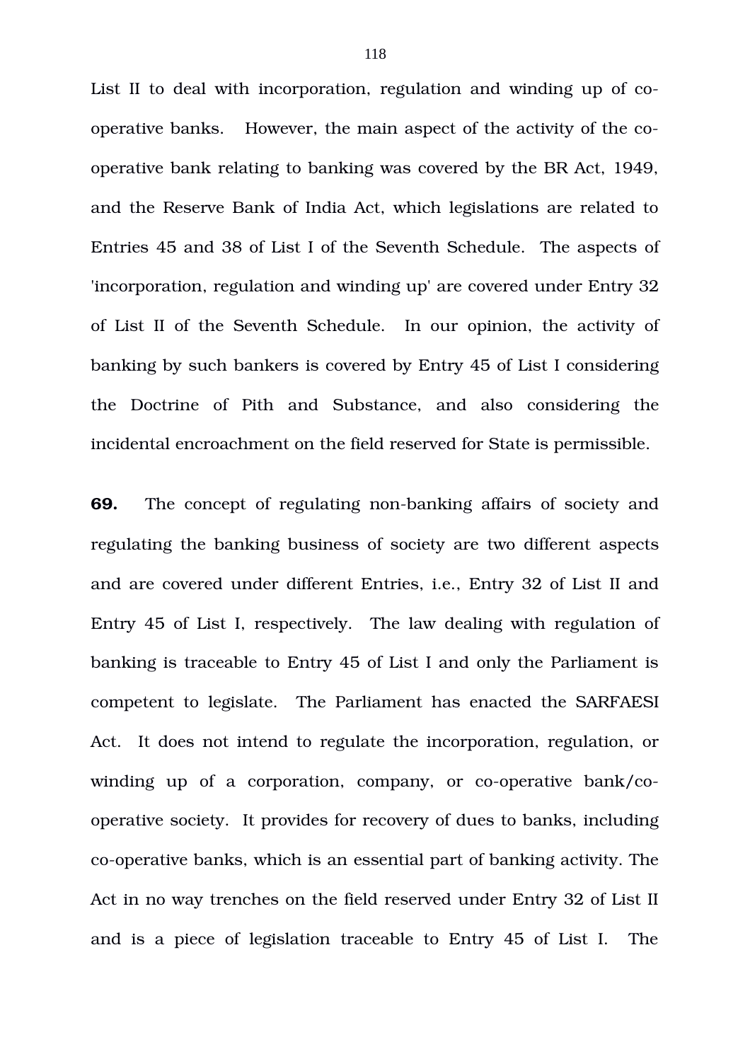List II to deal with incorporation, regulation and winding up of co-operative banks. However, the main aspect of the activity of the co-operative bank relating to banking was covered by the BR Act, 1949, and the Reserve Bank of India Act, which legislations are related to Entries 45 and 38 of List I of the Seventh Schedule. The aspects of 'incorporation, regulation and winding up' are covered under Entry 32 of List II of the Seventh Schedule. In our opinion, the activity of banking by such bankers is covered by Entry 45 of List I considering the Doctrine of Pith and Substance, and also considering the incidental encroachment on the field reserved for State is permissible.

**69.** The concept of regulating non-banking affairs of society and regulating the banking business of society are two different aspects and are covered under different Entries, i.e., Entry 32 of List II and Entry 45 of List I, respectively. The law dealing with regulation of banking is traceable to Entry 45 of List I and only the Parliament is competent to legislate. The Parliament has enacted the SARFAESI Act. It does not intend to regulate the incorporation, regulation, or winding up of a corporation, company, or co-operative bank/co-operative society. It provides for recovery of dues to banks, including co-operative banks, which is an essential part of banking activity. The Act in no way trenches on the field reserved under Entry 32 of List II and is a piece of legislation traceable to Entry 45 of List I. The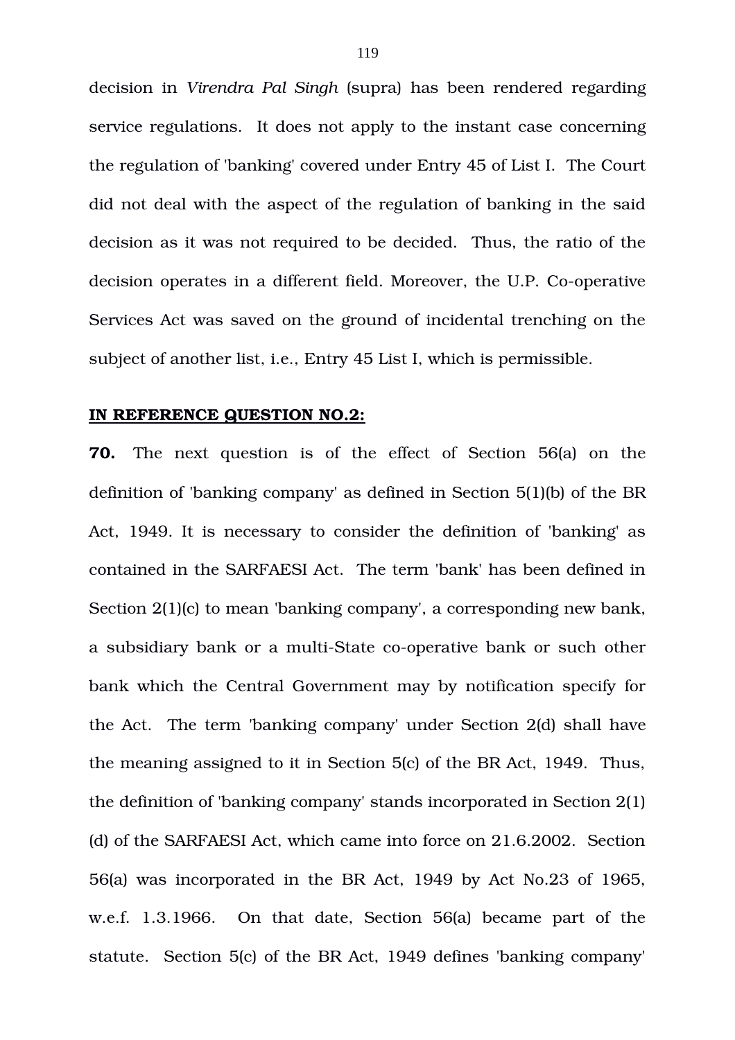decision in *Virendra Pal Singh* (supra) has been rendered regarding service regulations. It does not apply to the instant case concerning the regulation of 'banking' covered under Entry 45 of List I. The Court did not deal with the aspect of the regulation of banking in the said decision as it was not required to be decided. Thus, the ratio of the decision operates in a different field. Moreover, the U.P. Co-operative Services Act was saved on the ground of incidental trenching on the subject of another list, i.e., Entry 45 List I, which is permissible.

**IN REFERENCE QUESTION NO.2:**

**70.** The next question is of the effect of Section 56(a) on the definition of 'banking company' as defined in Section 5(1)(b) of the BR Act, 1949. It is necessary to consider the definition of 'banking' as contained in the SARFAESI Act. The term 'bank' has been defined in Section 2(1)(c) to mean 'banking company', a corresponding new bank, a subsidiary bank or a multi-State co-operative bank or such other bank which the Central Government may by notification specify for the Act. The term 'banking company' under Section 2(d) shall have the meaning assigned to it in Section 5(c) of the BR Act, 1949. Thus, the definition of 'banking company' stands incorporated in Section 2(1)(d) of the SARFAESI Act, which came into force on 21.6.2002. Section 56(a) was incorporated in the BR Act, 1949 by Act No.23 of 1965, w.e.f. 1.3.1966. On that date, Section 56(a) became part of the statute. Section 5(c) of the BR Act, 1949 defines 'banking company'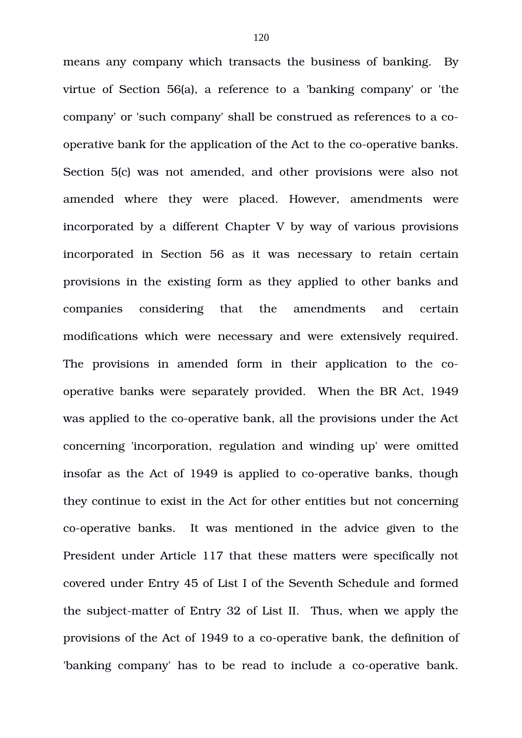means any company which transacts the business of banking. By virtue of Section 56(a), a reference to a 'banking company' or 'the company' or 'such company' shall be construed as references to a co-operative bank for the application of the Act to the co-operative banks. Section 5(c) was not amended, and other provisions were also not amended where they were placed. However, amendments were incorporated by a different Chapter V by way of various provisions incorporated in Section 56 as it was necessary to retain certain provisions in the existing form as they applied to other banks and companies considering that the amendments and certain modifications which were necessary and were extensively required. The provisions in amended form in their application to the co-operative banks were separately provided. When the BR Act, 1949 was applied to the co-operative bank, all the provisions under the Act concerning 'incorporation, regulation and winding up' were omitted insofar as the Act of 1949 is applied to co-operative banks, though they continue to exist in the Act for other entities but not concerning co-operative banks. It was mentioned in the advice given to the President under Article 117 that these matters were specifically not covered under Entry 45 of List I of the Seventh Schedule and formed the subject-matter of Entry 32 of List II. Thus, when we apply the provisions of the Act of 1949 to a co-operative bank, the definition of 'banking company' has to be read to include a co-operative bank.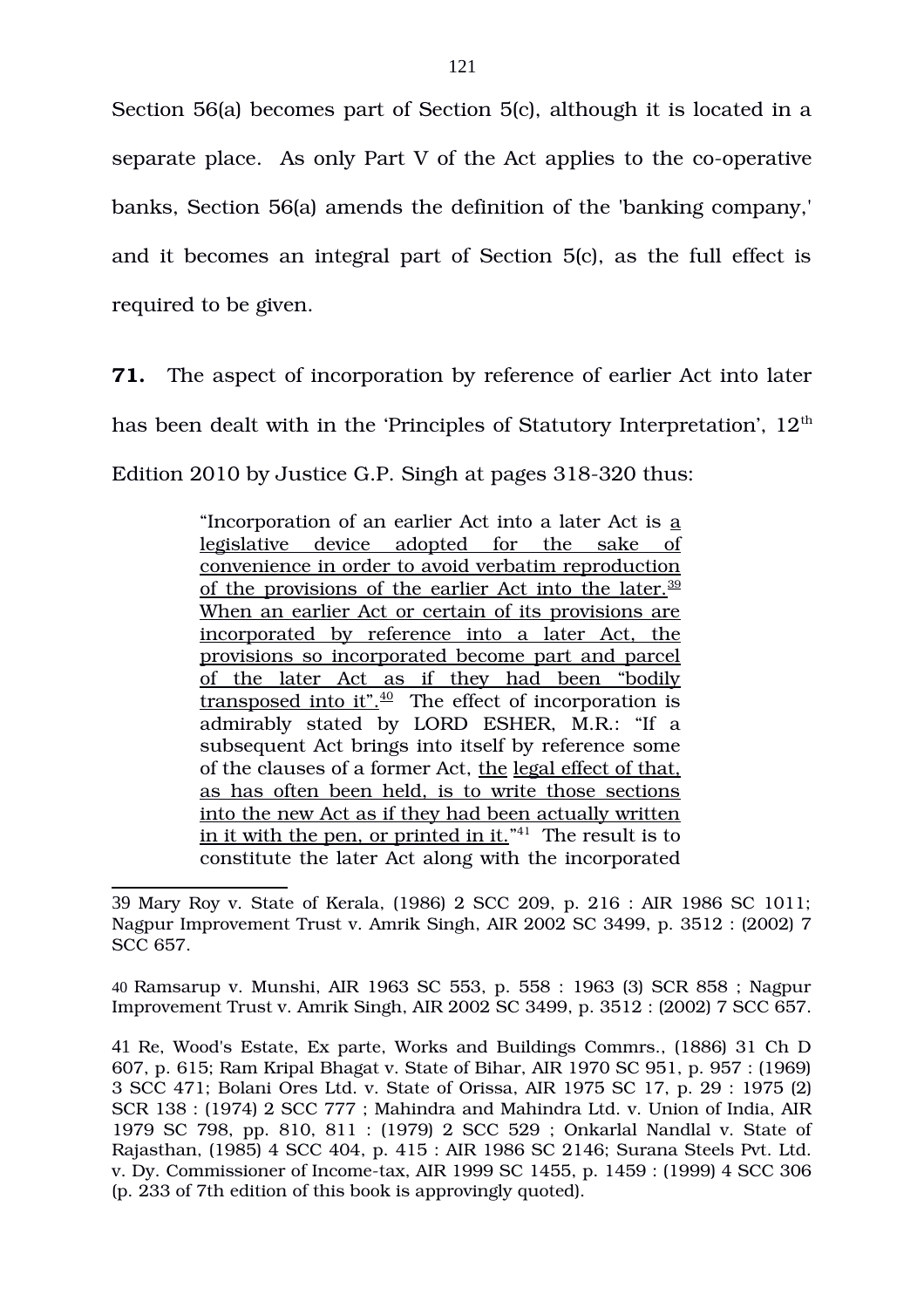Section 56(a) becomes part of Section 5(c), although it is located in a separate place. As only Part V of the Act applies to the co-operative banks, Section 56(a) amends the definition of the 'banking company,' and it becomes an integral part of Section 5(c), as the full effect is required to be given.

**71.** The aspect of incorporation by reference of earlier Act into later has been dealt with in the 'Principles of Statutory Interpretation', 12th Edition 2010 by Justice G.P. Singh at pages 318-320 thus:

> "Incorporation of an earlier Act into a later Act is a legislative device adopted for the sake of convenience in order to avoid verbatim reproduction of the provisions of the earlier Act into the later.[39] When an earlier Act or certain of its provisions are incorporated by reference into a later Act, the provisions so incorporated become part and parcel of the later Act as if they had been "bodily transposed into it".[40] The effect of incorporation is admirably stated by LORD ESHER, M.R.: "If a subsequent Act brings into itself by reference some of the clauses of a former Act, the legal effect of that, as has often been held, is to write those sections into the new Act as if they had been actually written in it with the pen, or printed in it."[41] The result is to constitute the later Act along with the incorporated

---

39 Mary Roy v. State of Kerala, (1986) 2 SCC 209, p. 216 : AIR 1986 SC 1011; Nagpur Improvement Trust v. Amrik Singh, AIR 2002 SC 3499, p. 3512 : (2002) 7 SCC 657.

40 Ramsarup v. Munshi, AIR 1963 SC 553, p. 558 : 1963 (3) SCR 858 ; Nagpur Improvement Trust v. Amrik Singh, AIR 2002 SC 3499, p. 3512 : (2002) 7 SCC 657.

41 Re, Wood's Estate, Ex parte, Works and Buildings Commrs., (1886) 31 Ch D 607, p. 615; Ram Kripal Bhagat v. State of Bihar, AIR 1970 SC 951, p. 957 : (1969) 3 SCC 471; Bolani Ores Ltd. v. State of Orissa, AIR 1975 SC 17, p. 29 : 1975 (2) SCR 138 : (1974) 2 SCC 777 ; Mahindra and Mahindra Ltd. v. Union of India, AIR 1979 SC 798, pp. 810, 811 : (1979) 2 SCC 529 ; Onkarlal Nandlal v. State of Rajasthan, (1985) 4 SCC 404, p. 415 : AIR 1986 SC 2146; Surana Steels Pvt. Ltd. v. Dy. Commissioner of Income-tax, AIR 1999 SC 1455, p. 1459 : (1999) 4 SCC 306 (p. 233 of 7th edition of this book is approvingly quoted).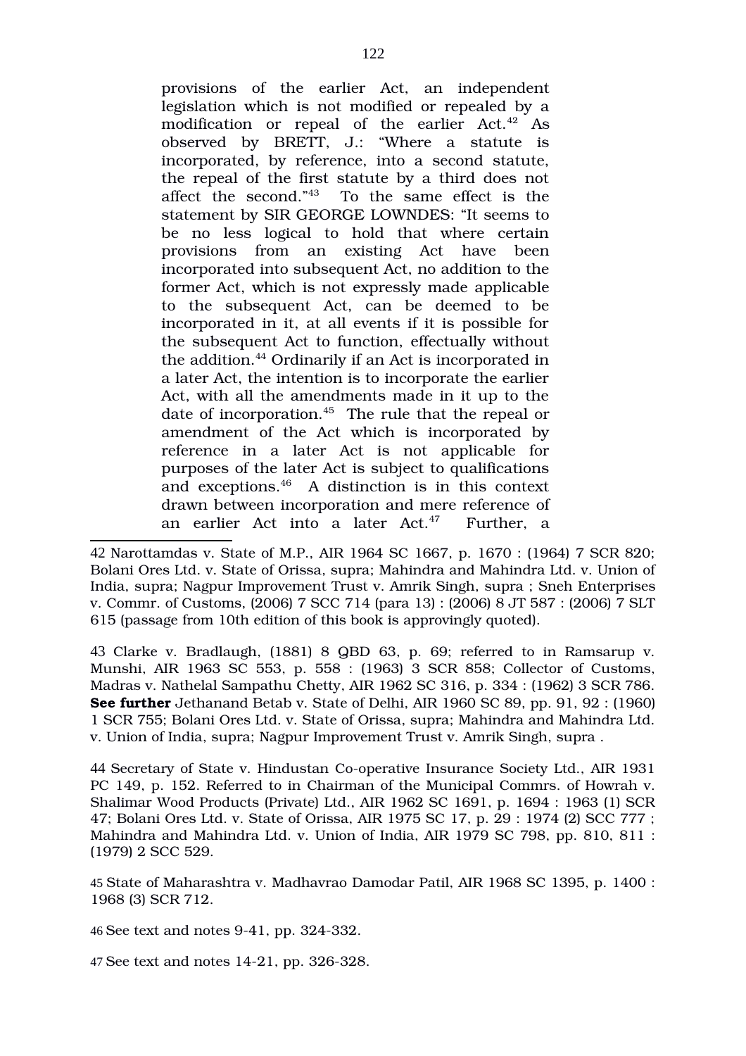provisions of the earlier Act, an independent legislation which is not modified or repealed by a modification or repeal of the earlier Act.[42] As observed by BRETT, J.: "Where a statute is incorporated, by reference, into a second statute, the repeal of the first statute by a third does not affect the second."[43] To the same effect is the statement by SIR GEORGE LOWNDES: "It seems to be no less logical to hold that where certain provisions from an existing Act have been incorporated into subsequent Act, no addition to the former Act, which is not expressly made applicable to the subsequent Act, can be deemed to be incorporated in it, at all events if it is possible for the subsequent Act to function, effectually without the addition.[44] Ordinarily if an Act is incorporated in a later Act, the intention is to incorporate the earlier Act, with all the amendments made in it up to the date of incorporation.[45] The rule that the repeal or amendment of the Act which is incorporated by reference in a later Act is not applicable for purposes of the later Act is subject to qualifications and exceptions.[46] A distinction is in this context drawn between incorporation and mere reference of an earlier Act into a later Act.[47] Further, a

---

42 Narottamdas v. State of M.P., AIR 1964 SC 1667, p. 1670 : (1964) 7 SCR 820; Bolani Ores Ltd. v. State of Orissa, supra; Mahindra and Mahindra Ltd. v. Union of India, supra; Nagpur Improvement Trust v. Amrik Singh, supra ; Sneh Enterprises v. Commr. of Customs, (2006) 7 SCC 714 (para 13) : (2006) 8 JT 587 : (2006) 7 SLT 615 (passage from 10th edition of this book is approvingly quoted).

43 Clarke v. Bradlaugh, (1881) 8 QBD 63, p. 69; referred to in Ramsarup v. Munshi, AIR 1963 SC 553, p. 558 : (1963) 3 SCR 858; Collector of Customs, Madras v. Nathelal Sampathu Chetty, AIR 1962 SC 316, p. 334 : (1962) 3 SCR 786. **See further** Jethanand Betab v. State of Delhi, AIR 1960 SC 89, pp. 91, 92 : (1960) 1 SCR 755; Bolani Ores Ltd. v. State of Orissa, supra; Mahindra and Mahindra Ltd. v. Union of India, supra; Nagpur Improvement Trust v. Amrik Singh, supra .

44 Secretary of State v. Hindustan Co-operative Insurance Society Ltd., AIR 1931 PC 149, p. 152. Referred to in Chairman of the Municipal Commrs. of Howrah v. Shalimar Wood Products (Private) Ltd., AIR 1962 SC 1691, p. 1694 : 1963 (1) SCR 47; Bolani Ores Ltd. v. State of Orissa, AIR 1975 SC 17, p. 29 : 1974 (2) SCC 777 ; Mahindra and Mahindra Ltd. v. Union of India, AIR 1979 SC 798, pp. 810, 811 : (1979) 2 SCC 529.

45 State of Maharashtra v. Madhavrao Damodar Patil, AIR 1968 SC 1395, p. 1400 : 1968 (3) SCR 712.

46 See text and notes 9-41, pp. 324-332.

47 See text and notes 14-21, pp. 326-328.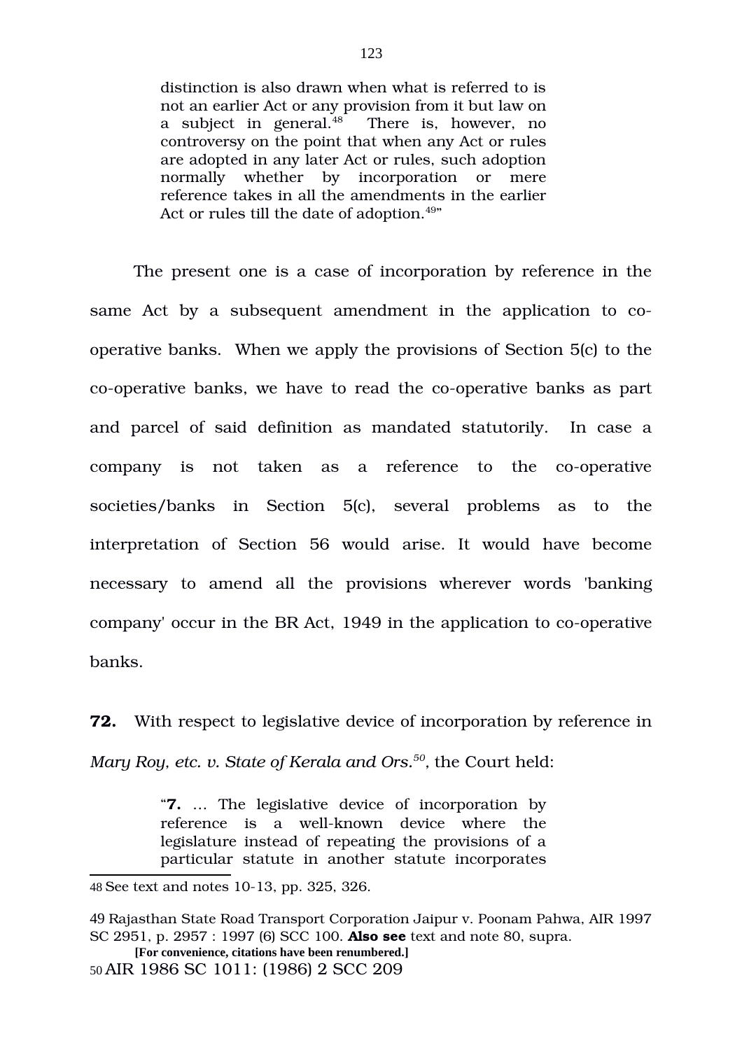> distinction is also drawn when what is referred to is not an earlier Act or any provision from it but law on a subject in general.[48] There is, however, no controversy on the point that when any Act or rules are adopted in any later Act or rules, such adoption normally whether by incorporation or mere reference takes in all the amendments in the earlier Act or rules till the date of adoption.[49]"

The present one is a case of incorporation by reference in the same Act by a subsequent amendment in the application to co-operative banks. When we apply the provisions of Section 5(c) to the co-operative banks, we have to read the co-operative banks as part and parcel of said definition as mandated statutorily. In case a company is not taken as a reference to the co-operative societies/banks in Section 5(c), several problems as to the interpretation of Section 56 would arise. It would have become necessary to amend all the provisions wherever words 'banking company' occur in the BR Act, 1949 in the application to co-operative banks.

**72.** With respect to legislative device of incorporation by reference in *Mary Roy, etc. v. State of Kerala and Ors.*[50], the Court held:

> "**7.** … The legislative device of incorporation by reference is a well-known device where the legislature instead of repeating the provisions of a particular statute in another statute incorporates

---

48 See text and notes 10-13, pp. 325, 326.

49 Rajasthan State Road Transport Corporation Jaipur v. Poonam Pahwa, AIR 1997 SC 2951, p. 2957 : 1997 (6) SCC 100. **Also see** text and note 80, supra. **[For convenience, citations have been renumbered.]**

50 AIR 1986 SC 1011: (1986) 2 SCC 209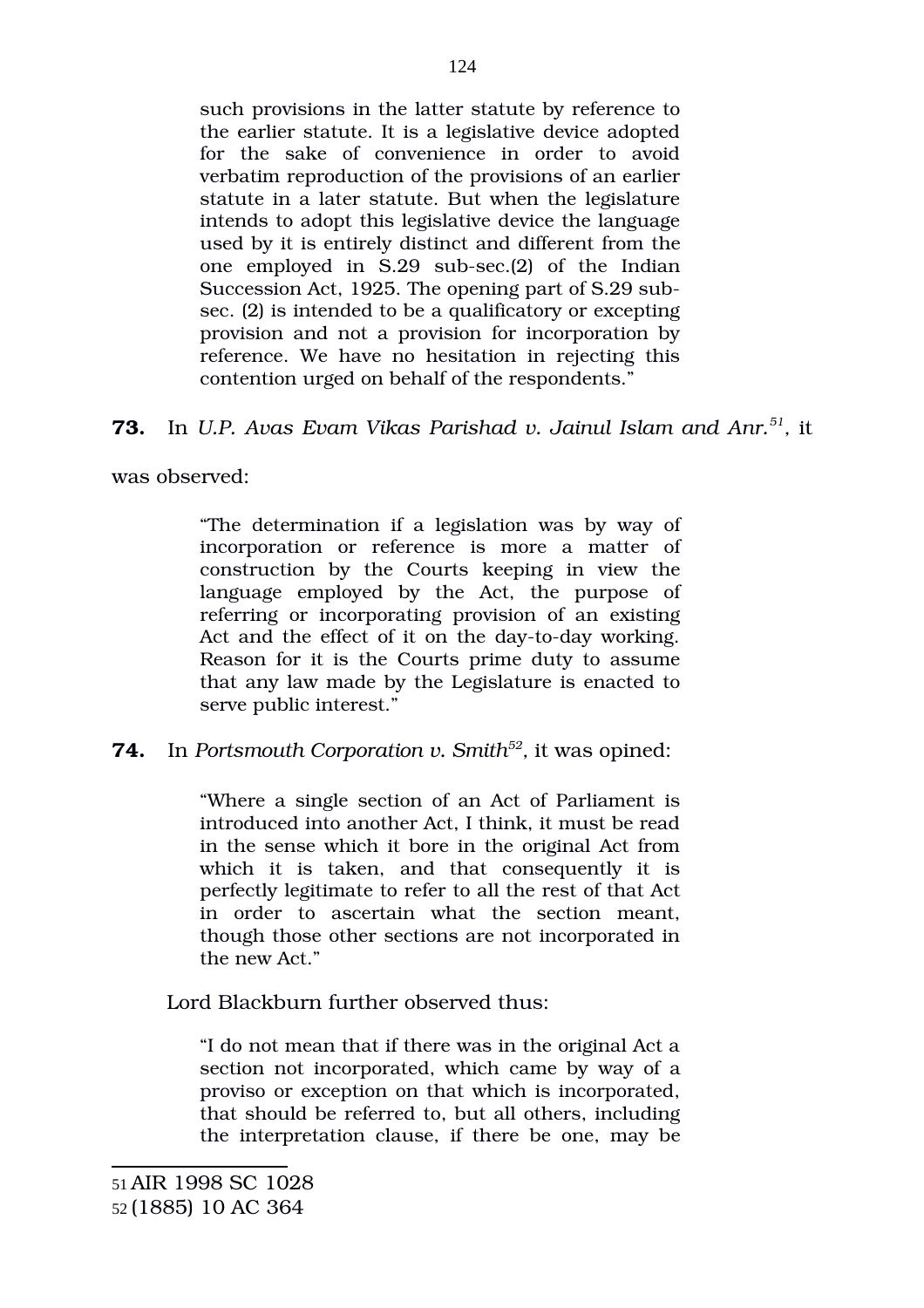> such provisions in the latter statute by reference to the earlier statute. It is a legislative device adopted for the sake of convenience in order to avoid verbatim reproduction of the provisions of an earlier statute in a later statute. But when the legislature intends to adopt this legislative device the language used by it is entirely distinct and different from the one employed in S.29 sub-sec.(2) of the Indian Succession Act, 1925. The opening part of S.29 sub-sec. (2) is intended to be a qualificatory or excepting provision and not a provision for incorporation by reference. We have no hesitation in rejecting this contention urged on behalf of the respondents."

**73.** In *U.P. Avas Evam Vikas Parishad v. Jainul Islam and Anr.*[51], it was observed:

> "The determination if a legislation was by way of incorporation or reference is more a matter of construction by the Courts keeping in view the language employed by the Act, the purpose of referring or incorporating provision of an existing Act and the effect of it on the day-to-day working. Reason for it is the Courts prime duty to assume that any law made by the Legislature is enacted to serve public interest."

**74.** In *Portsmouth Corporation v. Smith*[52], it was opined:

> "Where a single section of an Act of Parliament is introduced into another Act, I think, it must be read in the sense which it bore in the original Act from which it is taken, and that consequently it is perfectly legitimate to refer to all the rest of that Act in order to ascertain what the section meant, though those other sections are not incorporated in the new Act."

Lord Blackburn further observed thus:

> "I do not mean that if there was in the original Act a section not incorporated, which came by way of a proviso or exception on that which is incorporated, that should be referred to, but all others, including the interpretation clause, if there be one, may be

---

51 AIR 1998 SC 1028

52 (1885) 10 AC 364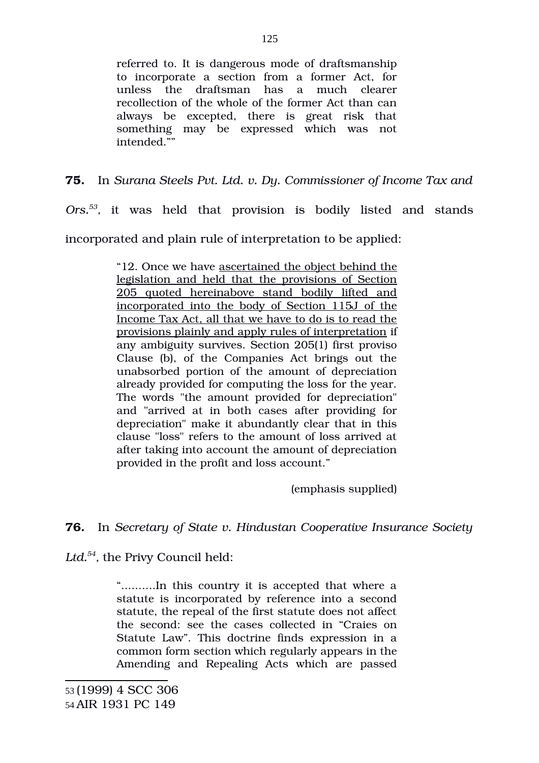> referred to. It is dangerous mode of draftsmanship to incorporate a section from a former Act, for unless the draftsman has a much clearer recollection of the whole of the former Act than can always be excepted, there is great risk that something may be expressed which was not intended.""

**75.** In *Surana Steels Pvt. Ltd. v. Dy. Commissioner of Income Tax and Ors.*[53], it was held that provision is bodily listed and stands incorporated and plain rule of interpretation to be applied:

> "12. Once we have <u>ascertained the object behind the legislation and held that the provisions of Section 205 quoted hereinabove stand bodily lifted and incorporated into the body of Section 115J of the Income Tax Act, all that we have to do is to read the provisions plainly and apply rules of interpretation</u> if any ambiguity survives. Section 205(1) first proviso Clause (b), of the Companies Act brings out the unabsorbed portion of the amount of depreciation already provided for computing the loss for the year. The words "the amount provided for depreciation" and "arrived at in both cases after providing for depreciation" make it abundantly clear that in this clause "loss" refers to the amount of loss arrived at after taking into account the amount of depreciation provided in the profit and loss account."
>
> (emphasis supplied)

**76.** In *Secretary of State v. Hindustan Cooperative Insurance Society Ltd.*[54], the Privy Council held:

> "..........In this country it is accepted that where a statute is incorporated by reference into a second statute, the repeal of the first statute does not affect the second: see the cases collected in "Craies on Statute Law". This doctrine finds expression in a common form section which regularly appears in the Amending and Repealing Acts which are passed

---

53 (1999) 4 SCC 306

54 AIR 1931 PC 149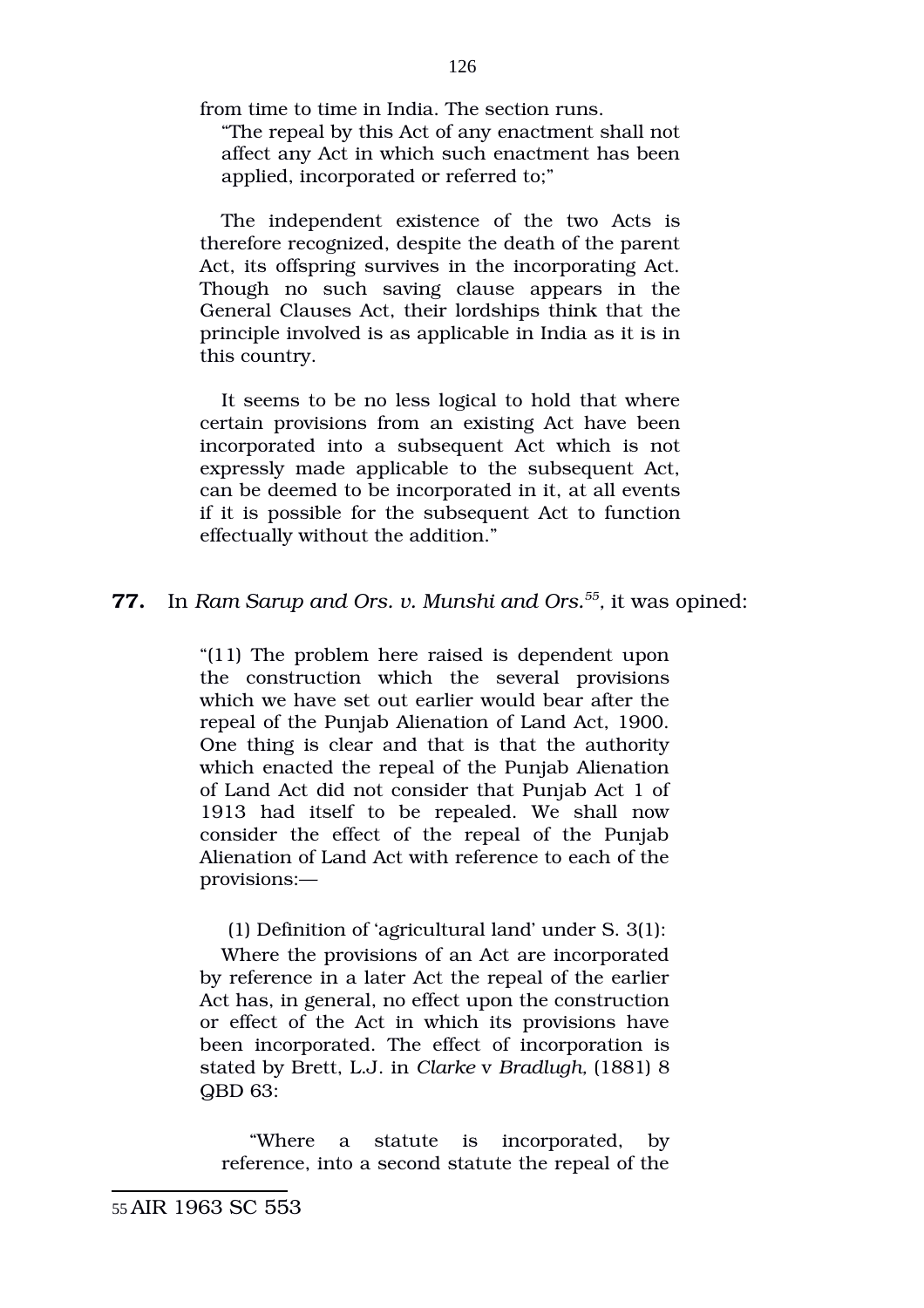from time to time in India. The section runs.

> "The repeal by this Act of any enactment shall not affect any Act in which such enactment has been applied, incorporated or referred to;"
>
> The independent existence of the two Acts is therefore recognized, despite the death of the parent Act, its offspring survives in the incorporating Act. Though no such saving clause appears in the General Clauses Act, their lordships think that the principle involved is as applicable in India as it is in this country.
>
> It seems to be no less logical to hold that where certain provisions from an existing Act have been incorporated into a subsequent Act which is not expressly made applicable to the subsequent Act, can be deemed to be incorporated in it, at all events if it is possible for the subsequent Act to function effectually without the addition."

**77.** In *Ram Sarup and Ors. v. Munshi and Ors.*[55], it was opined:

> "(11) The problem here raised is dependent upon the construction which the several provisions which we have set out earlier would bear after the repeal of the Punjab Alienation of Land Act, 1900. One thing is clear and that is that the authority which enacted the repeal of the Punjab Alienation of Land Act did not consider that Punjab Act 1 of 1913 had itself to be repealed. We shall now consider the effect of the repeal of the Punjab Alienation of Land Act with reference to each of the provisions:—
>
> (1) Definition of 'agricultural land' under S. 3(1):
>
> Where the provisions of an Act are incorporated by reference in a later Act the repeal of the earlier Act has, in general, no effect upon the construction or effect of the Act in which its provisions have been incorporated. The effect of incorporation is stated by Brett, L.J. in *Clarke* v *Bradlugh*, (1881) 8 QBD 63:
>
> > "Where a statute is incorporated, by reference, into a second statute the repeal of the

---

55 AIR 1963 SC 553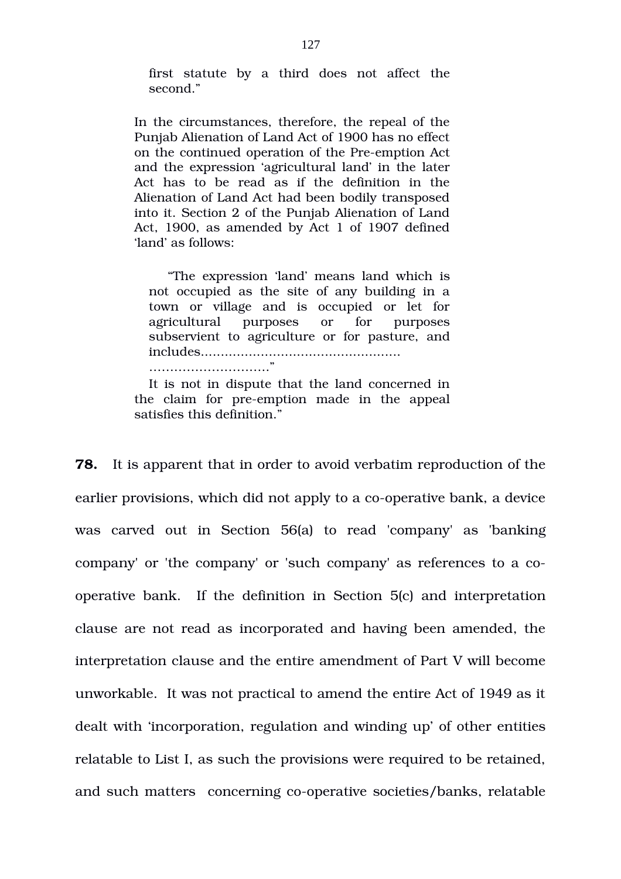> first statute by a third does not affect the second."
>
> In the circumstances, therefore, the repeal of the Punjab Alienation of Land Act of 1900 has no effect on the continued operation of the Pre-emption Act and the expression 'agricultural land' in the later Act has to be read as if the definition in the Alienation of Land Act had been bodily transposed into it. Section 2 of the Punjab Alienation of Land Act, 1900, as amended by Act 1 of 1907 defined 'land' as follows:
>
> > "The expression 'land' means land which is not occupied as the site of any building in a town or village and is occupied or let for agricultural purposes or for purposes subservient to agriculture or for pasture, and includes.................................................. ............................."
>
> It is not in dispute that the land concerned in the claim for pre-emption made in the appeal satisfies this definition."

**78.** It is apparent that in order to avoid verbatim reproduction of the earlier provisions, which did not apply to a co-operative bank, a device was carved out in Section 56(a) to read 'company' as 'banking company' or 'the company' or 'such company' as references to a co-operative bank. If the definition in Section 5(c) and interpretation clause are not read as incorporated and having been amended, the interpretation clause and the entire amendment of Part V will become unworkable. It was not practical to amend the entire Act of 1949 as it dealt with 'incorporation, regulation and winding up' of other entities relatable to List I, as such the provisions were required to be retained, and such matters concerning co-operative societies/banks, relatable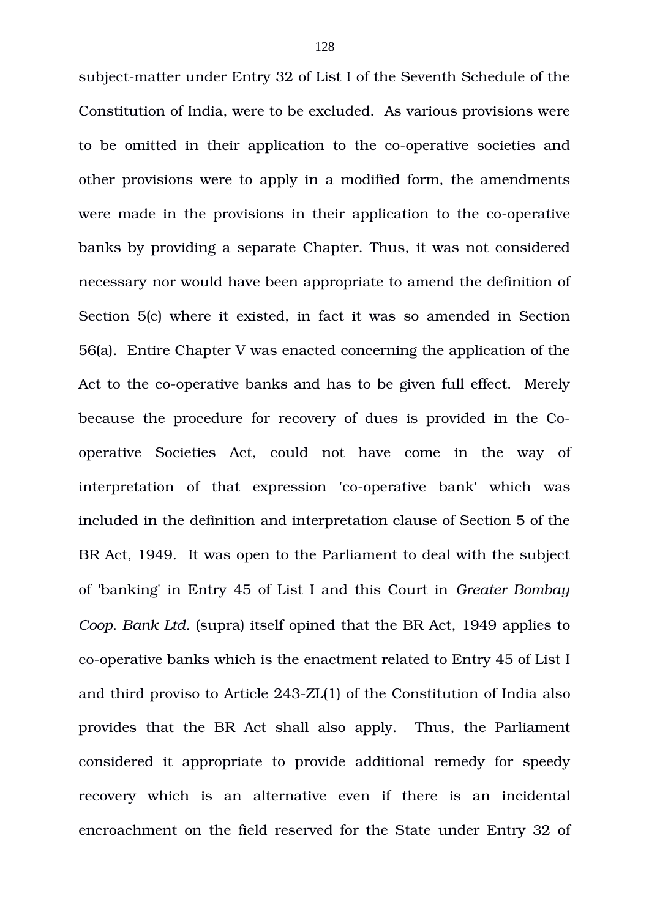subject-matter under Entry 32 of List I of the Seventh Schedule of the Constitution of India, were to be excluded. As various provisions were to be omitted in their application to the co-operative societies and other provisions were to apply in a modified form, the amendments were made in the provisions in their application to the co-operative banks by providing a separate Chapter. Thus, it was not considered necessary nor would have been appropriate to amend the definition of Section 5(c) where it existed, in fact it was so amended in Section 56(a). Entire Chapter V was enacted concerning the application of the Act to the co-operative banks and has to be given full effect. Merely because the procedure for recovery of dues is provided in the Co-operative Societies Act, could not have come in the way of interpretation of that expression 'co-operative bank' which was included in the definition and interpretation clause of Section 5 of the BR Act, 1949. It was open to the Parliament to deal with the subject of 'banking' in Entry 45 of List I and this Court in *Greater Bombay Coop. Bank Ltd.* (supra) itself opined that the BR Act, 1949 applies to co-operative banks which is the enactment related to Entry 45 of List I and third proviso to Article 243-ZL(1) of the Constitution of India also provides that the BR Act shall also apply. Thus, the Parliament considered it appropriate to provide additional remedy for speedy recovery which is an alternative even if there is an incidental encroachment on the field reserved for the State under Entry 32 of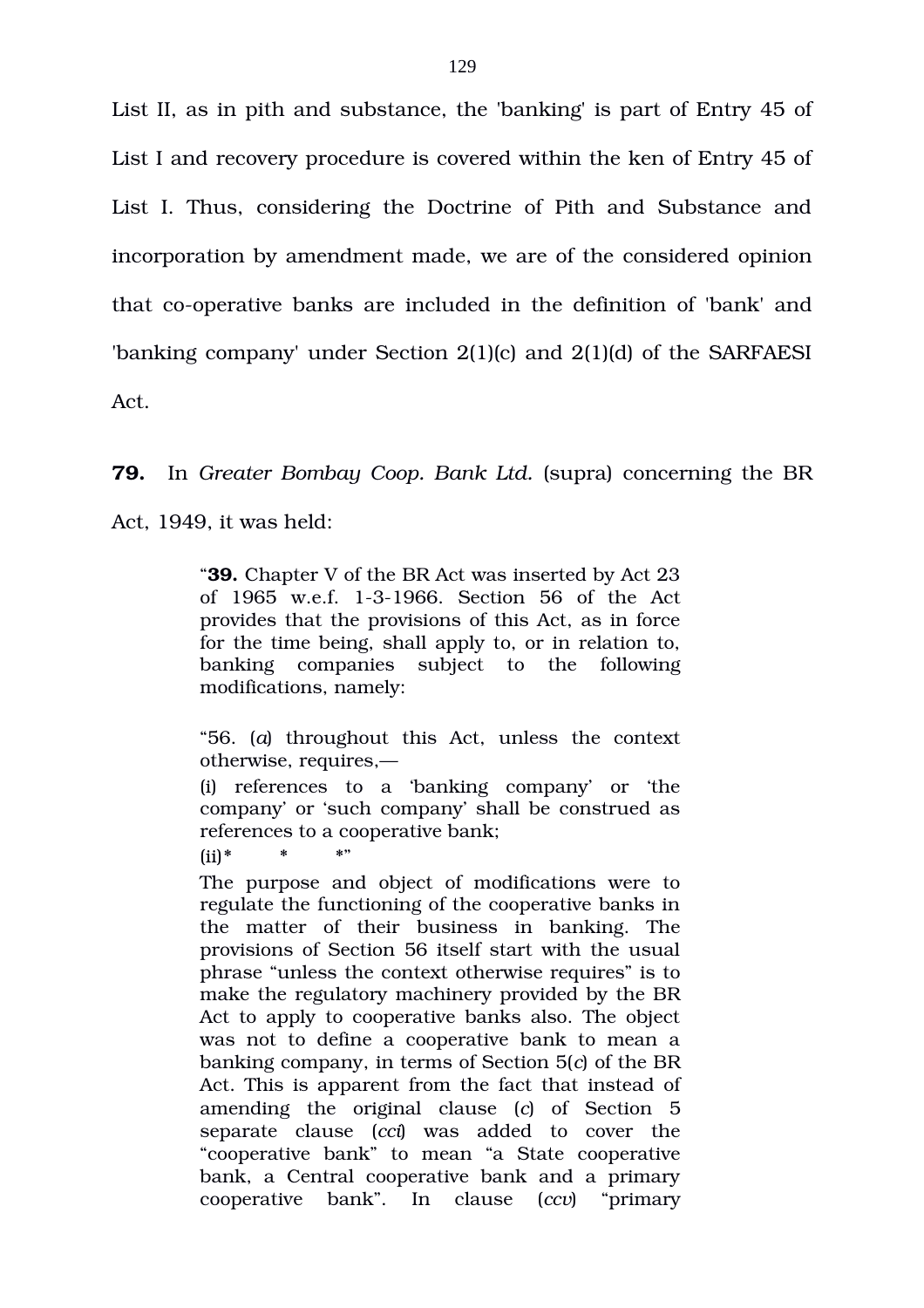List II, as in pith and substance, the 'banking' is part of Entry 45 of List I and recovery procedure is covered within the ken of Entry 45 of List I. Thus, considering the Doctrine of Pith and Substance and incorporation by amendment made, we are of the considered opinion that co-operative banks are included in the definition of 'bank' and 'banking company' under Section 2(1)(c) and 2(1)(d) of the SARFAESI Act.

**79.** In *Greater Bombay Coop. Bank Ltd.* (supra) concerning the BR Act, 1949, it was held:

> "**39.** Chapter V of the BR Act was inserted by Act 23 of 1965 w.e.f. 1-3-1966. Section 56 of the Act provides that the provisions of this Act, as in force for the time being, shall apply to, or in relation to, banking companies subject to the following modifications, namely:
>
> "56. (*a*) throughout this Act, unless the context otherwise, requires,—
>
> (i) references to a 'banking company' or 'the company' or 'such company' shall be construed as references to a cooperative bank;
>
> (ii) * * *"
>
> The purpose and object of modifications were to regulate the functioning of the cooperative banks in the matter of their business in banking. The provisions of Section 56 itself start with the usual phrase "unless the context otherwise requires" is to make the regulatory machinery provided by the BR Act to apply to cooperative banks also. The object was not to define a cooperative bank to mean a banking company, in terms of Section 5(*c*) of the BR Act. This is apparent from the fact that instead of amending the original clause (*c*) of Section 5 separate clause (*cci*) was added to cover the "cooperative bank" to mean "a State cooperative bank, a Central cooperative bank and a primary cooperative bank". In clause (*ccv*) "primary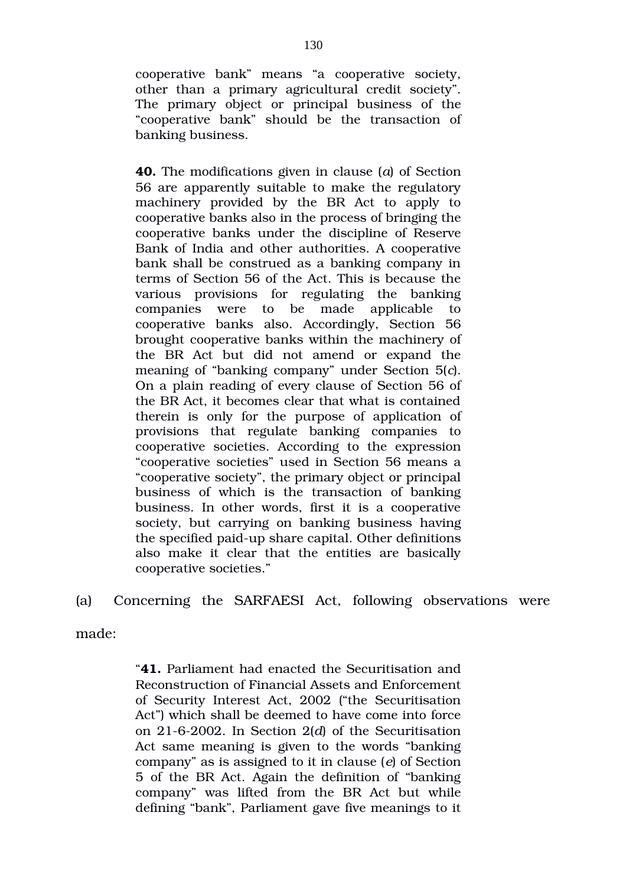> cooperative bank" means "a cooperative society, other than a primary agricultural credit society". The primary object or principal business of the "cooperative bank" should be the transaction of banking business.
>
> **40.** The modifications given in clause (*a*) of Section 56 are apparently suitable to make the regulatory machinery provided by the BR Act to apply to cooperative banks also in the process of bringing the cooperative banks under the discipline of Reserve Bank of India and other authorities. A cooperative bank shall be construed as a banking company in terms of Section 56 of the Act. This is because the various provisions for regulating the banking companies were to be made applicable to cooperative banks also. Accordingly, Section 56 brought cooperative banks within the machinery of the BR Act but did not amend or expand the meaning of "banking company" under Section 5(*c*). On a plain reading of every clause of Section 56 of the BR Act, it becomes clear that what is contained therein is only for the purpose of application of provisions that regulate banking companies to cooperative societies. According to the expression "cooperative societies" used in Section 56 means a "cooperative society", the primary object or principal business of which is the transaction of banking business. In other words, first it is a cooperative society, but carrying on banking business having the specified paid-up share capital. Other definitions also make it clear that the entities are basically cooperative societies."

(a) Concerning the SARFAESI Act, following observations were made:

> "**41.** Parliament had enacted the Securitisation and Reconstruction of Financial Assets and Enforcement of Security Interest Act, 2002 ("the Securitisation Act") which shall be deemed to have come into force on 21-6-2002. In Section 2(*d*) of the Securitisation Act same meaning is given to the words "banking company" as is assigned to it in clause (*e*) of Section 5 of the BR Act. Again the definition of "banking company" was lifted from the BR Act but while defining "bank", Parliament gave five meanings to it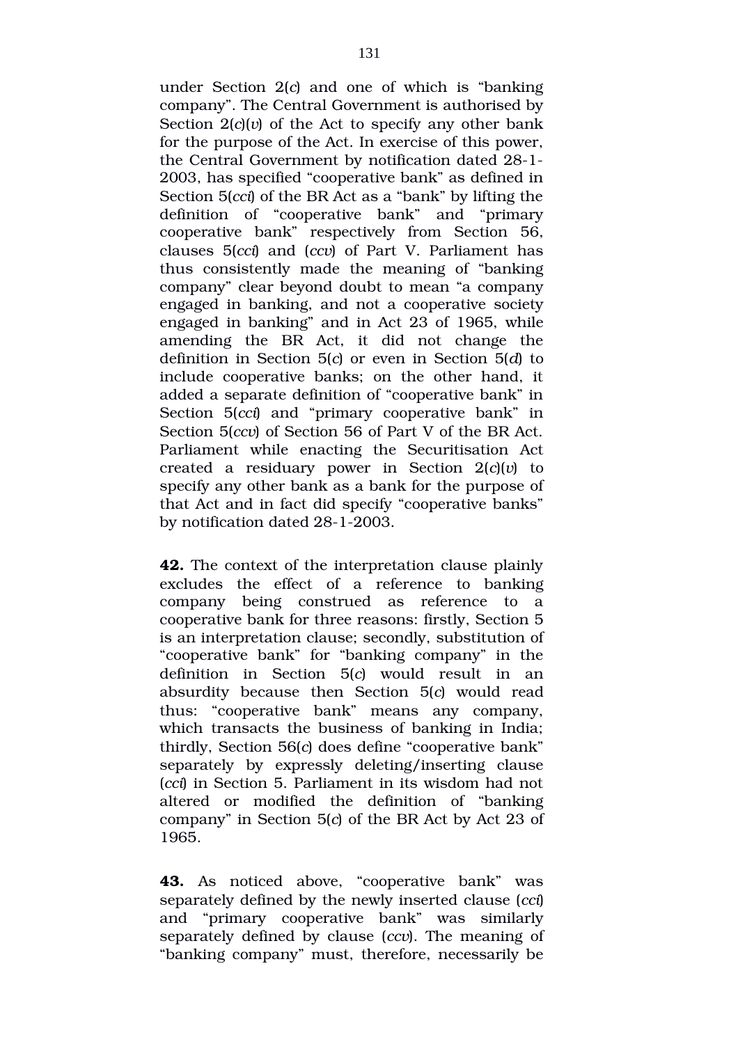under Section 2(*c*) and one of which is "banking company". The Central Government is authorised by Section 2(*c*)(*v*) of the Act to specify any other bank for the purpose of the Act. In exercise of this power, the Central Government by notification dated 28-1-2003, has specified "cooperative bank" as defined in Section 5(*cci*) of the BR Act as a "bank" by lifting the definition of "cooperative bank" and "primary cooperative bank" respectively from Section 56, clauses 5(*cci*) and (*ccv*) of Part V. Parliament has thus consistently made the meaning of "banking company" clear beyond doubt to mean "a company engaged in banking, and not a cooperative society engaged in banking" and in Act 23 of 1965, while amending the BR Act, it did not change the definition in Section 5(*c*) or even in Section 5(*d*) to include cooperative banks; on the other hand, it added a separate definition of "cooperative bank" in Section 5(*cci*) and "primary cooperative bank" in Section 5(*ccv*) of Section 56 of Part V of the BR Act. Parliament while enacting the Securitisation Act created a residuary power in Section 2(*c*)(*v*) to specify any other bank as a bank for the purpose of that Act and in fact did specify "cooperative banks" by notification dated 28-1-2003.

**42.** The context of the interpretation clause plainly excludes the effect of a reference to banking company being construed as reference to a cooperative bank for three reasons: firstly, Section 5 is an interpretation clause; secondly, substitution of "cooperative bank" for "banking company" in the definition in Section 5(*c*) would result in an absurdity because then Section 5(*c*) would read thus: "cooperative bank" means any company, which transacts the business of banking in India; thirdly, Section 56(*c*) does define "cooperative bank" separately by expressly deleting/inserting clause (*cci*) in Section 5. Parliament in its wisdom had not altered or modified the definition of "banking company" in Section 5(*c*) of the BR Act by Act 23 of 1965.

**43.** As noticed above, "cooperative bank" was separately defined by the newly inserted clause (*cci*) and "primary cooperative bank" was similarly separately defined by clause (*ccv*). The meaning of "banking company" must, therefore, necessarily be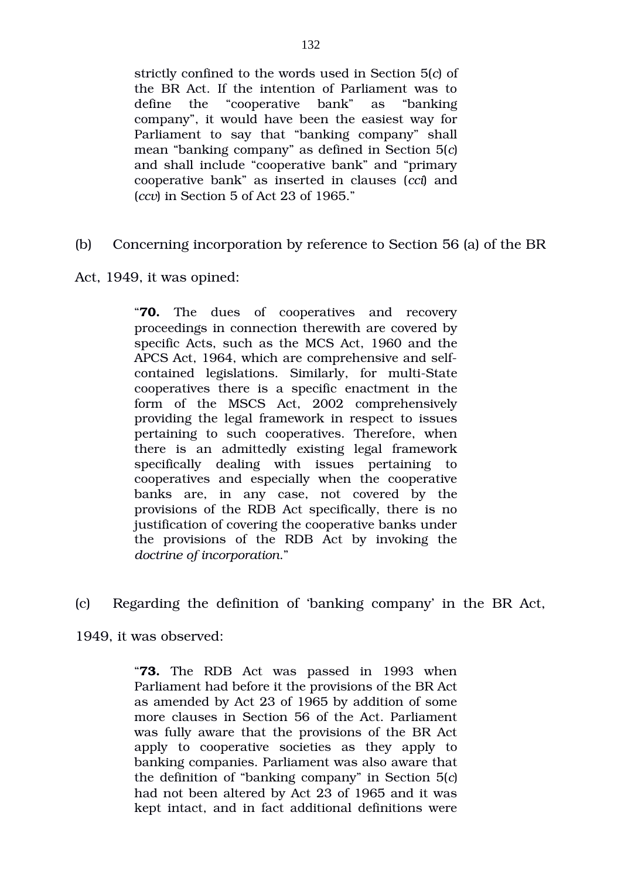> strictly confined to the words used in Section 5(*c*) of the BR Act. If the intention of Parliament was to define the "cooperative bank" as "banking company", it would have been the easiest way for Parliament to say that "banking company" shall mean "banking company" as defined in Section 5(*c*) and shall include "cooperative bank" and "primary cooperative bank" as inserted in clauses (*cci*) and (*ccv*) in Section 5 of Act 23 of 1965."

(b) Concerning incorporation by reference to Section 56 (a) of the BR Act, 1949, it was opined:

> "**70.** The dues of cooperatives and recovery proceedings in connection therewith are covered by specific Acts, such as the MCS Act, 1960 and the APCS Act, 1964, which are comprehensive and self-contained legislations. Similarly, for multi-State cooperatives there is a specific enactment in the form of the MSCS Act, 2002 comprehensively providing the legal framework in respect to issues pertaining to such cooperatives. Therefore, when there is an admittedly existing legal framework specifically dealing with issues pertaining to cooperatives and especially when the cooperative banks are, in any case, not covered by the provisions of the RDB Act specifically, there is no justification of covering the cooperative banks under the provisions of the RDB Act by invoking the *doctrine of incorporation*."

(c) Regarding the definition of 'banking company' in the BR Act, 1949, it was observed:

> "**73.** The RDB Act was passed in 1993 when Parliament had before it the provisions of the BR Act as amended by Act 23 of 1965 by addition of some more clauses in Section 56 of the Act. Parliament was fully aware that the provisions of the BR Act apply to cooperative societies as they apply to banking companies. Parliament was also aware that the definition of "banking company" in Section 5(*c*) had not been altered by Act 23 of 1965 and it was kept intact, and in fact additional definitions were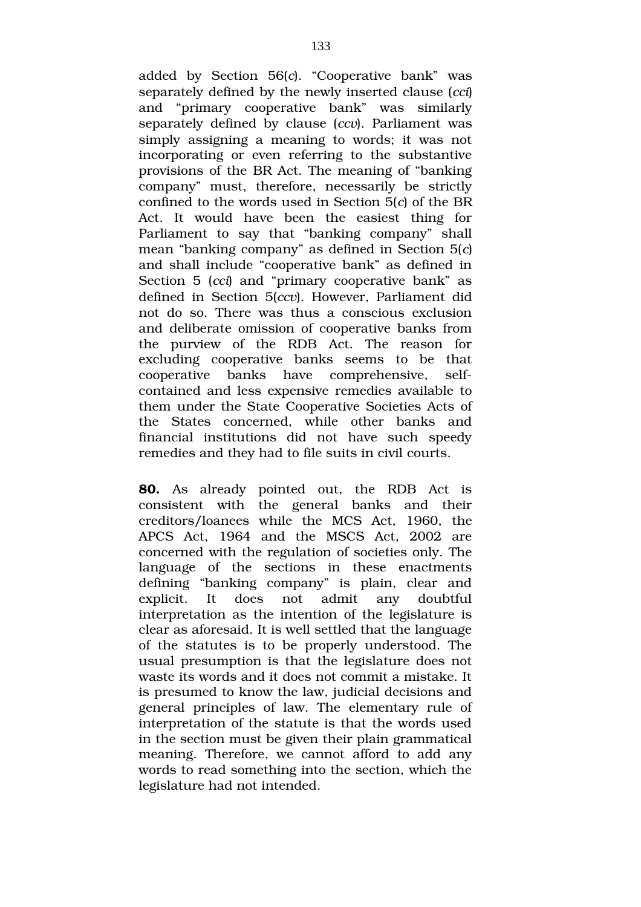added by Section 56(*c*). "Cooperative bank" was separately defined by the newly inserted clause (*cci*) and "primary cooperative bank" was similarly separately defined by clause (*ccv*). Parliament was simply assigning a meaning to words; it was not incorporating or even referring to the substantive provisions of the BR Act. The meaning of "banking company" must, therefore, necessarily be strictly confined to the words used in Section 5(*c*) of the BR Act. It would have been the easiest thing for Parliament to say that "banking company" shall mean "banking company" as defined in Section 5(*c*) and shall include "cooperative bank" as defined in Section 5 (*cci*) and "primary cooperative bank" as defined in Section 5(*ccv*). However, Parliament did not do so. There was thus a conscious exclusion and deliberate omission of cooperative banks from the purview of the RDB Act. The reason for excluding cooperative banks seems to be that cooperative banks have comprehensive, self-contained and less expensive remedies available to them under the State Cooperative Societies Acts of the States concerned, while other banks and financial institutions did not have such speedy remedies and they had to file suits in civil courts.

**80.** As already pointed out, the RDB Act is consistent with the general banks and their creditors/loanees while the MCS Act, 1960, the APCS Act, 1964 and the MSCS Act, 2002 are concerned with the regulation of societies only. The language of the sections in these enactments defining "banking company" is plain, clear and explicit. It does not admit any doubtful interpretation as the intention of the legislature is clear as aforesaid. It is well settled that the language of the statutes is to be properly understood. The usual presumption is that the legislature does not waste its words and it does not commit a mistake. It is presumed to know the law, judicial decisions and general principles of law. The elementary rule of interpretation of the statute is that the words used in the section must be given their plain grammatical meaning. Therefore, we cannot afford to add any words to read something into the section, which the legislature had not intended.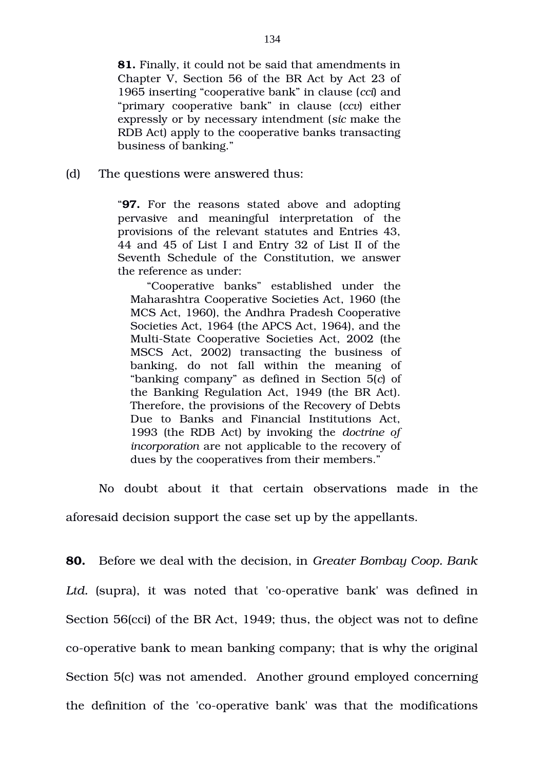> **81.** Finally, it could not be said that amendments in Chapter V, Section 56 of the BR Act by Act 23 of 1965 inserting "cooperative bank" in clause (*cci*) and "primary cooperative bank" in clause (*ccv*) either expressly or by necessary intendment (*sic* make the RDB Act) apply to the cooperative banks transacting business of banking."

(d) The questions were answered thus:

> "**97.** For the reasons stated above and adopting pervasive and meaningful interpretation of the provisions of the relevant statutes and Entries 43, 44 and 45 of List I and Entry 32 of List II of the Seventh Schedule of the Constitution, we answer the reference as under:
>
> > "Cooperative banks" established under the Maharashtra Cooperative Societies Act, 1960 (the MCS Act, 1960), the Andhra Pradesh Cooperative Societies Act, 1964 (the APCS Act, 1964), and the Multi-State Cooperative Societies Act, 2002 (the MSCS Act, 2002) transacting the business of banking, do not fall within the meaning of "banking company" as defined in Section 5(*c*) of the Banking Regulation Act, 1949 (the BR Act). Therefore, the provisions of the Recovery of Debts Due to Banks and Financial Institutions Act, 1993 (the RDB Act) by invoking the *doctrine of incorporation* are not applicable to the recovery of dues by the cooperatives from their members."

No doubt about it that certain observations made in the aforesaid decision support the case set up by the appellants.

**80.** Before we deal with the decision, in *Greater Bombay Coop. Bank Ltd.* (supra), it was noted that 'co-operative bank' was defined in Section 56(cci) of the BR Act, 1949; thus, the object was not to define co-operative bank to mean banking company; that is why the original Section 5(c) was not amended. Another ground employed concerning the definition of the 'co-operative bank' was that the modifications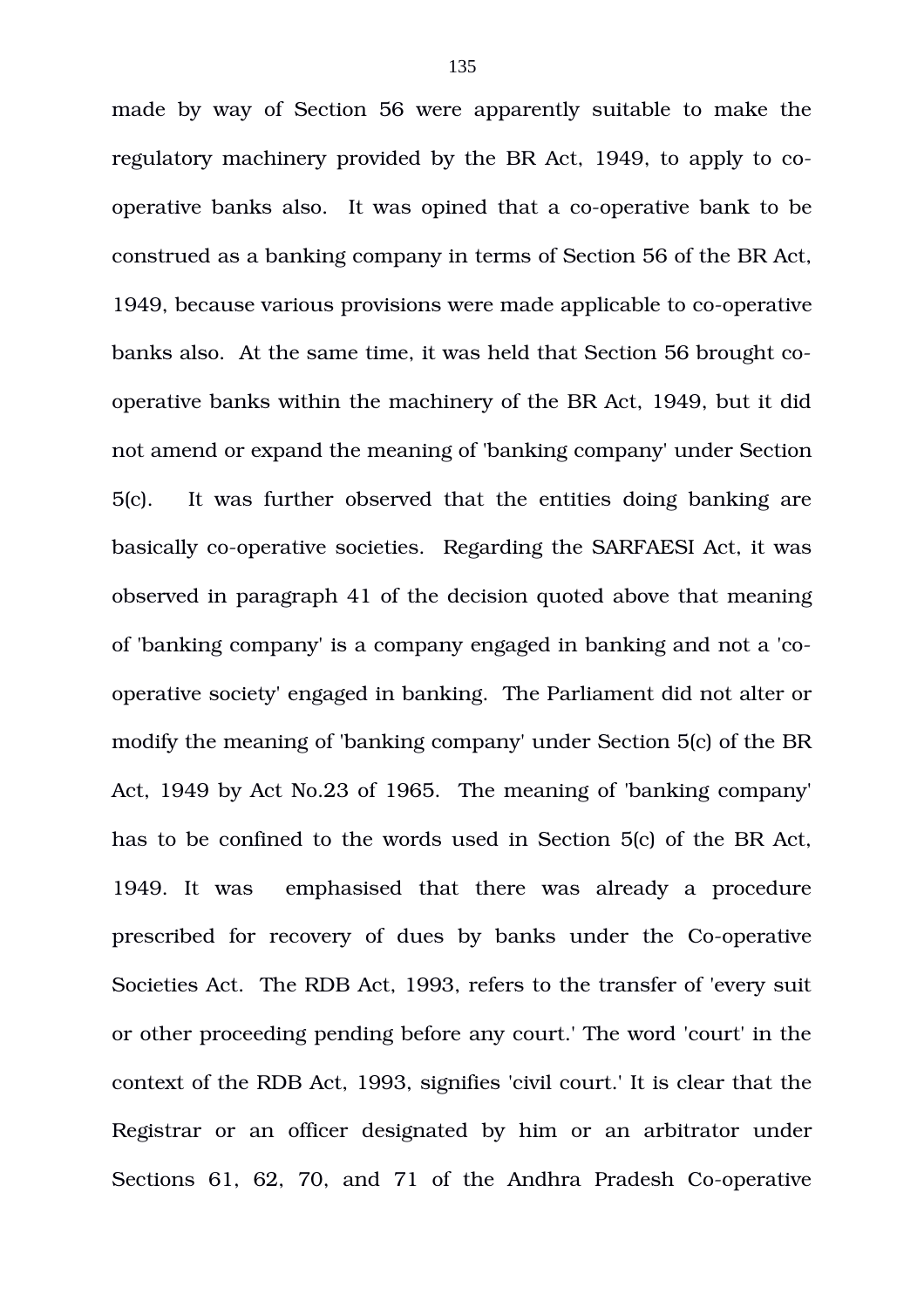made by way of Section 56 were apparently suitable to make the regulatory machinery provided by the BR Act, 1949, to apply to co-operative banks also. It was opined that a co-operative bank to be construed as a banking company in terms of Section 56 of the BR Act, 1949, because various provisions were made applicable to co-operative banks also. At the same time, it was held that Section 56 brought co-operative banks within the machinery of the BR Act, 1949, but it did not amend or expand the meaning of 'banking company' under Section 5(c). It was further observed that the entities doing banking are basically co-operative societies. Regarding the SARFAESI Act, it was observed in paragraph 41 of the decision quoted above that meaning of 'banking company' is a company engaged in banking and not a 'co-operative society' engaged in banking. The Parliament did not alter or modify the meaning of 'banking company' under Section 5(c) of the BR Act, 1949 by Act No.23 of 1965. The meaning of 'banking company' has to be confined to the words used in Section 5(c) of the BR Act, 1949. It was emphasised that there was already a procedure prescribed for recovery of dues by banks under the Co-operative Societies Act. The RDB Act, 1993, refers to the transfer of 'every suit or other proceeding pending before any court.' The word 'court' in the context of the RDB Act, 1993, signifies 'civil court.' It is clear that the Registrar or an officer designated by him or an arbitrator under Sections 61, 62, 70, and 71 of the Andhra Pradesh Co-operative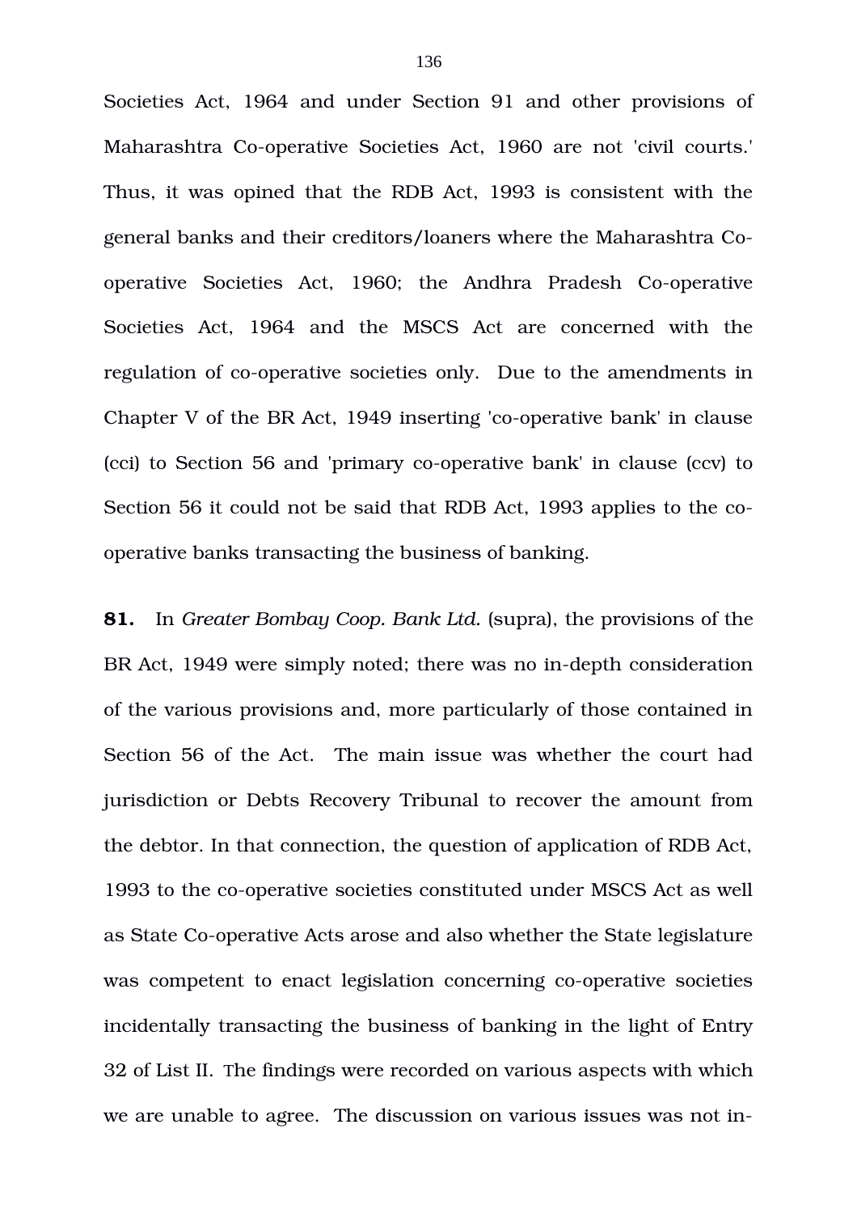Societies Act, 1964 and under Section 91 and other provisions of Maharashtra Co-operative Societies Act, 1960 are not 'civil courts.' Thus, it was opined that the RDB Act, 1993 is consistent with the general banks and their creditors/loaners where the Maharashtra Co-operative Societies Act, 1960; the Andhra Pradesh Co-operative Societies Act, 1964 and the MSCS Act are concerned with the regulation of co-operative societies only. Due to the amendments in Chapter V of the BR Act, 1949 inserting 'co-operative bank' in clause (cci) to Section 56 and 'primary co-operative bank' in clause (ccv) to Section 56 it could not be said that RDB Act, 1993 applies to the co-operative banks transacting the business of banking.

**81.** In *Greater Bombay Coop. Bank Ltd.* (supra), the provisions of the BR Act, 1949 were simply noted; there was no in-depth consideration of the various provisions and, more particularly of those contained in Section 56 of the Act. The main issue was whether the court had jurisdiction or Debts Recovery Tribunal to recover the amount from the debtor. In that connection, the question of application of RDB Act, 1993 to the co-operative societies constituted under MSCS Act as well as State Co-operative Acts arose and also whether the State legislature was competent to enact legislation concerning co-operative societies incidentally transacting the business of banking in the light of Entry 32 of List II. The findings were recorded on various aspects with which we are unable to agree. The discussion on various issues was not in-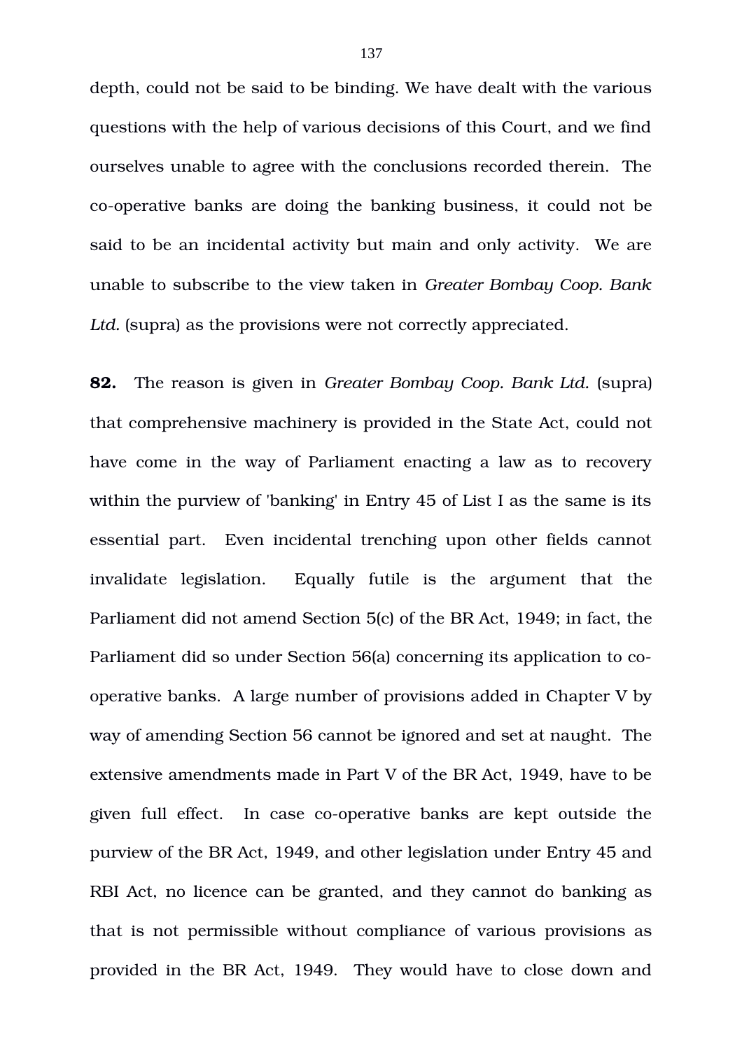depth, could not be said to be binding. We have dealt with the various questions with the help of various decisions of this Court, and we find ourselves unable to agree with the conclusions recorded therein. The co-operative banks are doing the banking business, it could not be said to be an incidental activity but main and only activity. We are unable to subscribe to the view taken in *Greater Bombay Coop. Bank Ltd.* (supra) as the provisions were not correctly appreciated.

**82.** The reason is given in *Greater Bombay Coop. Bank Ltd.* (supra) that comprehensive machinery is provided in the State Act, could not have come in the way of Parliament enacting a law as to recovery within the purview of 'banking' in Entry 45 of List I as the same is its essential part. Even incidental trenching upon other fields cannot invalidate legislation. Equally futile is the argument that the Parliament did not amend Section 5(c) of the BR Act, 1949; in fact, the Parliament did so under Section 56(a) concerning its application to co-operative banks. A large number of provisions added in Chapter V by way of amending Section 56 cannot be ignored and set at naught. The extensive amendments made in Part V of the BR Act, 1949, have to be given full effect. In case co-operative banks are kept outside the purview of the BR Act, 1949, and other legislation under Entry 45 and RBI Act, no licence can be granted, and they cannot do banking as that is not permissible without compliance of various provisions as provided in the BR Act, 1949. They would have to close down and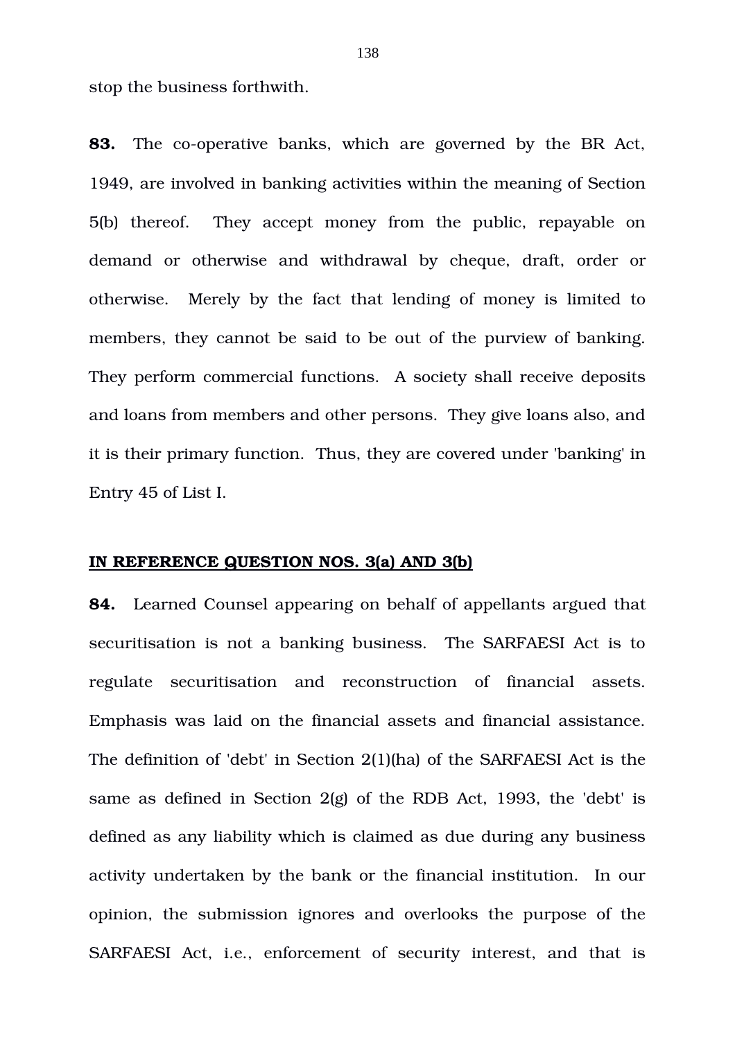stop the business forthwith.

**83.** The co-operative banks, which are governed by the BR Act, 1949, are involved in banking activities within the meaning of Section 5(b) thereof. They accept money from the public, repayable on demand or otherwise and withdrawal by cheque, draft, order or otherwise. Merely by the fact that lending of money is limited to members, they cannot be said to be out of the purview of banking. They perform commercial functions. A society shall receive deposits and loans from members and other persons. They give loans also, and it is their primary function. Thus, they are covered under 'banking' in Entry 45 of List I.

**IN REFERENCE QUESTION NOS. 3(a) AND 3(b)**

**84.** Learned Counsel appearing on behalf of appellants argued that securitisation is not a banking business. The SARFAESI Act is to regulate securitisation and reconstruction of financial assets. Emphasis was laid on the financial assets and financial assistance. The definition of 'debt' in Section 2(1)(ha) of the SARFAESI Act is the same as defined in Section 2(g) of the RDB Act, 1993, the 'debt' is defined as any liability which is claimed as due during any business activity undertaken by the bank or the financial institution. In our opinion, the submission ignores and overlooks the purpose of the SARFAESI Act, i.e., enforcement of security interest, and that is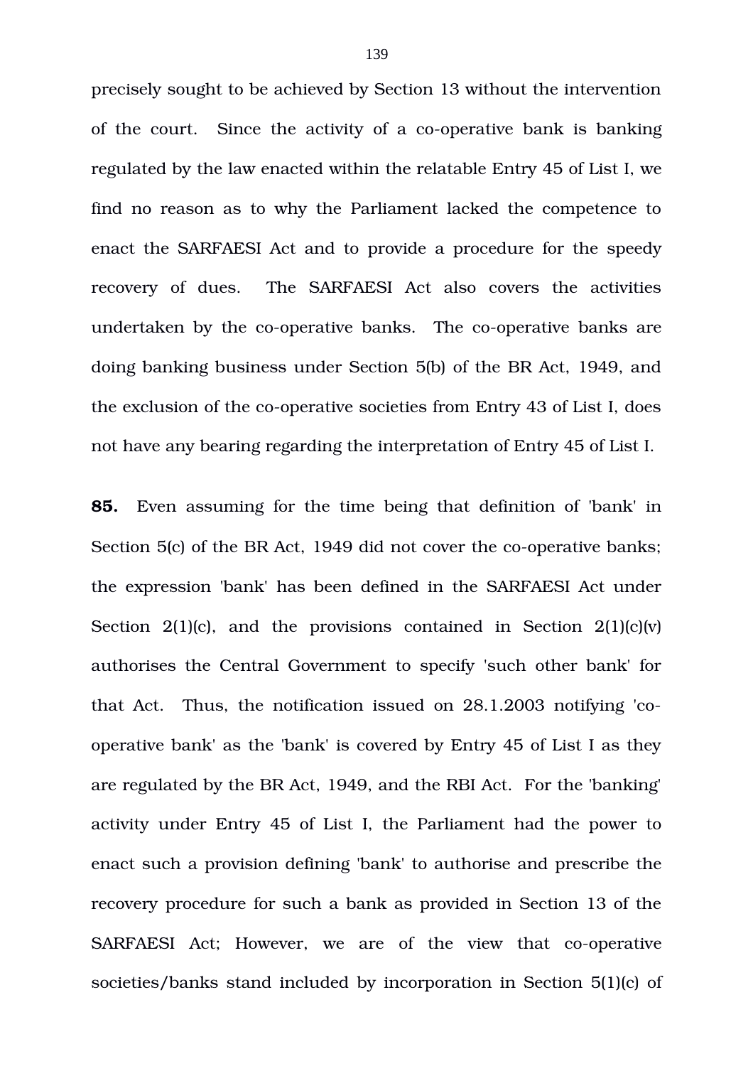precisely sought to be achieved by Section 13 without the intervention of the court. Since the activity of a co-operative bank is banking regulated by the law enacted within the relatable Entry 45 of List I, we find no reason as to why the Parliament lacked the competence to enact the SARFAESI Act and to provide a procedure for the speedy recovery of dues. The SARFAESI Act also covers the activities undertaken by the co-operative banks. The co-operative banks are doing banking business under Section 5(b) of the BR Act, 1949, and the exclusion of the co-operative societies from Entry 43 of List I, does not have any bearing regarding the interpretation of Entry 45 of List I.

**85.** Even assuming for the time being that definition of 'bank' in Section 5(c) of the BR Act, 1949 did not cover the co-operative banks; the expression 'bank' has been defined in the SARFAESI Act under Section 2(1)(c), and the provisions contained in Section 2(1)(c)(v) authorises the Central Government to specify 'such other bank' for that Act. Thus, the notification issued on 28.1.2003 notifying 'co-operative bank' as the 'bank' is covered by Entry 45 of List I as they are regulated by the BR Act, 1949, and the RBI Act. For the 'banking' activity under Entry 45 of List I, the Parliament had the power to enact such a provision defining 'bank' to authorise and prescribe the recovery procedure for such a bank as provided in Section 13 of the SARFAESI Act; However, we are of the view that co-operative societies/banks stand included by incorporation in Section 5(1)(c) of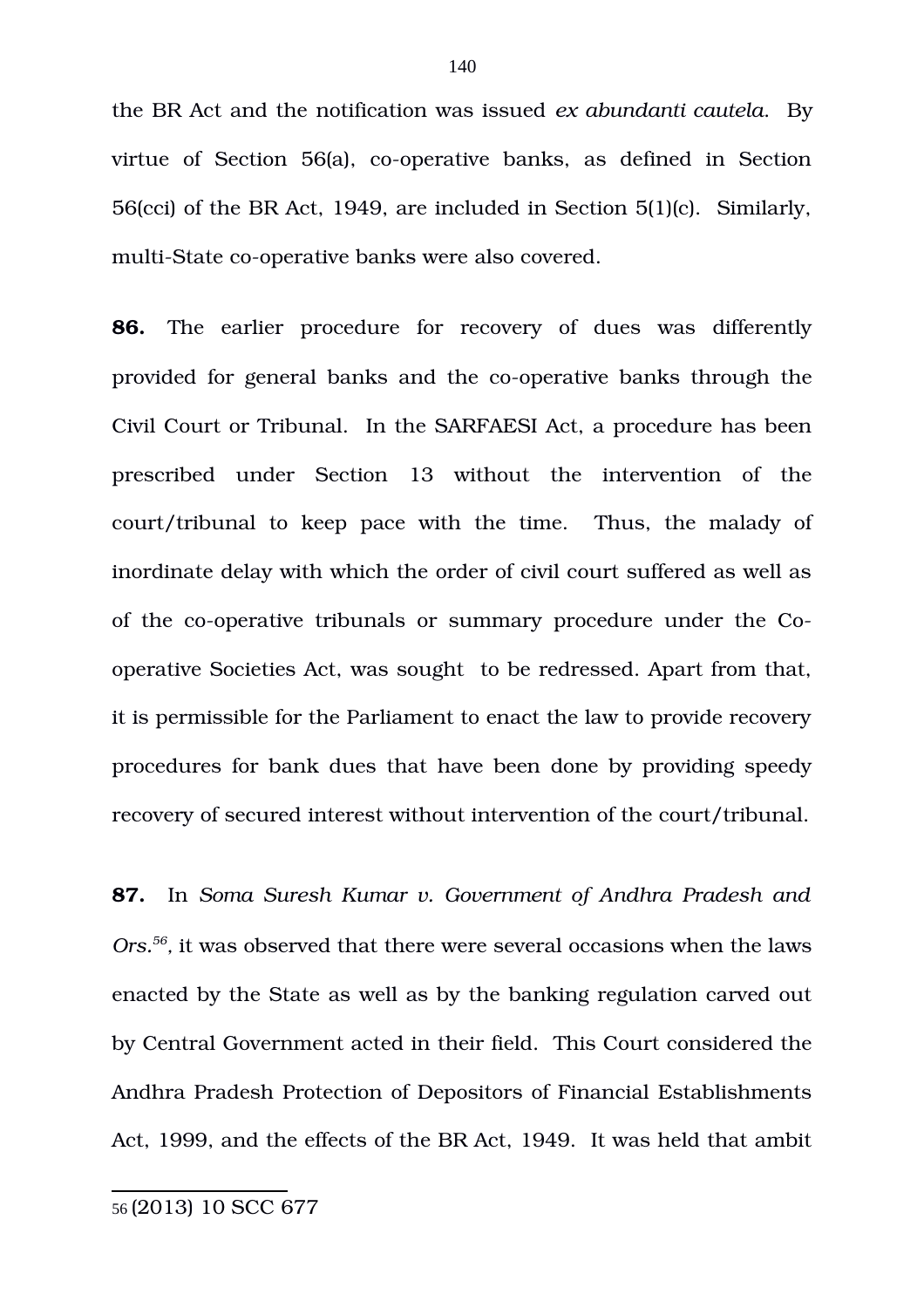the BR Act and the notification was issued *ex abundanti cautela*. By virtue of Section 56(a), co-operative banks, as defined in Section 56(cci) of the BR Act, 1949, are included in Section 5(1)(c). Similarly, multi-State co-operative banks were also covered.

**86.** The earlier procedure for recovery of dues was differently provided for general banks and the co-operative banks through the Civil Court or Tribunal. In the SARFAESI Act, a procedure has been prescribed under Section 13 without the intervention of the court/tribunal to keep pace with the time. Thus, the malady of inordinate delay with which the order of civil court suffered as well as of the co-operative tribunals or summary procedure under the Co-operative Societies Act, was sought to be redressed. Apart from that, it is permissible for the Parliament to enact the law to provide recovery procedures for bank dues that have been done by providing speedy recovery of secured interest without intervention of the court/tribunal.

**87.** In *Soma Suresh Kumar v. Government of Andhra Pradesh and Ors.*[56], it was observed that there were several occasions when the laws enacted by the State as well as by the banking regulation carved out by Central Government acted in their field. This Court considered the Andhra Pradesh Protection of Depositors of Financial Establishments Act, 1999, and the effects of the BR Act, 1949. It was held that ambit

---

56 (2013) 10 SCC 677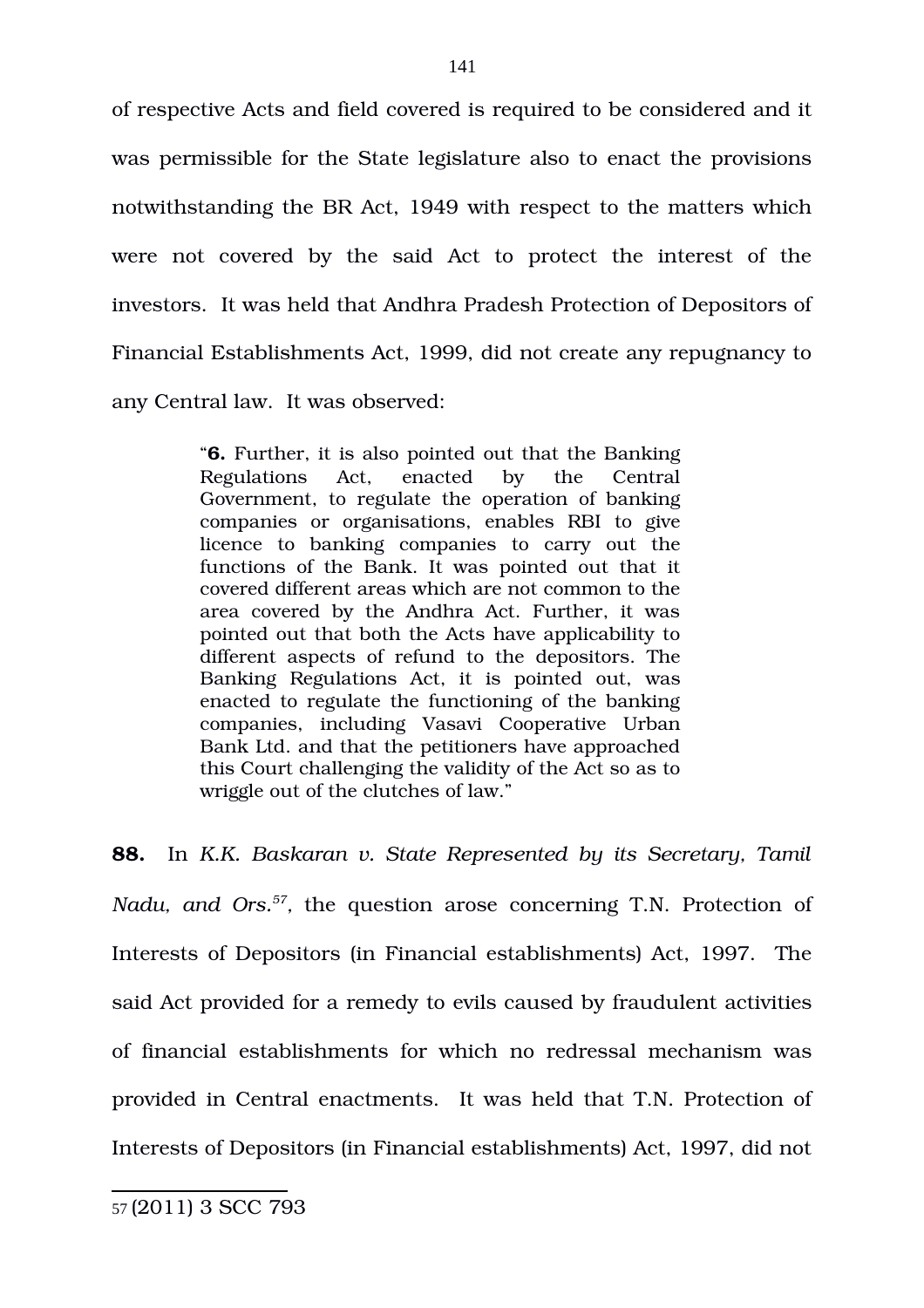of respective Acts and field covered is required to be considered and it was permissible for the State legislature also to enact the provisions notwithstanding the BR Act, 1949 with respect to the matters which were not covered by the said Act to protect the interest of the investors. It was held that Andhra Pradesh Protection of Depositors of Financial Establishments Act, 1999, did not create any repugnancy to any Central law. It was observed:

> "**6.** Further, it is also pointed out that the Banking Regulations Act, enacted by the Central Government, to regulate the operation of banking companies or organisations, enables RBI to give licence to banking companies to carry out the functions of the Bank. It was pointed out that it covered different areas which are not common to the area covered by the Andhra Act. Further, it was pointed out that both the Acts have applicability to different aspects of refund to the depositors. The Banking Regulations Act, it is pointed out, was enacted to regulate the functioning of the banking companies, including Vasavi Cooperative Urban Bank Ltd. and that the petitioners have approached this Court challenging the validity of the Act so as to wriggle out of the clutches of law."

**88.** In *K.K. Baskaran v. State Represented by its Secretary, Tamil Nadu, and Ors.*[57], the question arose concerning T.N. Protection of Interests of Depositors (in Financial establishments) Act, 1997. The said Act provided for a remedy to evils caused by fraudulent activities of financial establishments for which no redressal mechanism was provided in Central enactments. It was held that T.N. Protection of Interests of Depositors (in Financial establishments) Act, 1997, did not

---

57 (2011) 3 SCC 793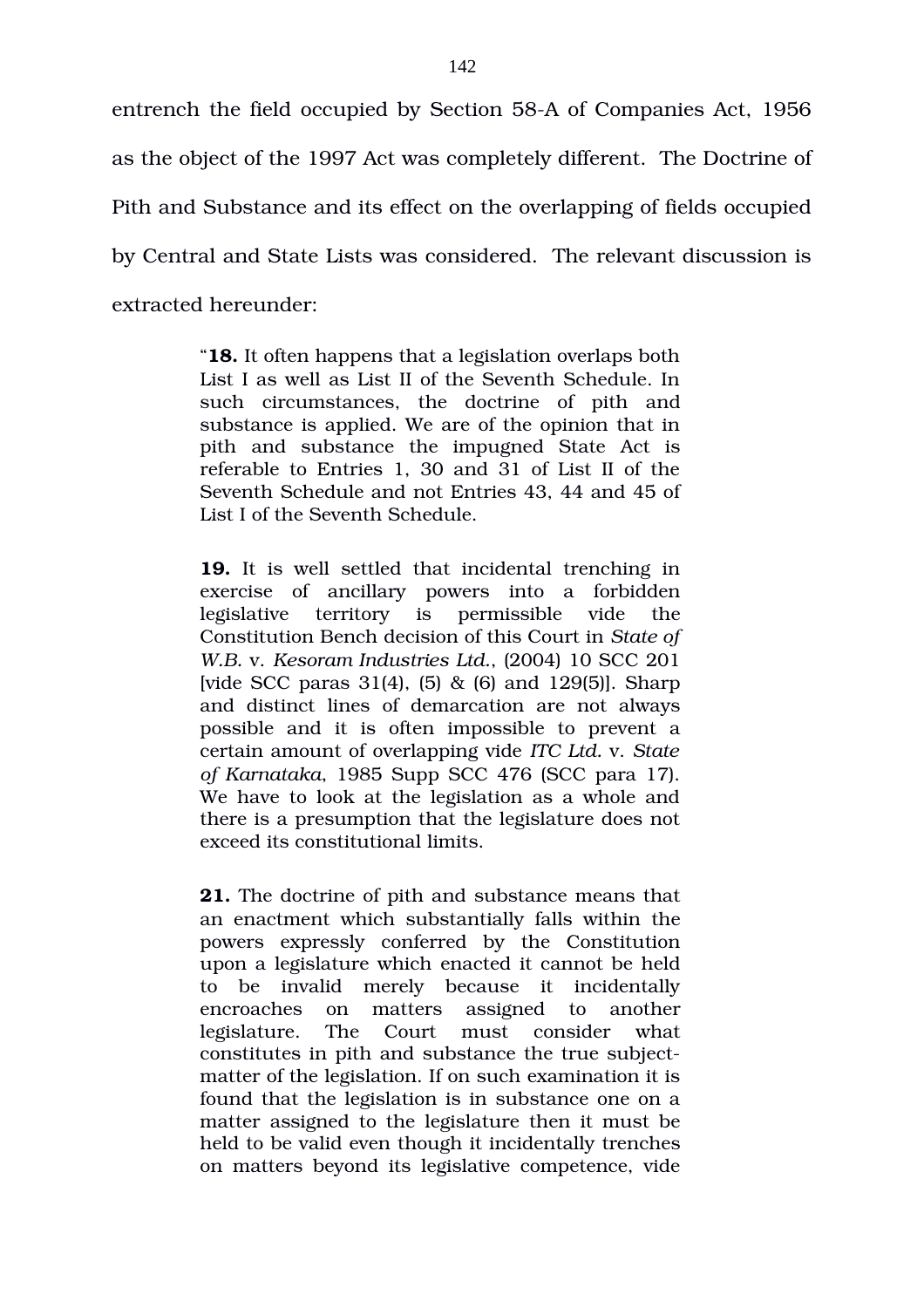entrench the field occupied by Section 58-A of Companies Act, 1956 as the object of the 1997 Act was completely different. The Doctrine of Pith and Substance and its effect on the overlapping of fields occupied by Central and State Lists was considered. The relevant discussion is extracted hereunder:

> "**18.** It often happens that a legislation overlaps both List I as well as List II of the Seventh Schedule. In such circumstances, the doctrine of pith and substance is applied. We are of the opinion that in pith and substance the impugned State Act is referable to Entries 1, 30 and 31 of List II of the Seventh Schedule and not Entries 43, 44 and 45 of List I of the Seventh Schedule.
>
> **19.** It is well settled that incidental trenching in exercise of ancillary powers into a forbidden legislative territory is permissible vide the Constitution Bench decision of this Court in *State of W.B.* v. *Kesoram Industries Ltd.*, (2004) 10 SCC 201 [vide SCC paras 31(4), (5) & (6) and 129(5)]. Sharp and distinct lines of demarcation are not always possible and it is often impossible to prevent a certain amount of overlapping vide *ITC Ltd.* v. *State of Karnataka*, 1985 Supp SCC 476 (SCC para 17). We have to look at the legislation as a whole and there is a presumption that the legislature does not exceed its constitutional limits.
>
> **21.** The doctrine of pith and substance means that an enactment which substantially falls within the powers expressly conferred by the Constitution upon a legislature which enacted it cannot be held to be invalid merely because it incidentally encroaches on matters assigned to another legislature. The Court must consider what constitutes in pith and substance the true subject-matter of the legislation. If on such examination it is found that the legislation is in substance one on a matter assigned to the legislature then it must be held to be valid even though it incidentally trenches on matters beyond its legislative competence, vide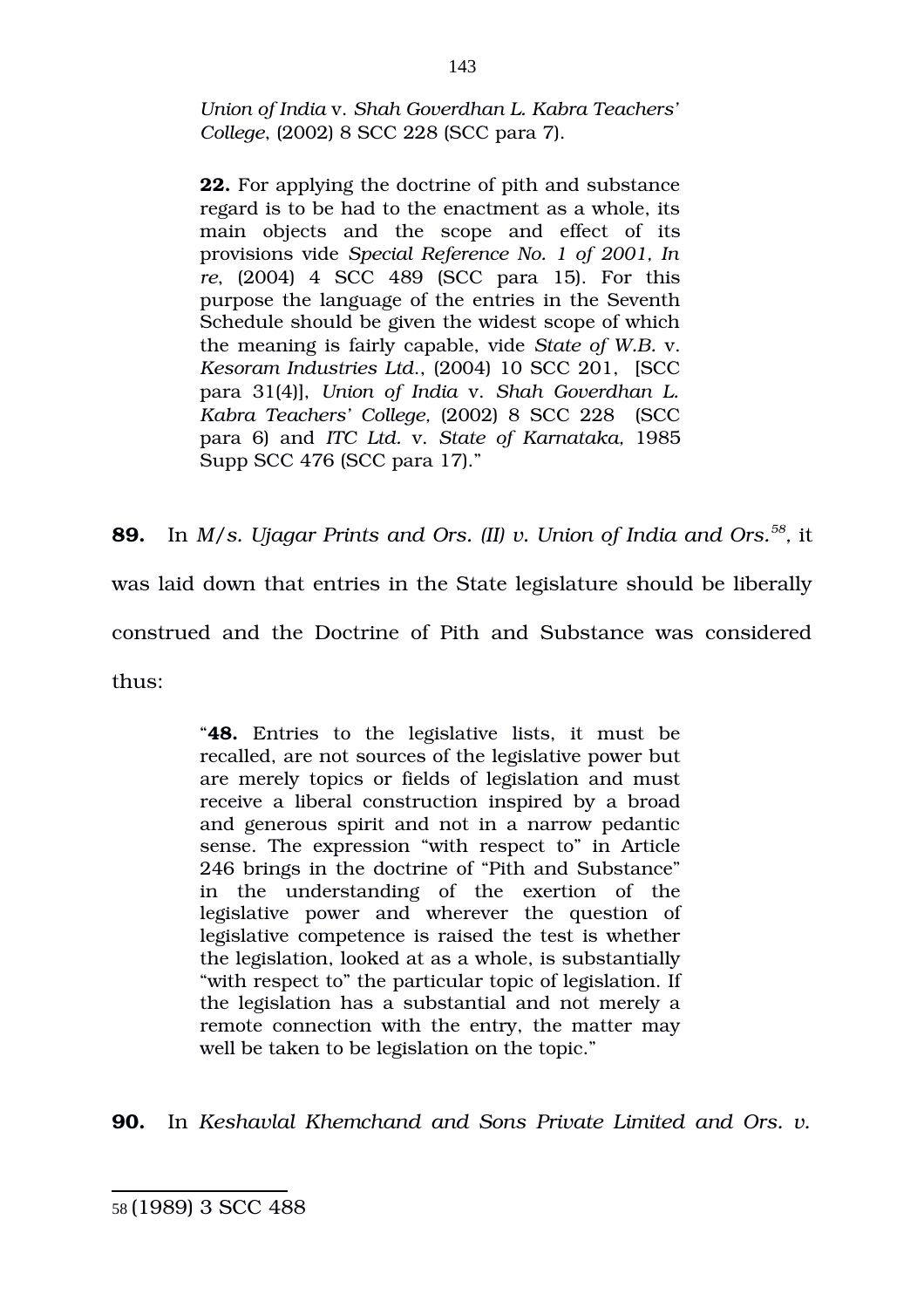> *Union of India* v. *Shah Goverdhan L. Kabra Teachers' College*, (2002) 8 SCC 228 (SCC para 7).
>
> **22.** For applying the doctrine of pith and substance regard is to be had to the enactment as a whole, its main objects and the scope and effect of its provisions vide *Special Reference No. 1 of 2001, In re*, (2004) 4 SCC 489 (SCC para 15). For this purpose the language of the entries in the Seventh Schedule should be given the widest scope of which the meaning is fairly capable, vide *State of W.B.* v. *Kesoram Industries Ltd.*, (2004) 10 SCC 201, [SCC para 31(4)], *Union of India* v. *Shah Goverdhan L. Kabra Teachers' College,* (2002) 8 SCC 228 (SCC para 6) and *ITC Ltd.* v. *State of Karnataka,* 1985 Supp SCC 476 (SCC para 17)."

**89.** In *M/s. Ujagar Prints and Ors. (II) v. Union of India and Ors.*[58], it was laid down that entries in the State legislature should be liberally construed and the Doctrine of Pith and Substance was considered thus:

> "**48.** Entries to the legislative lists, it must be recalled, are not sources of the legislative power but are merely topics or fields of legislation and must receive a liberal construction inspired by a broad and generous spirit and not in a narrow pedantic sense. The expression "with respect to" in Article 246 brings in the doctrine of "Pith and Substance" in the understanding of the exertion of the legislative power and wherever the question of legislative competence is raised the test is whether the legislation, looked at as a whole, is substantially "with respect to" the particular topic of legislation. If the legislation has a substantial and not merely a remote connection with the entry, the matter may well be taken to be legislation on the topic."

**90.** In *Keshavlal Khemchand and Sons Private Limited and Ors. v.*

---

58 (1989) 3 SCC 488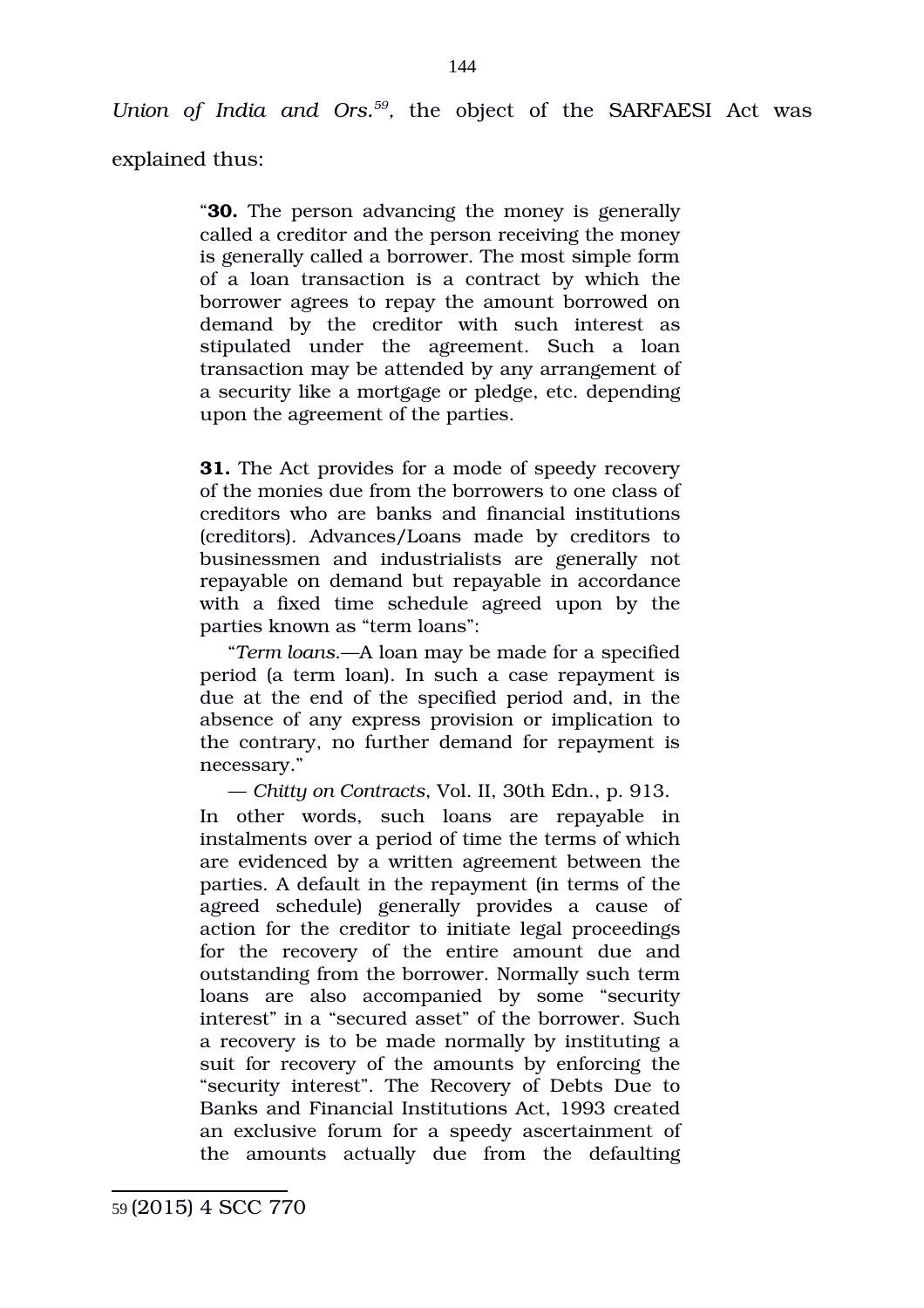*Union of India and Ors.*[59], the object of the SARFAESI Act was explained thus:

> "**30.** The person advancing the money is generally called a creditor and the person receiving the money is generally called a borrower. The most simple form of a loan transaction is a contract by which the borrower agrees to repay the amount borrowed on demand by the creditor with such interest as stipulated under the agreement. Such a loan transaction may be attended by any arrangement of a security like a mortgage or pledge, etc. depending upon the agreement of the parties.
>
> **31.** The Act provides for a mode of speedy recovery of the monies due from the borrowers to one class of creditors who are banks and financial institutions (creditors). Advances/Loans made by creditors to businessmen and industrialists are generally not repayable on demand but repayable in accordance with a fixed time schedule agreed upon by the parties known as "term loans":
>
> "*Term loans*.—A loan may be made for a specified period (a term loan). In such a case repayment is due at the end of the specified period and, in the absence of any express provision or implication to the contrary, no further demand for repayment is necessary."
>
> — *Chitty on Contracts*, Vol. II, 30th Edn., p. 913.
>
> In other words, such loans are repayable in instalments over a period of time the terms of which are evidenced by a written agreement between the parties. A default in the repayment (in terms of the agreed schedule) generally provides a cause of action for the creditor to initiate legal proceedings for the recovery of the entire amount due and outstanding from the borrower. Normally such term loans are also accompanied by some "security interest" in a "secured asset" of the borrower. Such a recovery is to be made normally by instituting a suit for recovery of the amounts by enforcing the "security interest". The Recovery of Debts Due to Banks and Financial Institutions Act, 1993 created an exclusive forum for a speedy ascertainment of the amounts actually due from the defaulting

---

[59] (2015) 4 SCC 770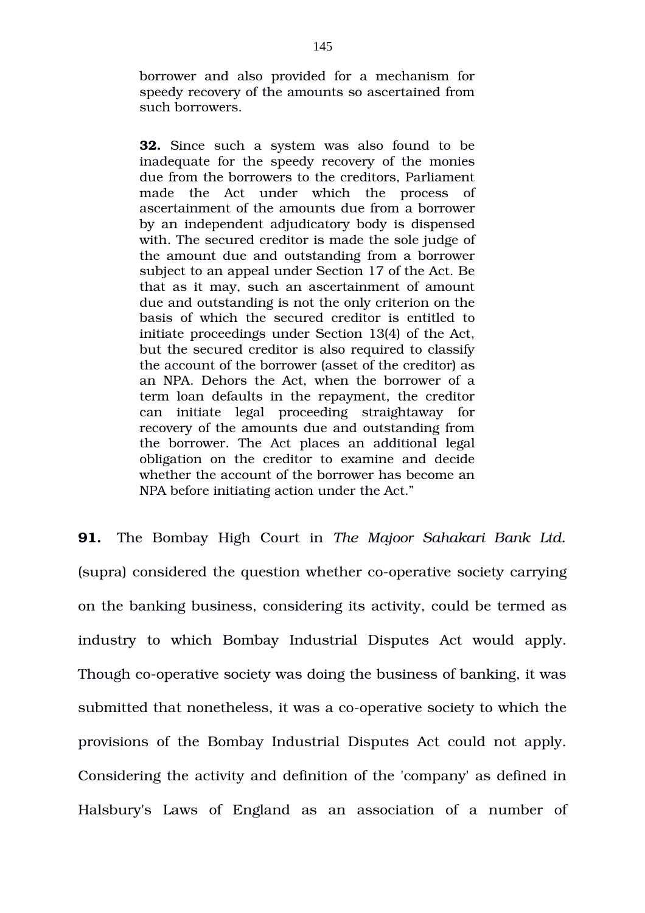> borrower and also provided for a mechanism for speedy recovery of the amounts so ascertained from such borrowers.
>
> **32.** Since such a system was also found to be inadequate for the speedy recovery of the monies due from the borrowers to the creditors, Parliament made the Act under which the process of ascertainment of the amounts due from a borrower by an independent adjudicatory body is dispensed with. The secured creditor is made the sole judge of the amount due and outstanding from a borrower subject to an appeal under Section 17 of the Act. Be that as it may, such an ascertainment of amount due and outstanding is not the only criterion on the basis of which the secured creditor is entitled to initiate proceedings under Section 13(4) of the Act, but the secured creditor is also required to classify the account of the borrower (asset of the creditor) as an NPA. Dehors the Act, when the borrower of a term loan defaults in the repayment, the creditor can initiate legal proceeding straightaway for recovery of the amounts due and outstanding from the borrower. The Act places an additional legal obligation on the creditor to examine and decide whether the account of the borrower has become an NPA before initiating action under the Act."

**91.** The Bombay High Court in *The Majoor Sahakari Bank Ltd.* (supra) considered the question whether co-operative society carrying on the banking business, considering its activity, could be termed as industry to which Bombay Industrial Disputes Act would apply. Though co-operative society was doing the business of banking, it was submitted that nonetheless, it was a co-operative society to which the provisions of the Bombay Industrial Disputes Act could not apply. Considering the activity and definition of the 'company' as defined in Halsbury's Laws of England as an association of a number of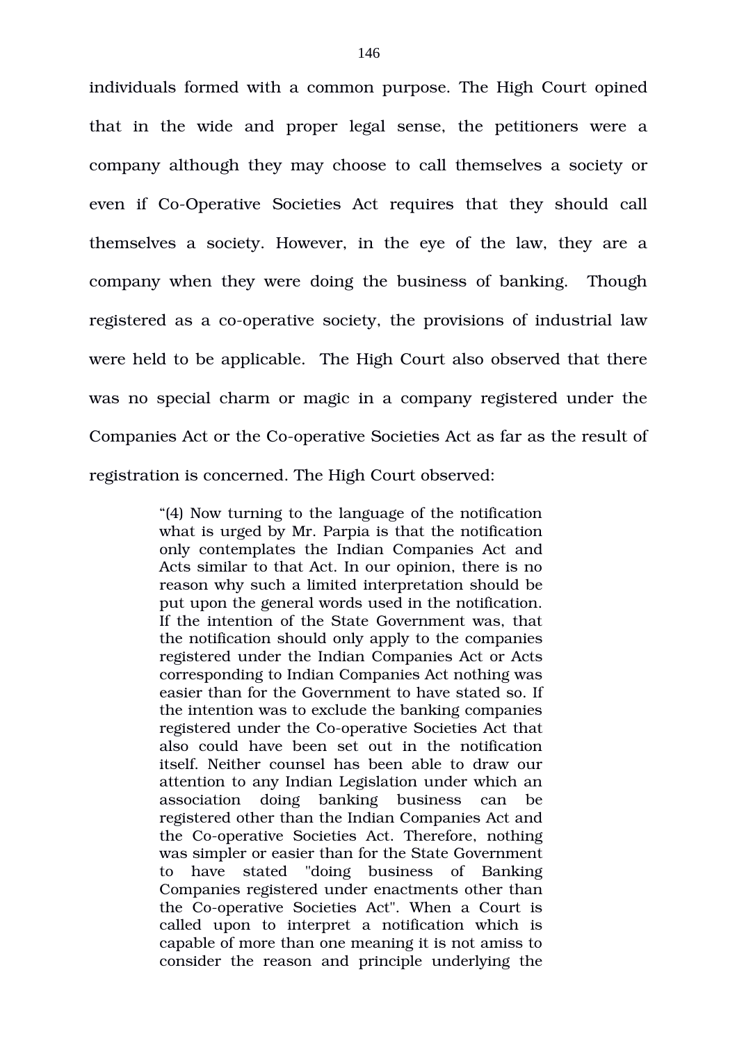individuals formed with a common purpose. The High Court opined that in the wide and proper legal sense, the petitioners were a company although they may choose to call themselves a society or even if Co-Operative Societies Act requires that they should call themselves a society. However, in the eye of the law, they are a company when they were doing the business of banking. Though registered as a co-operative society, the provisions of industrial law were held to be applicable. The High Court also observed that there was no special charm or magic in a company registered under the Companies Act or the Co-operative Societies Act as far as the result of registration is concerned. The High Court observed:

> "(4) Now turning to the language of the notification what is urged by Mr. Parpia is that the notification only contemplates the Indian Companies Act and Acts similar to that Act. In our opinion, there is no reason why such a limited interpretation should be put upon the general words used in the notification. If the intention of the State Government was, that the notification should only apply to the companies registered under the Indian Companies Act or Acts corresponding to Indian Companies Act nothing was easier than for the Government to have stated so. If the intention was to exclude the banking companies registered under the Co-operative Societies Act that also could have been set out in the notification itself. Neither counsel has been able to draw our attention to any Indian Legislation under which an association doing banking business can be registered other than the Indian Companies Act and the Co-operative Societies Act. Therefore, nothing was simpler or easier than for the State Government to have stated "doing business of Banking Companies registered under enactments other than the Co-operative Societies Act". When a Court is called upon to interpret a notification which is capable of more than one meaning it is not amiss to consider the reason and principle underlying the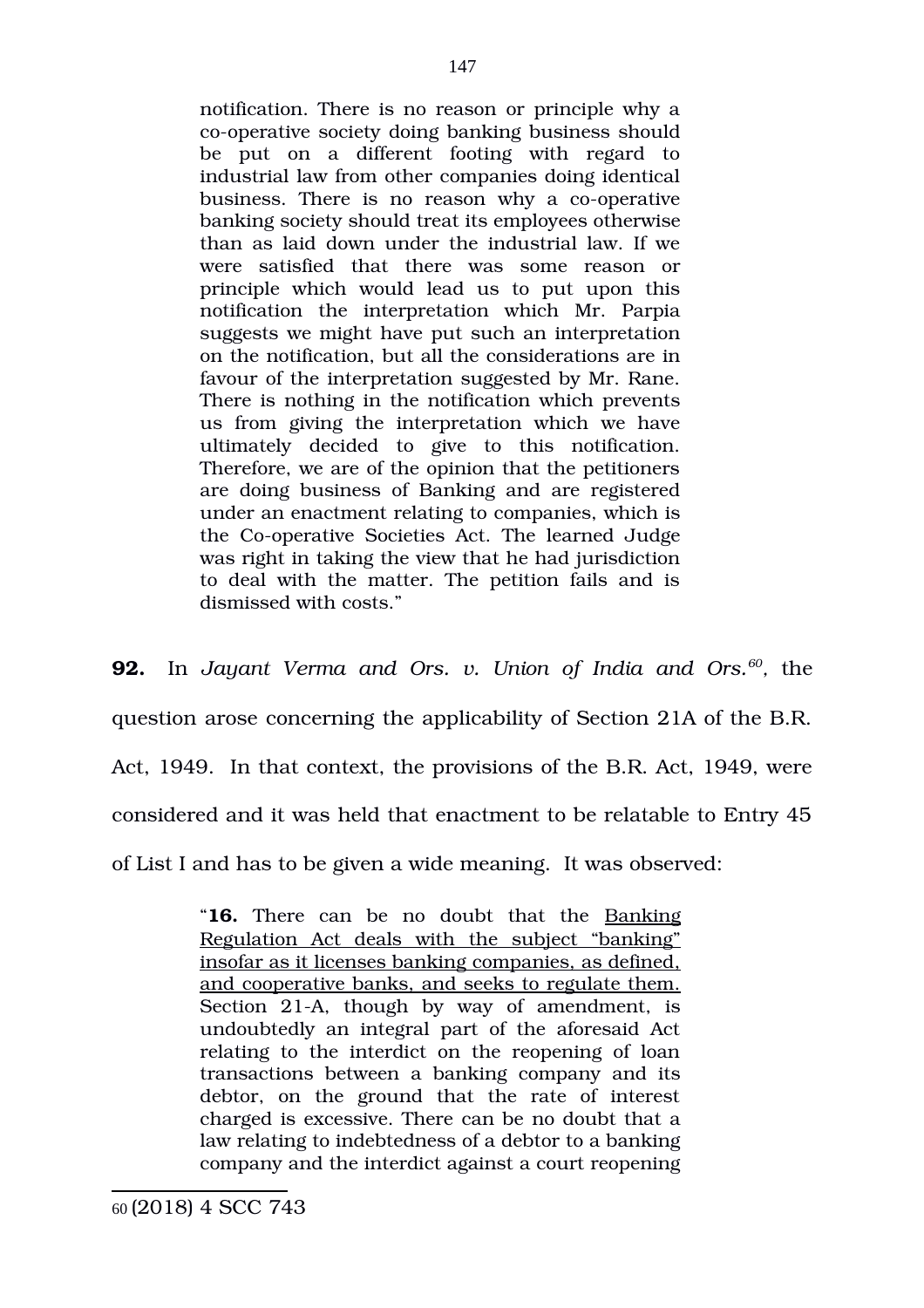> notification. There is no reason or principle why a co-operative society doing banking business should be put on a different footing with regard to industrial law from other companies doing identical business. There is no reason why a co-operative banking society should treat its employees otherwise than as laid down under the industrial law. If we were satisfied that there was some reason or principle which would lead us to put upon this notification the interpretation which Mr. Parpia suggests we might have put such an interpretation on the notification, but all the considerations are in favour of the interpretation suggested by Mr. Rane. There is nothing in the notification which prevents us from giving the interpretation which we have ultimately decided to give to this notification. Therefore, we are of the opinion that the petitioners are doing business of Banking and are registered under an enactment relating to companies, which is the Co-operative Societies Act. The learned Judge was right in taking the view that he had jurisdiction to deal with the matter. The petition fails and is dismissed with costs."

**92.** In *Jayant Verma and Ors. v. Union of India and Ors.*[60], the question arose concerning the applicability of Section 21A of the B.R. Act, 1949. In that context, the provisions of the B.R. Act, 1949, were considered and it was held that enactment to be relatable to Entry 45 of List I and has to be given a wide meaning. It was observed:

> "**16.** There can be no doubt that the <u>Banking Regulation Act deals with the subject "banking" insofar as it licenses banking companies, as defined, and cooperative banks, and seeks to regulate them.</u> Section 21-A, though by way of amendment, is undoubtedly an integral part of the aforesaid Act relating to the interdict on the reopening of loan transactions between a banking company and its debtor, on the ground that the rate of interest charged is excessive. There can be no doubt that a law relating to indebtedness of a debtor to a banking company and the interdict against a court reopening

---

[60] (2018) 4 SCC 743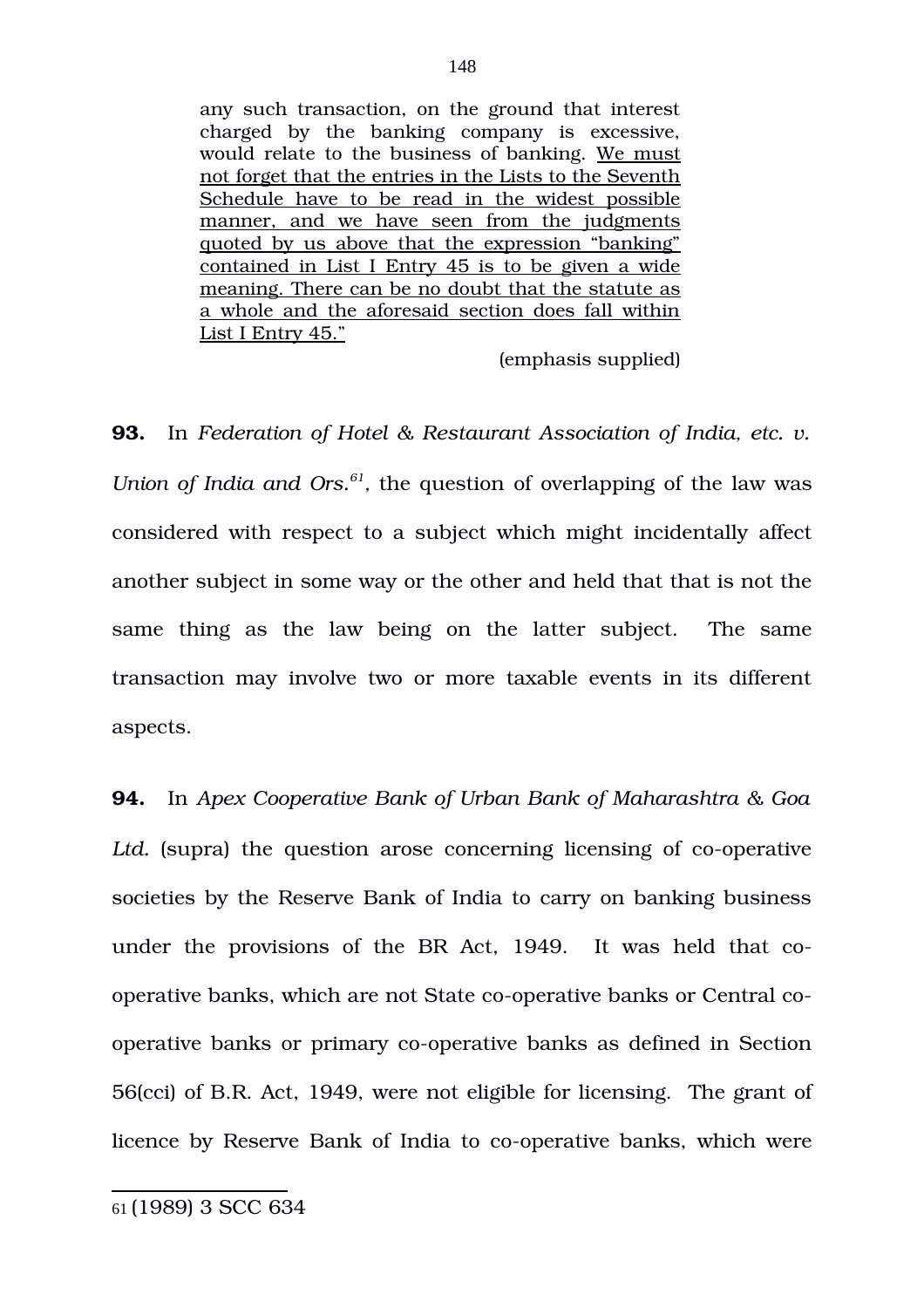> any such transaction, on the ground that interest charged by the banking company is excessive, would relate to the business of banking. We must not forget that the entries in the Lists to the Seventh Schedule have to be read in the widest possible manner, and we have seen from the judgments quoted by us above that the expression "banking" contained in List I Entry 45 is to be given a wide meaning. There can be no doubt that the statute as a whole and the aforesaid section does fall within List I Entry 45."
>
> (emphasis supplied)

**93.** In *Federation of Hotel & Restaurant Association of India, etc. v. Union of India and Ors.*[61], the question of overlapping of the law was considered with respect to a subject which might incidentally affect another subject in some way or the other and held that that is not the same thing as the law being on the latter subject. The same transaction may involve two or more taxable events in its different aspects.

**94.** In *Apex Cooperative Bank of Urban Bank of Maharashtra & Goa Ltd.* (supra) the question arose concerning licensing of co-operative societies by the Reserve Bank of India to carry on banking business under the provisions of the BR Act, 1949. It was held that co-operative banks, which are not State co-operative banks or Central co-operative banks or primary co-operative banks as defined in Section 56(cci) of B.R. Act, 1949, were not eligible for licensing. The grant of licence by Reserve Bank of India to co-operative banks, which were

---

61 (1989) 3 SCC 634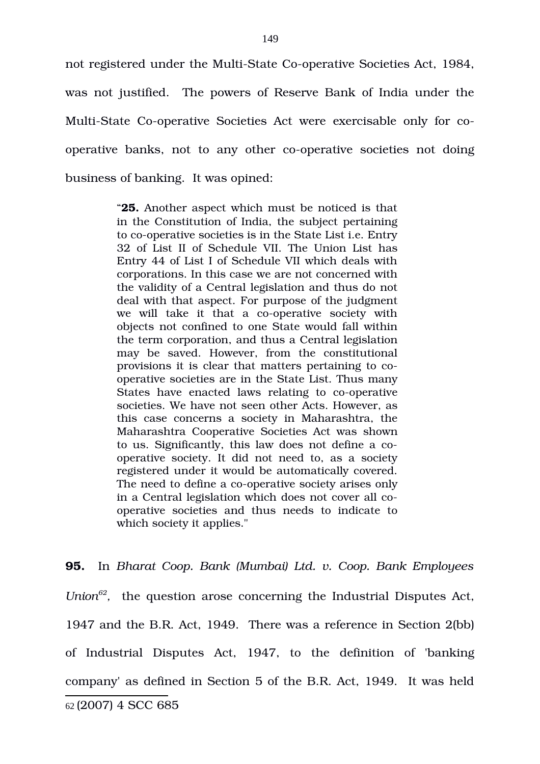not registered under the Multi-State Co-operative Societies Act, 1984, was not justified. The powers of Reserve Bank of India under the Multi-State Co-operative Societies Act were exercisable only for co-operative banks, not to any other co-operative societies not doing business of banking. It was opined:

> "**25.** Another aspect which must be noticed is that in the Constitution of India, the subject pertaining to co-operative societies is in the State List i.e. Entry 32 of List II of Schedule VII. The Union List has Entry 44 of List I of Schedule VII which deals with corporations. In this case we are not concerned with the validity of a Central legislation and thus do not deal with that aspect. For purpose of the judgment we will take it that a co-operative society with objects not confined to one State would fall within the term corporation, and thus a Central legislation may be saved. However, from the constitutional provisions it is clear that matters pertaining to co-operative societies are in the State List. Thus many States have enacted laws relating to co-operative societies. We have not seen other Acts. However, as this case concerns a society in Maharashtra, the Maharashtra Cooperative Societies Act was shown to us. Significantly, this law does not define a co-operative society. It did not need to, as a society registered under it would be automatically covered. The need to define a co-operative society arises only in a Central legislation which does not cover all co-operative societies and thus needs to indicate to which society it applies."

**95.** In *Bharat Coop. Bank (Mumbai) Ltd. v. Coop. Bank Employees Union*[62], the question arose concerning the Industrial Disputes Act, 1947 and the B.R. Act, 1949. There was a reference in Section 2(bb) of Industrial Disputes Act, 1947, to the definition of 'banking company' as defined in Section 5 of the B.R. Act, 1949. It was held

---

62 (2007) 4 SCC 685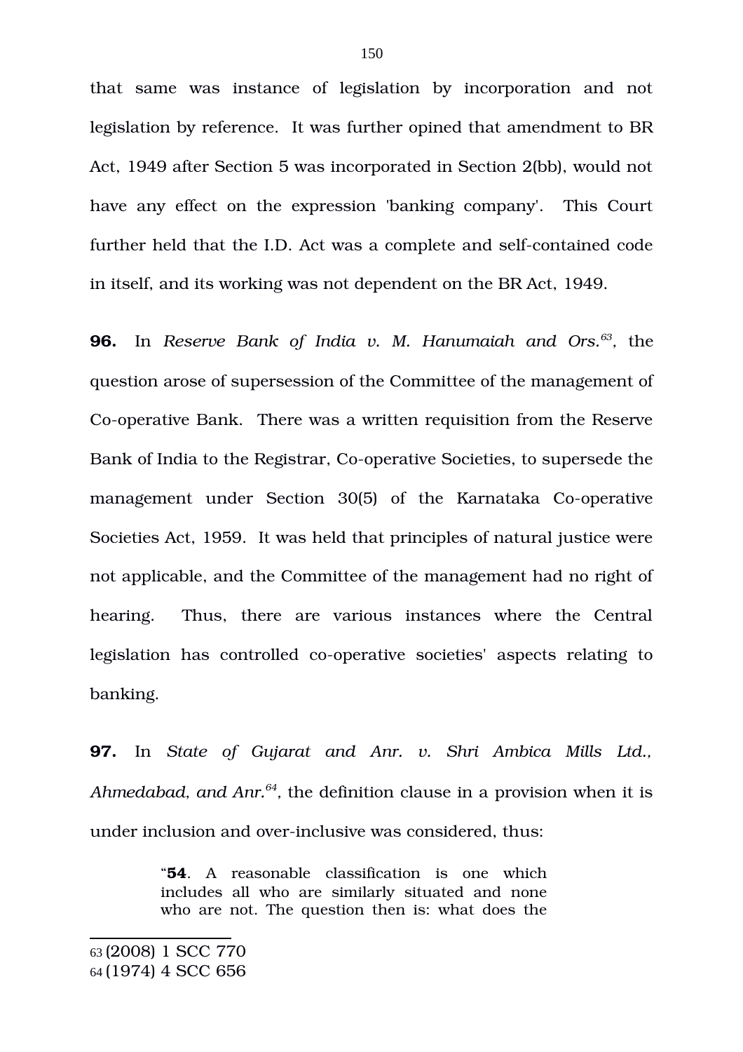that same was instance of legislation by incorporation and not legislation by reference. It was further opined that amendment to BR Act, 1949 after Section 5 was incorporated in Section 2(bb), would not have any effect on the expression 'banking company'. This Court further held that the I.D. Act was a complete and self-contained code in itself, and its working was not dependent on the BR Act, 1949.

**96.** In *Reserve Bank of India v. M. Hanumaiah and Ors.*[63], the question arose of supersession of the Committee of the management of Co-operative Bank. There was a written requisition from the Reserve Bank of India to the Registrar, Co-operative Societies, to supersede the management under Section 30(5) of the Karnataka Co-operative Societies Act, 1959. It was held that principles of natural justice were not applicable, and the Committee of the management had no right of hearing. Thus, there are various instances where the Central legislation has controlled co-operative societies' aspects relating to banking.

**97.** In *State of Gujarat and Anr. v. Shri Ambica Mills Ltd., Ahmedabad, and Anr.*[64], the definition clause in a provision when it is under inclusion and over-inclusive was considered, thus:

> "**54**. A reasonable classification is one which includes all who are similarly situated and none who are not. The question then is: what does the

---

63 (2008) 1 SCC 770

64 (1974) 4 SCC 656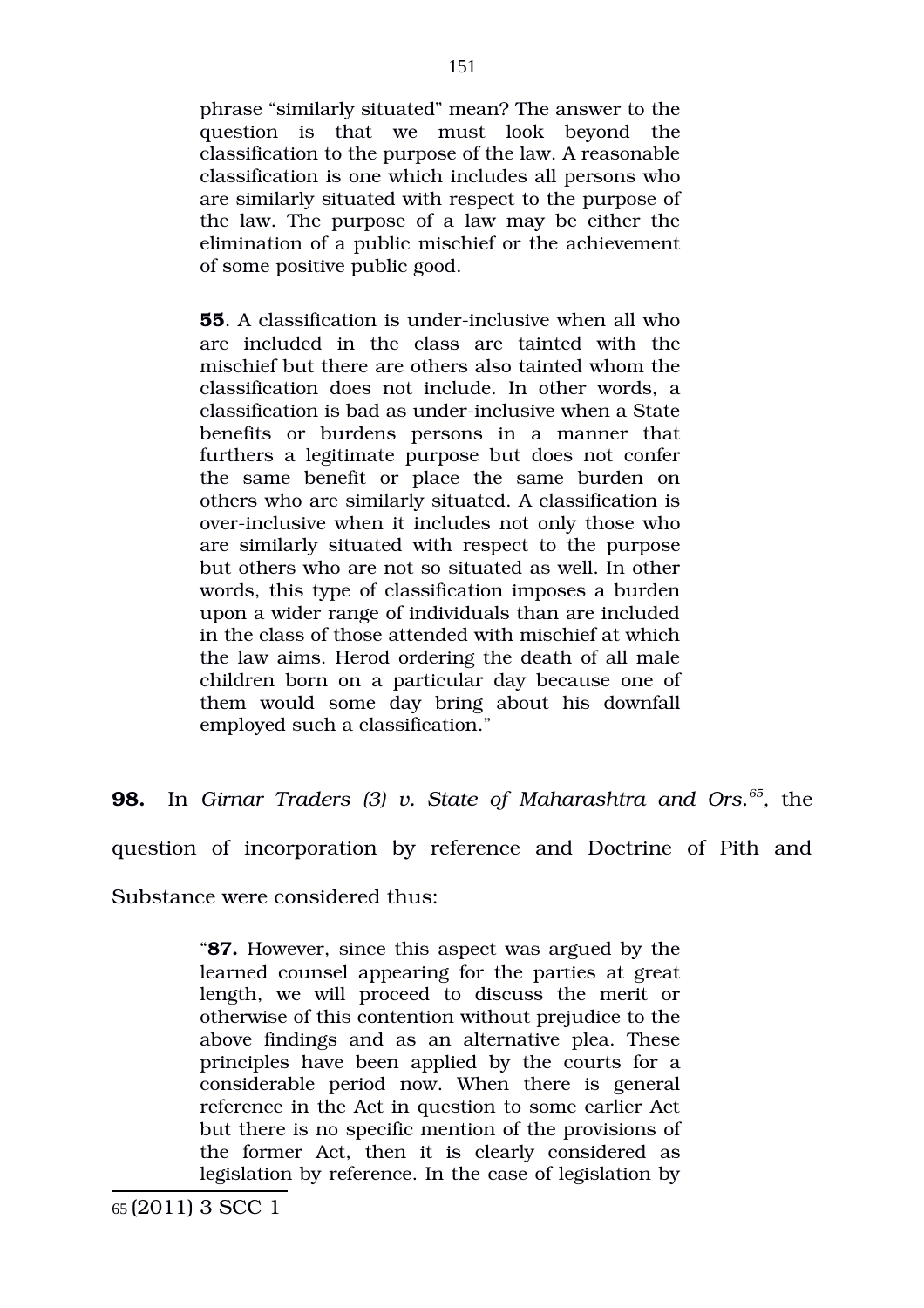> phrase "similarly situated" mean? The answer to the question is that we must look beyond the classification to the purpose of the law. A reasonable classification is one which includes all persons who are similarly situated with respect to the purpose of the law. The purpose of a law may be either the elimination of a public mischief or the achievement of some positive public good.
>
> **55**. A classification is under-inclusive when all who are included in the class are tainted with the mischief but there are others also tainted whom the classification does not include. In other words, a classification is bad as under-inclusive when a State benefits or burdens persons in a manner that furthers a legitimate purpose but does not confer the same benefit or place the same burden on others who are similarly situated. A classification is over-inclusive when it includes not only those who are similarly situated with respect to the purpose but others who are not so situated as well. In other words, this type of classification imposes a burden upon a wider range of individuals than are included in the class of those attended with mischief at which the law aims. Herod ordering the death of all male children born on a particular day because one of them would some day bring about his downfall employed such a classification."

**98.** In *Girnar Traders (3) v. State of Maharashtra and Ors.*[65], the question of incorporation by reference and Doctrine of Pith and Substance were considered thus:

> "**87.** However, since this aspect was argued by the learned counsel appearing for the parties at great length, we will proceed to discuss the merit or otherwise of this contention without prejudice to the above findings and as an alternative plea. These principles have been applied by the courts for a considerable period now. When there is general reference in the Act in question to some earlier Act but there is no specific mention of the provisions of the former Act, then it is clearly considered as legislation by reference. In the case of legislation by

---

65 (2011) 3 SCC 1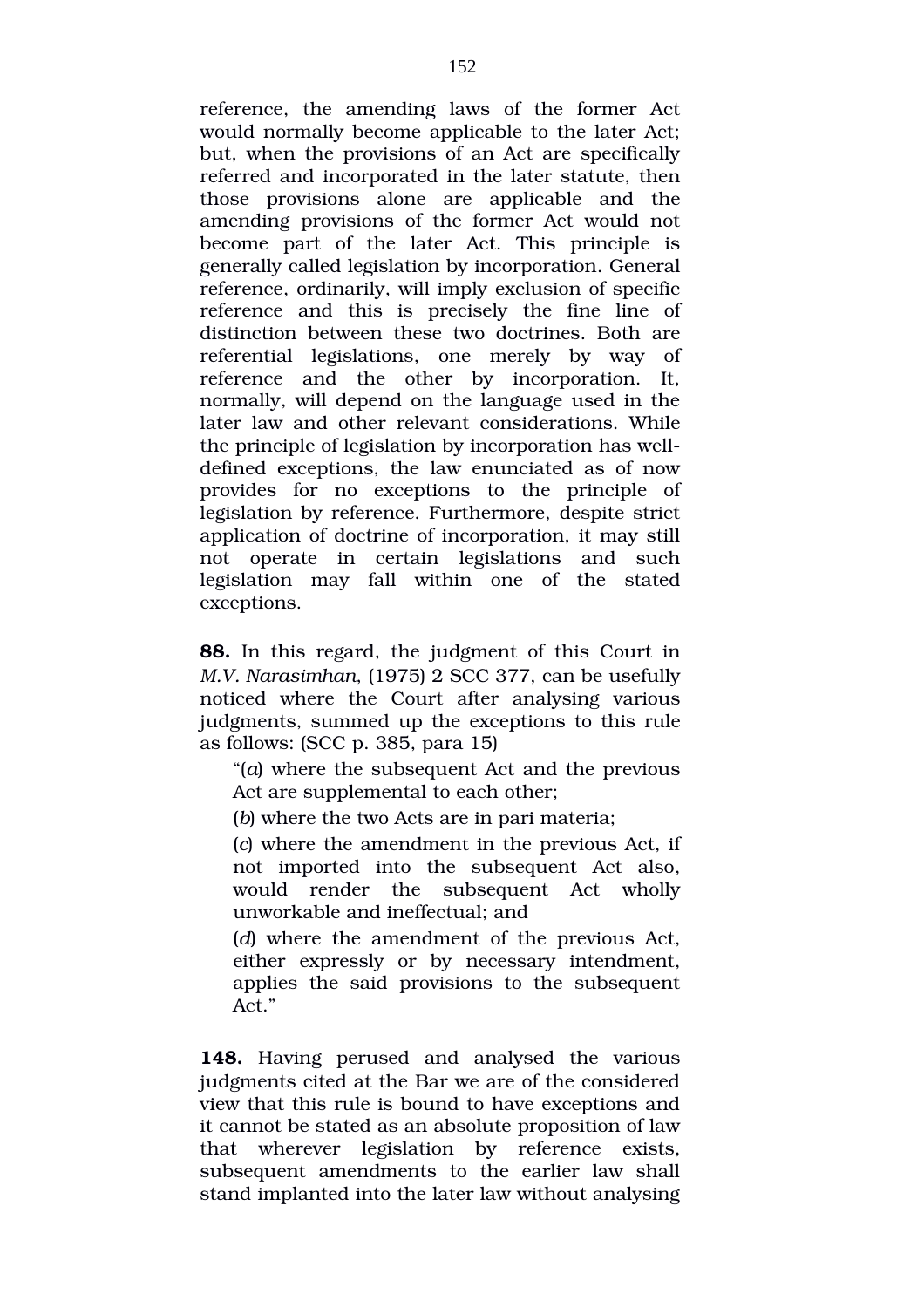reference, the amending laws of the former Act would normally become applicable to the later Act; but, when the provisions of an Act are specifically referred and incorporated in the later statute, then those provisions alone are applicable and the amending provisions of the former Act would not become part of the later Act. This principle is generally called legislation by incorporation. General reference, ordinarily, will imply exclusion of specific reference and this is precisely the fine line of distinction between these two doctrines. Both are referential legislations, one merely by way of reference and the other by incorporation. It, normally, will depend on the language used in the later law and other relevant considerations. While the principle of legislation by incorporation has well-defined exceptions, the law enunciated as of now provides for no exceptions to the principle of legislation by reference. Furthermore, despite strict application of doctrine of incorporation, it may still not operate in certain legislations and such legislation may fall within one of the stated exceptions.

**88.** In this regard, the judgment of this Court in *M.V. Narasimhan*, (1975) 2 SCC 377, can be usefully noticed where the Court after analysing various judgments, summed up the exceptions to this rule as follows: (SCC p. 385, para 15)

> "(*a*) where the subsequent Act and the previous Act are supplemental to each other;
>
> (*b*) where the two Acts are in pari materia;
>
> (*c*) where the amendment in the previous Act, if not imported into the subsequent Act also, would render the subsequent Act wholly unworkable and ineffectual; and
>
> (*d*) where the amendment of the previous Act, either expressly or by necessary intendment, applies the said provisions to the subsequent Act."

**148.** Having perused and analysed the various judgments cited at the Bar we are of the considered view that this rule is bound to have exceptions and it cannot be stated as an absolute proposition of law that wherever legislation by reference exists, subsequent amendments to the earlier law shall stand implanted into the later law without analysing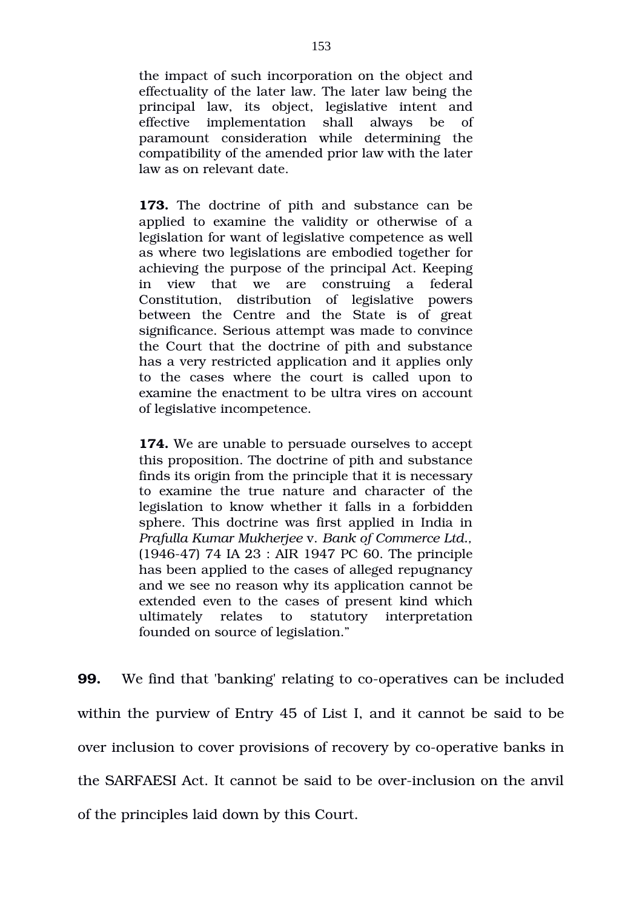> the impact of such incorporation on the object and effectuality of the later law. The later law being the principal law, its object, legislative intent and effective implementation shall always be of paramount consideration while determining the compatibility of the amended prior law with the later law as on relevant date.
>
> **173.** The doctrine of pith and substance can be applied to examine the validity or otherwise of a legislation for want of legislative competence as well as where two legislations are embodied together for achieving the purpose of the principal Act. Keeping in view that we are construing a federal Constitution, distribution of legislative powers between the Centre and the State is of great significance. Serious attempt was made to convince the Court that the doctrine of pith and substance has a very restricted application and it applies only to the cases where the court is called upon to examine the enactment to be ultra vires on account of legislative incompetence.
>
> **174.** We are unable to persuade ourselves to accept this proposition. The doctrine of pith and substance finds its origin from the principle that it is necessary to examine the true nature and character of the legislation to know whether it falls in a forbidden sphere. This doctrine was first applied in India in *Prafulla Kumar Mukherjee* v. *Bank of Commerce Ltd.*, (1946-47) 74 IA 23 : AIR 1947 PC 60. The principle has been applied to the cases of alleged repugnancy and we see no reason why its application cannot be extended even to the cases of present kind which ultimately relates to statutory interpretation founded on source of legislation."

**99.** We find that 'banking' relating to co-operatives can be included within the purview of Entry 45 of List I, and it cannot be said to be over inclusion to cover provisions of recovery by co-operative banks in the SARFAESI Act. It cannot be said to be over-inclusion on the anvil of the principles laid down by this Court.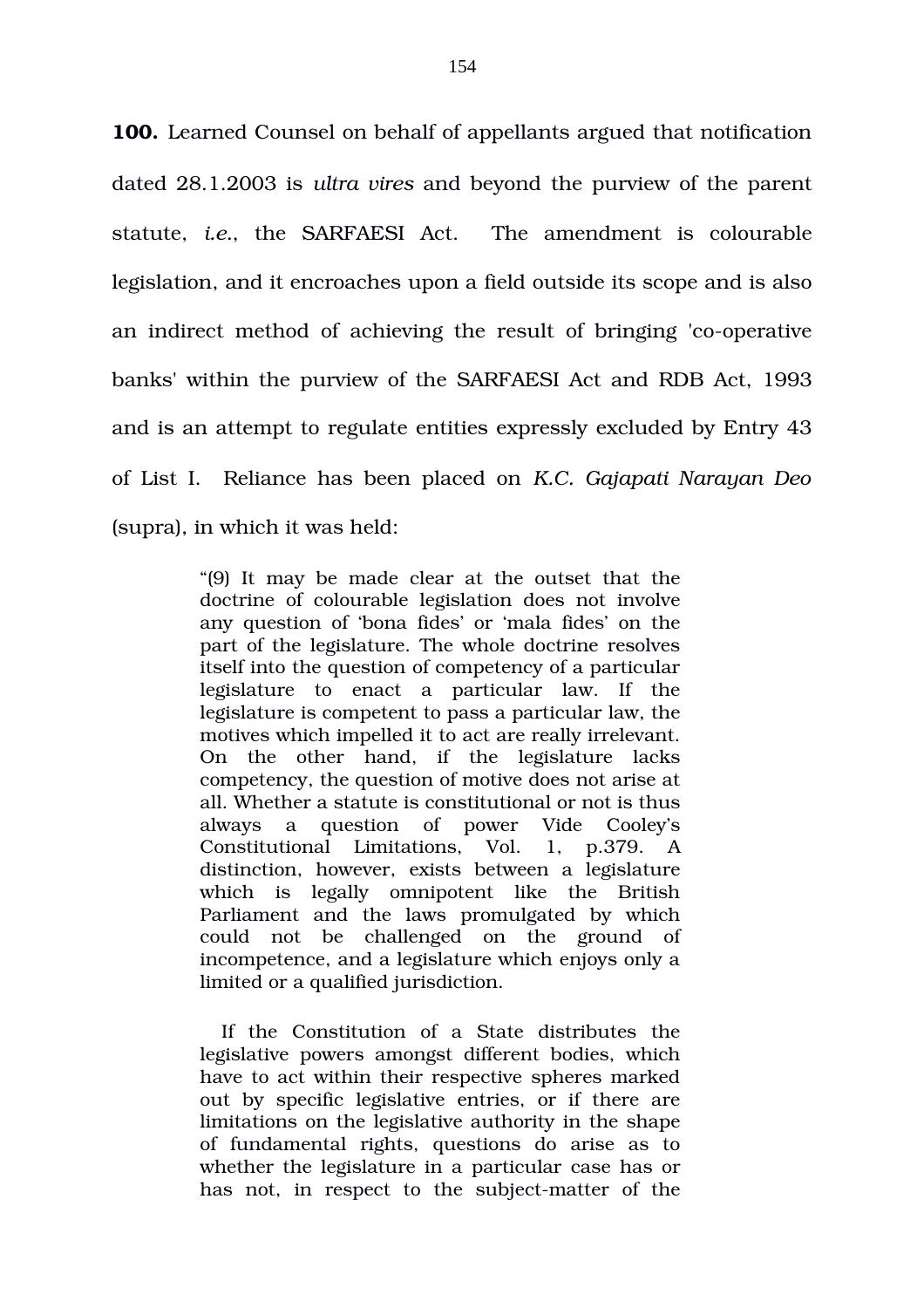**100.** Learned Counsel on behalf of appellants argued that notification dated 28.1.2003 is *ultra vires* and beyond the purview of the parent statute, *i.e.*, the SARFAESI Act. The amendment is colourable legislation, and it encroaches upon a field outside its scope and is also an indirect method of achieving the result of bringing 'co-operative banks' within the purview of the SARFAESI Act and RDB Act, 1993 and is an attempt to regulate entities expressly excluded by Entry 43 of List I. Reliance has been placed on *K.C. Gajapati Narayan Deo* (supra), in which it was held:

> "(9) It may be made clear at the outset that the doctrine of colourable legislation does not involve any question of 'bona fides' or 'mala fides' on the part of the legislature. The whole doctrine resolves itself into the question of competency of a particular legislature to enact a particular law. If the legislature is competent to pass a particular law, the motives which impelled it to act are really irrelevant. On the other hand, if the legislature lacks competency, the question of motive does not arise at all. Whether a statute is constitutional or not is thus always a question of power Vide Cooley's Constitutional Limitations, Vol. 1, p.379. A distinction, however, exists between a legislature which is legally omnipotent like the British Parliament and the laws promulgated by which could not be challenged on the ground of incompetence, and a legislature which enjoys only a limited or a qualified jurisdiction.
>
> If the Constitution of a State distributes the legislative powers amongst different bodies, which have to act within their respective spheres marked out by specific legislative entries, or if there are limitations on the legislative authority in the shape of fundamental rights, questions do arise as to whether the legislature in a particular case has or has not, in respect to the subject-matter of the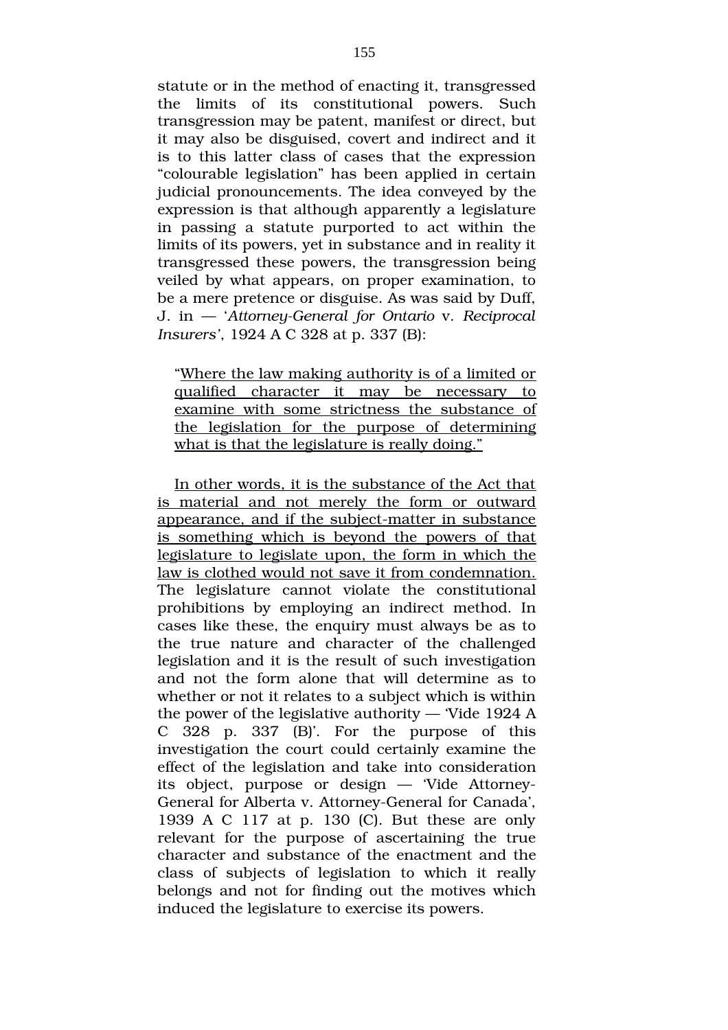statute or in the method of enacting it, transgressed the limits of its constitutional powers. Such transgression may be patent, manifest or direct, but it may also be disguised, covert and indirect and it is to this latter class of cases that the expression "colourable legislation" has been applied in certain judicial pronouncements. The idea conveyed by the expression is that although apparently a legislature in passing a statute purported to act within the limits of its powers, yet in substance and in reality it transgressed these powers, the transgression being veiled by what appears, on proper examination, to be a mere pretence or disguise. As was said by Duff, J. in — '*Attorney-General for Ontario* v. *Reciprocal Insurers'*, 1924 A C 328 at p. 337 (B):

> "<u>Where the law making authority is of a limited or qualified character it may be necessary to examine with some strictness the substance of the legislation for the purpose of determining what is that the legislature is really doing.</u>"

<u>In other words, it is the substance of the Act that is material and not merely the form or outward appearance, and if the subject-matter in substance is something which is beyond the powers of that legislature to legislate upon, the form in which the law is clothed would not save it from condemnation.</u> The legislature cannot violate the constitutional prohibitions by employing an indirect method. In cases like these, the enquiry must always be as to the true nature and character of the challenged legislation and it is the result of such investigation and not the form alone that will determine as to whether or not it relates to a subject which is within the power of the legislative authority — 'Vide 1924 A C 328 p. 337 (B)'. For the purpose of this investigation the court could certainly examine the effect of the legislation and take into consideration its object, purpose or design — 'Vide Attorney-General for Alberta v. Attorney-General for Canada', 1939 A C 117 at p. 130 (C). But these are only relevant for the purpose of ascertaining the true character and substance of the enactment and the class of subjects of legislation to which it really belongs and not for finding out the motives which induced the legislature to exercise its powers.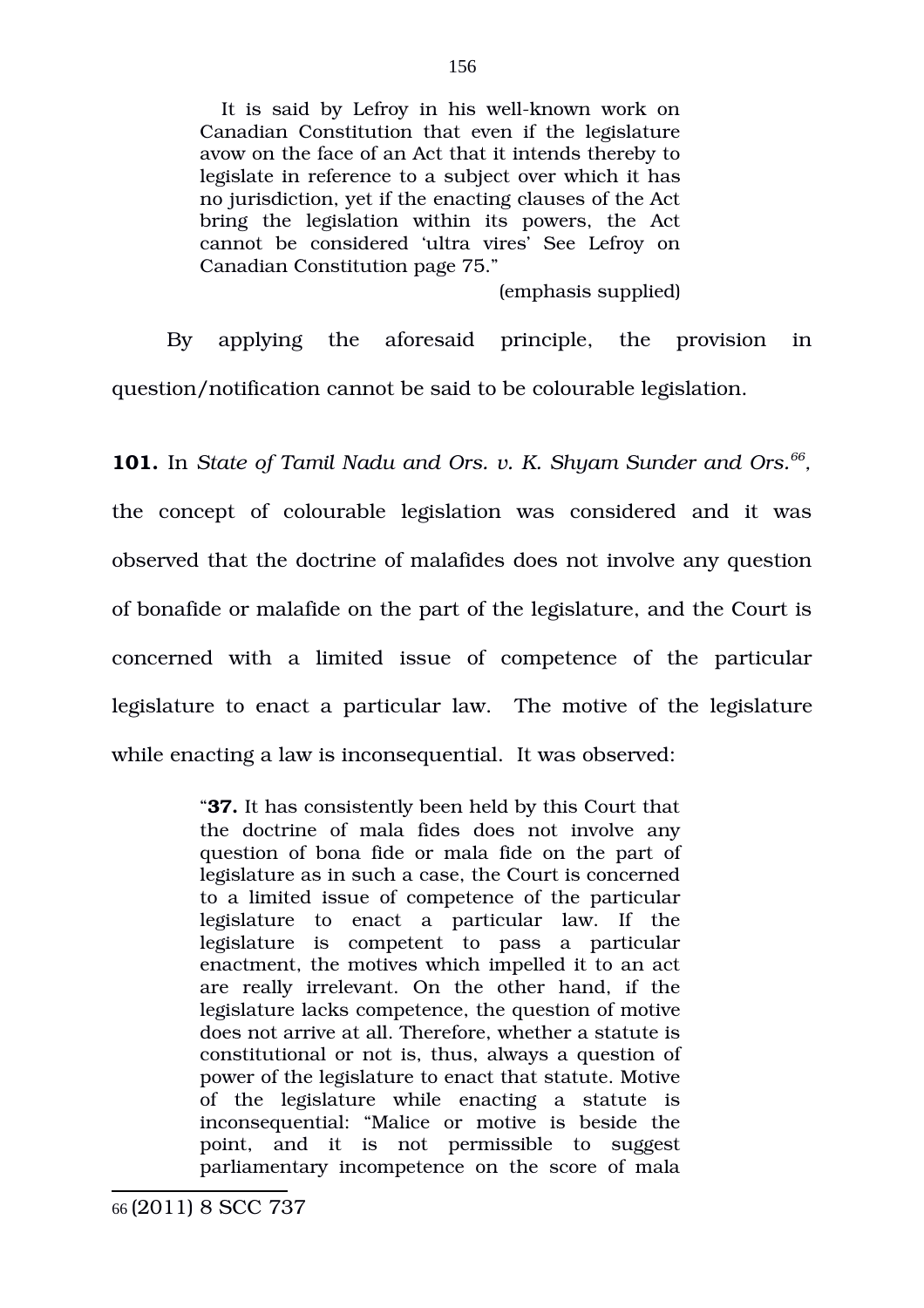> It is said by Lefroy in his well-known work on Canadian Constitution that even if the legislature avow on the face of an Act that it intends thereby to legislate in reference to a subject over which it has no jurisdiction, yet if the enacting clauses of the Act bring the legislation within its powers, the Act cannot be considered 'ultra vires' See Lefroy on Canadian Constitution page 75."
>
> (emphasis supplied)

By applying the aforesaid principle, the provision in question/notification cannot be said to be colourable legislation.

**101.** In *State of Tamil Nadu and Ors. v. K. Shyam Sunder and Ors.*[66], the concept of colourable legislation was considered and it was observed that the doctrine of malafides does not involve any question of bonafide or malafide on the part of the legislature, and the Court is concerned with a limited issue of competence of the particular legislature to enact a particular law. The motive of the legislature while enacting a law is inconsequential. It was observed:

> "**37.** It has consistently been held by this Court that the doctrine of mala fides does not involve any question of bona fide or mala fide on the part of legislature as in such a case, the Court is concerned to a limited issue of competence of the particular legislature to enact a particular law. If the legislature is competent to pass a particular enactment, the motives which impelled it to an act are really irrelevant. On the other hand, if the legislature lacks competence, the question of motive does not arrive at all. Therefore, whether a statute is constitutional or not is, thus, always a question of power of the legislature to enact that statute. Motive of the legislature while enacting a statute is inconsequential: "Malice or motive is beside the point, and it is not permissible to suggest parliamentary incompetence on the score of mala

---

[66] (2011) 8 SCC 737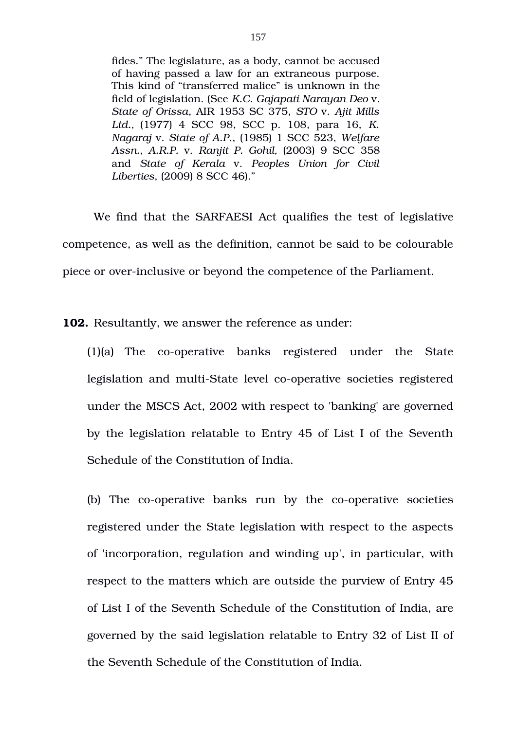> fides." The legislature, as a body, cannot be accused of having passed a law for an extraneous purpose. This kind of "transferred malice" is unknown in the field of legislation. (See *K.C. Gajapati Narayan Deo* v. *State of Orissa*, AIR 1953 SC 375, *STO* v. *Ajit Mills Ltd.*, (1977) 4 SCC 98, SCC p. 108, para 16, *K. Nagaraj* v. *State of A.P.*, (1985) 1 SCC 523, *Welfare Assn., A.R.P.* v. *Ranjit P. Gohil*, (2003) 9 SCC 358 and *State of Kerala* v. *Peoples Union for Civil Liberties*, (2009) 8 SCC 46)."

We find that the SARFAESI Act qualifies the test of legislative competence, as well as the definition, cannot be said to be colourable piece or over-inclusive or beyond the competence of the Parliament.

**102.** Resultantly, we answer the reference as under:

(1)(a) The co-operative banks registered under the State legislation and multi-State level co-operative societies registered under the MSCS Act, 2002 with respect to 'banking' are governed by the legislation relatable to Entry 45 of List I of the Seventh Schedule of the Constitution of India.

(b) The co-operative banks run by the co-operative societies registered under the State legislation with respect to the aspects of 'incorporation, regulation and winding up', in particular, with respect to the matters which are outside the purview of Entry 45 of List I of the Seventh Schedule of the Constitution of India, are governed by the said legislation relatable to Entry 32 of List II of the Seventh Schedule of the Constitution of India.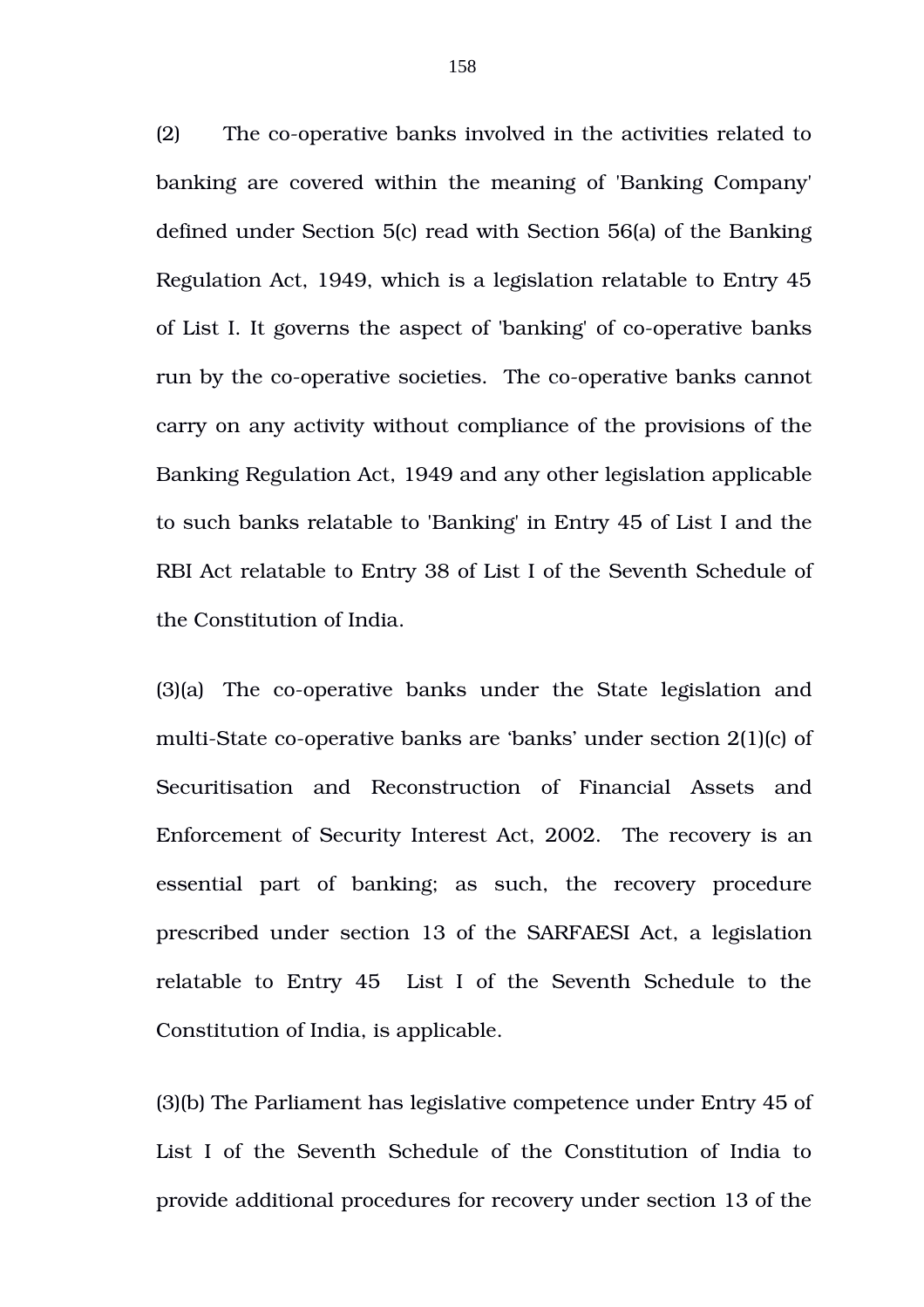(2) The co-operative banks involved in the activities related to banking are covered within the meaning of 'Banking Company' defined under Section 5(c) read with Section 56(a) of the Banking Regulation Act, 1949, which is a legislation relatable to Entry 45 of List I. It governs the aspect of 'banking' of co-operative banks run by the co-operative societies. The co-operative banks cannot carry on any activity without compliance of the provisions of the Banking Regulation Act, 1949 and any other legislation applicable to such banks relatable to 'Banking' in Entry 45 of List I and the RBI Act relatable to Entry 38 of List I of the Seventh Schedule of the Constitution of India.

(3)(a) The co-operative banks under the State legislation and multi-State co-operative banks are 'banks' under section 2(1)(c) of Securitisation and Reconstruction of Financial Assets and Enforcement of Security Interest Act, 2002. The recovery is an essential part of banking; as such, the recovery procedure prescribed under section 13 of the SARFAESI Act, a legislation relatable to Entry 45 List I of the Seventh Schedule to the Constitution of India, is applicable.

(3)(b) The Parliament has legislative competence under Entry 45 of List I of the Seventh Schedule of the Constitution of India to provide additional procedures for recovery under section 13 of the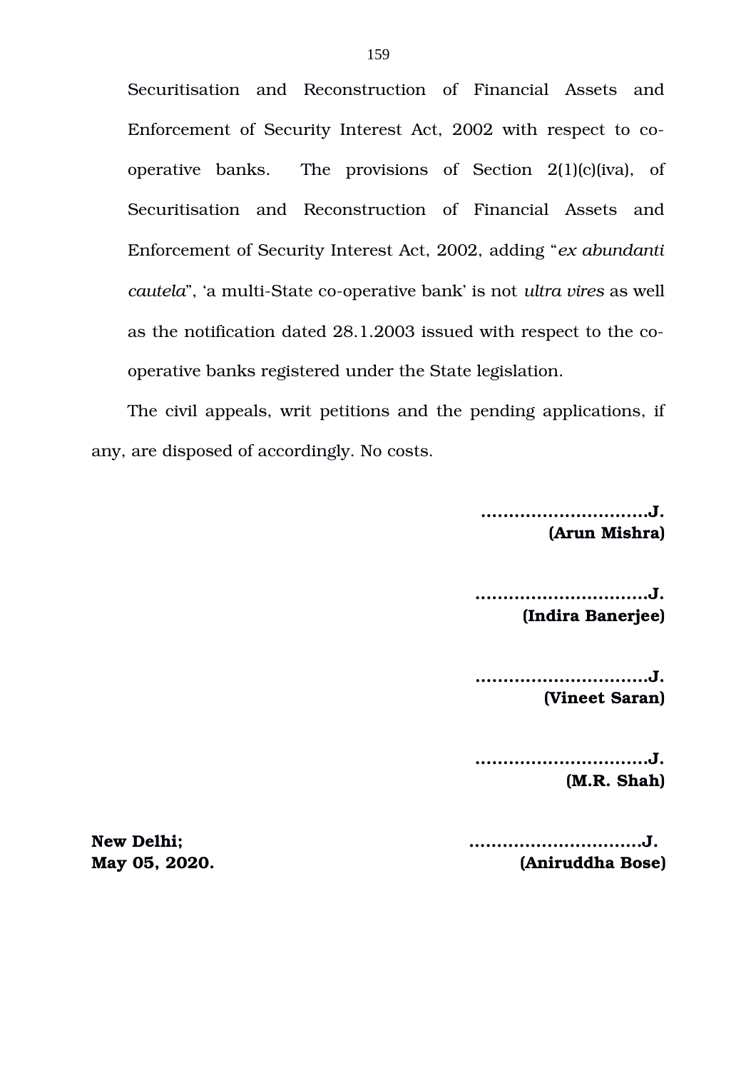Securitisation and Reconstruction of Financial Assets and Enforcement of Security Interest Act, 2002 with respect to co-operative banks. The provisions of Section 2(1)(c)(iva), of Securitisation and Reconstruction of Financial Assets and Enforcement of Security Interest Act, 2002, adding "*ex abundanti cautela*", 'a multi-State co-operative bank' is not *ultra vires* as well as the notification dated 28.1.2003 issued with respect to the co-operative banks registered under the State legislation.

The civil appeals, writ petitions and the pending applications, if any, are disposed of accordingly. No costs.

**............................J.**
**(Arun Mishra)**

**.............................J.**
**(Indira Banerjee)**

**.............................J.**
**(Vineet Saran)**

**.............................J.**
**(M.R. Shah)**

**New Delhi;**
**May 05, 2020.**

**.............................J.**
**(Aniruddha Bose)**